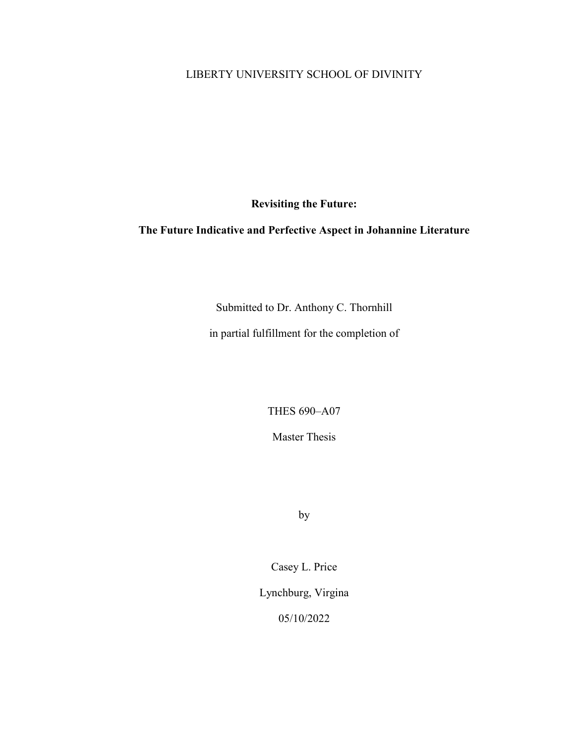LIBERTY UNIVERSITY SCHOOL OF DIVINITY

**Revisiting the Future:**

**The Future Indicative and Perfective Aspect in Johannine Literature**

Submitted to Dr. Anthony C. Thornhill

in partial fulfillment for the completion of

THES 690–A07

Master Thesis

by

Casey L. Price

Lynchburg, Virgina

05/10/2022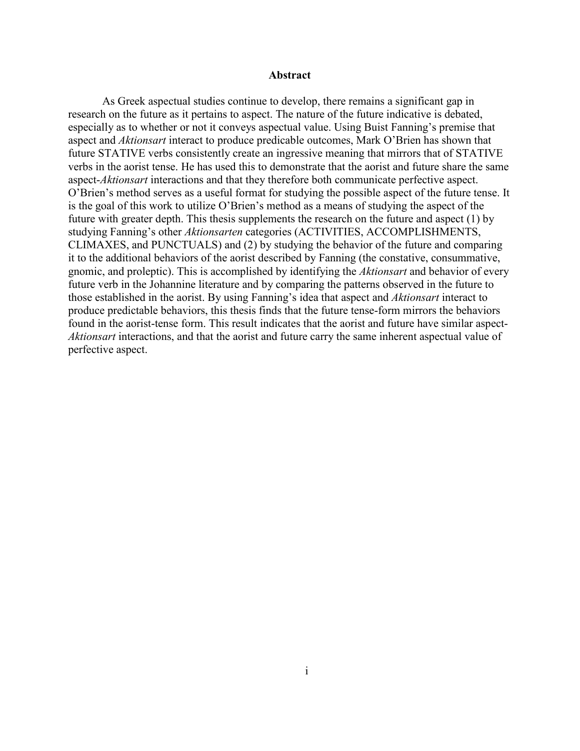# Abstract

As Greek aspectual studies continue to develop, there remains a significant gap in research on the future as it pertains to aspect. The nature of the future indicative is debated, especially as to whether or not it conveys aspectual value. Using Buist Fanning's premise that aspect and *Aktionsart* interact to produce predicable outcomes, Mark O'Brien has shown that future STATIVE verbs consistently create an ingressive meaning that mirrors that of STATIVE verbs in the aorist tense. He has used this to demonstrate that the aorist and future share the same aspect-*Aktionsart* interactions and that they therefore both communicate perfective aspect. O'Brien's method serves as a useful format for studying the possible aspect of the future tense. It is the goal of this work to utilize O'Brien's method as a means of studying the aspect of the future with greater depth. This thesis supplements the research on the future and aspect (1) by studying Fanning's other *Aktionsarten* categories (ACTIVITIES, ACCOMPLISHMENTS, CLIMAXES, and PUNCTUALS) and (2) by studying the behavior of the future and comparing it to the additional behaviors of the aorist described by Fanning (the constative, consummative, gnomic, and proleptic). This is accomplished by identifying the *Aktionsart* and behavior of every future verb in the Johannine literature and by comparing the patterns observed in the future to those established in the aorist. By using Fanning's idea that aspect and *Aktionsart* interact to produce predictable behaviors, this thesis finds that the future tense-form mirrors the behaviors found in the aorist-tense form. This result indicates that the aorist and future have similar aspect-*Aktionsart* interactions, and that the aorist and future carry the same inherent aspectual value of perfective aspect.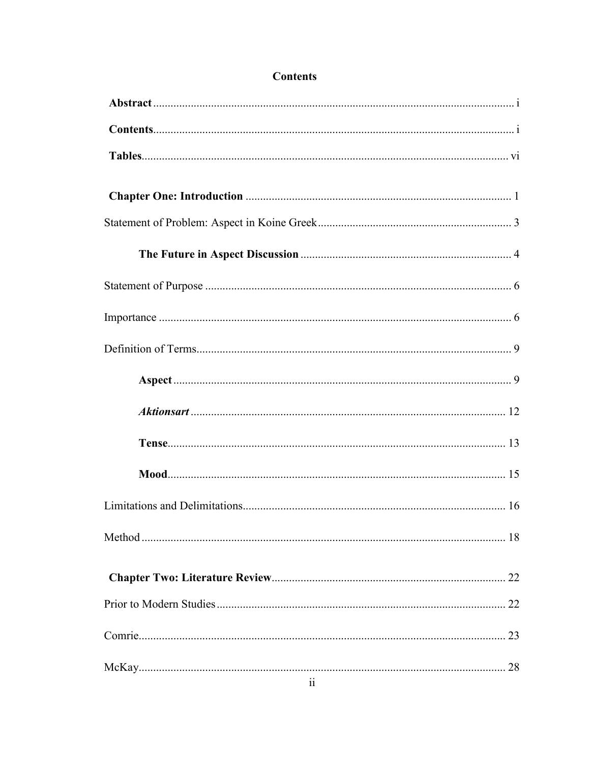# Contents

**Abstract** ............................................................................................................................ i

**Contents**............................................................................................................................ i

**Tables**.............................................................................................................................. vi

**Chapter One: Introduction** ........................................................................................... 1

Statement of Problem: Aspect in Koine Greek .................................................................. 3

**The Future in Aspect Discussion** ........................................................................ 4

Statement of Purpose ......................................................................................................... 6

Importance ......................................................................................................................... 6

Definition of Terms............................................................................................................ 9

**Aspect** ................................................................................................................... 9

***Aktionsart*** ............................................................................................................ 12

**Tense**.................................................................................................................... 13

**Mood**.................................................................................................................... 15

Limitations and Delimitations.......................................................................................... 16

Method ............................................................................................................................. 18

**Chapter Two: Literature Review**................................................................................ 22

Prior to Modern Studies ................................................................................................... 22

Comrie.............................................................................................................................. 23

McKay.............................................................................................................................. 28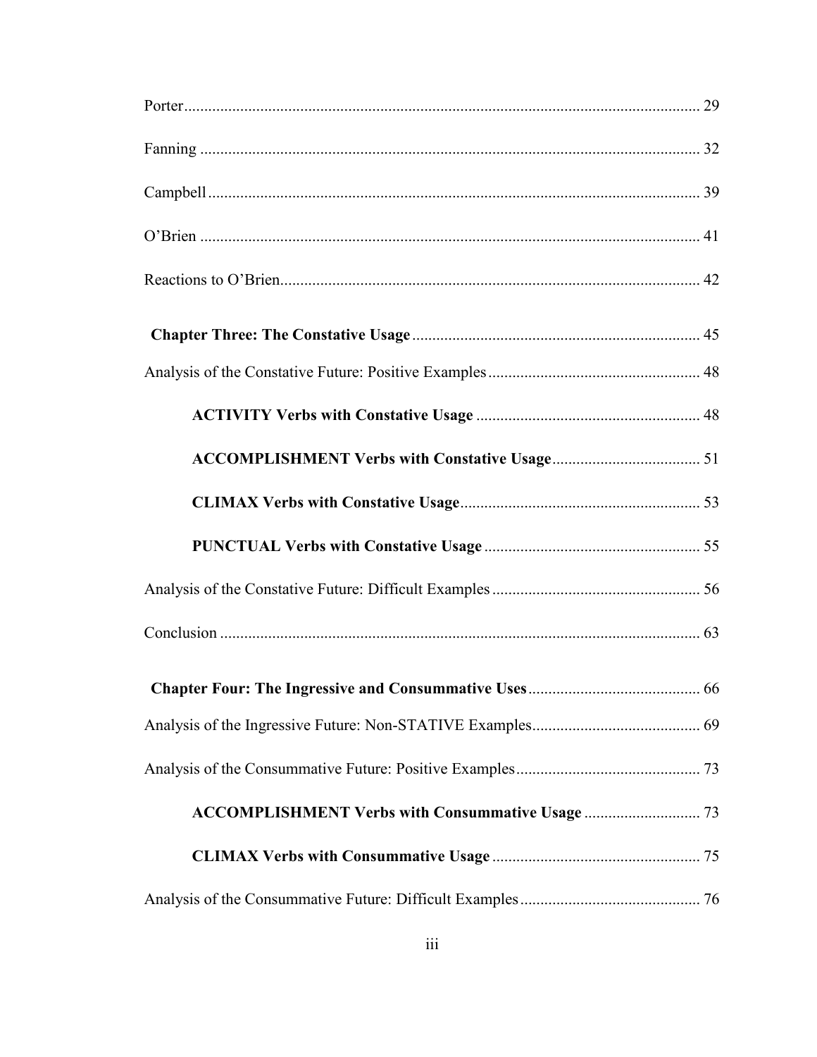Porter ........................................................................................................................ 29

Fanning ...................................................................................................................... 32

Campbell .................................................................................................................... 39

O'Brien ...................................................................................................................... 41

Reactions to O'Brien ................................................................................................ 42

**Chapter Three: The Constative Usage** ................................................................ 45

Analysis of the Constative Future: Positive Examples ............................................ 48

**ACTIVITY Verbs with Constative Usage** ................................................ 48

**ACCOMPLISHMENT Verbs with Constative Usage** ............................... 51

**CLIMAX Verbs with Constative Usage** .................................................... 53

**PUNCTUAL Verbs with Constative Usage** ............................................... 55

Analysis of the Constative Future: Difficult Examples ........................................... 56

Conclusion ................................................................................................................ 63

**Chapter Four: The Ingressive and Consummative Uses** ....................................... 66

Analysis of the Ingressive Future: Non-STATIVE Examples .................................. 69

Analysis of the Consummative Future: Positive Examples ...................................... 73

**ACCOMPLISHMENT Verbs with Consummative Usage** ......................... 73

**CLIMAX Verbs with Consummative Usage** .............................................. 75

Analysis of the Consummative Future: Difficult Examples ..................................... 76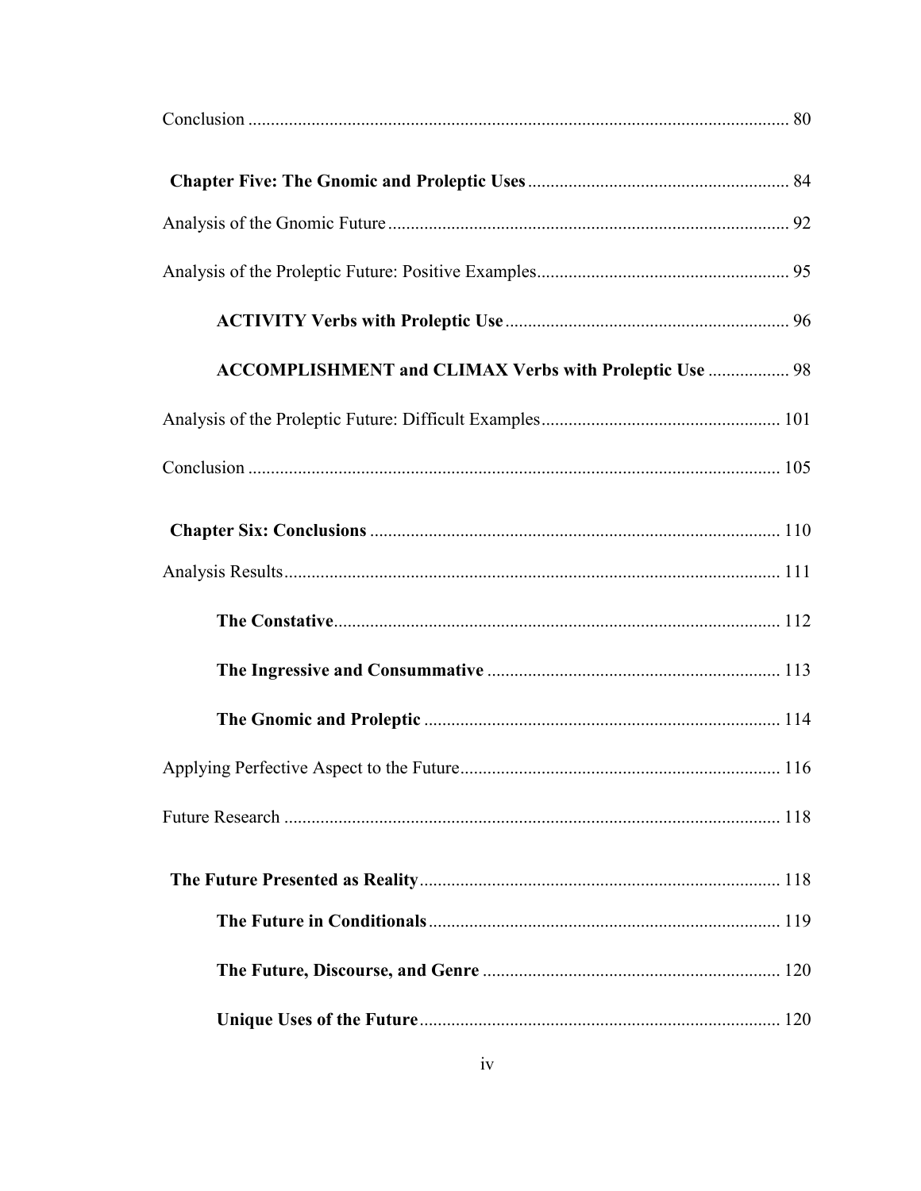Conclusion ........................................................................................................ 80

**Chapter Five: The Gnomic and Proleptic Uses** ......................................................... 84

Analysis of the Gnomic Future ......................................................................................... 92

Analysis of the Proleptic Future: Positive Examples ........................................................ 95

**ACTIVITY Verbs with Proleptic Use** ............................................................... 96

**ACCOMPLISHMENT and CLIMAX Verbs with Proleptic Use** .................. 98

Analysis of the Proleptic Future: Difficult Examples ..................................................... 101

Conclusion ...................................................................................................................... 105

**Chapter Six: Conclusions** ........................................................................................... 110

Analysis Results .............................................................................................................. 111

**The Constative** ................................................................................................... 112

**The Ingressive and Consummative** ................................................................. 113

**The Gnomic and Proleptic** ............................................................................... 114

Applying Perfective Aspect to the Future ....................................................................... 116

Future Research .............................................................................................................. 118

**The Future Presented as Reality** ................................................................................ 118

**The Future in Conditionals** .............................................................................. 119

**The Future, Discourse, and Genre** .................................................................. 120

**Unique Uses of the Future** ................................................................................ 120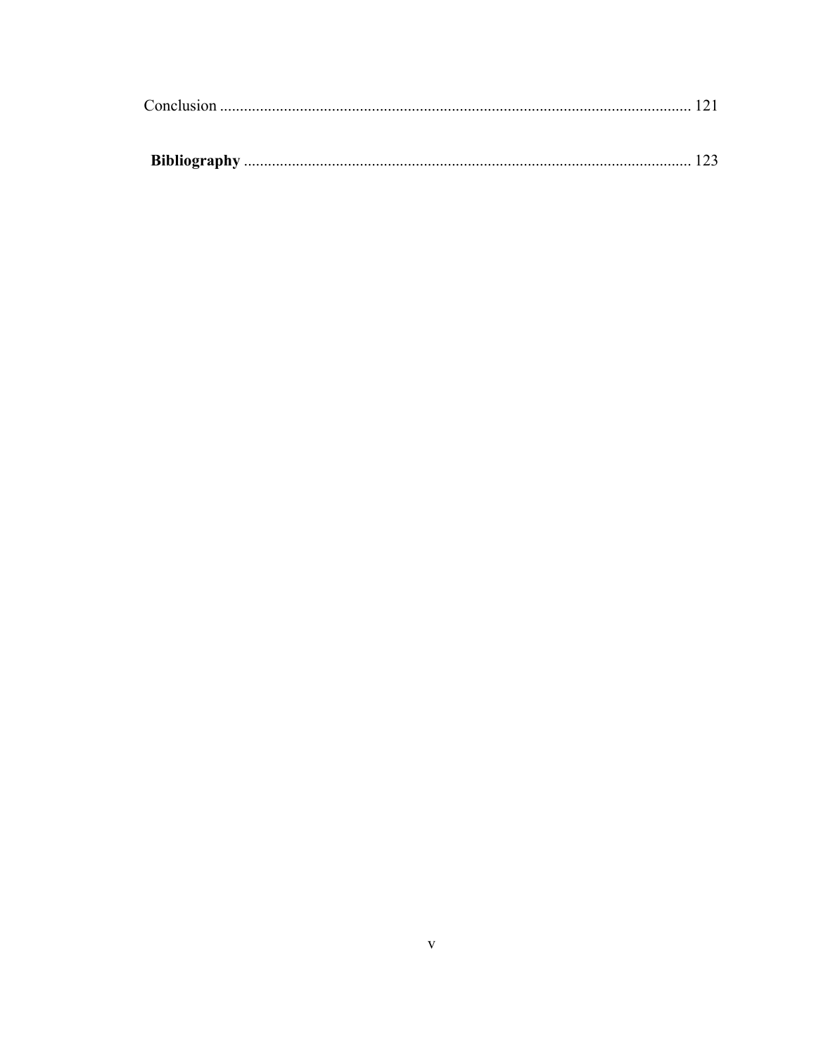Conclusion ..................................................................................................................... 121

**Bibliography** ................................................................................................................ 123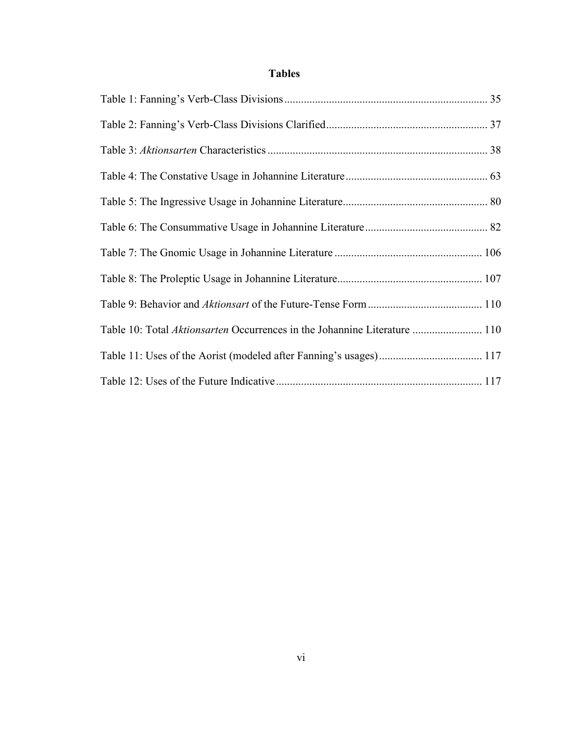# Tables

Table 1: Fanning's Verb-Class Divisions ........................................................................ 35

Table 2: Fanning's Verb-Class Divisions Clarified ......................................................... 37

Table 3: *Aktionsarten* Characteristics .............................................................................. 38

Table 4: The Constative Usage in Johannine Literature .................................................. 63

Table 5: The Ingressive Usage in Johannine Literature ................................................... 80

Table 6: The Consummative Usage in Johannine Literature ........................................... 82

Table 7: The Gnomic Usage in Johannine Literature .................................................... 106

Table 8: The Proleptic Usage in Johannine Literature ................................................... 107

Table 9: Behavior and *Aktionsart* of the Future-Tense Form ......................................... 110

Table 10: Total *Aktionsarten* Occurrences in the Johannine Literature ......................... 110

Table 11: Uses of the Aorist (modeled after Fanning's usages) .................................... 117

Table 12: Uses of the Future Indicative ......................................................................... 117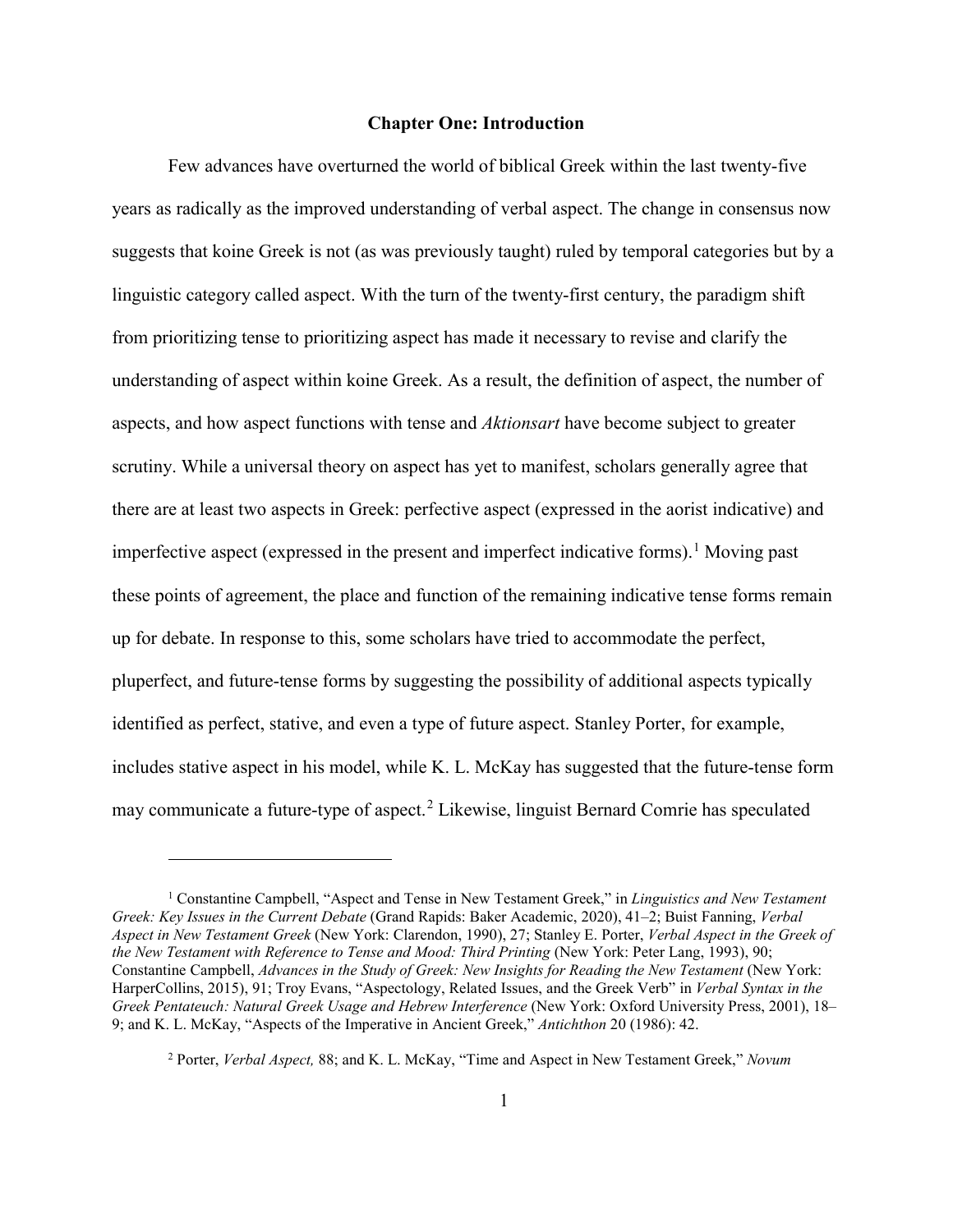# Chapter One: Introduction

Few advances have overturned the world of biblical Greek within the last twenty-five years as radically as the improved understanding of verbal aspect. The change in consensus now suggests that koine Greek is not (as was previously taught) ruled by temporal categories but by a linguistic category called aspect. With the turn of the twenty-first century, the paradigm shift from prioritizing tense to prioritizing aspect has made it necessary to revise and clarify the understanding of aspect within koine Greek. As a result, the definition of aspect, the number of aspects, and how aspect functions with tense and *Aktionsart* have become subject to greater scrutiny. While a universal theory on aspect has yet to manifest, scholars generally agree that there are at least two aspects in Greek: perfective aspect (expressed in the aorist indicative) and imperfective aspect (expressed in the present and imperfect indicative forms).[1] Moving past these points of agreement, the place and function of the remaining indicative tense forms remain up for debate. In response to this, some scholars have tried to accommodate the perfect, pluperfect, and future-tense forms by suggesting the possibility of additional aspects typically identified as perfect, stative, and even a type of future aspect. Stanley Porter, for example, includes stative aspect in his model, while K. L. McKay has suggested that the future-tense form may communicate a future-type of aspect.[2] Likewise, linguist Bernard Comrie has speculated

---

[1] Constantine Campbell, "Aspect and Tense in New Testament Greek," in *Linguistics and New Testament Greek: Key Issues in the Current Debate* (Grand Rapids: Baker Academic, 2020), 41–2; Buist Fanning, *Verbal Aspect in New Testament Greek* (New York: Clarendon, 1990), 27; Stanley E. Porter, *Verbal Aspect in the Greek of the New Testament with Reference to Tense and Mood: Third Printing* (New York: Peter Lang, 1993), 90; Constantine Campbell, *Advances in the Study of Greek: New Insights for Reading the New Testament* (New York: HarperCollins, 2015), 91; Troy Evans, "Aspectology, Related Issues, and the Greek Verb" in *Verbal Syntax in the Greek Pentateuch: Natural Greek Usage and Hebrew Interference* (New York: Oxford University Press, 2001), 18–9; and K. L. McKay, "Aspects of the Imperative in Ancient Greek," *Antichthon* 20 (1986): 42.

[2] Porter, *Verbal Aspect,* 88; and K. L. McKay, "Time and Aspect in New Testament Greek," *Novum*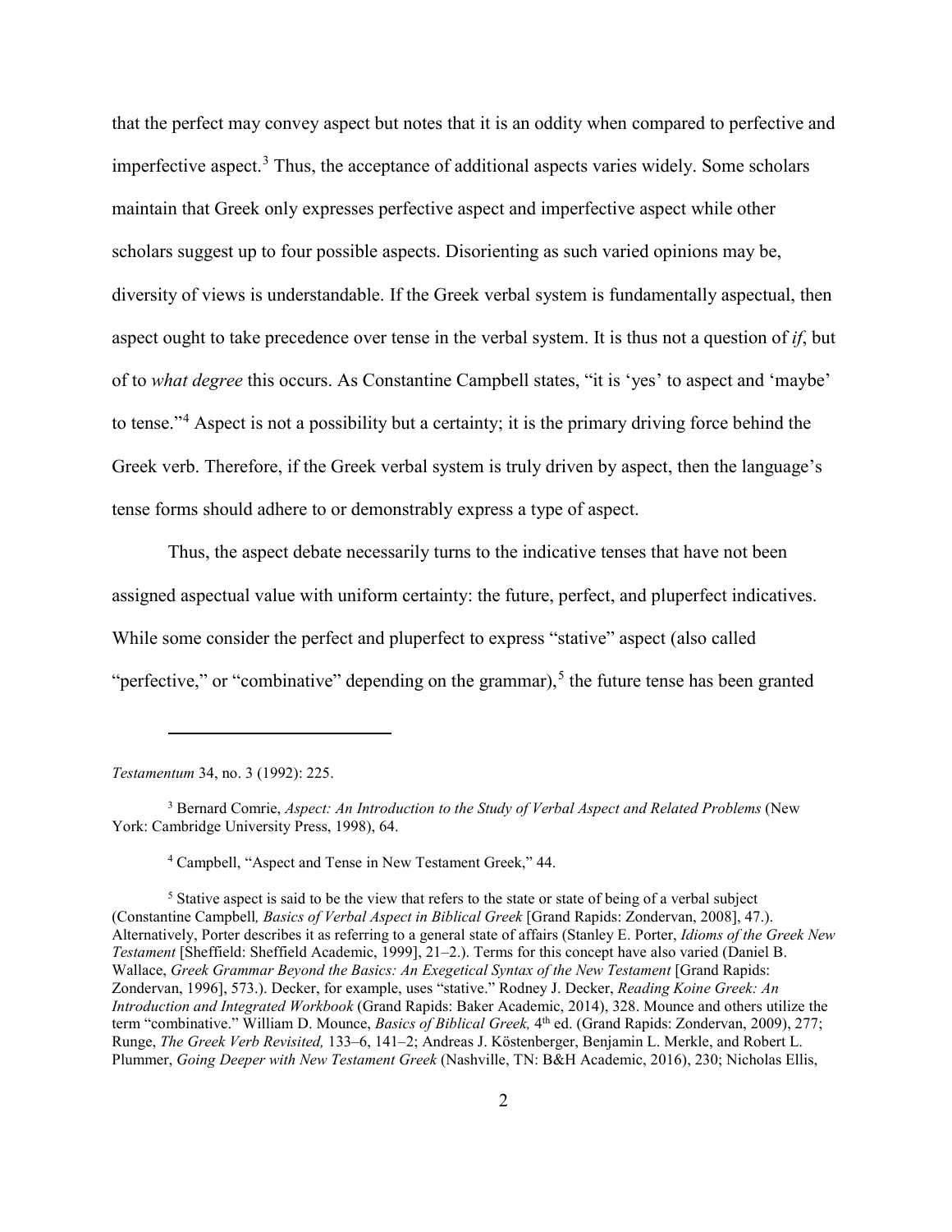that the perfect may convey aspect but notes that it is an oddity when compared to perfective and imperfective aspect.[3] Thus, the acceptance of additional aspects varies widely. Some scholars maintain that Greek only expresses perfective aspect and imperfective aspect while other scholars suggest up to four possible aspects. Disorienting as such varied opinions may be, diversity of views is understandable. If the Greek verbal system is fundamentally aspectual, then aspect ought to take precedence over tense in the verbal system. It is thus not a question of *if*, but of to *what degree* this occurs. As Constantine Campbell states, "it is 'yes' to aspect and 'maybe' to tense."[4] Aspect is not a possibility but a certainty; it is the primary driving force behind the Greek verb. Therefore, if the Greek verbal system is truly driven by aspect, then the language's tense forms should adhere to or demonstrably express a type of aspect.

Thus, the aspect debate necessarily turns to the indicative tenses that have not been assigned aspectual value with uniform certainty: the future, perfect, and pluperfect indicatives. While some consider the perfect and pluperfect to express "stative" aspect (also called "perfective," or "combinative" depending on the grammar),[5] the future tense has been granted

---

*Testamentum* 34, no. 3 (1992): 225.

[3] Bernard Comrie, *Aspect: An Introduction to the Study of Verbal Aspect and Related Problems* (New York: Cambridge University Press, 1998), 64.

[4] Campbell, "Aspect and Tense in New Testament Greek," 44.

[5] Stative aspect is said to be the view that refers to the state or state of being of a verbal subject (Constantine Campbell*, Basics of Verbal Aspect in Biblical Greek* [Grand Rapids: Zondervan, 2008], 47.). Alternatively, Porter describes it as referring to a general state of affairs (Stanley E. Porter, *Idioms of the Greek New Testament* [Sheffield: Sheffield Academic, 1999], 21–2.). Terms for this concept have also varied (Daniel B. Wallace, *Greek Grammar Beyond the Basics: An Exegetical Syntax of the New Testament* [Grand Rapids: Zondervan, 1996], 573.). Decker, for example, uses "stative." Rodney J. Decker, *Reading Koine Greek: An Introduction and Integrated Workbook* (Grand Rapids: Baker Academic, 2014), 328. Mounce and others utilize the term "combinative." William D. Mounce, *Basics of Biblical Greek,* 4th ed. (Grand Rapids: Zondervan, 2009), 277; Runge, *The Greek Verb Revisited,* 133–6, 141–2; Andreas J. Köstenberger, Benjamin L. Merkle, and Robert L. Plummer, *Going Deeper with New Testament Greek* (Nashville, TN: B&H Academic, 2016), 230; Nicholas Ellis,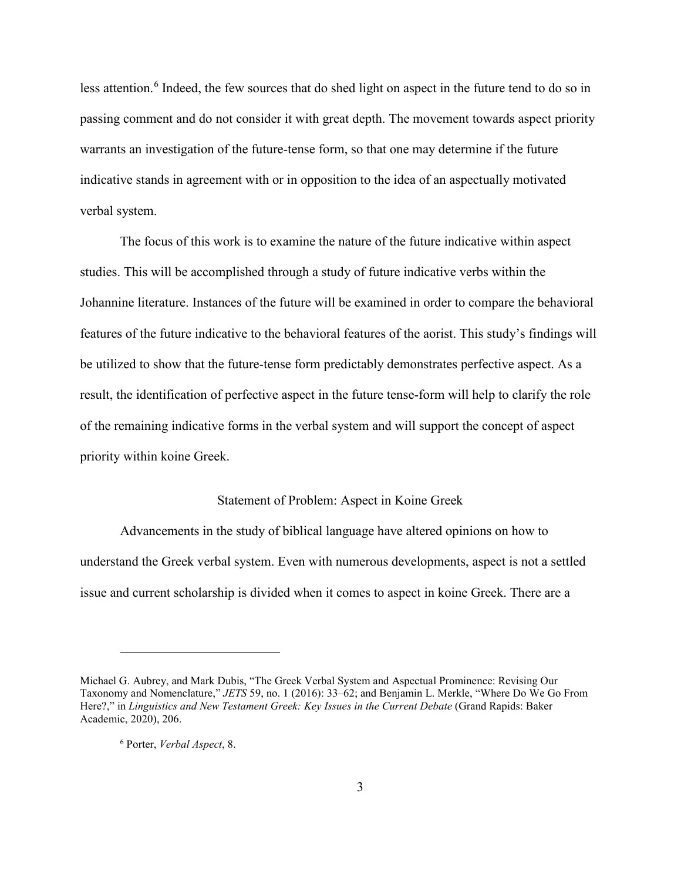less attention.[6] Indeed, the few sources that do shed light on aspect in the future tend to do so in passing comment and do not consider it with great depth. The movement towards aspect priority warrants an investigation of the future-tense form, so that one may determine if the future indicative stands in agreement with or in opposition to the idea of an aspectually motivated verbal system.

The focus of this work is to examine the nature of the future indicative within aspect studies. This will be accomplished through a study of future indicative verbs within the Johannine literature. Instances of the future will be examined in order to compare the behavioral features of the future indicative to the behavioral features of the aorist. This study's findings will be utilized to show that the future-tense form predictably demonstrates perfective aspect. As a result, the identification of perfective aspect in the future tense-form will help to clarify the role of the remaining indicative forms in the verbal system and will support the concept of aspect priority within koine Greek.

## Statement of Problem: Aspect in Koine Greek

Advancements in the study of biblical language have altered opinions on how to understand the Greek verbal system. Even with numerous developments, aspect is not a settled issue and current scholarship is divided when it comes to aspect in koine Greek. There are a

---

Michael G. Aubrey, and Mark Dubis, "The Greek Verbal System and Aspectual Prominence: Revising Our Taxonomy and Nomenclature," *JETS* 59, no. 1 (2016): 33–62; and Benjamin L. Merkle, "Where Do We Go From Here?," in *Linguistics and New Testament Greek: Key Issues in the Current Debate* (Grand Rapids: Baker Academic, 2020), 206.

[6] Porter, *Verbal Aspect*, 8.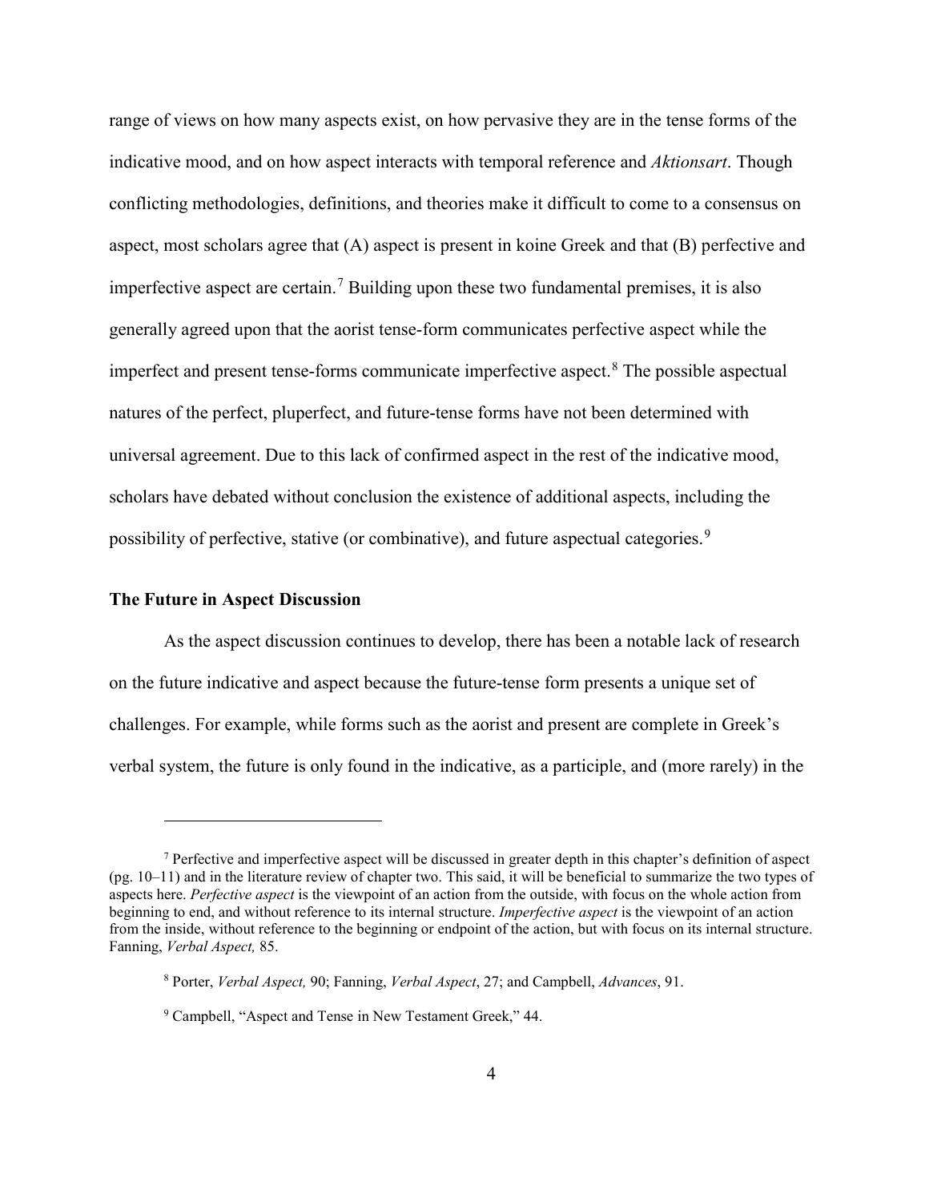range of views on how many aspects exist, on how pervasive they are in the tense forms of the indicative mood, and on how aspect interacts with temporal reference and *Aktionsart*. Though conflicting methodologies, definitions, and theories make it difficult to come to a consensus on aspect, most scholars agree that (A) aspect is present in koine Greek and that (B) perfective and imperfective aspect are certain.[7] Building upon these two fundamental premises, it is also generally agreed upon that the aorist tense-form communicates perfective aspect while the imperfect and present tense-forms communicate imperfective aspect.[8] The possible aspectual natures of the perfect, pluperfect, and future-tense forms have not been determined with universal agreement. Due to this lack of confirmed aspect in the rest of the indicative mood, scholars have debated without conclusion the existence of additional aspects, including the possibility of perfective, stative (or combinative), and future aspectual categories.[9]

### The Future in Aspect Discussion

As the aspect discussion continues to develop, there has been a notable lack of research on the future indicative and aspect because the future-tense form presents a unique set of challenges. For example, while forms such as the aorist and present are complete in Greek's verbal system, the future is only found in the indicative, as a participle, and (more rarely) in the

---

[7] Perfective and imperfective aspect will be discussed in greater depth in this chapter's definition of aspect (pg. 10–11) and in the literature review of chapter two. This said, it will be beneficial to summarize the two types of aspects here. *Perfective aspect* is the viewpoint of an action from the outside, with focus on the whole action from beginning to end, and without reference to its internal structure. *Imperfective aspect* is the viewpoint of an action from the inside, without reference to the beginning or endpoint of the action, but with focus on its internal structure. Fanning, *Verbal Aspect,* 85.

[8] Porter, *Verbal Aspect,* 90; Fanning, *Verbal Aspect*, 27; and Campbell, *Advances*, 91.

[9] Campbell, "Aspect and Tense in New Testament Greek," 44.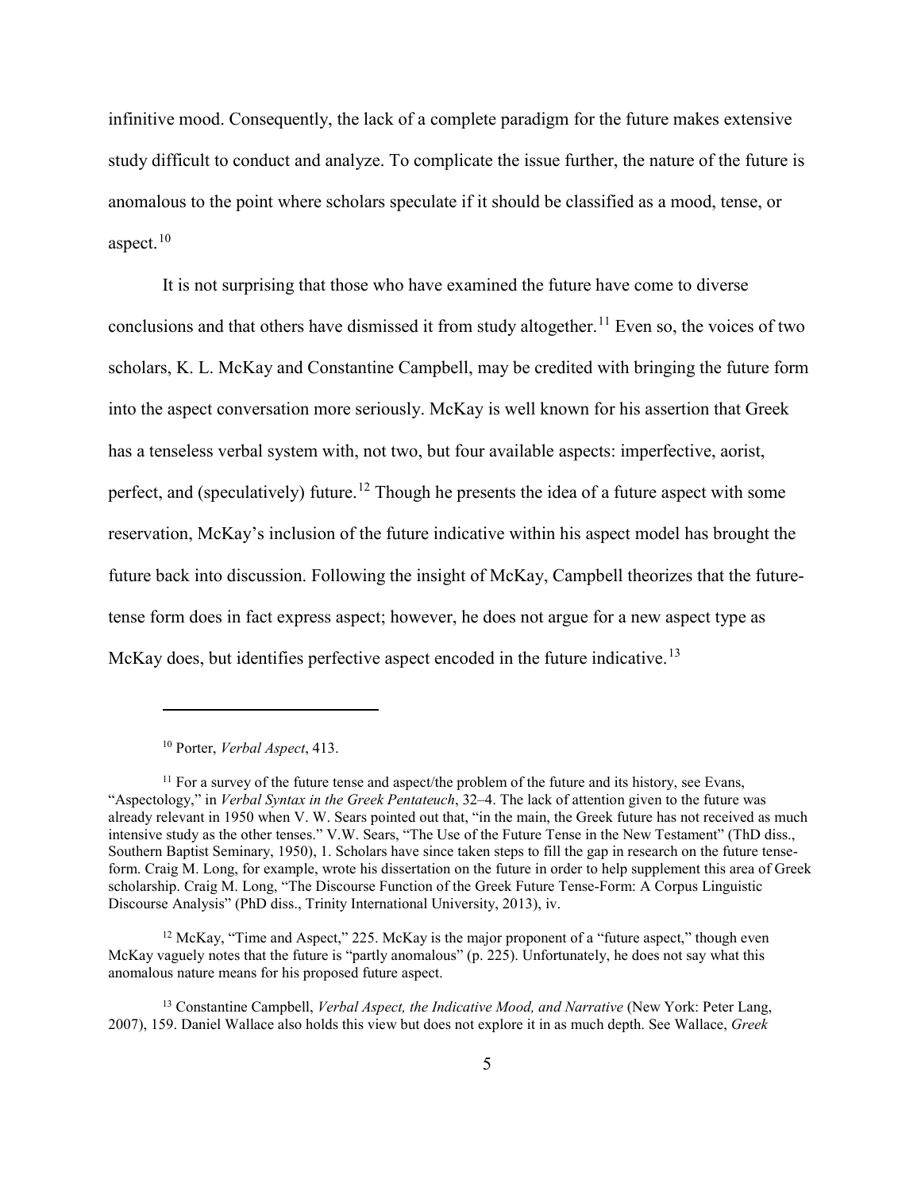infinitive mood. Consequently, the lack of a complete paradigm for the future makes extensive study difficult to conduct and analyze. To complicate the issue further, the nature of the future is anomalous to the point where scholars speculate if it should be classified as a mood, tense, or aspect.[10]

It is not surprising that those who have examined the future have come to diverse conclusions and that others have dismissed it from study altogether.[11] Even so, the voices of two scholars, K. L. McKay and Constantine Campbell, may be credited with bringing the future form into the aspect conversation more seriously. McKay is well known for his assertion that Greek has a tenseless verbal system with, not two, but four available aspects: imperfective, aorist, perfect, and (speculatively) future.[12] Though he presents the idea of a future aspect with some reservation, McKay's inclusion of the future indicative within his aspect model has brought the future back into discussion. Following the insight of McKay, Campbell theorizes that the future-tense form does in fact express aspect; however, he does not argue for a new aspect type as McKay does, but identifies perfective aspect encoded in the future indicative.[13]

---

[10] Porter, *Verbal Aspect*, 413.

[11] For a survey of the future tense and aspect/the problem of the future and its history, see Evans, "Aspectology," in *Verbal Syntax in the Greek Pentateuch*, 32–4. The lack of attention given to the future was already relevant in 1950 when V. W. Sears pointed out that, "in the main, the Greek future has not received as much intensive study as the other tenses." V.W. Sears, "The Use of the Future Tense in the New Testament" (ThD diss., Southern Baptist Seminary, 1950), 1. Scholars have since taken steps to fill the gap in research on the future tense-form. Craig M. Long, for example, wrote his dissertation on the future in order to help supplement this area of Greek scholarship. Craig M. Long, "The Discourse Function of the Greek Future Tense-Form: A Corpus Linguistic Discourse Analysis" (PhD diss., Trinity International University, 2013), iv.

[12] McKay, "Time and Aspect," 225. McKay is the major proponent of a "future aspect," though even McKay vaguely notes that the future is "partly anomalous" (p. 225). Unfortunately, he does not say what this anomalous nature means for his proposed future aspect.

[13] Constantine Campbell, *Verbal Aspect, the Indicative Mood, and Narrative* (New York: Peter Lang, 2007), 159. Daniel Wallace also holds this view but does not explore it in as much depth. See Wallace, *Greek*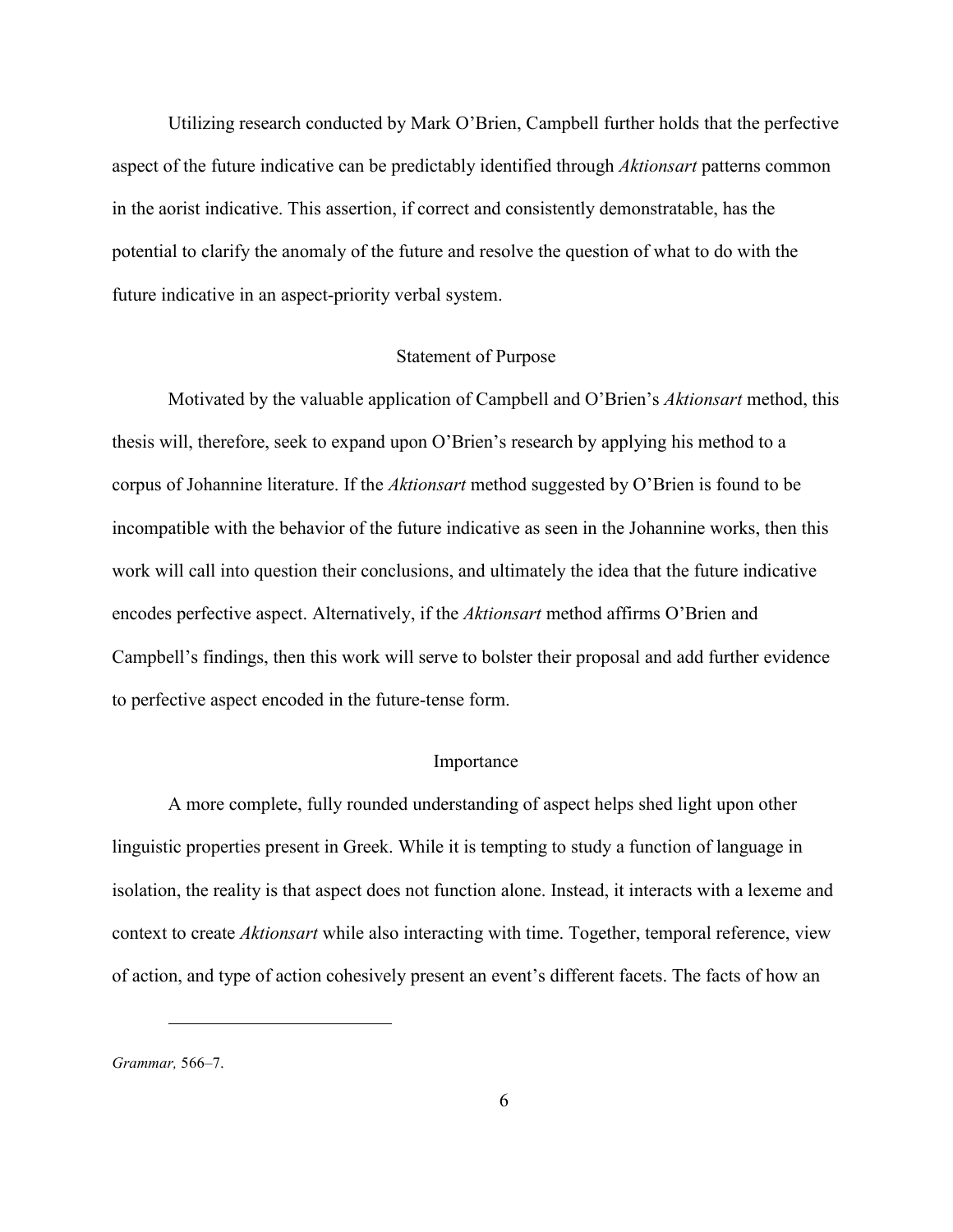Utilizing research conducted by Mark O'Brien, Campbell further holds that the perfective aspect of the future indicative can be predictably identified through *Aktionsart* patterns common in the aorist indicative. This assertion, if correct and consistently demonstratable, has the potential to clarify the anomaly of the future and resolve the question of what to do with the future indicative in an aspect-priority verbal system.

## Statement of Purpose

Motivated by the valuable application of Campbell and O'Brien's *Aktionsart* method, this thesis will, therefore, seek to expand upon O'Brien's research by applying his method to a corpus of Johannine literature. If the *Aktionsart* method suggested by O'Brien is found to be incompatible with the behavior of the future indicative as seen in the Johannine works, then this work will call into question their conclusions, and ultimately the idea that the future indicative encodes perfective aspect. Alternatively, if the *Aktionsart* method affirms O'Brien and Campbell's findings, then this work will serve to bolster their proposal and add further evidence to perfective aspect encoded in the future-tense form.

## Importance

A more complete, fully rounded understanding of aspect helps shed light upon other linguistic properties present in Greek. While it is tempting to study a function of language in isolation, the reality is that aspect does not function alone. Instead, it interacts with a lexeme and context to create *Aktionsart* while also interacting with time. Together, temporal reference, view of action, and type of action cohesively present an event's different facets. The facts of how an

---

*Grammar,* 566–7.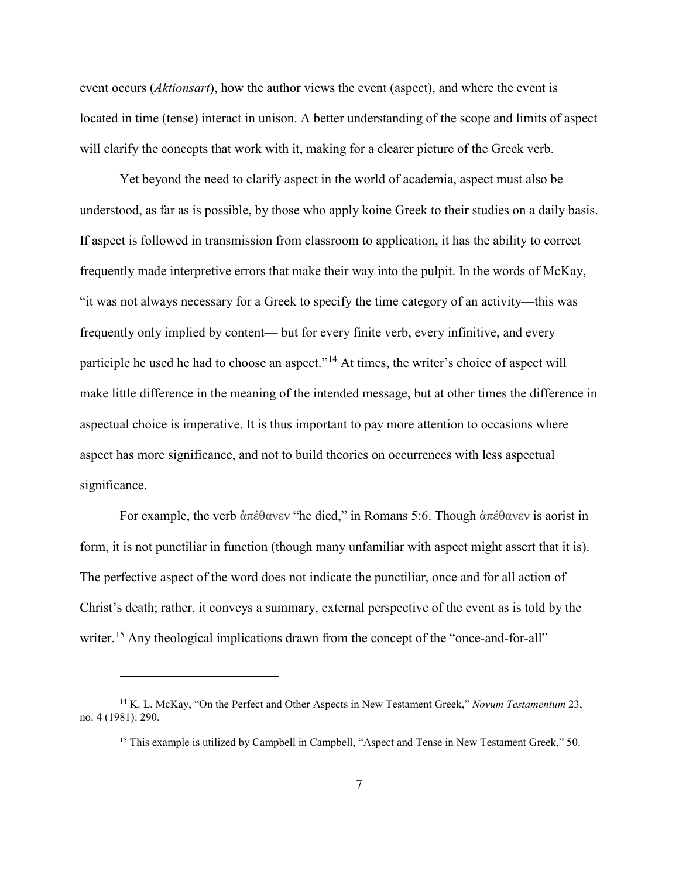event occurs (*Aktionsart*), how the author views the event (aspect), and where the event is located in time (tense) interact in unison. A better understanding of the scope and limits of aspect will clarify the concepts that work with it, making for a clearer picture of the Greek verb.

Yet beyond the need to clarify aspect in the world of academia, aspect must also be understood, as far as is possible, by those who apply koine Greek to their studies on a daily basis. If aspect is followed in transmission from classroom to application, it has the ability to correct frequently made interpretive errors that make their way into the pulpit. In the words of McKay, "it was not always necessary for a Greek to specify the time category of an activity—this was frequently only implied by content— but for every finite verb, every infinitive, and every participle he used he had to choose an aspect."[14] At times, the writer's choice of aspect will make little difference in the meaning of the intended message, but at other times the difference in aspectual choice is imperative. It is thus important to pay more attention to occasions where aspect has more significance, and not to build theories on occurrences with less aspectual significance.

For example, the verb ἀπέθανεν "he died," in Romans 5:6. Though ἀπέθανεν is aorist in form, it is not punctiliar in function (though many unfamiliar with aspect might assert that it is). The perfective aspect of the word does not indicate the punctiliar, once and for all action of Christ's death; rather, it conveys a summary, external perspective of the event as is told by the writer.[15] Any theological implications drawn from the concept of the "once-and-for-all"

---

[14] K. L. McKay, "On the Perfect and Other Aspects in New Testament Greek," *Novum Testamentum* 23, no. 4 (1981): 290.

[15] This example is utilized by Campbell in Campbell, "Aspect and Tense in New Testament Greek," 50.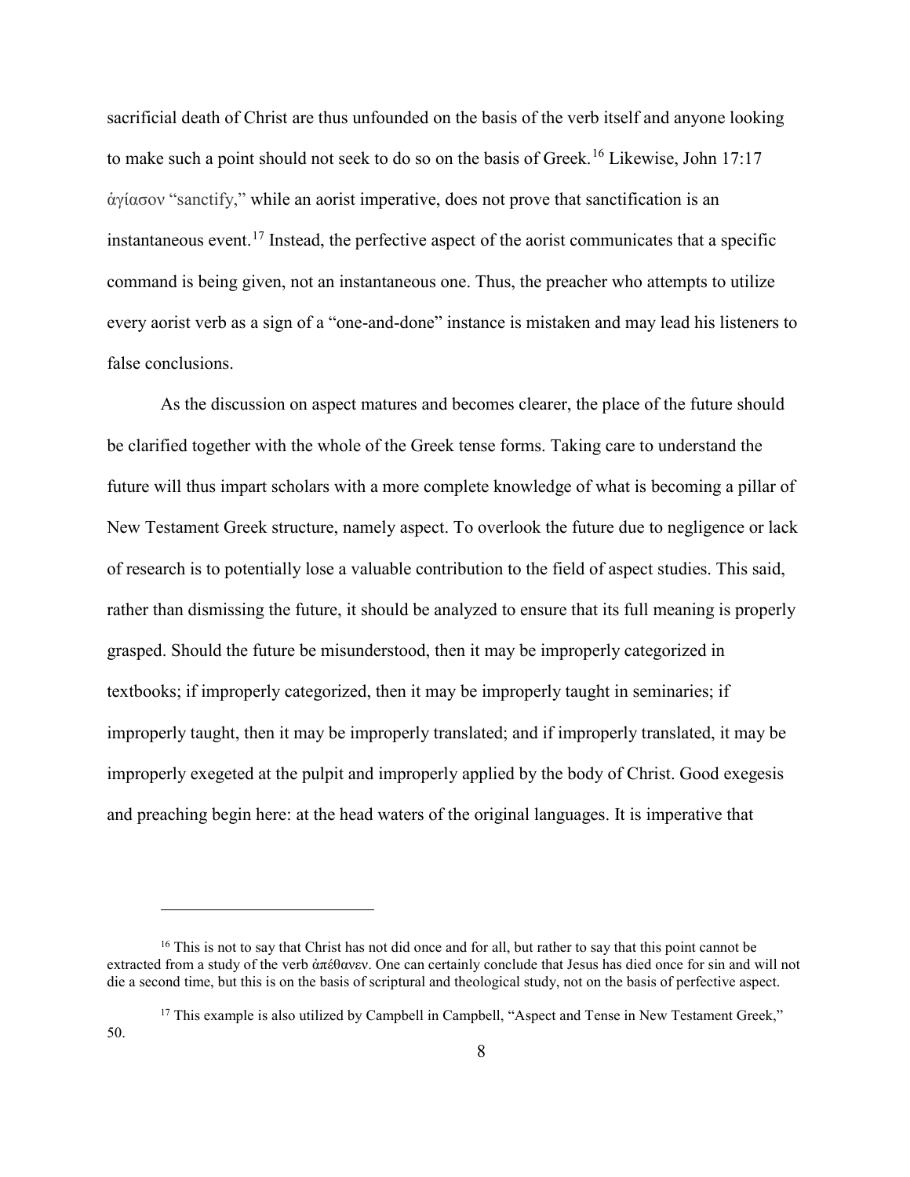sacrificial death of Christ are thus unfounded on the basis of the verb itself and anyone looking to make such a point should not seek to do so on the basis of Greek.[16] Likewise, John 17:17 ἁγίασον "sanctify," while an aorist imperative, does not prove that sanctification is an instantaneous event.[17] Instead, the perfective aspect of the aorist communicates that a specific command is being given, not an instantaneous one. Thus, the preacher who attempts to utilize every aorist verb as a sign of a "one-and-done" instance is mistaken and may lead his listeners to false conclusions.

As the discussion on aspect matures and becomes clearer, the place of the future should be clarified together with the whole of the Greek tense forms. Taking care to understand the future will thus impart scholars with a more complete knowledge of what is becoming a pillar of New Testament Greek structure, namely aspect. To overlook the future due to negligence or lack of research is to potentially lose a valuable contribution to the field of aspect studies. This said, rather than dismissing the future, it should be analyzed to ensure that its full meaning is properly grasped. Should the future be misunderstood, then it may be improperly categorized in textbooks; if improperly categorized, then it may be improperly taught in seminaries; if improperly taught, then it may be improperly translated; and if improperly translated, it may be improperly exegeted at the pulpit and improperly applied by the body of Christ. Good exegesis and preaching begin here: at the head waters of the original languages. It is imperative that

---

[16] This is not to say that Christ has not did once and for all, but rather to say that this point cannot be extracted from a study of the verb ἀπέθανεν. One can certainly conclude that Jesus has died once for sin and will not die a second time, but this is on the basis of scriptural and theological study, not on the basis of perfective aspect.

[17] This example is also utilized by Campbell in Campbell, "Aspect and Tense in New Testament Greek," 50.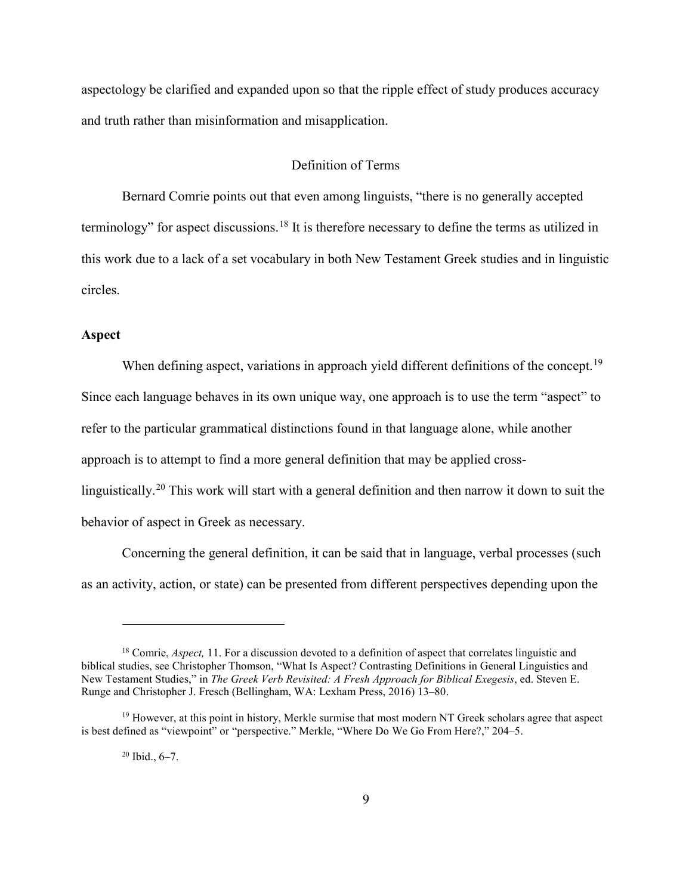aspectology be clarified and expanded upon so that the ripple effect of study produces accuracy and truth rather than misinformation and misapplication.

## Definition of Terms

Bernard Comrie points out that even among linguists, "there is no generally accepted terminology" for aspect discussions.[18] It is therefore necessary to define the terms as utilized in this work due to a lack of a set vocabulary in both New Testament Greek studies and in linguistic circles.

### Aspect

When defining aspect, variations in approach yield different definitions of the concept.[19] Since each language behaves in its own unique way, one approach is to use the term "aspect" to refer to the particular grammatical distinctions found in that language alone, while another approach is to attempt to find a more general definition that may be applied cross-linguistically.[20] This work will start with a general definition and then narrow it down to suit the behavior of aspect in Greek as necessary.

Concerning the general definition, it can be said that in language, verbal processes (such as an activity, action, or state) can be presented from different perspectives depending upon the

---

[18] Comrie, *Aspect,* 11. For a discussion devoted to a definition of aspect that correlates linguistic and biblical studies, see Christopher Thomson, "What Is Aspect? Contrasting Definitions in General Linguistics and New Testament Studies," in *The Greek Verb Revisited: A Fresh Approach for Biblical Exegesis*, ed. Steven E. Runge and Christopher J. Fresch (Bellingham, WA: Lexham Press, 2016) 13–80.

[19] However, at this point in history, Merkle surmise that most modern NT Greek scholars agree that aspect is best defined as "viewpoint" or "perspective." Merkle, "Where Do We Go From Here?," 204–5.

[20] Ibid., 6–7.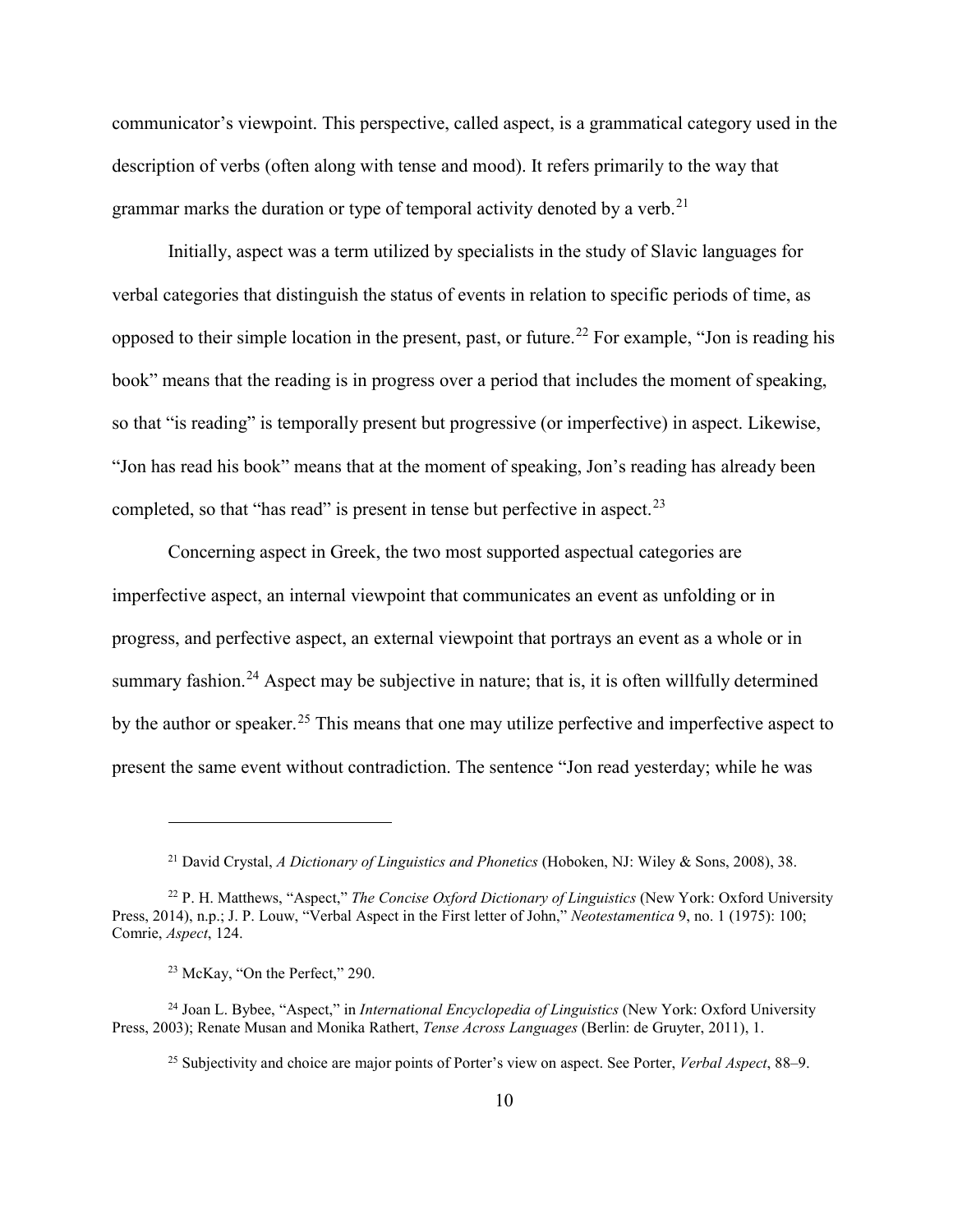communicator's viewpoint. This perspective, called aspect, is a grammatical category used in the description of verbs (often along with tense and mood). It refers primarily to the way that grammar marks the duration or type of temporal activity denoted by a verb.[21]

Initially, aspect was a term utilized by specialists in the study of Slavic languages for verbal categories that distinguish the status of events in relation to specific periods of time, as opposed to their simple location in the present, past, or future.[22] For example, "Jon is reading his book" means that the reading is in progress over a period that includes the moment of speaking, so that "is reading" is temporally present but progressive (or imperfective) in aspect. Likewise, "Jon has read his book" means that at the moment of speaking, Jon's reading has already been completed, so that "has read" is present in tense but perfective in aspect.[23]

Concerning aspect in Greek, the two most supported aspectual categories are imperfective aspect, an internal viewpoint that communicates an event as unfolding or in progress, and perfective aspect, an external viewpoint that portrays an event as a whole or in summary fashion.[24] Aspect may be subjective in nature; that is, it is often willfully determined by the author or speaker.[25] This means that one may utilize perfective and imperfective aspect to present the same event without contradiction. The sentence "Jon read yesterday; while he was

---

[21] David Crystal, *A Dictionary of Linguistics and Phonetics* (Hoboken, NJ: Wiley & Sons, 2008), 38.

[22] P. H. Matthews, "Aspect," *The Concise Oxford Dictionary of Linguistics* (New York: Oxford University Press, 2014), n.p.; J. P. Louw, "Verbal Aspect in the First letter of John," *Neotestamentica* 9, no. 1 (1975): 100; Comrie, *Aspect*, 124.

[23] McKay, "On the Perfect," 290.

[24] Joan L. Bybee, "Aspect," in *International Encyclopedia of Linguistics* (New York: Oxford University Press, 2003); Renate Musan and Monika Rathert, *Tense Across Languages* (Berlin: de Gruyter, 2011), 1.

[25] Subjectivity and choice are major points of Porter's view on aspect. See Porter, *Verbal Aspect*, 88–9.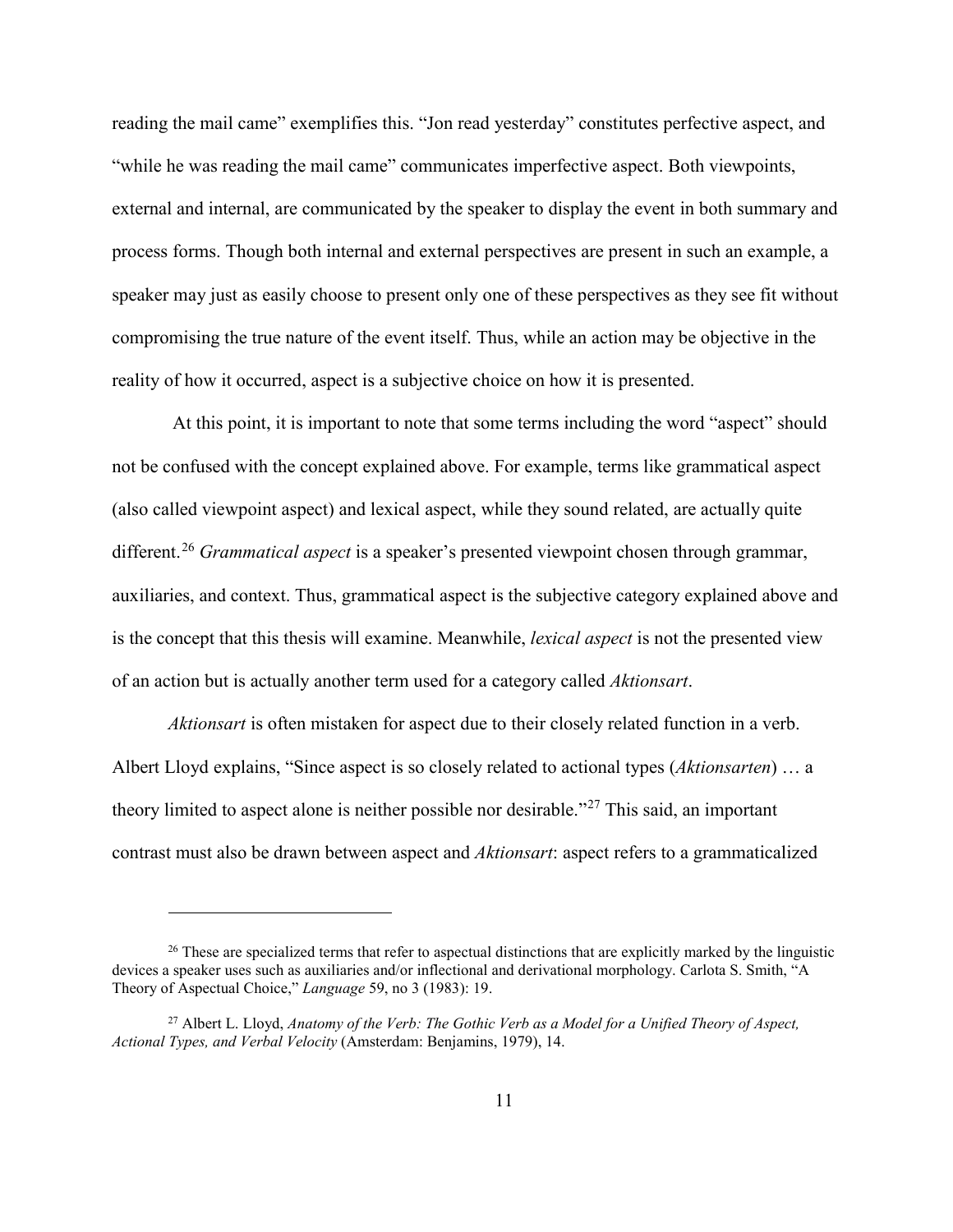reading the mail came" exemplifies this. "Jon read yesterday" constitutes perfective aspect, and "while he was reading the mail came" communicates imperfective aspect. Both viewpoints, external and internal, are communicated by the speaker to display the event in both summary and process forms. Though both internal and external perspectives are present in such an example, a speaker may just as easily choose to present only one of these perspectives as they see fit without compromising the true nature of the event itself. Thus, while an action may be objective in the reality of how it occurred, aspect is a subjective choice on how it is presented.

At this point, it is important to note that some terms including the word "aspect" should not be confused with the concept explained above. For example, terms like grammatical aspect (also called viewpoint aspect) and lexical aspect, while they sound related, are actually quite different.[26] *Grammatical aspect* is a speaker's presented viewpoint chosen through grammar, auxiliaries, and context. Thus, grammatical aspect is the subjective category explained above and is the concept that this thesis will examine. Meanwhile, *lexical aspect* is not the presented view of an action but is actually another term used for a category called *Aktionsart*.

*Aktionsart* is often mistaken for aspect due to their closely related function in a verb. Albert Lloyd explains, "Since aspect is so closely related to actional types (*Aktionsarten*) … a theory limited to aspect alone is neither possible nor desirable."[27] This said, an important contrast must also be drawn between aspect and *Aktionsart*: aspect refers to a grammaticalized

---

[26] These are specialized terms that refer to aspectual distinctions that are explicitly marked by the linguistic devices a speaker uses such as auxiliaries and/or inflectional and derivational morphology. Carlota S. Smith, "A Theory of Aspectual Choice," *Language* 59, no 3 (1983): 19.

[27] Albert L. Lloyd, *Anatomy of the Verb: The Gothic Verb as a Model for a Unified Theory of Aspect, Actional Types, and Verbal Velocity* (Amsterdam: Benjamins, 1979), 14.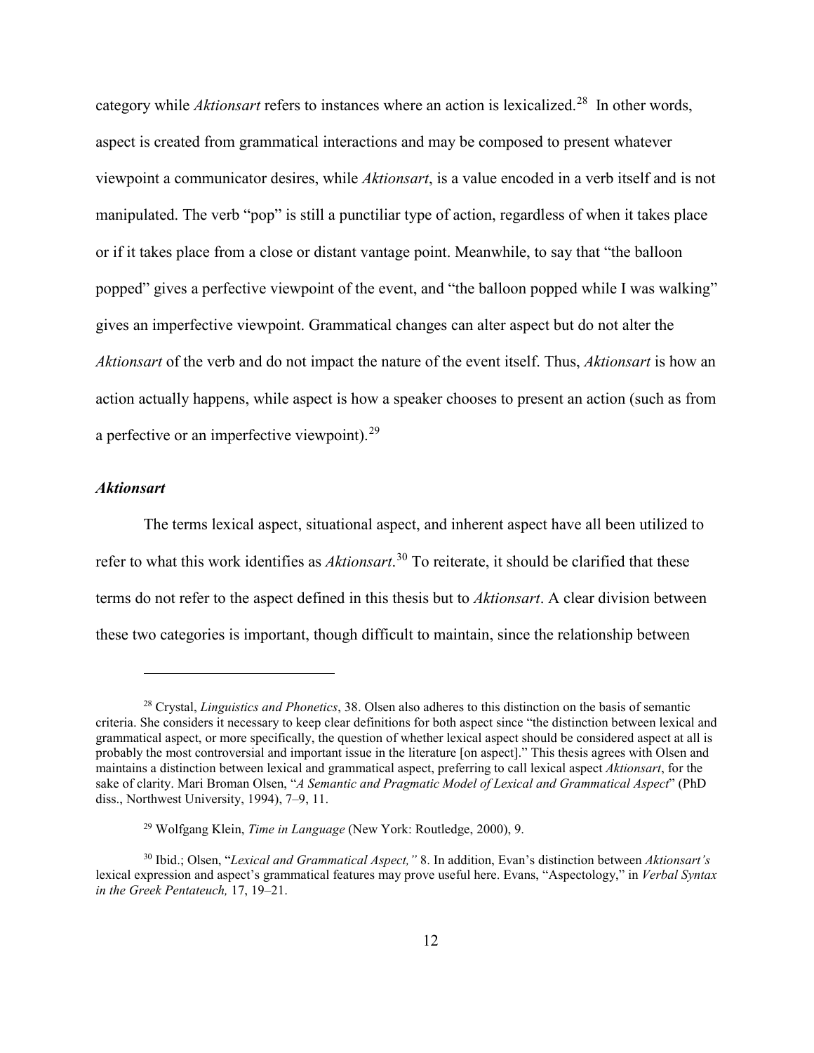category while *Aktionsart* refers to instances where an action is lexicalized.[28] In other words, aspect is created from grammatical interactions and may be composed to present whatever viewpoint a communicator desires, while *Aktionsart*, is a value encoded in a verb itself and is not manipulated. The verb "pop" is still a punctiliar type of action, regardless of when it takes place or if it takes place from a close or distant vantage point. Meanwhile, to say that "the balloon popped" gives a perfective viewpoint of the event, and "the balloon popped while I was walking" gives an imperfective viewpoint. Grammatical changes can alter aspect but do not alter the *Aktionsart* of the verb and do not impact the nature of the event itself. Thus, *Aktionsart* is how an action actually happens, while aspect is how a speaker chooses to present an action (such as from a perfective or an imperfective viewpoint).[29]

### *Aktionsart*

The terms lexical aspect, situational aspect, and inherent aspect have all been utilized to refer to what this work identifies as *Aktionsart*.[30] To reiterate, it should be clarified that these terms do not refer to the aspect defined in this thesis but to *Aktionsart*. A clear division between these two categories is important, though difficult to maintain, since the relationship between

---

[28] Crystal, *Linguistics and Phonetics*, 38. Olsen also adheres to this distinction on the basis of semantic criteria. She considers it necessary to keep clear definitions for both aspect since "the distinction between lexical and grammatical aspect, or more specifically, the question of whether lexical aspect should be considered aspect at all is probably the most controversial and important issue in the literature [on aspect]." This thesis agrees with Olsen and maintains a distinction between lexical and grammatical aspect, preferring to call lexical aspect *Aktionsart*, for the sake of clarity. Mari Broman Olsen, "*A Semantic and Pragmatic Model of Lexical and Grammatical Aspect*" (PhD diss., Northwest University, 1994), 7–9, 11.

[29] Wolfgang Klein, *Time in Language* (New York: Routledge, 2000), 9.

[30] Ibid.; Olsen, "*Lexical and Grammatical Aspect,*" 8. In addition, Evan's distinction between *Aktionsart's* lexical expression and aspect's grammatical features may prove useful here. Evans, "Aspectology," in *Verbal Syntax in the Greek Pentateuch,* 17, 19–21.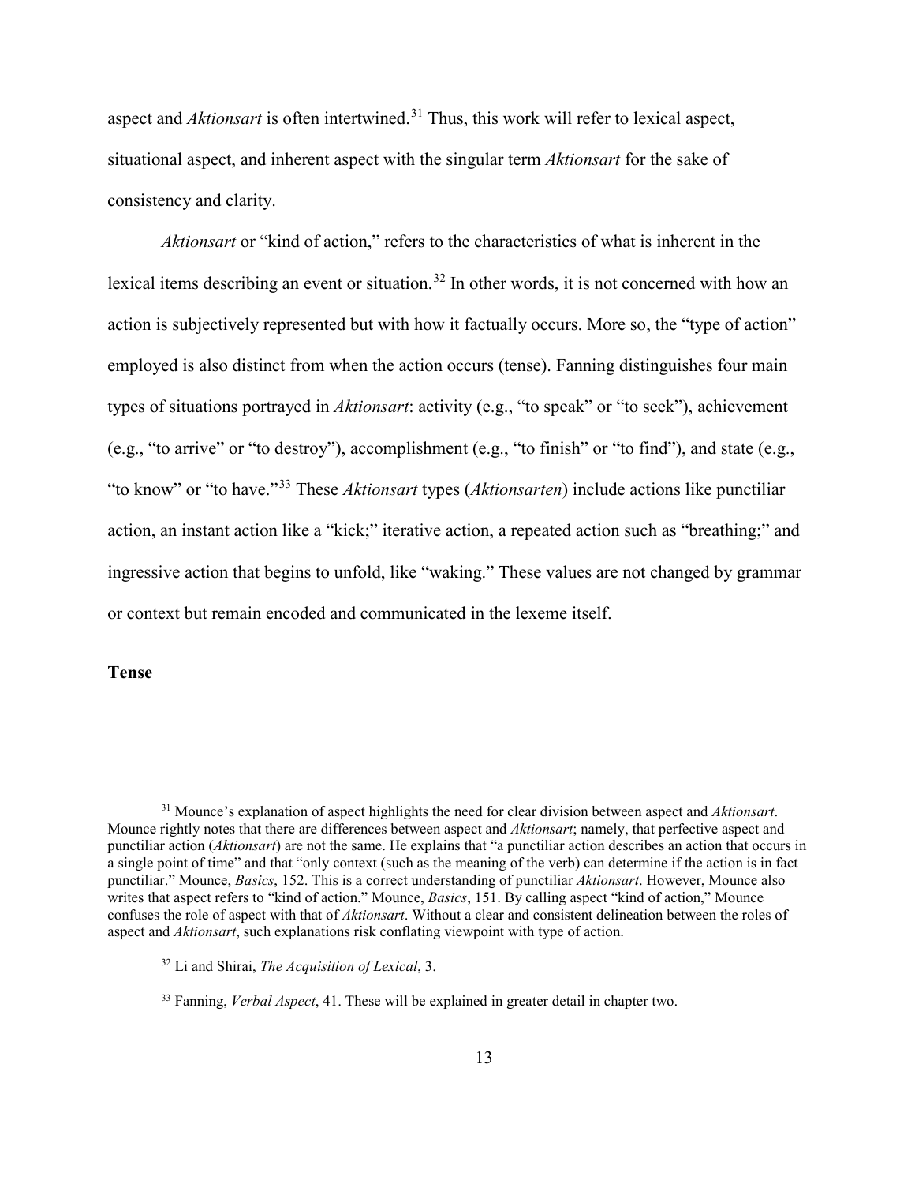aspect and *Aktionsart* is often intertwined.[31] Thus, this work will refer to lexical aspect, situational aspect, and inherent aspect with the singular term *Aktionsart* for the sake of consistency and clarity.

*Aktionsart* or "kind of action," refers to the characteristics of what is inherent in the lexical items describing an event or situation.[32] In other words, it is not concerned with how an action is subjectively represented but with how it factually occurs. More so, the "type of action" employed is also distinct from when the action occurs (tense). Fanning distinguishes four main types of situations portrayed in *Aktionsart*: activity (e.g., "to speak" or "to seek"), achievement (e.g., "to arrive" or "to destroy"), accomplishment (e.g., "to finish" or "to find"), and state (e.g., "to know" or "to have."[33] These *Aktionsart* types (*Aktionsarten*) include actions like punctiliar action, an instant action like a "kick;" iterative action, a repeated action such as "breathing;" and ingressive action that begins to unfold, like "waking." These values are not changed by grammar or context but remain encoded and communicated in the lexeme itself.

**Tense**

---

[31] Mounce's explanation of aspect highlights the need for clear division between aspect and *Aktionsart*. Mounce rightly notes that there are differences between aspect and *Aktionsart*; namely, that perfective aspect and punctiliar action (*Aktionsart*) are not the same. He explains that "a punctiliar action describes an action that occurs in a single point of time" and that "only context (such as the meaning of the verb) can determine if the action is in fact punctiliar." Mounce, *Basics*, 152. This is a correct understanding of punctiliar *Aktionsart*. However, Mounce also writes that aspect refers to "kind of action." Mounce, *Basics*, 151. By calling aspect "kind of action," Mounce confuses the role of aspect with that of *Aktionsart*. Without a clear and consistent delineation between the roles of aspect and *Aktionsart*, such explanations risk conflating viewpoint with type of action.

[32] Li and Shirai, *The Acquisition of Lexical*, 3.

[33] Fanning, *Verbal Aspect*, 41. These will be explained in greater detail in chapter two.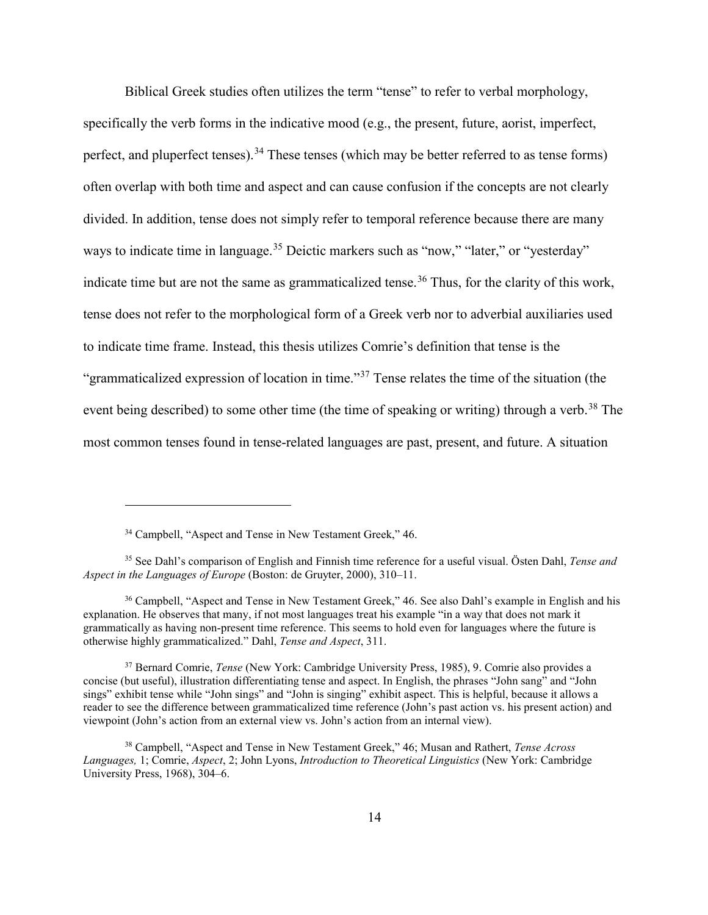Biblical Greek studies often utilizes the term "tense" to refer to verbal morphology, specifically the verb forms in the indicative mood (e.g., the present, future, aorist, imperfect, perfect, and pluperfect tenses).[34] These tenses (which may be better referred to as tense forms) often overlap with both time and aspect and can cause confusion if the concepts are not clearly divided. In addition, tense does not simply refer to temporal reference because there are many ways to indicate time in language.[35] Deictic markers such as "now," "later," or "yesterday" indicate time but are not the same as grammaticalized tense.[36] Thus, for the clarity of this work, tense does not refer to the morphological form of a Greek verb nor to adverbial auxiliaries used to indicate time frame. Instead, this thesis utilizes Comrie's definition that tense is the "grammaticalized expression of location in time."[37] Tense relates the time of the situation (the event being described) to some other time (the time of speaking or writing) through a verb.[38] The most common tenses found in tense-related languages are past, present, and future. A situation

---

[34] Campbell, "Aspect and Tense in New Testament Greek," 46.

[35] See Dahl's comparison of English and Finnish time reference for a useful visual. Östen Dahl, *Tense and Aspect in the Languages of Europe* (Boston: de Gruyter, 2000), 310–11.

[36] Campbell, "Aspect and Tense in New Testament Greek," 46. See also Dahl's example in English and his explanation. He observes that many, if not most languages treat his example "in a way that does not mark it grammatically as having non-present time reference. This seems to hold even for languages where the future is otherwise highly grammaticalized." Dahl, *Tense and Aspect*, 311.

[37] Bernard Comrie, *Tense* (New York: Cambridge University Press, 1985), 9. Comrie also provides a concise (but useful), illustration differentiating tense and aspect. In English, the phrases "John sang" and "John sings" exhibit tense while "John sings" and "John is singing" exhibit aspect. This is helpful, because it allows a reader to see the difference between grammaticalized time reference (John's past action vs. his present action) and viewpoint (John's action from an external view vs. John's action from an internal view).

[38] Campbell, "Aspect and Tense in New Testament Greek," 46; Musan and Rathert, *Tense Across Languages,* 1; Comrie, *Aspect*, 2; John Lyons, *Introduction to Theoretical Linguistics* (New York: Cambridge University Press, 1968), 304–6.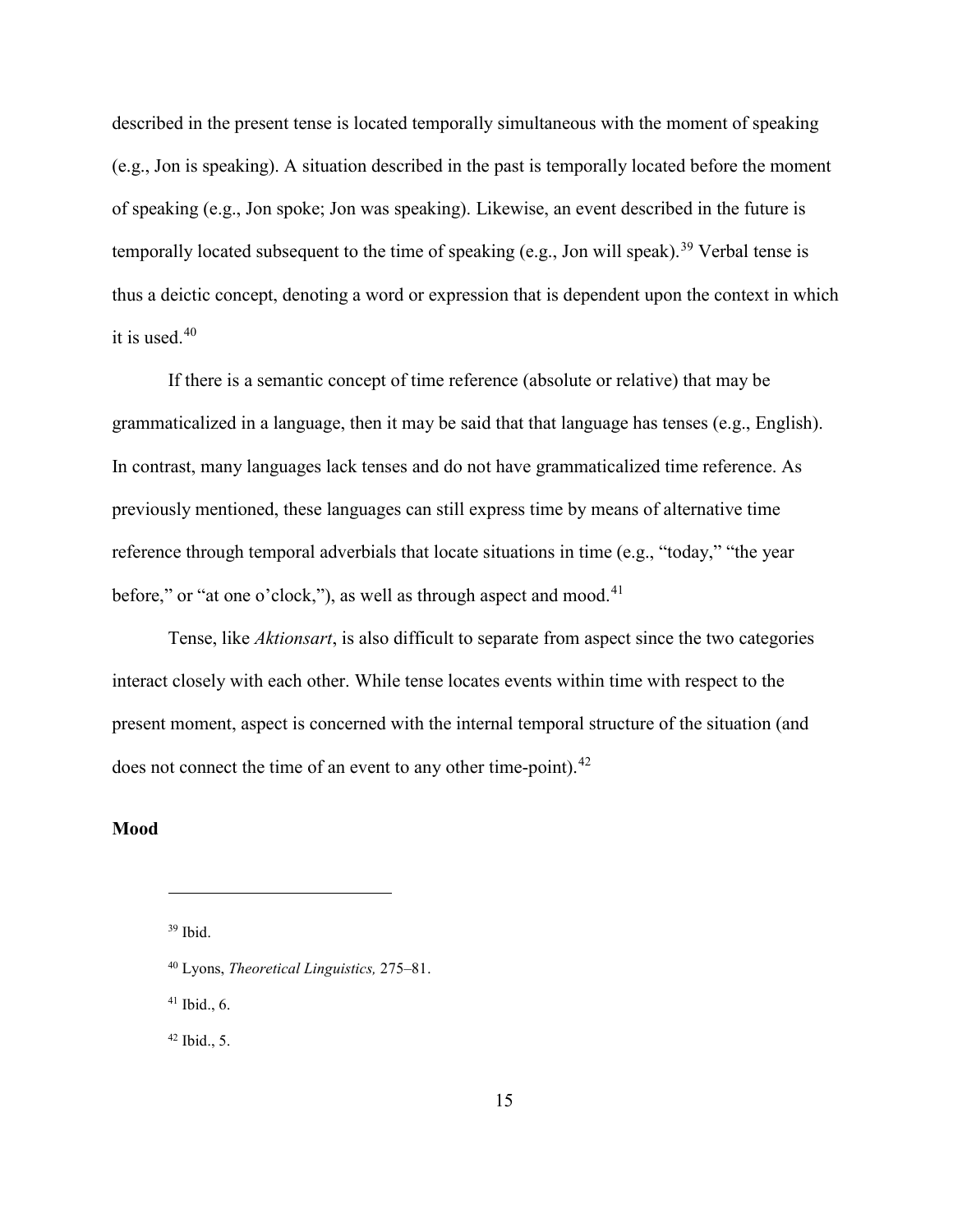described in the present tense is located temporally simultaneous with the moment of speaking (e.g., Jon is speaking). A situation described in the past is temporally located before the moment of speaking (e.g., Jon spoke; Jon was speaking). Likewise, an event described in the future is temporally located subsequent to the time of speaking (e.g., Jon will speak).[39] Verbal tense is thus a deictic concept, denoting a word or expression that is dependent upon the context in which it is used.[40]

If there is a semantic concept of time reference (absolute or relative) that may be grammaticalized in a language, then it may be said that that language has tenses (e.g., English). In contrast, many languages lack tenses and do not have grammaticalized time reference. As previously mentioned, these languages can still express time by means of alternative time reference through temporal adverbials that locate situations in time (e.g., "today," "the year before," or "at one o'clock,"), as well as through aspect and mood.[41]

Tense, like *Aktionsart*, is also difficult to separate from aspect since the two categories interact closely with each other. While tense locates events within time with respect to the present moment, aspect is concerned with the internal temporal structure of the situation (and does not connect the time of an event to any other time-point).[42]

**Mood**

---

[39] Ibid.

[40] Lyons, *Theoretical Linguistics,* 275–81.

[41] Ibid., 6.

[42] Ibid., 5.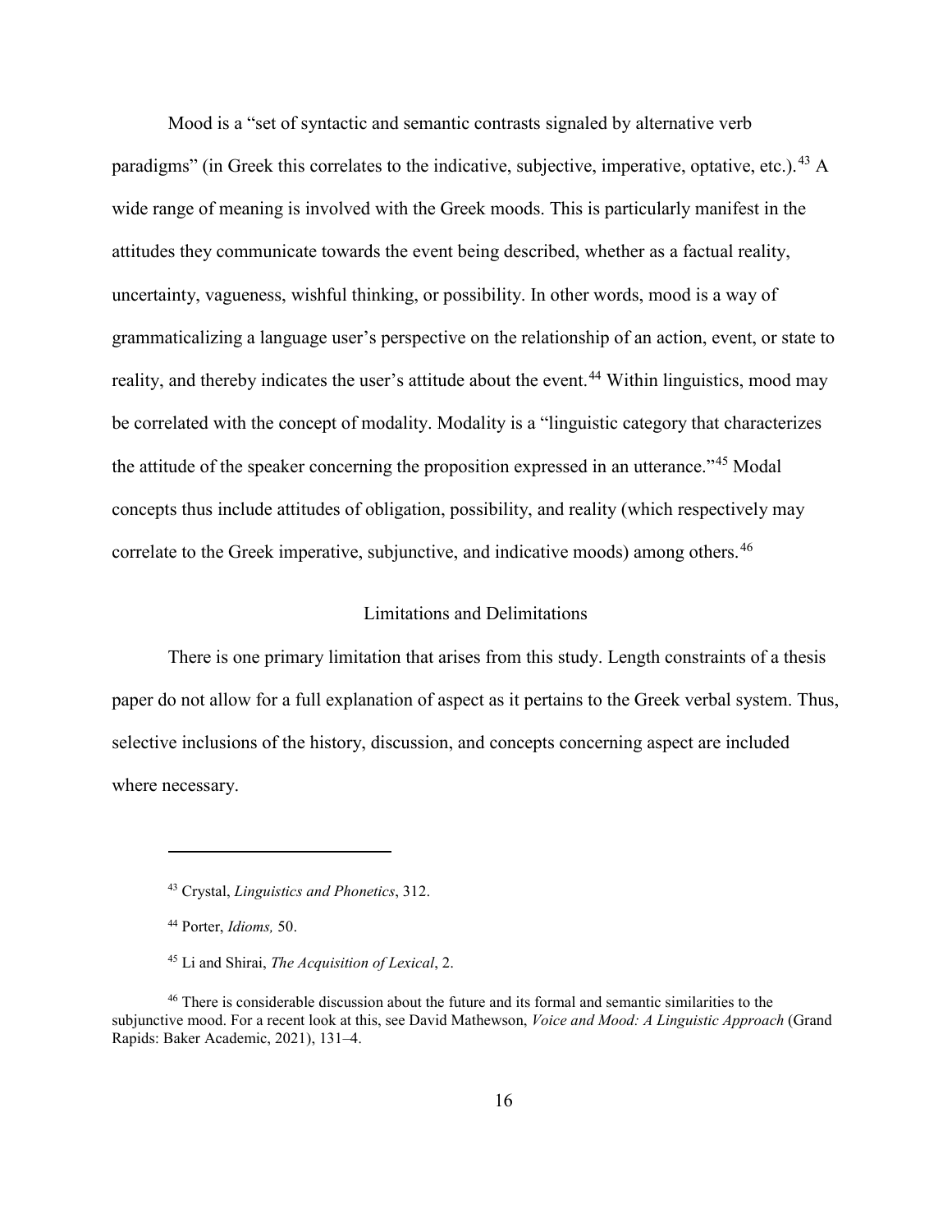Mood is a "set of syntactic and semantic contrasts signaled by alternative verb paradigms" (in Greek this correlates to the indicative, subjective, imperative, optative, etc.).[43] A wide range of meaning is involved with the Greek moods. This is particularly manifest in the attitudes they communicate towards the event being described, whether as a factual reality, uncertainty, vagueness, wishful thinking, or possibility. In other words, mood is a way of grammaticalizing a language user's perspective on the relationship of an action, event, or state to reality, and thereby indicates the user's attitude about the event.[44] Within linguistics, mood may be correlated with the concept of modality. Modality is a "linguistic category that characterizes the attitude of the speaker concerning the proposition expressed in an utterance."[45] Modal concepts thus include attitudes of obligation, possibility, and reality (which respectively may correlate to the Greek imperative, subjunctive, and indicative moods) among others.[46]

## Limitations and Delimitations

There is one primary limitation that arises from this study. Length constraints of a thesis paper do not allow for a full explanation of aspect as it pertains to the Greek verbal system. Thus, selective inclusions of the history, discussion, and concepts concerning aspect are included where necessary.

---

[43] Crystal, *Linguistics and Phonetics*, 312.

[44] Porter, *Idioms,* 50.

[45] Li and Shirai, *The Acquisition of Lexical*, 2.

[46] There is considerable discussion about the future and its formal and semantic similarities to the subjunctive mood. For a recent look at this, see David Mathewson, *Voice and Mood: A Linguistic Approach* (Grand Rapids: Baker Academic, 2021), 131–4.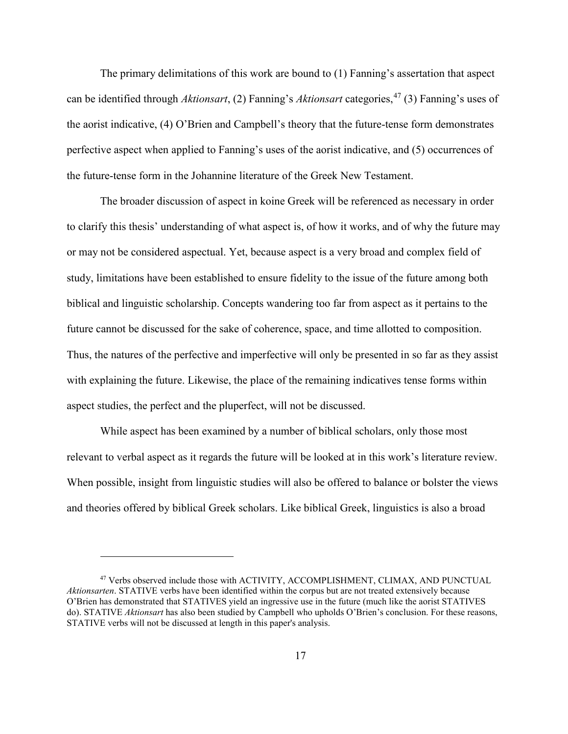The primary delimitations of this work are bound to (1) Fanning's assertion that aspect can be identified through *Aktionsart*, (2) Fanning's *Aktionsart* categories,[47] (3) Fanning's uses of the aorist indicative, (4) O'Brien and Campbell's theory that the future-tense form demonstrates perfective aspect when applied to Fanning's uses of the aorist indicative, and (5) occurrences of the future-tense form in the Johannine literature of the Greek New Testament.

The broader discussion of aspect in koine Greek will be referenced as necessary in order to clarify this thesis' understanding of what aspect is, of how it works, and of why the future may or may not be considered aspectual. Yet, because aspect is a very broad and complex field of study, limitations have been established to ensure fidelity to the issue of the future among both biblical and linguistic scholarship. Concepts wandering too far from aspect as it pertains to the future cannot be discussed for the sake of coherence, space, and time allotted to composition. Thus, the natures of the perfective and imperfective will only be presented in so far as they assist with explaining the future. Likewise, the place of the remaining indicatives tense forms within aspect studies, the perfect and the pluperfect, will not be discussed.

While aspect has been examined by a number of biblical scholars, only those most relevant to verbal aspect as it regards the future will be looked at in this work's literature review. When possible, insight from linguistic studies will also be offered to balance or bolster the views and theories offered by biblical Greek scholars. Like biblical Greek, linguistics is also a broad

---

[47] Verbs observed include those with ACTIVITY, ACCOMPLISHMENT, CLIMAX, AND PUNCTUAL *Aktionsarten*. STATIVE verbs have been identified within the corpus but are not treated extensively because O'Brien has demonstrated that STATIVES yield an ingressive use in the future (much like the aorist STATIVES do). STATIVE *Aktionsart* has also been studied by Campbell who upholds O'Brien's conclusion. For these reasons, STATIVE verbs will not be discussed at length in this paper's analysis.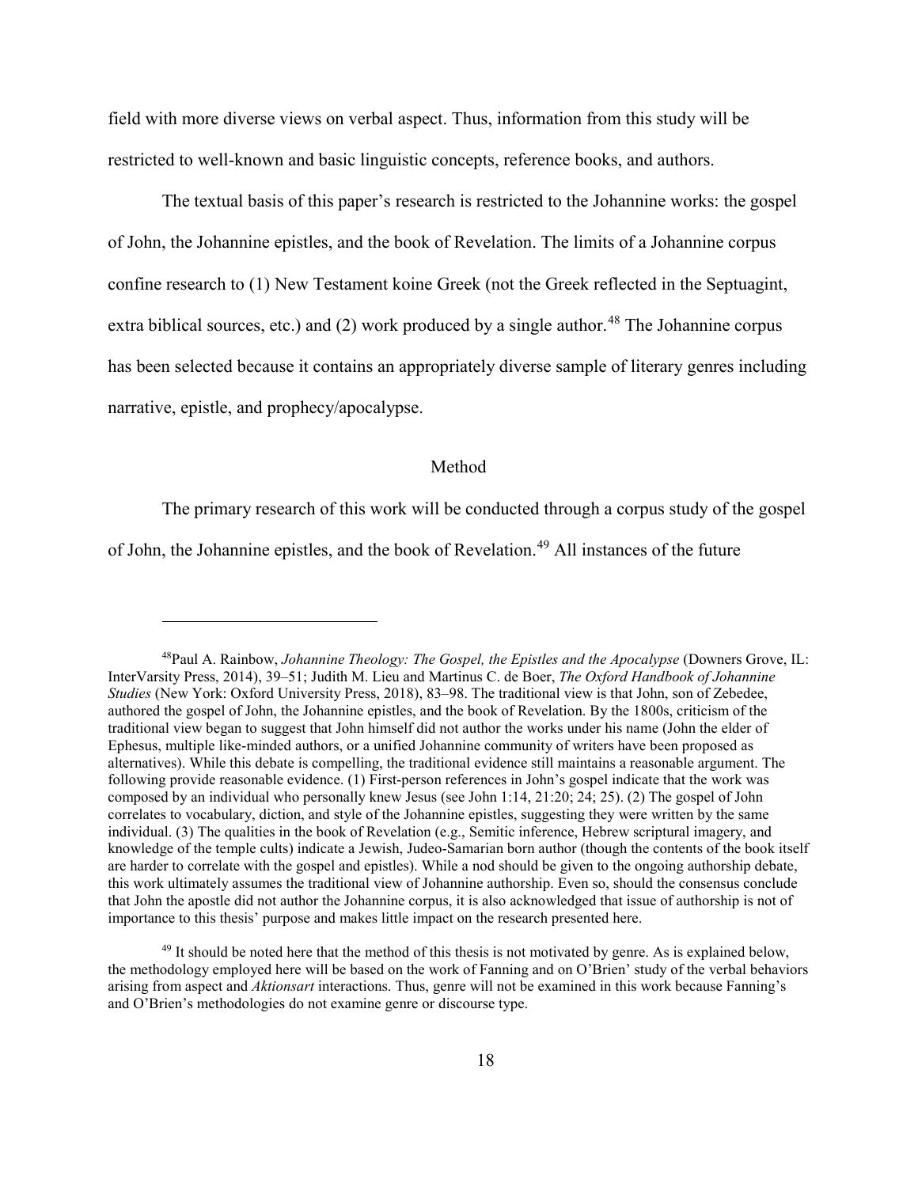field with more diverse views on verbal aspect. Thus, information from this study will be restricted to well-known and basic linguistic concepts, reference books, and authors.

The textual basis of this paper's research is restricted to the Johannine works: the gospel of John, the Johannine epistles, and the book of Revelation. The limits of a Johannine corpus confine research to (1) New Testament koine Greek (not the Greek reflected in the Septuagint, extra biblical sources, etc.) and (2) work produced by a single author.[48] The Johannine corpus has been selected because it contains an appropriately diverse sample of literary genres including narrative, epistle, and prophecy/apocalypse.

## Method

The primary research of this work will be conducted through a corpus study of the gospel of John, the Johannine epistles, and the book of Revelation.[49] All instances of the future

---

[48]Paul A. Rainbow, *Johannine Theology: The Gospel, the Epistles and the Apocalypse* (Downers Grove, IL: InterVarsity Press, 2014), 39–51; Judith M. Lieu and Martinus C. de Boer, *The Oxford Handbook of Johannine Studies* (New York: Oxford University Press, 2018), 83–98. The traditional view is that John, son of Zebedee, authored the gospel of John, the Johannine epistles, and the book of Revelation. By the 1800s, criticism of the traditional view began to suggest that John himself did not author the works under his name (John the elder of Ephesus, multiple like-minded authors, or a unified Johannine community of writers have been proposed as alternatives). While this debate is compelling, the traditional evidence still maintains a reasonable argument. The following provide reasonable evidence. (1) First-person references in John's gospel indicate that the work was composed by an individual who personally knew Jesus (see John 1:14, 21:20; 24; 25). (2) The gospel of John correlates to vocabulary, diction, and style of the Johannine epistles, suggesting they were written by the same individual. (3) The qualities in the book of Revelation (e.g., Semitic inference, Hebrew scriptural imagery, and knowledge of the temple cults) indicate a Jewish, Judeo-Samarian born author (though the contents of the book itself are harder to correlate with the gospel and epistles). While a nod should be given to the ongoing authorship debate, this work ultimately assumes the traditional view of Johannine authorship. Even so, should the consensus conclude that John the apostle did not author the Johannine corpus, it is also acknowledged that issue of authorship is not of importance to this thesis' purpose and makes little impact on the research presented here.

[49] It should be noted here that the method of this thesis is not motivated by genre. As is explained below, the methodology employed here will be based on the work of Fanning and on O'Brien' study of the verbal behaviors arising from aspect and *Aktionsart* interactions. Thus, genre will not be examined in this work because Fanning's and O'Brien's methodologies do not examine genre or discourse type.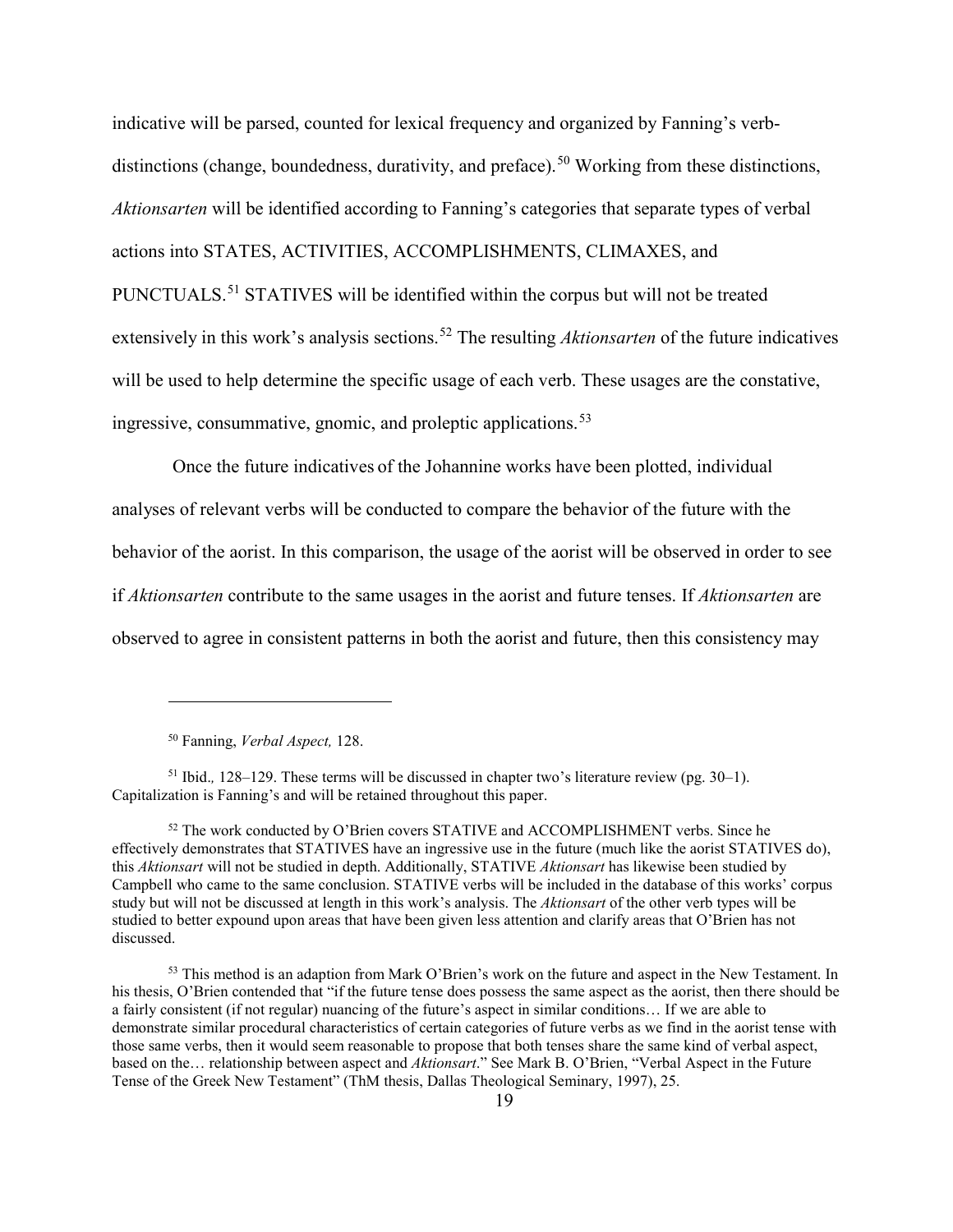indicative will be parsed, counted for lexical frequency and organized by Fanning's verb-distinctions (change, boundedness, durativity, and preface).[50] Working from these distinctions, *Aktionsarten* will be identified according to Fanning's categories that separate types of verbal actions into STATES, ACTIVITIES, ACCOMPLISHMENTS, CLIMAXES, and PUNCTUALS.[51] STATIVES will be identified within the corpus but will not be treated extensively in this work's analysis sections.[52] The resulting *Aktionsarten* of the future indicatives will be used to help determine the specific usage of each verb. These usages are the constative, ingressive, consummative, gnomic, and proleptic applications.[53]

Once the future indicatives of the Johannine works have been plotted, individual analyses of relevant verbs will be conducted to compare the behavior of the future with the behavior of the aorist. In this comparison, the usage of the aorist will be observed in order to see if *Aktionsarten* contribute to the same usages in the aorist and future tenses. If *Aktionsarten* are observed to agree in consistent patterns in both the aorist and future, then this consistency may

---

[50] Fanning, *Verbal Aspect,* 128.

[51] Ibid.*,* 128–129. These terms will be discussed in chapter two's literature review (pg. 30–1). Capitalization is Fanning's and will be retained throughout this paper.

[52] The work conducted by O'Brien covers STATIVE and ACCOMPLISHMENT verbs. Since he effectively demonstrates that STATIVES have an ingressive use in the future (much like the aorist STATIVES do), this *Aktionsart* will not be studied in depth. Additionally, STATIVE *Aktionsart* has likewise been studied by Campbell who came to the same conclusion. STATIVE verbs will be included in the database of this works' corpus study but will not be discussed at length in this work's analysis. The *Aktionsart* of the other verb types will be studied to better expound upon areas that have been given less attention and clarify areas that O'Brien has not discussed.

[53] This method is an adaption from Mark O'Brien's work on the future and aspect in the New Testament. In his thesis, O'Brien contended that "if the future tense does possess the same aspect as the aorist, then there should be a fairly consistent (if not regular) nuancing of the future's aspect in similar conditions… If we are able to demonstrate similar procedural characteristics of certain categories of future verbs as we find in the aorist tense with those same verbs, then it would seem reasonable to propose that both tenses share the same kind of verbal aspect, based on the… relationship between aspect and *Aktionsart*." See Mark B. O'Brien, "Verbal Aspect in the Future Tense of the Greek New Testament" (ThM thesis, Dallas Theological Seminary, 1997), 25.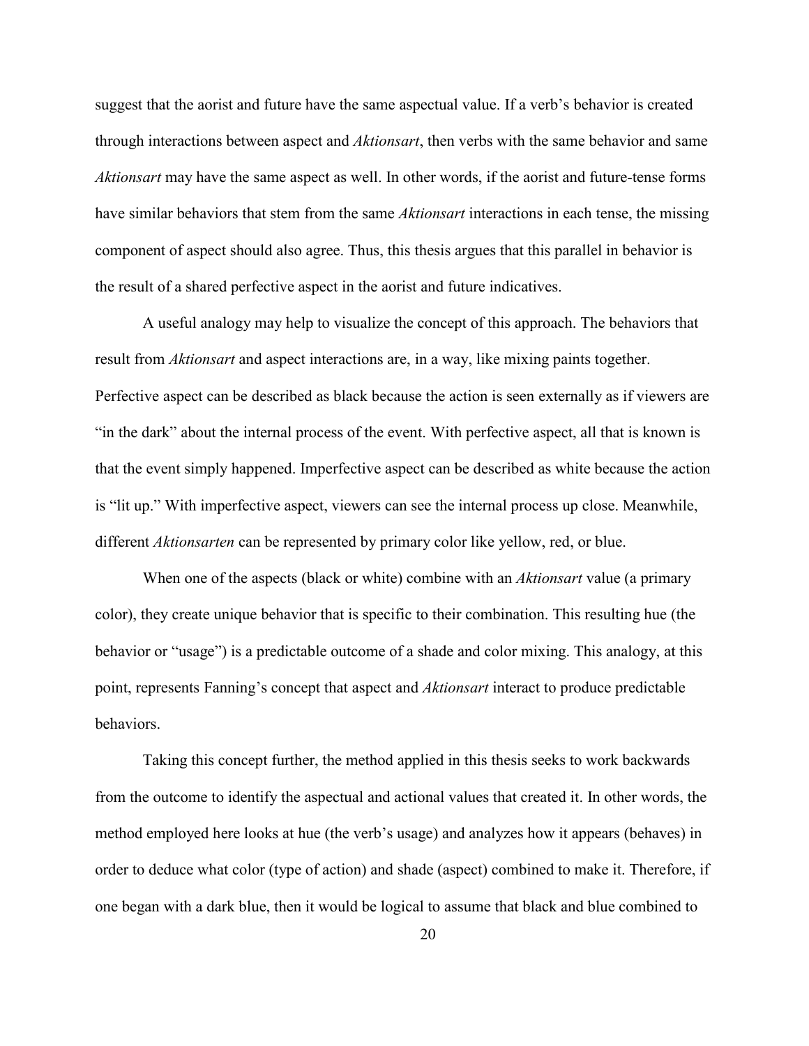suggest that the aorist and future have the same aspectual value. If a verb's behavior is created through interactions between aspect and *Aktionsart*, then verbs with the same behavior and same *Aktionsart* may have the same aspect as well. In other words, if the aorist and future-tense forms have similar behaviors that stem from the same *Aktionsart* interactions in each tense, the missing component of aspect should also agree. Thus, this thesis argues that this parallel in behavior is the result of a shared perfective aspect in the aorist and future indicatives.

A useful analogy may help to visualize the concept of this approach. The behaviors that result from *Aktionsart* and aspect interactions are, in a way, like mixing paints together. Perfective aspect can be described as black because the action is seen externally as if viewers are "in the dark" about the internal process of the event. With perfective aspect, all that is known is that the event simply happened. Imperfective aspect can be described as white because the action is "lit up." With imperfective aspect, viewers can see the internal process up close. Meanwhile, different *Aktionsarten* can be represented by primary color like yellow, red, or blue.

When one of the aspects (black or white) combine with an *Aktionsart* value (a primary color), they create unique behavior that is specific to their combination. This resulting hue (the behavior or "usage") is a predictable outcome of a shade and color mixing. This analogy, at this point, represents Fanning's concept that aspect and *Aktionsart* interact to produce predictable behaviors.

Taking this concept further, the method applied in this thesis seeks to work backwards from the outcome to identify the aspectual and actional values that created it. In other words, the method employed here looks at hue (the verb's usage) and analyzes how it appears (behaves) in order to deduce what color (type of action) and shade (aspect) combined to make it. Therefore, if one began with a dark blue, then it would be logical to assume that black and blue combined to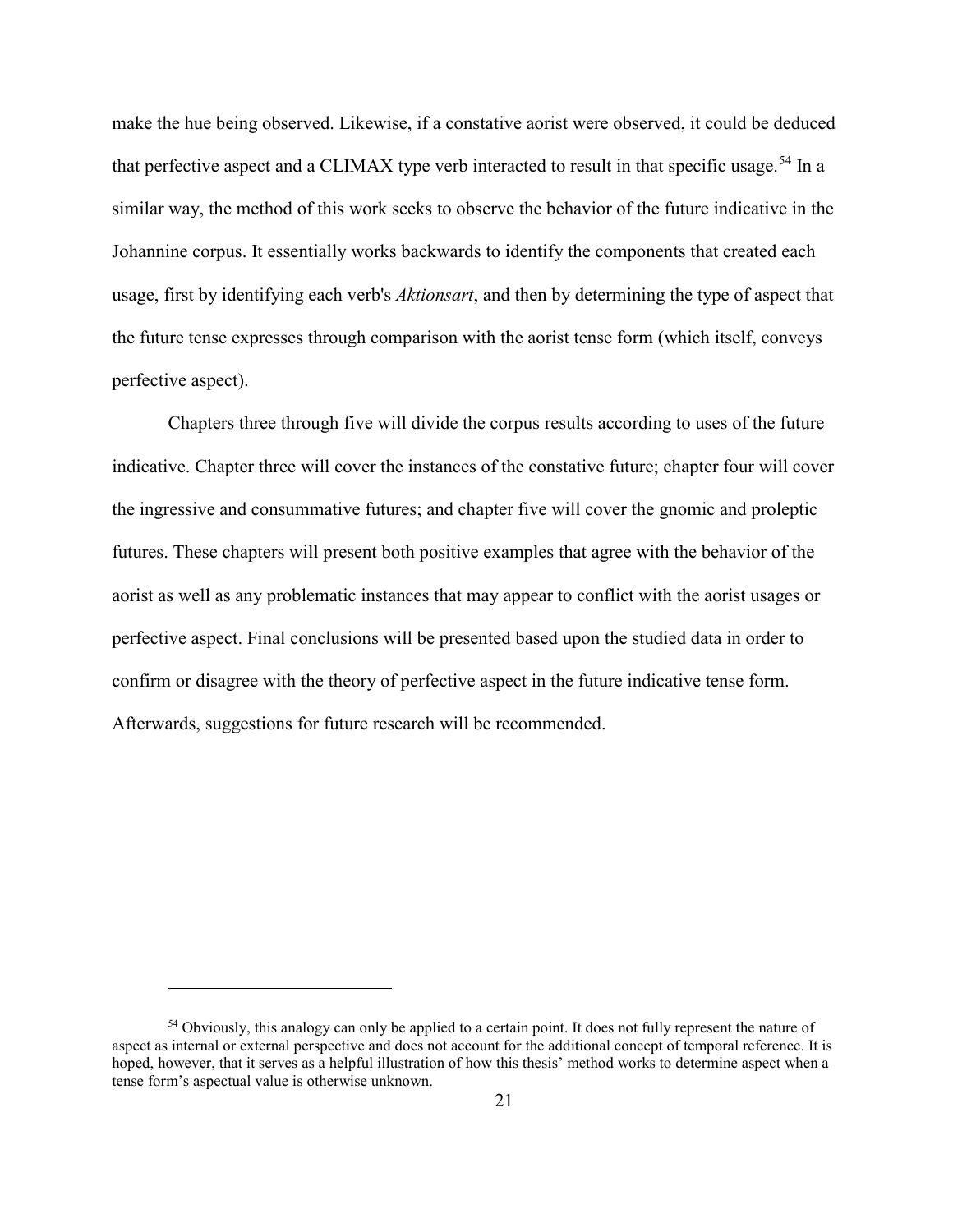make the hue being observed. Likewise, if a constative aorist were observed, it could be deduced that perfective aspect and a CLIMAX type verb interacted to result in that specific usage.[54] In a similar way, the method of this work seeks to observe the behavior of the future indicative in the Johannine corpus. It essentially works backwards to identify the components that created each usage, first by identifying each verb's *Aktionsart*, and then by determining the type of aspect that the future tense expresses through comparison with the aorist tense form (which itself, conveys perfective aspect).

Chapters three through five will divide the corpus results according to uses of the future indicative. Chapter three will cover the instances of the constative future; chapter four will cover the ingressive and consummative futures; and chapter five will cover the gnomic and proleptic futures. These chapters will present both positive examples that agree with the behavior of the aorist as well as any problematic instances that may appear to conflict with the aorist usages or perfective aspect. Final conclusions will be presented based upon the studied data in order to confirm or disagree with the theory of perfective aspect in the future indicative tense form. Afterwards, suggestions for future research will be recommended.

---

[54] Obviously, this analogy can only be applied to a certain point. It does not fully represent the nature of aspect as internal or external perspective and does not account for the additional concept of temporal reference. It is hoped, however, that it serves as a helpful illustration of how this thesis' method works to determine aspect when a tense form's aspectual value is otherwise unknown.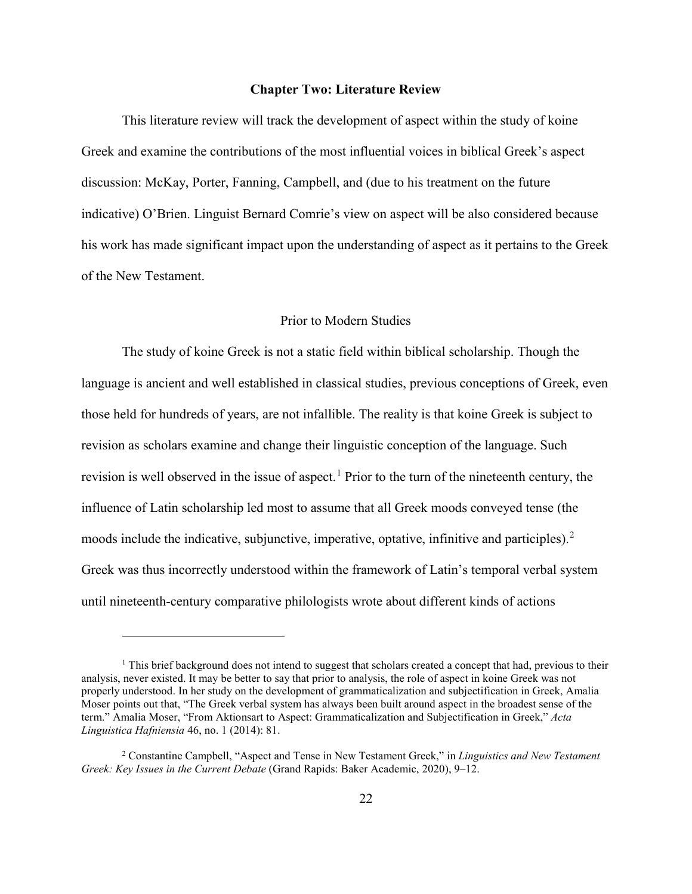## Chapter Two: Literature Review

This literature review will track the development of aspect within the study of koine Greek and examine the contributions of the most influential voices in biblical Greek's aspect discussion: McKay, Porter, Fanning, Campbell, and (due to his treatment on the future indicative) O'Brien. Linguist Bernard Comrie's view on aspect will be also considered because his work has made significant impact upon the understanding of aspect as it pertains to the Greek of the New Testament.

### Prior to Modern Studies

The study of koine Greek is not a static field within biblical scholarship. Though the language is ancient and well established in classical studies, previous conceptions of Greek, even those held for hundreds of years, are not infallible. The reality is that koine Greek is subject to revision as scholars examine and change their linguistic conception of the language. Such revision is well observed in the issue of aspect.[1] Prior to the turn of the nineteenth century, the influence of Latin scholarship led most to assume that all Greek moods conveyed tense (the moods include the indicative, subjunctive, imperative, optative, infinitive and participles).[2] Greek was thus incorrectly understood within the framework of Latin's temporal verbal system until nineteenth-century comparative philologists wrote about different kinds of actions

---

[1] This brief background does not intend to suggest that scholars created a concept that had, previous to their analysis, never existed. It may be better to say that prior to analysis, the role of aspect in koine Greek was not properly understood. In her study on the development of grammaticalization and subjectification in Greek, Amalia Moser points out that, "The Greek verbal system has always been built around aspect in the broadest sense of the term." Amalia Moser, "From Aktionsart to Aspect: Grammaticalization and Subjectification in Greek," *Acta Linguistica Hafniensia* 46, no. 1 (2014): 81.

[2] Constantine Campbell, "Aspect and Tense in New Testament Greek," in *Linguistics and New Testament Greek: Key Issues in the Current Debate* (Grand Rapids: Baker Academic, 2020), 9–12.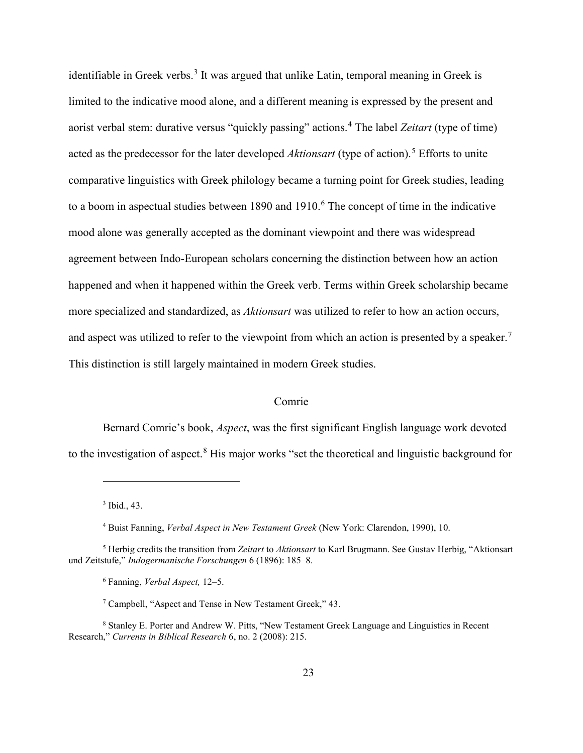identifiable in Greek verbs.[3] It was argued that unlike Latin, temporal meaning in Greek is limited to the indicative mood alone, and a different meaning is expressed by the present and aorist verbal stem: durative versus "quickly passing" actions.[4] The label *Zeitart* (type of time) acted as the predecessor for the later developed *Aktionsart* (type of action).[5] Efforts to unite comparative linguistics with Greek philology became a turning point for Greek studies, leading to a boom in aspectual studies between 1890 and 1910.[6] The concept of time in the indicative mood alone was generally accepted as the dominant viewpoint and there was widespread agreement between Indo-European scholars concerning the distinction between how an action happened and when it happened within the Greek verb. Terms within Greek scholarship became more specialized and standardized, as *Aktionsart* was utilized to refer to how an action occurs, and aspect was utilized to refer to the viewpoint from which an action is presented by a speaker.[7] This distinction is still largely maintained in modern Greek studies.

## Comrie

Bernard Comrie's book, *Aspect*, was the first significant English language work devoted to the investigation of aspect.[8] His major works "set the theoretical and linguistic background for

---

[3] Ibid., 43.

[4] Buist Fanning, *Verbal Aspect in New Testament Greek* (New York: Clarendon, 1990), 10.

[5] Herbig credits the transition from *Zeitart* to *Aktionsart* to Karl Brugmann. See Gustav Herbig, "Aktionsart und Zeitstufe," *Indogermanische Forschungen* 6 (1896): 185–8.

[6] Fanning, *Verbal Aspect,* 12–5.

[7] Campbell, "Aspect and Tense in New Testament Greek," 43.

[8] Stanley E. Porter and Andrew W. Pitts, "New Testament Greek Language and Linguistics in Recent Research," *Currents in Biblical Research* 6, no. 2 (2008): 215.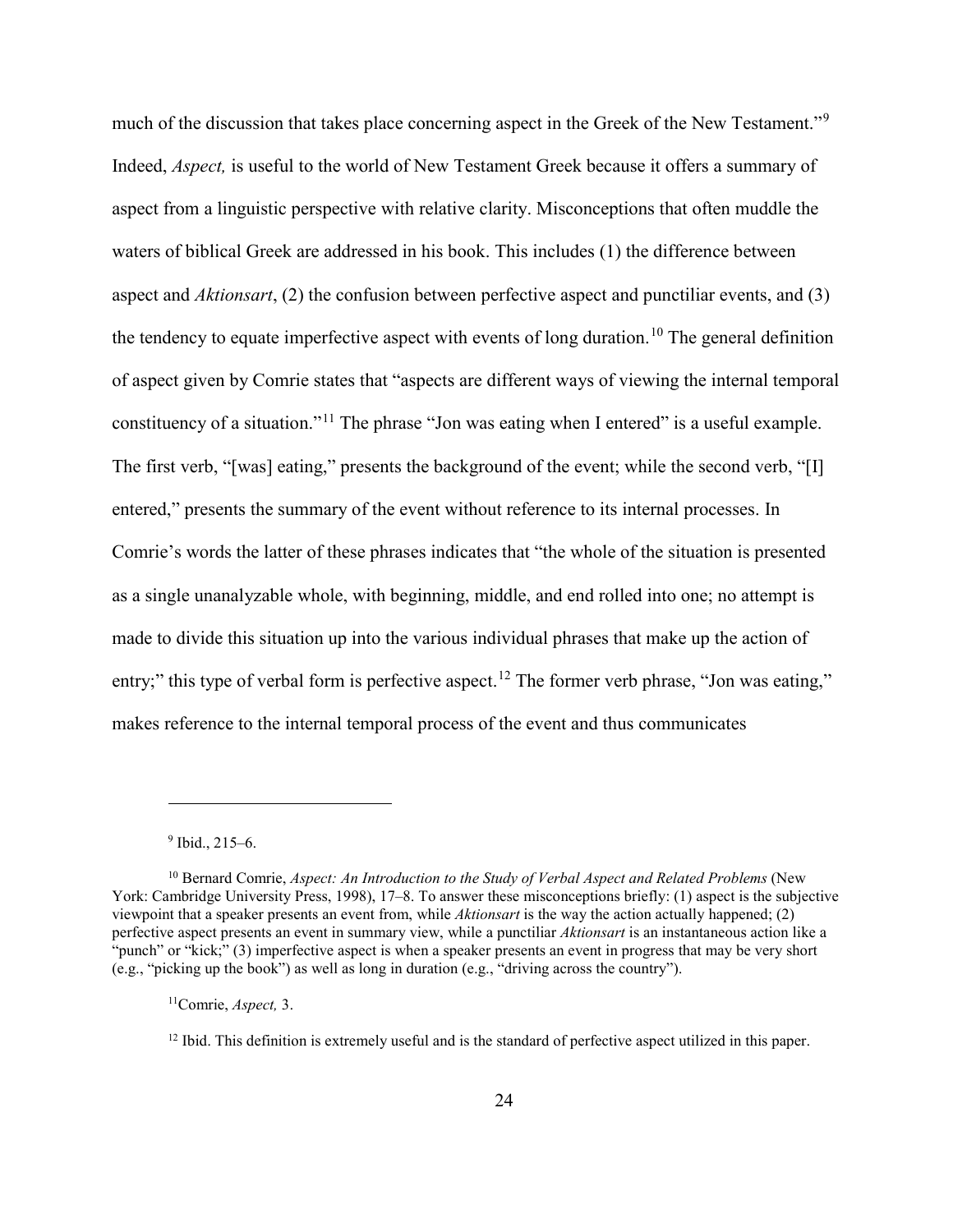much of the discussion that takes place concerning aspect in the Greek of the New Testament."[9] Indeed, *Aspect,* is useful to the world of New Testament Greek because it offers a summary of aspect from a linguistic perspective with relative clarity. Misconceptions that often muddle the waters of biblical Greek are addressed in his book. This includes (1) the difference between aspect and *Aktionsart*, (2) the confusion between perfective aspect and punctiliar events, and (3) the tendency to equate imperfective aspect with events of long duration.[10] The general definition of aspect given by Comrie states that "aspects are different ways of viewing the internal temporal constituency of a situation."[11] The phrase "Jon was eating when I entered" is a useful example. The first verb, "[was] eating," presents the background of the event; while the second verb, "[I] entered," presents the summary of the event without reference to its internal processes. In Comrie's words the latter of these phrases indicates that "the whole of the situation is presented as a single unanalyzable whole, with beginning, middle, and end rolled into one; no attempt is made to divide this situation up into the various individual phrases that make up the action of entry;" this type of verbal form is perfective aspect.[12] The former verb phrase, "Jon was eating," makes reference to the internal temporal process of the event and thus communicates

---

[9] Ibid., 215–6.

[10] Bernard Comrie, *Aspect: An Introduction to the Study of Verbal Aspect and Related Problems* (New York: Cambridge University Press, 1998), 17–8. To answer these misconceptions briefly: (1) aspect is the subjective viewpoint that a speaker presents an event from, while *Aktionsart* is the way the action actually happened; (2) perfective aspect presents an event in summary view, while a punctiliar *Aktionsart* is an instantaneous action like a "punch" or "kick;" (3) imperfective aspect is when a speaker presents an event in progress that may be very short (e.g., "picking up the book") as well as long in duration (e.g., "driving across the country").

[11] Comrie, *Aspect,* 3.

[12] Ibid. This definition is extremely useful and is the standard of perfective aspect utilized in this paper.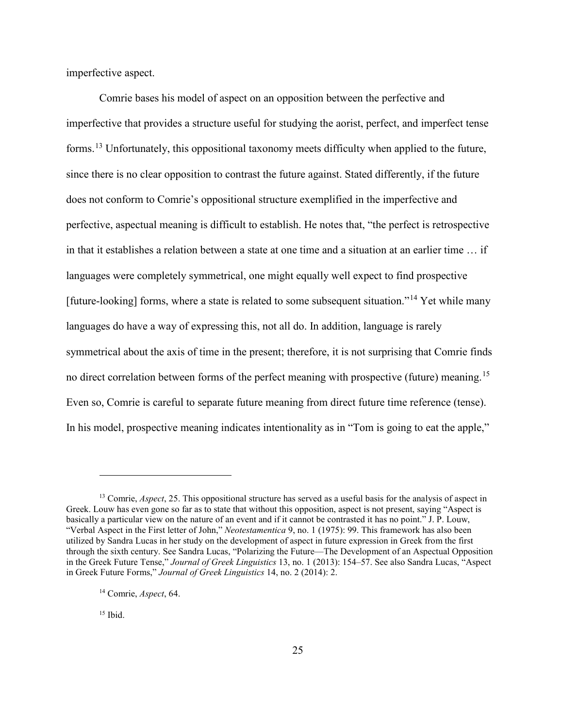imperfective aspect.

Comrie bases his model of aspect on an opposition between the perfective and imperfective that provides a structure useful for studying the aorist, perfect, and imperfect tense forms.[13] Unfortunately, this oppositional taxonomy meets difficulty when applied to the future, since there is no clear opposition to contrast the future against. Stated differently, if the future does not conform to Comrie's oppositional structure exemplified in the imperfective and perfective, aspectual meaning is difficult to establish. He notes that, "the perfect is retrospective in that it establishes a relation between a state at one time and a situation at an earlier time … if languages were completely symmetrical, one might equally well expect to find prospective [future-looking] forms, where a state is related to some subsequent situation."[14] Yet while many languages do have a way of expressing this, not all do. In addition, language is rarely symmetrical about the axis of time in the present; therefore, it is not surprising that Comrie finds no direct correlation between forms of the perfect meaning with prospective (future) meaning.[15] Even so, Comrie is careful to separate future meaning from direct future time reference (tense). In his model, prospective meaning indicates intentionality as in "Tom is going to eat the apple,"

---

[13] Comrie, *Aspect*, 25. This oppositional structure has served as a useful basis for the analysis of aspect in Greek. Louw has even gone so far as to state that without this opposition, aspect is not present, saying "Aspect is basically a particular view on the nature of an event and if it cannot be contrasted it has no point." J. P. Louw, "Verbal Aspect in the First letter of John," *Neotestamentica* 9, no. 1 (1975): 99. This framework has also been utilized by Sandra Lucas in her study on the development of aspect in future expression in Greek from the first through the sixth century. See Sandra Lucas, "Polarizing the Future—The Development of an Aspectual Opposition in the Greek Future Tense," *Journal of Greek Linguistics* 13, no. 1 (2013): 154–57. See also Sandra Lucas, "Aspect in Greek Future Forms," *Journal of Greek Linguistics* 14, no. 2 (2014): 2.

[14] Comrie, *Aspect*, 64.

[15] Ibid.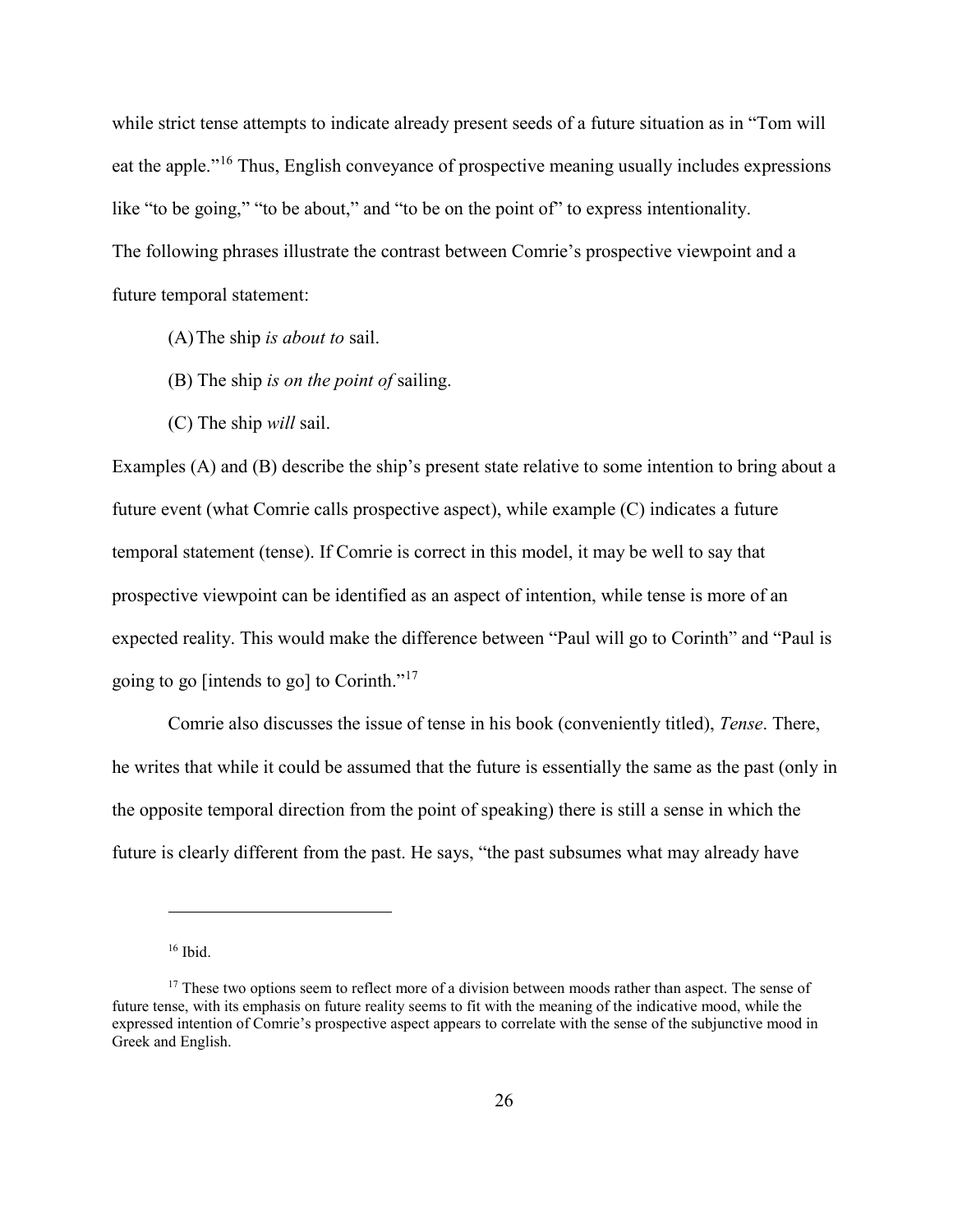while strict tense attempts to indicate already present seeds of a future situation as in "Tom will eat the apple."[16] Thus, English conveyance of prospective meaning usually includes expressions like "to be going," "to be about," and "to be on the point of" to express intentionality.
The following phrases illustrate the contrast between Comrie's prospective viewpoint and a future temporal statement:

(A) The ship *is about to* sail.

(B) The ship *is on the point of* sailing.

(C) The ship *will* sail.

Examples (A) and (B) describe the ship's present state relative to some intention to bring about a future event (what Comrie calls prospective aspect), while example (C) indicates a future temporal statement (tense). If Comrie is correct in this model, it may be well to say that prospective viewpoint can be identified as an aspect of intention, while tense is more of an expected reality. This would make the difference between "Paul will go to Corinth" and "Paul is going to go [intends to go] to Corinth."[17]

Comrie also discusses the issue of tense in his book (conveniently titled), *Tense*. There, he writes that while it could be assumed that the future is essentially the same as the past (only in the opposite temporal direction from the point of speaking) there is still a sense in which the future is clearly different from the past. He says, "the past subsumes what may already have

---

[16] Ibid.

[17] These two options seem to reflect more of a division between moods rather than aspect. The sense of future tense, with its emphasis on future reality seems to fit with the meaning of the indicative mood, while the expressed intention of Comrie's prospective aspect appears to correlate with the sense of the subjunctive mood in Greek and English.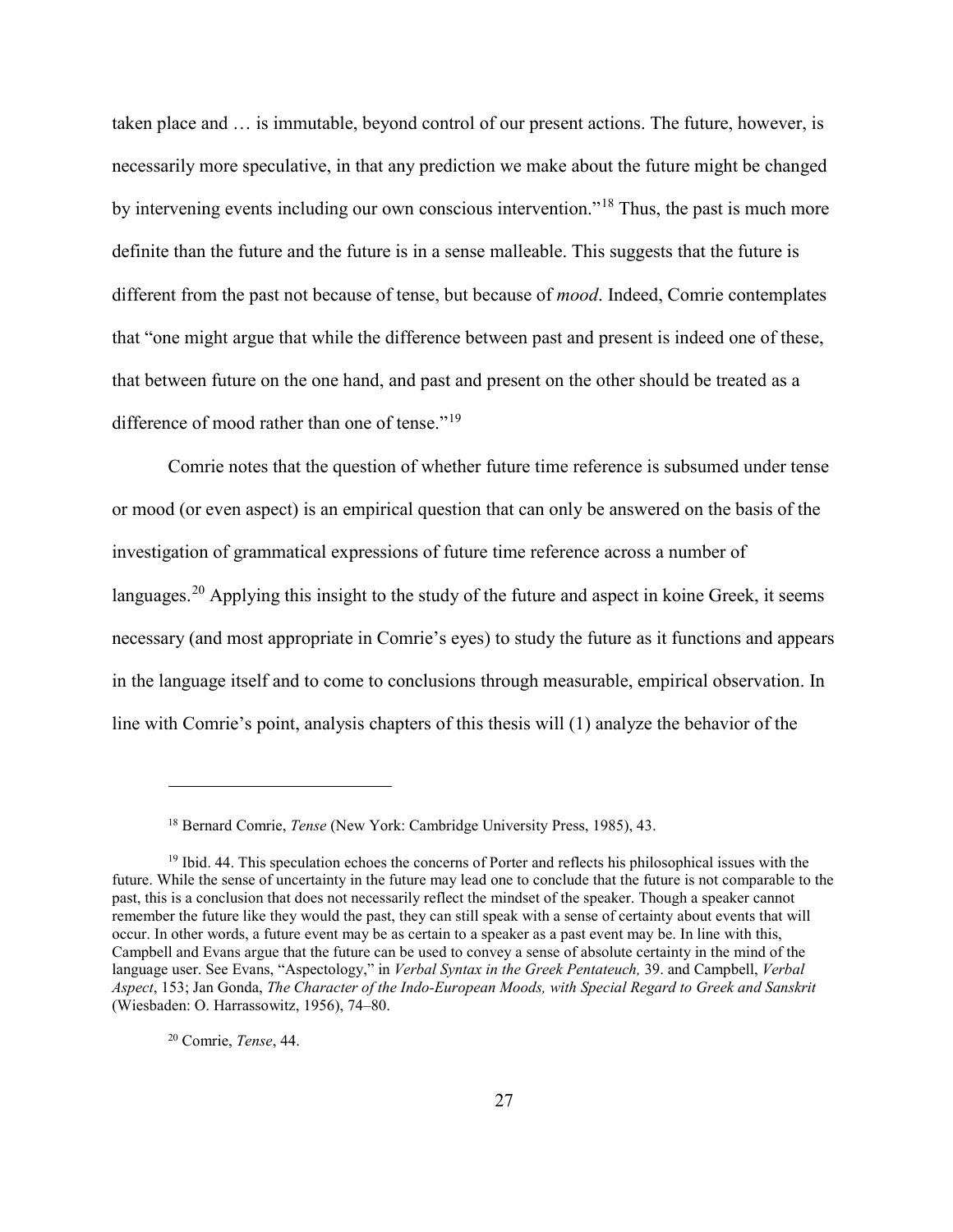taken place and … is immutable, beyond control of our present actions. The future, however, is necessarily more speculative, in that any prediction we make about the future might be changed by intervening events including our own conscious intervention."[18] Thus, the past is much more definite than the future and the future is in a sense malleable. This suggests that the future is different from the past not because of tense, but because of *mood*. Indeed, Comrie contemplates that "one might argue that while the difference between past and present is indeed one of these, that between future on the one hand, and past and present on the other should be treated as a difference of mood rather than one of tense."[19]

Comrie notes that the question of whether future time reference is subsumed under tense or mood (or even aspect) is an empirical question that can only be answered on the basis of the investigation of grammatical expressions of future time reference across a number of languages.[20] Applying this insight to the study of the future and aspect in koine Greek, it seems necessary (and most appropriate in Comrie's eyes) to study the future as it functions and appears in the language itself and to come to conclusions through measurable, empirical observation. In line with Comrie's point, analysis chapters of this thesis will (1) analyze the behavior of the

---

[18] Bernard Comrie, *Tense* (New York: Cambridge University Press, 1985), 43.

[19] Ibid. 44. This speculation echoes the concerns of Porter and reflects his philosophical issues with the future. While the sense of uncertainty in the future may lead one to conclude that the future is not comparable to the past, this is a conclusion that does not necessarily reflect the mindset of the speaker. Though a speaker cannot remember the future like they would the past, they can still speak with a sense of certainty about events that will occur. In other words, a future event may be as certain to a speaker as a past event may be. In line with this, Campbell and Evans argue that the future can be used to convey a sense of absolute certainty in the mind of the language user. See Evans, "Aspectology," in *Verbal Syntax in the Greek Pentateuch,* 39. and Campbell, *Verbal Aspect*, 153; Jan Gonda, *The Character of the Indo-European Moods, with Special Regard to Greek and Sanskrit* (Wiesbaden: O. Harrassowitz, 1956), 74–80.

[20] Comrie, *Tense*, 44.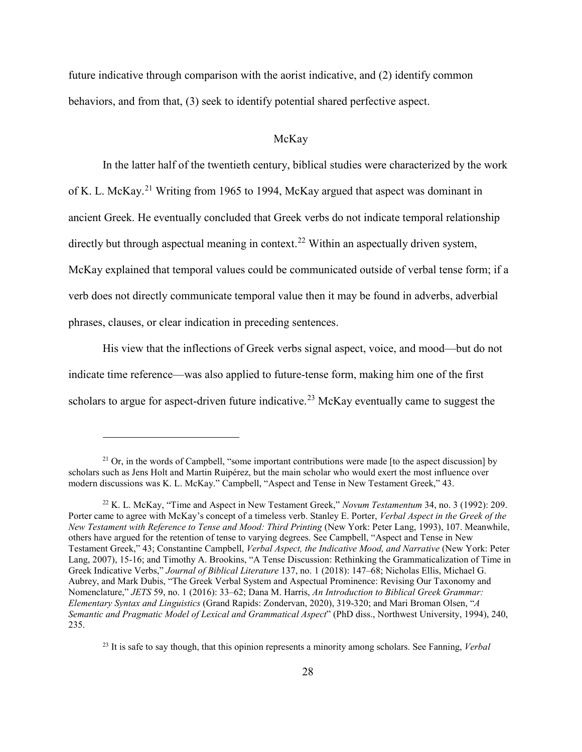future indicative through comparison with the aorist indicative, and (2) identify common behaviors, and from that, (3) seek to identify potential shared perfective aspect.

## McKay

In the latter half of the twentieth century, biblical studies were characterized by the work of K. L. McKay.[21] Writing from 1965 to 1994, McKay argued that aspect was dominant in ancient Greek. He eventually concluded that Greek verbs do not indicate temporal relationship directly but through aspectual meaning in context.[22] Within an aspectually driven system, McKay explained that temporal values could be communicated outside of verbal tense form; if a verb does not directly communicate temporal value then it may be found in adverbs, adverbial phrases, clauses, or clear indication in preceding sentences.

His view that the inflections of Greek verbs signal aspect, voice, and mood—but do not indicate time reference—was also applied to future-tense form, making him one of the first scholars to argue for aspect-driven future indicative.[23] McKay eventually came to suggest the

---

[21] Or, in the words of Campbell, "some important contributions were made [to the aspect discussion] by scholars such as Jens Holt and Martin Ruipérez, but the main scholar who would exert the most influence over modern discussions was K. L. McKay." Campbell, "Aspect and Tense in New Testament Greek," 43.

[22] K. L. McKay, "Time and Aspect in New Testament Greek," *Novum Testamentum* 34, no. 3 (1992): 209. Porter came to agree with McKay's concept of a timeless verb. Stanley E. Porter, *Verbal Aspect in the Greek of the New Testament with Reference to Tense and Mood: Third Printing* (New York: Peter Lang, 1993), 107. Meanwhile, others have argued for the retention of tense to varying degrees. See Campbell, "Aspect and Tense in New Testament Greek," 43; Constantine Campbell, *Verbal Aspect, the Indicative Mood, and Narrative* (New York: Peter Lang, 2007), 15-16; and Timothy A. Brookins, "A Tense Discussion: Rethinking the Grammaticalization of Time in Greek Indicative Verbs," *Journal of Biblical Literature* 137, no. 1 (2018): 147–68; Nicholas Ellis, Michael G. Aubrey, and Mark Dubis, "The Greek Verbal System and Aspectual Prominence: Revising Our Taxonomy and Nomenclature," *JETS* 59, no. 1 (2016): 33–62; Dana M. Harris, *An Introduction to Biblical Greek Grammar: Elementary Syntax and Linguistics* (Grand Rapids: Zondervan, 2020), 319-320; and Mari Broman Olsen, "*A Semantic and Pragmatic Model of Lexical and Grammatical Aspect*" (PhD diss., Northwest University, 1994), 240, 235.

[23] It is safe to say though, that this opinion represents a minority among scholars. See Fanning, *Verbal*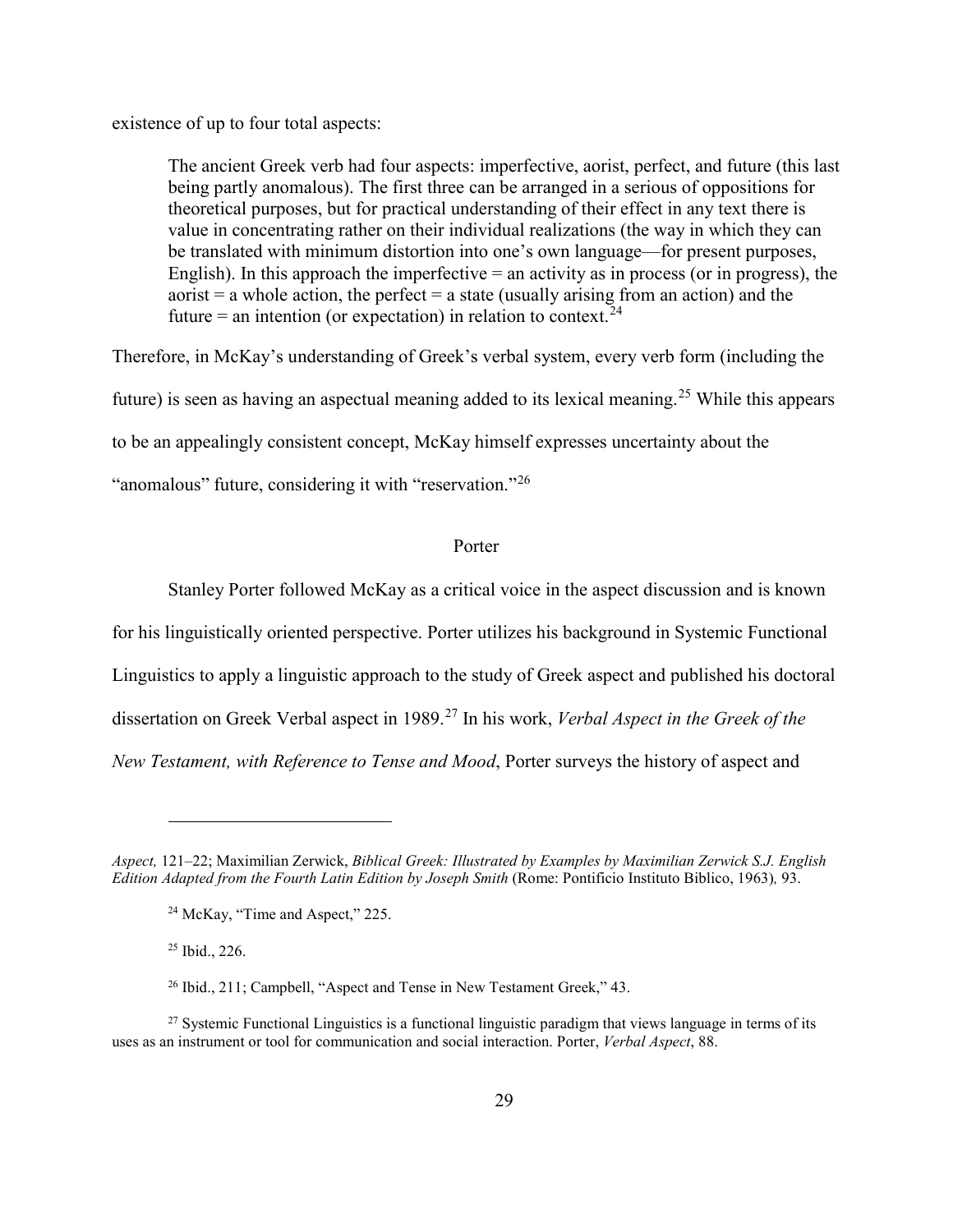existence of up to four total aspects:

> The ancient Greek verb had four aspects: imperfective, aorist, perfect, and future (this last being partly anomalous). The first three can be arranged in a serious of oppositions for theoretical purposes, but for practical understanding of their effect in any text there is value in concentrating rather on their individual realizations (the way in which they can be translated with minimum distortion into one's own language—for present purposes, English). In this approach the imperfective = an activity as in process (or in progress), the aorist = a whole action, the perfect = a state (usually arising from an action) and the future = an intention (or expectation) in relation to context.[24]

Therefore, in McKay's understanding of Greek's verbal system, every verb form (including the future) is seen as having an aspectual meaning added to its lexical meaning.[25] While this appears to be an appealingly consistent concept, McKay himself expresses uncertainty about the "anomalous" future, considering it with "reservation."[26]

### Porter

Stanley Porter followed McKay as a critical voice in the aspect discussion and is known for his linguistically oriented perspective. Porter utilizes his background in Systemic Functional Linguistics to apply a linguistic approach to the study of Greek aspect and published his doctoral dissertation on Greek Verbal aspect in 1989.[27] In his work, *Verbal Aspect in the Greek of the New Testament, with Reference to Tense and Mood*, Porter surveys the history of aspect and

---

*Aspect,* 121–22; Maximilian Zerwick, *Biblical Greek: Illustrated by Examples by Maximilian Zerwick S.J. English Edition Adapted from the Fourth Latin Edition by Joseph Smith* (Rome: Pontificio Instituto Biblico, 1963)*,* 93.

[24] McKay, "Time and Aspect," 225.

[25] Ibid., 226.

[26] Ibid., 211; Campbell, "Aspect and Tense in New Testament Greek," 43.

[27] Systemic Functional Linguistics is a functional linguistic paradigm that views language in terms of its uses as an instrument or tool for communication and social interaction. Porter, *Verbal Aspect*, 88.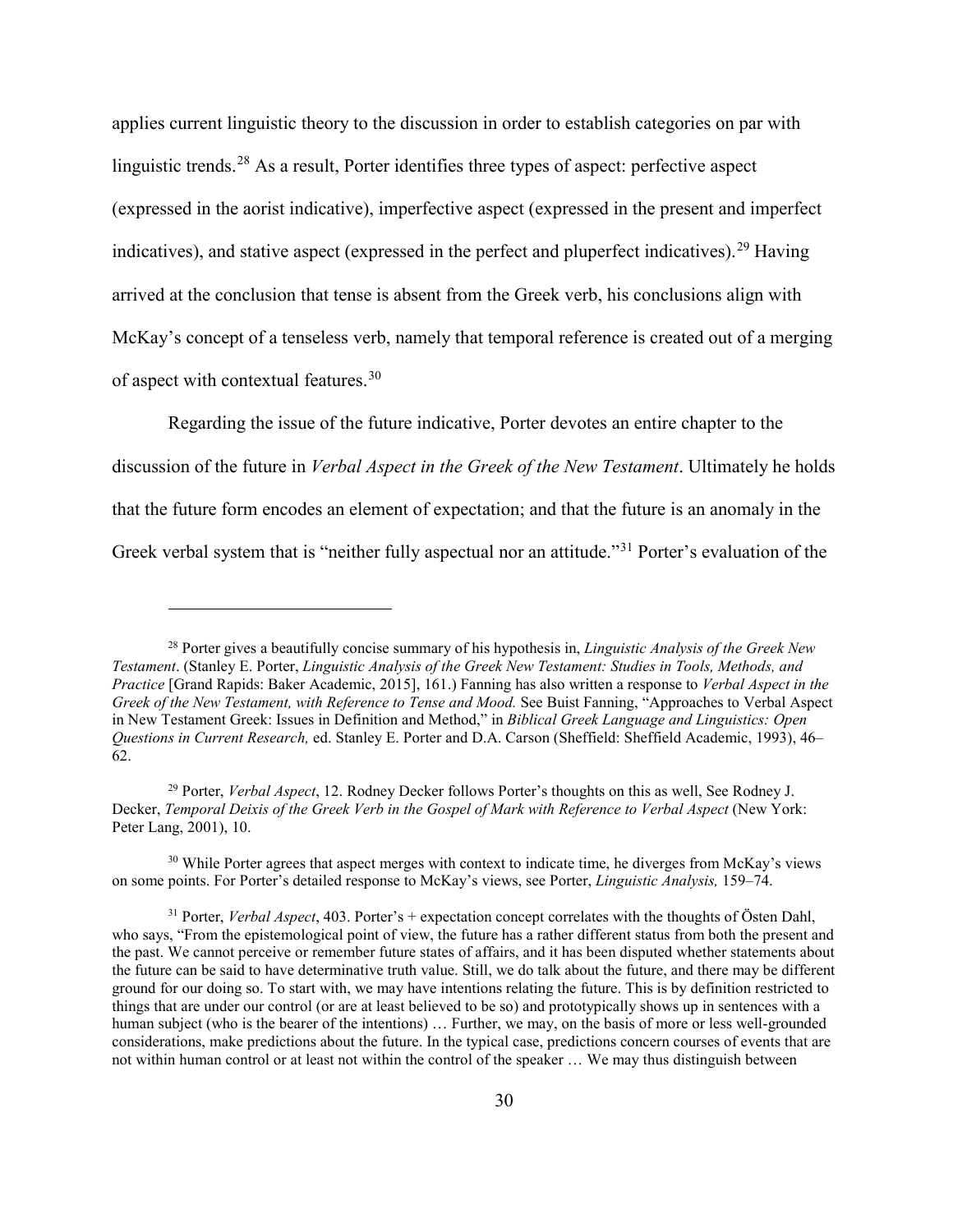applies current linguistic theory to the discussion in order to establish categories on par with linguistic trends.[28] As a result, Porter identifies three types of aspect: perfective aspect (expressed in the aorist indicative), imperfective aspect (expressed in the present and imperfect indicatives), and stative aspect (expressed in the perfect and pluperfect indicatives).[29] Having arrived at the conclusion that tense is absent from the Greek verb, his conclusions align with McKay's concept of a tenseless verb, namely that temporal reference is created out of a merging of aspect with contextual features.[30]

Regarding the issue of the future indicative, Porter devotes an entire chapter to the discussion of the future in *Verbal Aspect in the Greek of the New Testament*. Ultimately he holds that the future form encodes an element of expectation; and that the future is an anomaly in the Greek verbal system that is "neither fully aspectual nor an attitude."[31] Porter's evaluation of the

---

[28] Porter gives a beautifully concise summary of his hypothesis in, *Linguistic Analysis of the Greek New Testament*. (Stanley E. Porter, *Linguistic Analysis of the Greek New Testament: Studies in Tools, Methods, and Practice* [Grand Rapids: Baker Academic, 2015], 161.) Fanning has also written a response to *Verbal Aspect in the Greek of the New Testament, with Reference to Tense and Mood.* See Buist Fanning, "Approaches to Verbal Aspect in New Testament Greek: Issues in Definition and Method," in *Biblical Greek Language and Linguistics: Open Questions in Current Research,* ed. Stanley E. Porter and D.A. Carson (Sheffield: Sheffield Academic, 1993), 46–62.

[29] Porter, *Verbal Aspect*, 12. Rodney Decker follows Porter's thoughts on this as well, See Rodney J. Decker, *Temporal Deixis of the Greek Verb in the Gospel of Mark with Reference to Verbal Aspect* (New York: Peter Lang, 2001), 10.

[30] While Porter agrees that aspect merges with context to indicate time, he diverges from McKay's views on some points. For Porter's detailed response to McKay's views, see Porter, *Linguistic Analysis,* 159–74.

[31] Porter, *Verbal Aspect*, 403. Porter's + expectation concept correlates with the thoughts of Östen Dahl, who says, "From the epistemological point of view, the future has a rather different status from both the present and the past. We cannot perceive or remember future states of affairs, and it has been disputed whether statements about the future can be said to have determinative truth value. Still, we do talk about the future, and there may be different ground for our doing so. To start with, we may have intentions relating the future. This is by definition restricted to things that are under our control (or are at least believed to be so) and prototypically shows up in sentences with a human subject (who is the bearer of the intentions) … Further, we may, on the basis of more or less well-grounded considerations, make predictions about the future. In the typical case, predictions concern courses of events that are not within human control or at least not within the control of the speaker … We may thus distinguish between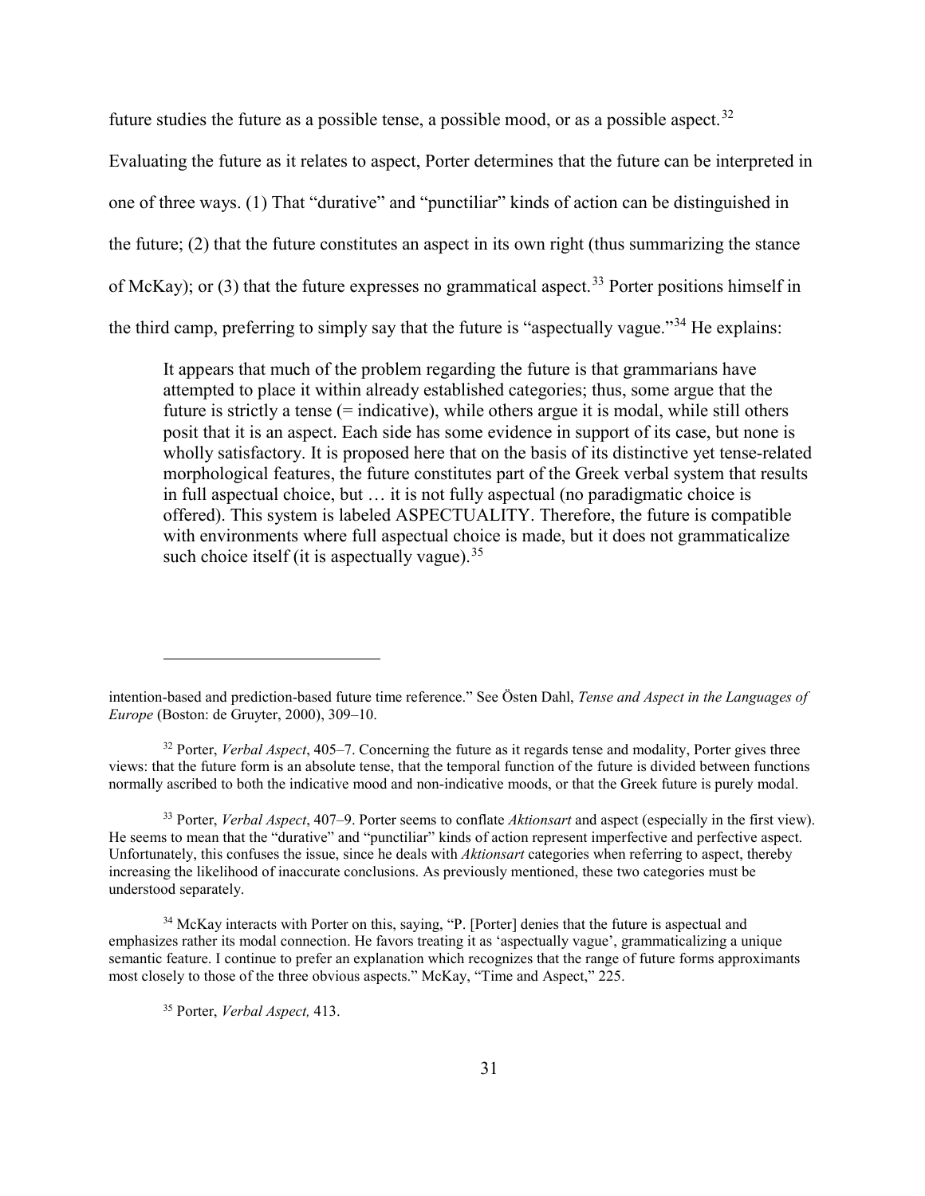future studies the future as a possible tense, a possible mood, or as a possible aspect.[32] Evaluating the future as it relates to aspect, Porter determines that the future can be interpreted in one of three ways. (1) That "durative" and "punctiliar" kinds of action can be distinguished in the future; (2) that the future constitutes an aspect in its own right (thus summarizing the stance of McKay); or (3) that the future expresses no grammatical aspect.[33] Porter positions himself in the third camp, preferring to simply say that the future is "aspectually vague."[34] He explains:

> It appears that much of the problem regarding the future is that grammarians have attempted to place it within already established categories; thus, some argue that the future is strictly a tense (= indicative), while others argue it is modal, while still others posit that it is an aspect. Each side has some evidence in support of its case, but none is wholly satisfactory. It is proposed here that on the basis of its distinctive yet tense-related morphological features, the future constitutes part of the Greek verbal system that results in full aspectual choice, but … it is not fully aspectual (no paradigmatic choice is offered). This system is labeled ASPECTUALITY. Therefore, the future is compatible with environments where full aspectual choice is made, but it does not grammaticalize such choice itself (it is aspectually vague).[35]

---

intention-based and prediction-based future time reference." See Östen Dahl, *Tense and Aspect in the Languages of Europe* (Boston: de Gruyter, 2000), 309–10.

[32] Porter, *Verbal Aspect*, 405–7. Concerning the future as it regards tense and modality, Porter gives three views: that the future form is an absolute tense, that the temporal function of the future is divided between functions normally ascribed to both the indicative mood and non-indicative moods, or that the Greek future is purely modal.

[33] Porter, *Verbal Aspect*, 407–9. Porter seems to conflate *Aktionsart* and aspect (especially in the first view). He seems to mean that the "durative" and "punctiliar" kinds of action represent imperfective and perfective aspect. Unfortunately, this confuses the issue, since he deals with *Aktionsart* categories when referring to aspect, thereby increasing the likelihood of inaccurate conclusions. As previously mentioned, these two categories must be understood separately.

[34] McKay interacts with Porter on this, saying, "P. [Porter] denies that the future is aspectual and emphasizes rather its modal connection. He favors treating it as 'aspectually vague', grammaticalizing a unique semantic feature. I continue to prefer an explanation which recognizes that the range of future forms approximants most closely to those of the three obvious aspects." McKay, "Time and Aspect," 225.

[35] Porter, *Verbal Aspect,* 413.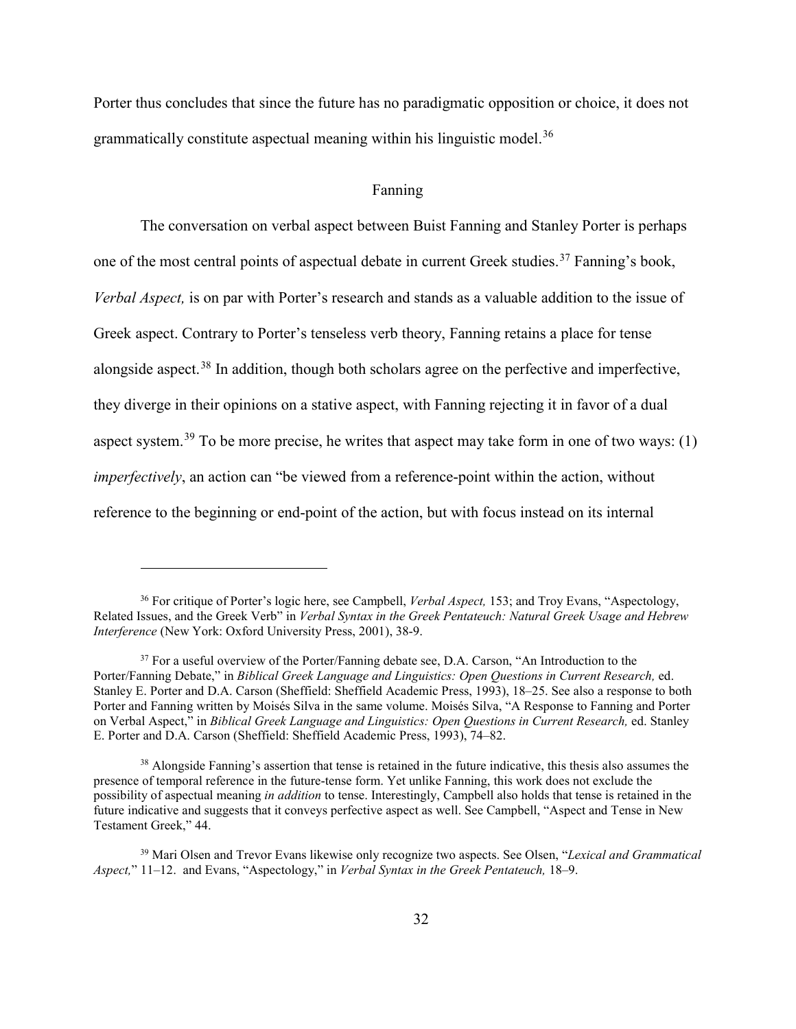Porter thus concludes that since the future has no paradigmatic opposition or choice, it does not grammatically constitute aspectual meaning within his linguistic model.[36]

### Fanning

The conversation on verbal aspect between Buist Fanning and Stanley Porter is perhaps one of the most central points of aspectual debate in current Greek studies.[37] Fanning's book, *Verbal Aspect,* is on par with Porter's research and stands as a valuable addition to the issue of Greek aspect. Contrary to Porter's tenseless verb theory, Fanning retains a place for tense alongside aspect.[38] In addition, though both scholars agree on the perfective and imperfective, they diverge in their opinions on a stative aspect, with Fanning rejecting it in favor of a dual aspect system.[39] To be more precise, he writes that aspect may take form in one of two ways: (1) *imperfectively*, an action can "be viewed from a reference-point within the action, without reference to the beginning or end-point of the action, but with focus instead on its internal

---

[36] For critique of Porter's logic here, see Campbell, *Verbal Aspect,* 153; and Troy Evans, "Aspectology, Related Issues, and the Greek Verb" in *Verbal Syntax in the Greek Pentateuch: Natural Greek Usage and Hebrew Interference* (New York: Oxford University Press, 2001), 38-9.

[37] For a useful overview of the Porter/Fanning debate see, D.A. Carson, "An Introduction to the Porter/Fanning Debate," in *Biblical Greek Language and Linguistics: Open Questions in Current Research,* ed. Stanley E. Porter and D.A. Carson (Sheffield: Sheffield Academic Press, 1993), 18–25. See also a response to both Porter and Fanning written by Moisés Silva in the same volume. Moisés Silva, "A Response to Fanning and Porter on Verbal Aspect," in *Biblical Greek Language and Linguistics: Open Questions in Current Research,* ed. Stanley E. Porter and D.A. Carson (Sheffield: Sheffield Academic Press, 1993), 74–82.

[38] Alongside Fanning's assertion that tense is retained in the future indicative, this thesis also assumes the presence of temporal reference in the future-tense form. Yet unlike Fanning, this work does not exclude the possibility of aspectual meaning *in addition* to tense. Interestingly, Campbell also holds that tense is retained in the future indicative and suggests that it conveys perfective aspect as well. See Campbell, "Aspect and Tense in New Testament Greek," 44.

[39] Mari Olsen and Trevor Evans likewise only recognize two aspects. See Olsen, "*Lexical and Grammatical Aspect,*" 11–12. and Evans, "Aspectology," in *Verbal Syntax in the Greek Pentateuch,* 18–9.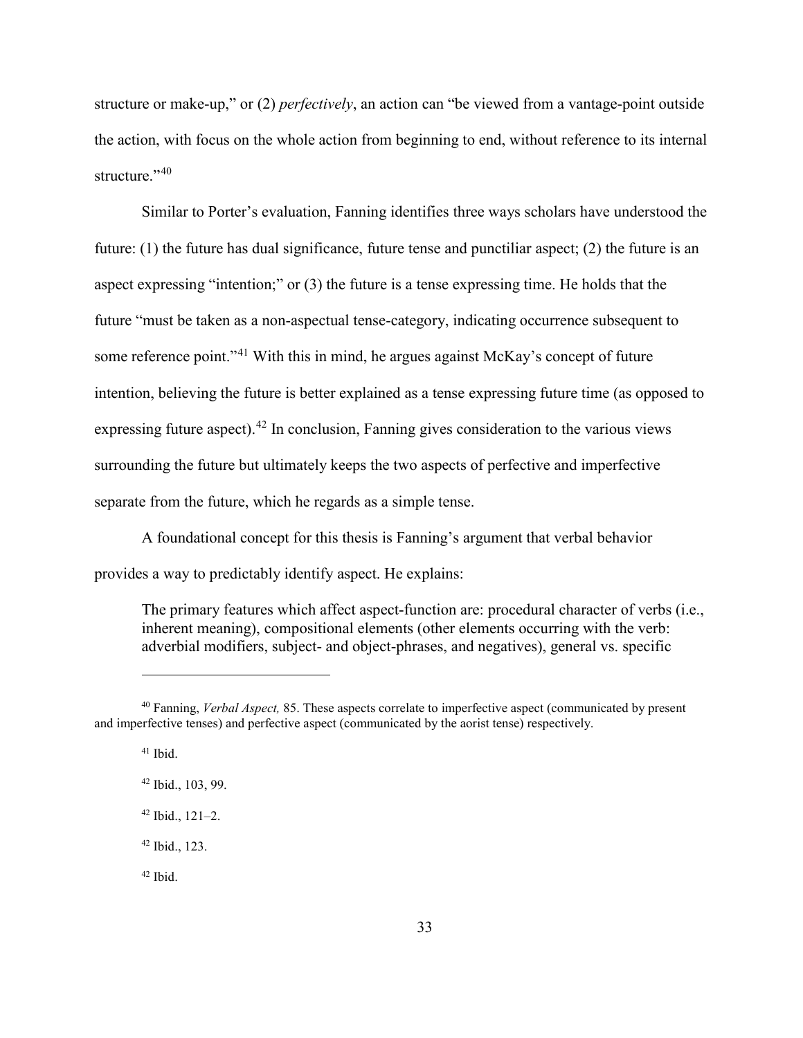structure or make-up," or (2) *perfectively*, an action can "be viewed from a vantage-point outside the action, with focus on the whole action from beginning to end, without reference to its internal structure."[40]

Similar to Porter's evaluation, Fanning identifies three ways scholars have understood the future: (1) the future has dual significance, future tense and punctiliar aspect; (2) the future is an aspect expressing "intention;" or (3) the future is a tense expressing time. He holds that the future "must be taken as a non-aspectual tense-category, indicating occurrence subsequent to some reference point."[41] With this in mind, he argues against McKay's concept of future intention, believing the future is better explained as a tense expressing future time (as opposed to expressing future aspect).[42] In conclusion, Fanning gives consideration to the various views surrounding the future but ultimately keeps the two aspects of perfective and imperfective separate from the future, which he regards as a simple tense.

A foundational concept for this thesis is Fanning's argument that verbal behavior provides a way to predictably identify aspect. He explains:

> The primary features which affect aspect-function are: procedural character of verbs (i.e., inherent meaning), compositional elements (other elements occurring with the verb: adverbial modifiers, subject- and object-phrases, and negatives), general vs. specific

---

[40] Fanning, *Verbal Aspect,* 85. These aspects correlate to imperfective aspect (communicated by present and imperfective tenses) and perfective aspect (communicated by the aorist tense) respectively.

[41] Ibid.

[42] Ibid., 103, 99.

[42] Ibid., 121–2.

[42] Ibid., 123.

[42] Ibid.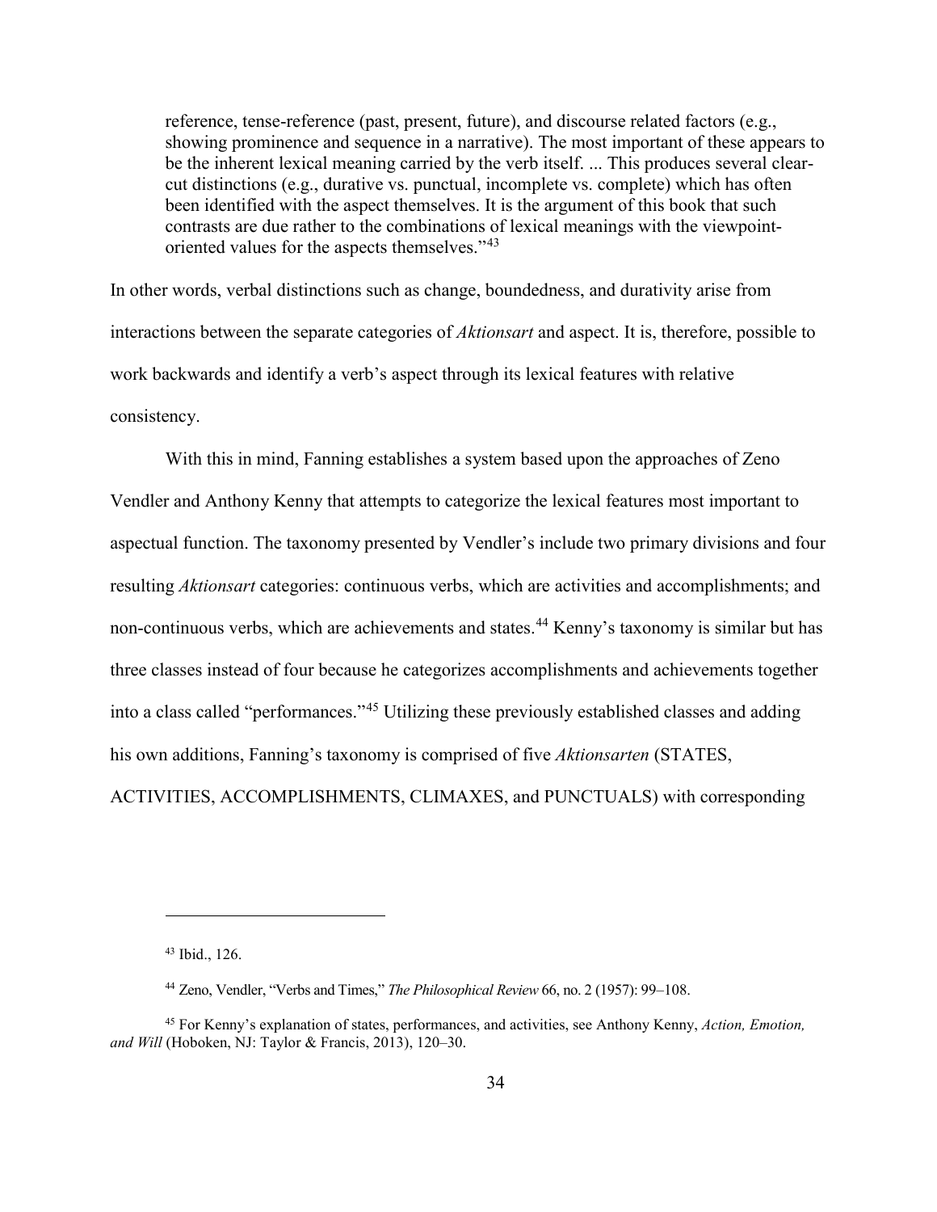> reference, tense-reference (past, present, future), and discourse related factors (e.g., showing prominence and sequence in a narrative). The most important of these appears to be the inherent lexical meaning carried by the verb itself. ... This produces several clear-cut distinctions (e.g., durative vs. punctual, incomplete vs. complete) which has often been identified with the aspect themselves. It is the argument of this book that such contrasts are due rather to the combinations of lexical meanings with the viewpoint-oriented values for the aspects themselves."[43]

In other words, verbal distinctions such as change, boundedness, and durativity arise from interactions between the separate categories of *Aktionsart* and aspect. It is, therefore, possible to work backwards and identify a verb's aspect through its lexical features with relative consistency.

With this in mind, Fanning establishes a system based upon the approaches of Zeno Vendler and Anthony Kenny that attempts to categorize the lexical features most important to aspectual function. The taxonomy presented by Vendler's include two primary divisions and four resulting *Aktionsart* categories: continuous verbs, which are activities and accomplishments; and non-continuous verbs, which are achievements and states.[44] Kenny's taxonomy is similar but has three classes instead of four because he categorizes accomplishments and achievements together into a class called "performances."[45] Utilizing these previously established classes and adding his own additions, Fanning's taxonomy is comprised of five *Aktionsarten* (STATES, ACTIVITIES, ACCOMPLISHMENTS, CLIMAXES, and PUNCTUALS) with corresponding

---

[43] Ibid., 126.

[44] Zeno, Vendler, "Verbs and Times," *The Philosophical Review* 66, no. 2 (1957): 99–108.

[45] For Kenny's explanation of states, performances, and activities, see Anthony Kenny, *Action, Emotion, and Will* (Hoboken, NJ: Taylor & Francis, 2013), 120–30.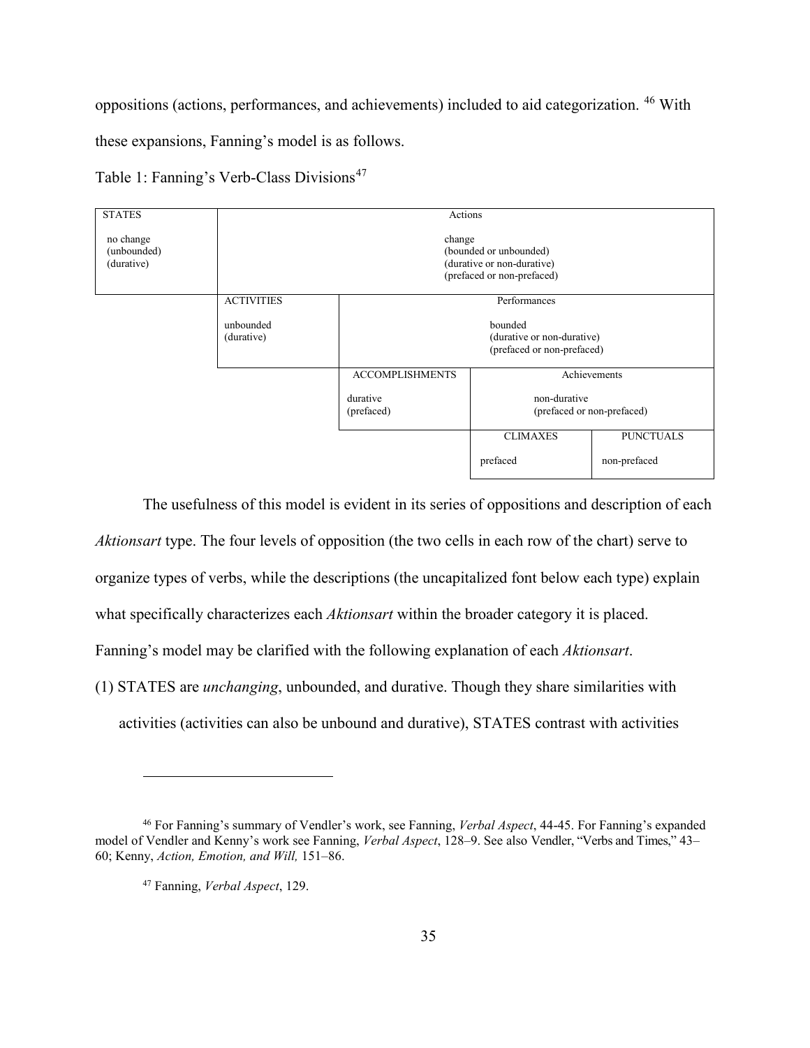oppositions (actions, performances, and achievements) included to aid categorization. [46] With these expansions, Fanning's model is as follows.

Table 1: Fanning's Verb-Class Divisions[47]

| STATES<br><br>no change<br>(unbounded)<br>(durative) | Actions<br><br>change<br>(bounded or unbounded)<br>(durative or non-durative)<br>(prefaced or non-prefaced) | | |
|---|---|---|---|
| | ACTIVITIES<br><br>unbounded<br>(durative) | Performances<br><br>bounded<br>(durative or non-durative)<br>(prefaced or non-prefaced) | |
| | | ACCOMPLISHMENTS<br><br>durative<br>(prefaced) | Achievements<br><br>non-durative<br>(prefaced or non-prefaced) |
| | | | CLIMAXES<br><br>prefaced / PUNCTUALS<br><br>non-prefaced |

The usefulness of this model is evident in its series of oppositions and description of each *Aktionsart* type. The four levels of opposition (the two cells in each row of the chart) serve to organize types of verbs, while the descriptions (the uncapitalized font below each type) explain what specifically characterizes each *Aktionsart* within the broader category it is placed. Fanning's model may be clarified with the following explanation of each *Aktionsart*.

(1) STATES are *unchanging*, unbounded, and durative. Though they share similarities with activities (activities can also be unbound and durative), STATES contrast with activities

---

[46] For Fanning's summary of Vendler's work, see Fanning, *Verbal Aspect*, 44-45. For Fanning's expanded model of Vendler and Kenny's work see Fanning, *Verbal Aspect*, 128–9. See also Vendler, "Verbs and Times," 43–60; Kenny, *Action, Emotion, and Will,* 151–86.

[47] Fanning, *Verbal Aspect*, 129.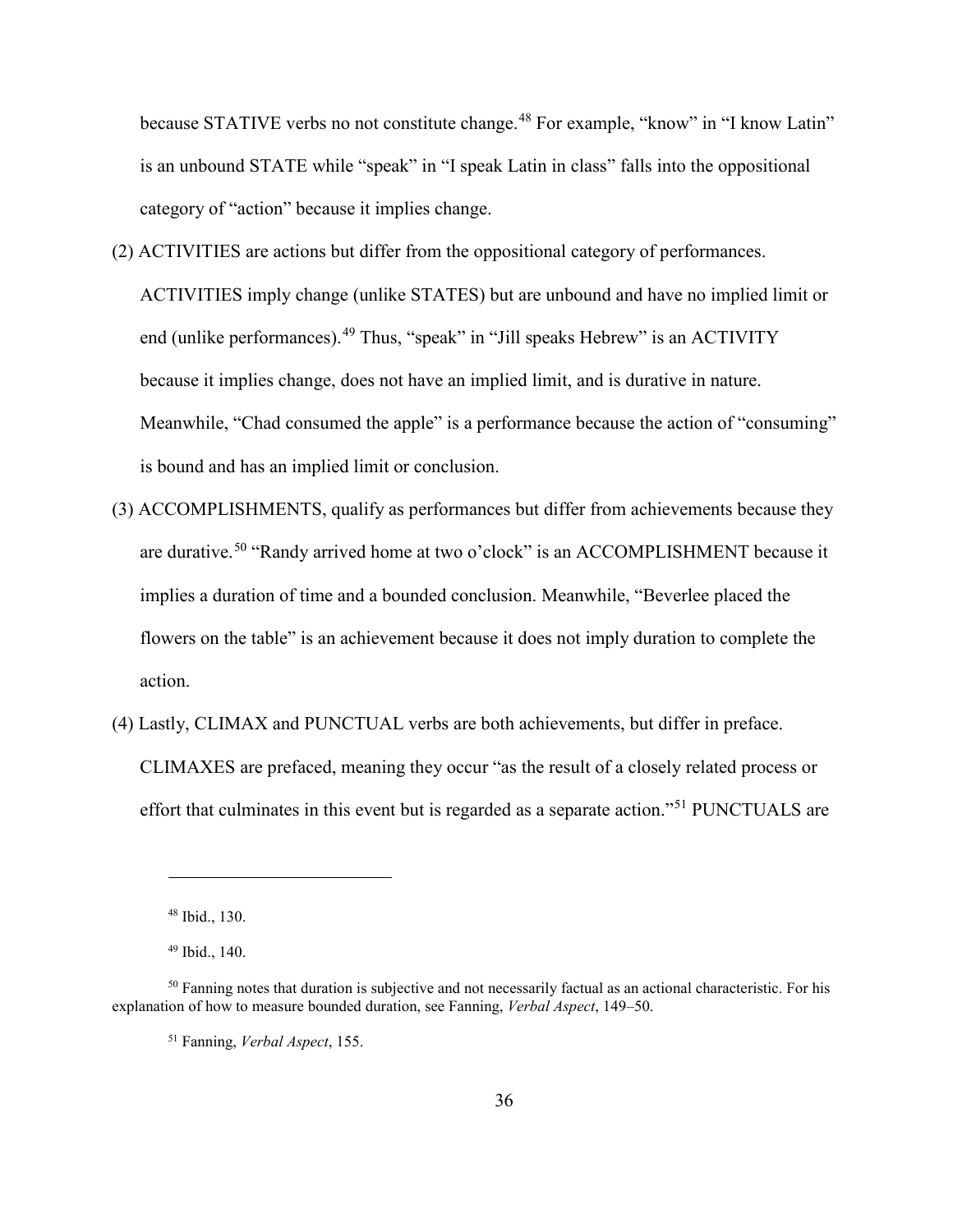because STATIVE verbs no not constitute change.[48] For example, "know" in "I know Latin" is an unbound STATE while "speak" in "I speak Latin in class" falls into the oppositional category of "action" because it implies change.

(2) ACTIVITIES are actions but differ from the oppositional category of performances. ACTIVITIES imply change (unlike STATES) but are unbound and have no implied limit or end (unlike performances).[49] Thus, "speak" in "Jill speaks Hebrew" is an ACTIVITY because it implies change, does not have an implied limit, and is durative in nature. Meanwhile, "Chad consumed the apple" is a performance because the action of "consuming" is bound and has an implied limit or conclusion.

(3) ACCOMPLISHMENTS, qualify as performances but differ from achievements because they are durative.[50] "Randy arrived home at two o'clock" is an ACCOMPLISHMENT because it implies a duration of time and a bounded conclusion. Meanwhile, "Beverlee placed the flowers on the table" is an achievement because it does not imply duration to complete the action.

(4) Lastly, CLIMAX and PUNCTUAL verbs are both achievements, but differ in preface. CLIMAXES are prefaced, meaning they occur "as the result of a closely related process or effort that culminates in this event but is regarded as a separate action."[51] PUNCTUALS are

---

[48] Ibid., 130.

[49] Ibid., 140.

[50] Fanning notes that duration is subjective and not necessarily factual as an actional characteristic. For his explanation of how to measure bounded duration, see Fanning, *Verbal Aspect*, 149–50.

[51] Fanning, *Verbal Aspect*, 155.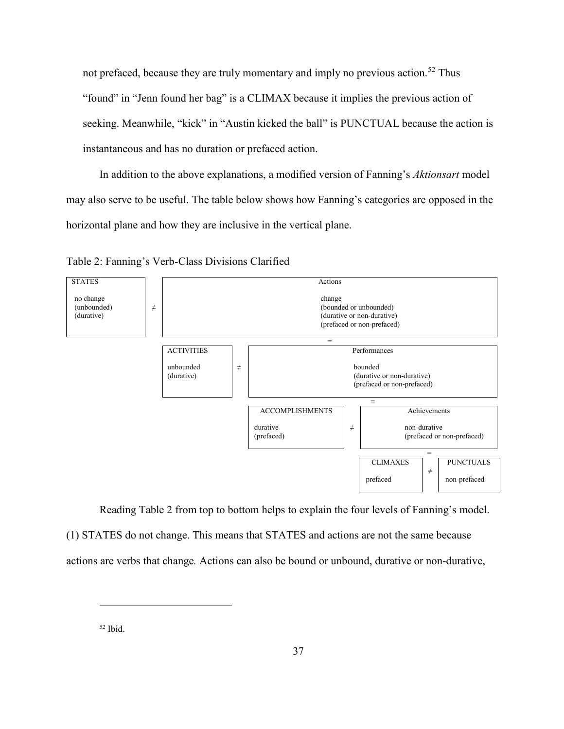not prefaced, because they are truly momentary and imply no previous action.[52] Thus "found" in "Jenn found her bag" is a CLIMAX because it implies the previous action of seeking. Meanwhile, "kick" in "Austin kicked the ball" is PUNCTUAL because the action is instantaneous and has no duration or prefaced action.

In addition to the above explanations, a modified version of Fanning's *Aktionsart* model may also serve to be useful. The table below shows how Fanning's categories are opposed in the horizontal plane and how they are inclusive in the vertical plane.

Table 2: Fanning's Verb-Class Divisions Clarified

| | | | | | | |
|---|---|---|---|---|---|---|
| STATES<br>no change<br>(unbounded)<br>(durative) | ≠ | Actions<br>change<br>(bounded or unbounded)<br>(durative or non-durative)<br>(prefaced or non-prefaced) | | | | |
| | | = | | | | |
| | | ACTIVITIES<br>unbounded<br>(durative) | ≠ | Performances<br>bounded<br>(durative or non-durative)<br>(prefaced or non-prefaced) | | |
| | | | | = | | |
| | | | | ACCOMPLISHMENTS<br>durative<br>(prefaced) | ≠ | Achievements<br>non-durative<br>(prefaced or non-prefaced) |
| | | | | | | = |
| | | | | | | CLIMAXES<br>prefaced ≠ PUNCTUALS<br>non-prefaced |

Reading Table 2 from top to bottom helps to explain the four levels of Fanning's model. (1) STATES do not change. This means that STATES and actions are not the same because actions are verbs that change*.* Actions can also be bound or unbound, durative or non-durative,

[52] Ibid.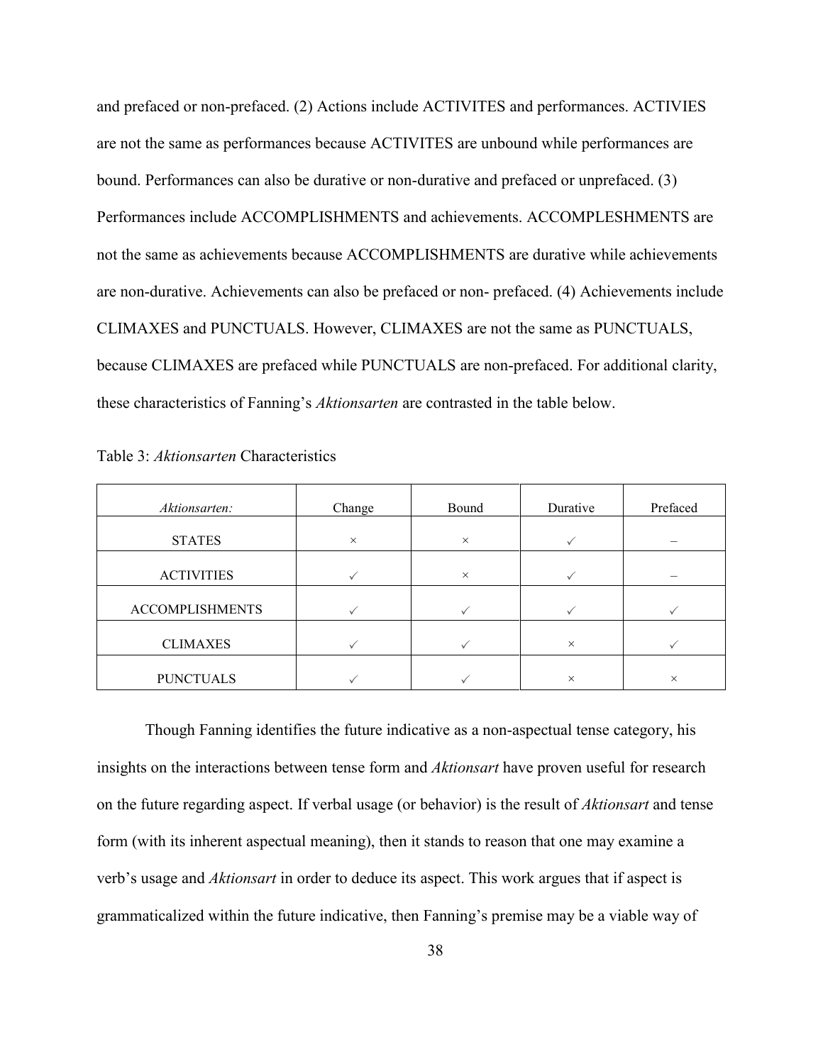and prefaced or non-prefaced. (2) Actions include ACTIVITES and performances. ACTIVIES are not the same as performances because ACTIVITES are unbound while performances are bound. Performances can also be durative or non-durative and prefaced or unprefaced. (3) Performances include ACCOMPLISHMENTS and achievements. ACCOMPLESHMENTS are not the same as achievements because ACCOMPLISHMENTS are durative while achievements are non-durative. Achievements can also be prefaced or non- prefaced. (4) Achievements include CLIMAXES and PUNCTUALS. However, CLIMAXES are not the same as PUNCTUALS, because CLIMAXES are prefaced while PUNCTUALS are non-prefaced. For additional clarity, these characteristics of Fanning's *Aktionsarten* are contrasted in the table below.

Table 3: *Aktionsarten* Characteristics

| *Aktionsarten:* | Change | Bound | Durative | Prefaced |
|---|---|---|---|---|
| STATES | × | × | ✓ | – |
| ACTIVITIES | ✓ | × | ✓ | – |
| ACCOMPLISHMENTS | ✓ | ✓ | ✓ | ✓ |
| CLIMAXES | ✓ | ✓ | × | ✓ |
| PUNCTUALS | ✓ | ✓ | × | × |

Though Fanning identifies the future indicative as a non-aspectual tense category, his insights on the interactions between tense form and *Aktionsart* have proven useful for research on the future regarding aspect. If verbal usage (or behavior) is the result of *Aktionsart* and tense form (with its inherent aspectual meaning), then it stands to reason that one may examine a verb's usage and *Aktionsart* in order to deduce its aspect. This work argues that if aspect is grammaticalized within the future indicative, then Fanning's premise may be a viable way of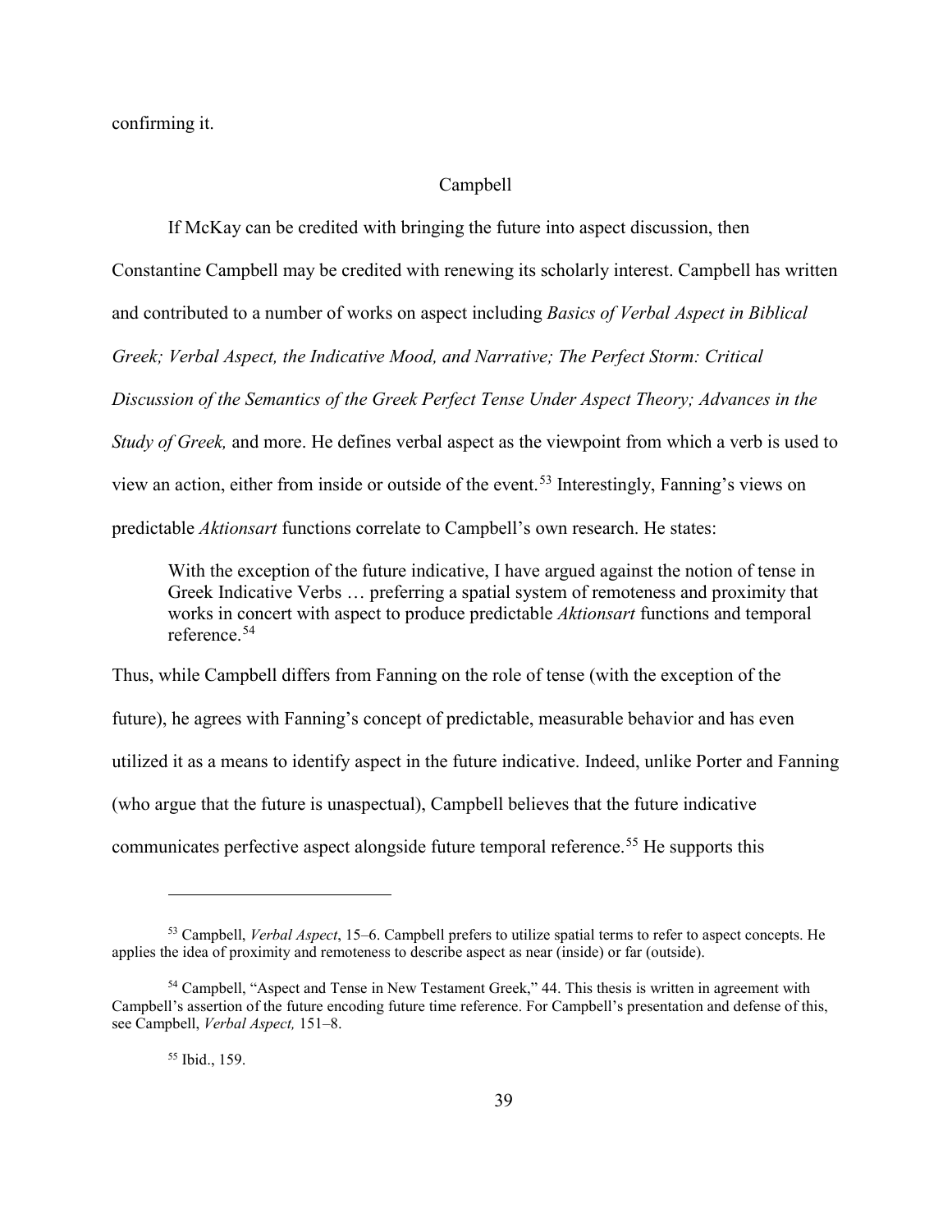confirming it.

## Campbell

If McKay can be credited with bringing the future into aspect discussion, then Constantine Campbell may be credited with renewing its scholarly interest. Campbell has written and contributed to a number of works on aspect including *Basics of Verbal Aspect in Biblical Greek; Verbal Aspect, the Indicative Mood, and Narrative; The Perfect Storm: Critical Discussion of the Semantics of the Greek Perfect Tense Under Aspect Theory; Advances in the Study of Greek,* and more. He defines verbal aspect as the viewpoint from which a verb is used to view an action, either from inside or outside of the event.[53] Interestingly, Fanning's views on predictable *Aktionsart* functions correlate to Campbell's own research. He states:

> With the exception of the future indicative, I have argued against the notion of tense in Greek Indicative Verbs … preferring a spatial system of remoteness and proximity that works in concert with aspect to produce predictable *Aktionsart* functions and temporal reference.[54]

Thus, while Campbell differs from Fanning on the role of tense (with the exception of the future), he agrees with Fanning's concept of predictable, measurable behavior and has even utilized it as a means to identify aspect in the future indicative. Indeed, unlike Porter and Fanning (who argue that the future is unaspectual), Campbell believes that the future indicative communicates perfective aspect alongside future temporal reference.[55] He supports this

---

[53] Campbell, *Verbal Aspect*, 15–6. Campbell prefers to utilize spatial terms to refer to aspect concepts. He applies the idea of proximity and remoteness to describe aspect as near (inside) or far (outside).

[54] Campbell, "Aspect and Tense in New Testament Greek," 44. This thesis is written in agreement with Campbell's assertion of the future encoding future time reference. For Campbell's presentation and defense of this, see Campbell, *Verbal Aspect,* 151–8.

[55] Ibid., 159.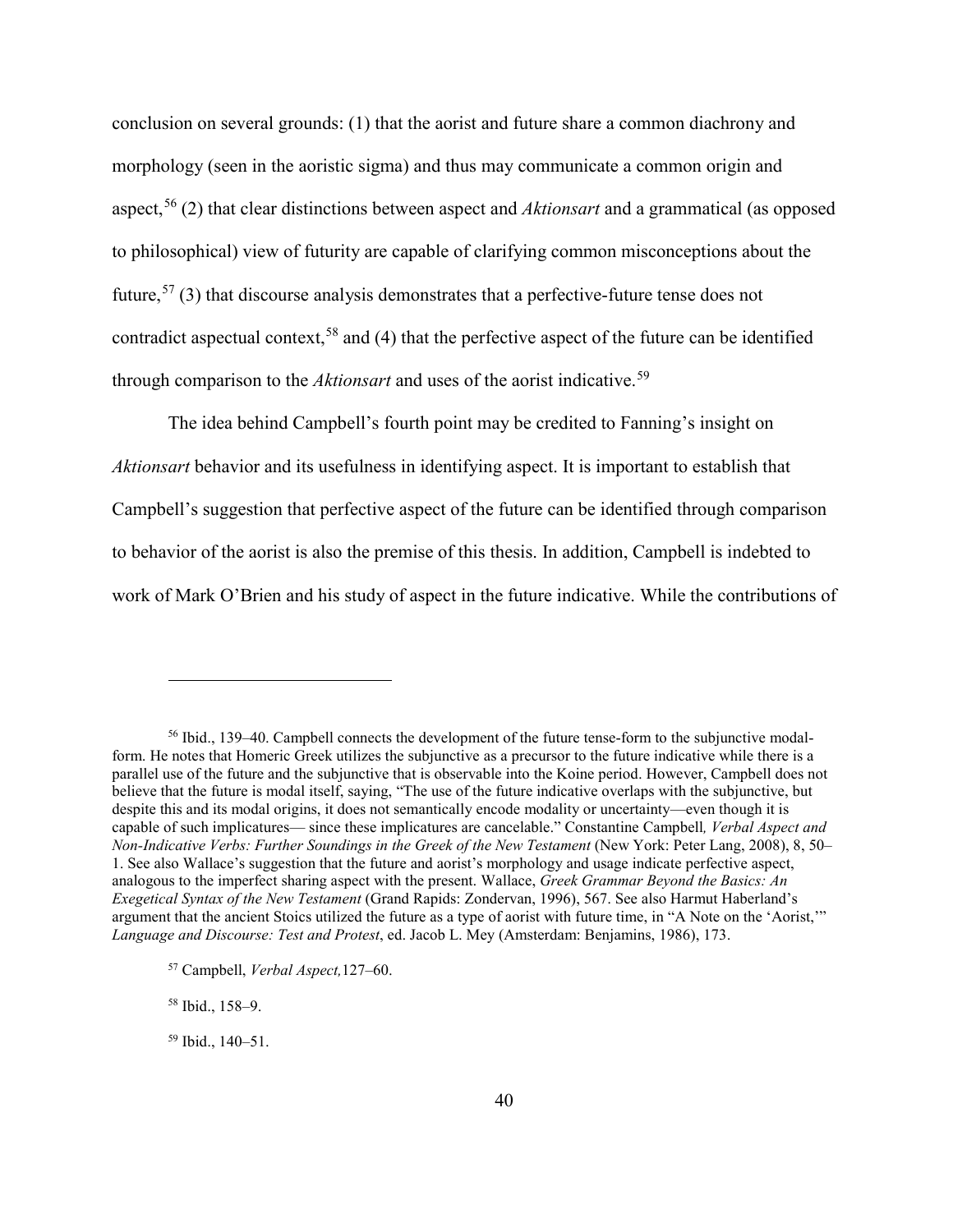conclusion on several grounds: (1) that the aorist and future share a common diachrony and morphology (seen in the aoristic sigma) and thus may communicate a common origin and aspect,[56] (2) that clear distinctions between aspect and *Aktionsart* and a grammatical (as opposed to philosophical) view of futurity are capable of clarifying common misconceptions about the future,[57] (3) that discourse analysis demonstrates that a perfective-future tense does not contradict aspectual context,[58] and (4) that the perfective aspect of the future can be identified through comparison to the *Aktionsart* and uses of the aorist indicative.[59]

The idea behind Campbell's fourth point may be credited to Fanning's insight on *Aktionsart* behavior and its usefulness in identifying aspect. It is important to establish that Campbell's suggestion that perfective aspect of the future can be identified through comparison to behavior of the aorist is also the premise of this thesis. In addition, Campbell is indebted to work of Mark O'Brien and his study of aspect in the future indicative. While the contributions of

---

[56] Ibid., 139–40. Campbell connects the development of the future tense-form to the subjunctive modal-form. He notes that Homeric Greek utilizes the subjunctive as a precursor to the future indicative while there is a parallel use of the future and the subjunctive that is observable into the Koine period. However, Campbell does not believe that the future is modal itself, saying, "The use of the future indicative overlaps with the subjunctive, but despite this and its modal origins, it does not semantically encode modality or uncertainty—even though it is capable of such implicatures— since these implicatures are cancelable." Constantine Campbell*, Verbal Aspect and Non-Indicative Verbs: Further Soundings in the Greek of the New Testament* (New York: Peter Lang, 2008), 8, 50–1. See also Wallace's suggestion that the future and aorist's morphology and usage indicate perfective aspect, analogous to the imperfect sharing aspect with the present. Wallace, *Greek Grammar Beyond the Basics: An Exegetical Syntax of the New Testament* (Grand Rapids: Zondervan, 1996), 567. See also Harmut Haberland's argument that the ancient Stoics utilized the future as a type of aorist with future time, in "A Note on the 'Aorist,'" *Language and Discourse: Test and Protest*, ed. Jacob L. Mey (Amsterdam: Benjamins, 1986), 173.

[57] Campbell, *Verbal Aspect,*127–60.

[58] Ibid., 158–9.

[59] Ibid., 140–51.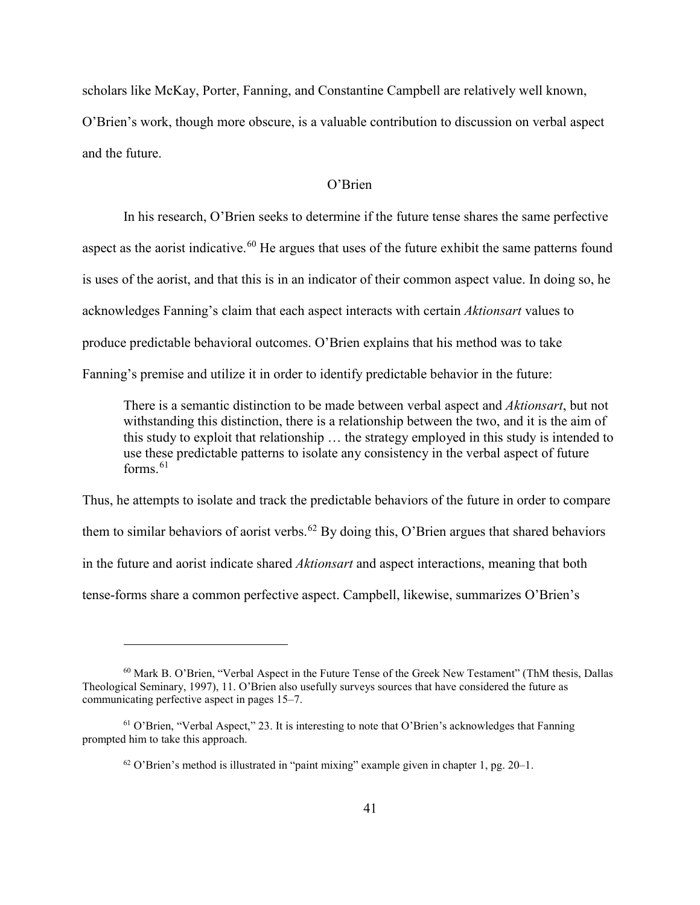scholars like McKay, Porter, Fanning, and Constantine Campbell are relatively well known, O'Brien's work, though more obscure, is a valuable contribution to discussion on verbal aspect and the future.

### O'Brien

In his research, O'Brien seeks to determine if the future tense shares the same perfective aspect as the aorist indicative.[60] He argues that uses of the future exhibit the same patterns found is uses of the aorist, and that this is in an indicator of their common aspect value. In doing so, he acknowledges Fanning's claim that each aspect interacts with certain *Aktionsart* values to produce predictable behavioral outcomes. O'Brien explains that his method was to take Fanning's premise and utilize it in order to identify predictable behavior in the future:

> There is a semantic distinction to be made between verbal aspect and *Aktionsart*, but not withstanding this distinction, there is a relationship between the two, and it is the aim of this study to exploit that relationship … the strategy employed in this study is intended to use these predictable patterns to isolate any consistency in the verbal aspect of future forms.[61]

Thus, he attempts to isolate and track the predictable behaviors of the future in order to compare them to similar behaviors of aorist verbs.[62] By doing this, O'Brien argues that shared behaviors in the future and aorist indicate shared *Aktionsart* and aspect interactions, meaning that both tense-forms share a common perfective aspect. Campbell, likewise, summarizes O'Brien's

---

[60] Mark B. O'Brien, "Verbal Aspect in the Future Tense of the Greek New Testament" (ThM thesis, Dallas Theological Seminary, 1997), 11. O'Brien also usefully surveys sources that have considered the future as communicating perfective aspect in pages 15–7.

[61] O'Brien, "Verbal Aspect," 23. It is interesting to note that O'Brien's acknowledges that Fanning prompted him to take this approach.

[62] O'Brien's method is illustrated in "paint mixing" example given in chapter 1, pg. 20–1.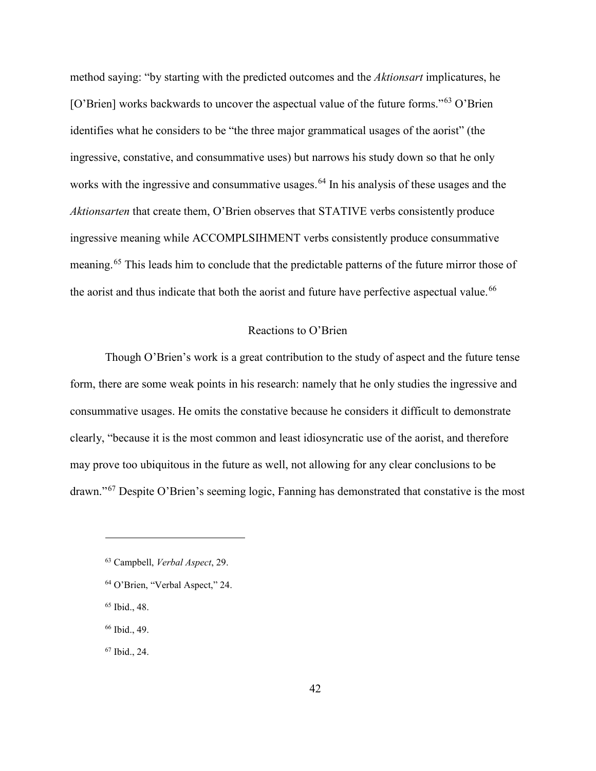method saying: "by starting with the predicted outcomes and the *Aktionsart* implicatures, he [O'Brien] works backwards to uncover the aspectual value of the future forms."[63] O'Brien identifies what he considers to be "the three major grammatical usages of the aorist" (the ingressive, constative, and consummative uses) but narrows his study down so that he only works with the ingressive and consummative usages.[64] In his analysis of these usages and the *Aktionsarten* that create them, O'Brien observes that STATIVE verbs consistently produce ingressive meaning while ACCOMPLSIHMENT verbs consistently produce consummative meaning.[65] This leads him to conclude that the predictable patterns of the future mirror those of the aorist and thus indicate that both the aorist and future have perfective aspectual value.[66]

## Reactions to O'Brien

Though O'Brien's work is a great contribution to the study of aspect and the future tense form, there are some weak points in his research: namely that he only studies the ingressive and consummative usages. He omits the constative because he considers it difficult to demonstrate clearly, "because it is the most common and least idiosyncratic use of the aorist, and therefore may prove too ubiquitous in the future as well, not allowing for any clear conclusions to be drawn."[67] Despite O'Brien's seeming logic, Fanning has demonstrated that constative is the most

---

[63] Campbell, *Verbal Aspect*, 29.

[64] O'Brien, "Verbal Aspect," 24.

[65] Ibid., 48.

[66] Ibid., 49.

[67] Ibid., 24.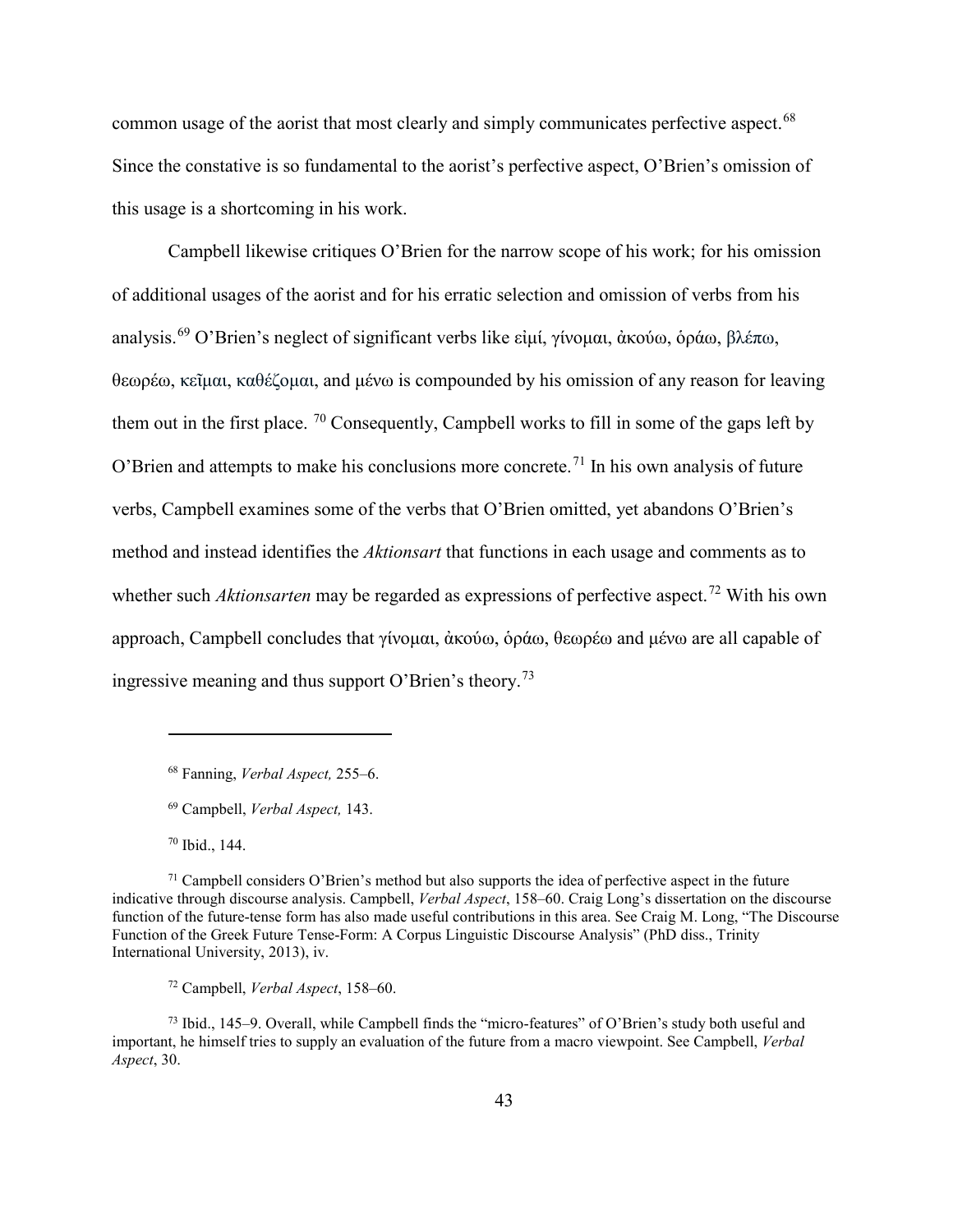common usage of the aorist that most clearly and simply communicates perfective aspect.[68] Since the constative is so fundamental to the aorist's perfective aspect, O'Brien's omission of this usage is a shortcoming in his work.

Campbell likewise critiques O'Brien for the narrow scope of his work; for his omission of additional usages of the aorist and for his erratic selection and omission of verbs from his analysis.[69] O'Brien's neglect of significant verbs like εἰμί, γίνομαι, ἀκούω, ὁράω, βλέπω, θεωρέω, κεῖμαι, καθέζομαι, and μένω is compounded by his omission of any reason for leaving them out in the first place. [70] Consequently, Campbell works to fill in some of the gaps left by O'Brien and attempts to make his conclusions more concrete.[71] In his own analysis of future verbs, Campbell examines some of the verbs that O'Brien omitted, yet abandons O'Brien's method and instead identifies the *Aktionsart* that functions in each usage and comments as to whether such *Aktionsarten* may be regarded as expressions of perfective aspect.[72] With his own approach, Campbell concludes that γίνομαι, ἀκούω, ὁράω, θεωρέω and μένω are all capable of ingressive meaning and thus support O'Brien's theory.[73]

---

[68] Fanning, *Verbal Aspect,* 255–6.

[69] Campbell, *Verbal Aspect,* 143.

[70] Ibid., 144.

[71] Campbell considers O'Brien's method but also supports the idea of perfective aspect in the future indicative through discourse analysis. Campbell, *Verbal Aspect*, 158–60. Craig Long's dissertation on the discourse function of the future-tense form has also made useful contributions in this area. See Craig M. Long, "The Discourse Function of the Greek Future Tense-Form: A Corpus Linguistic Discourse Analysis" (PhD diss., Trinity International University, 2013), iv.

[72] Campbell, *Verbal Aspect*, 158–60.

[73] Ibid., 145–9. Overall, while Campbell finds the "micro-features" of O'Brien's study both useful and important, he himself tries to supply an evaluation of the future from a macro viewpoint. See Campbell, *Verbal Aspect*, 30.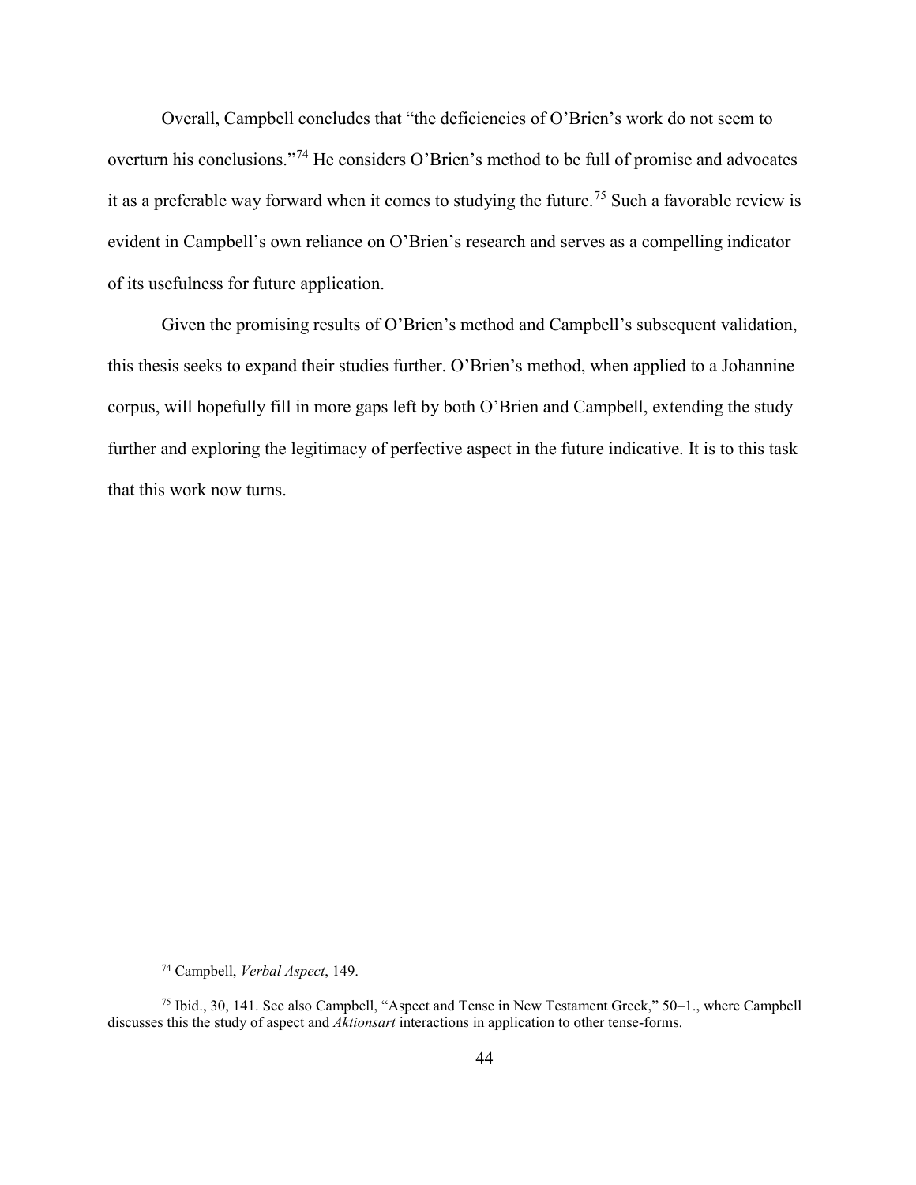Overall, Campbell concludes that "the deficiencies of O'Brien's work do not seem to overturn his conclusions."[74] He considers O'Brien's method to be full of promise and advocates it as a preferable way forward when it comes to studying the future.[75] Such a favorable review is evident in Campbell's own reliance on O'Brien's research and serves as a compelling indicator of its usefulness for future application.

Given the promising results of O'Brien's method and Campbell's subsequent validation, this thesis seeks to expand their studies further. O'Brien's method, when applied to a Johannine corpus, will hopefully fill in more gaps left by both O'Brien and Campbell, extending the study further and exploring the legitimacy of perfective aspect in the future indicative. It is to this task that this work now turns.

---

[74] Campbell, *Verbal Aspect*, 149.

[75] Ibid., 30, 141. See also Campbell, "Aspect and Tense in New Testament Greek," 50–1., where Campbell discusses this the study of aspect and *Aktionsart* interactions in application to other tense-forms.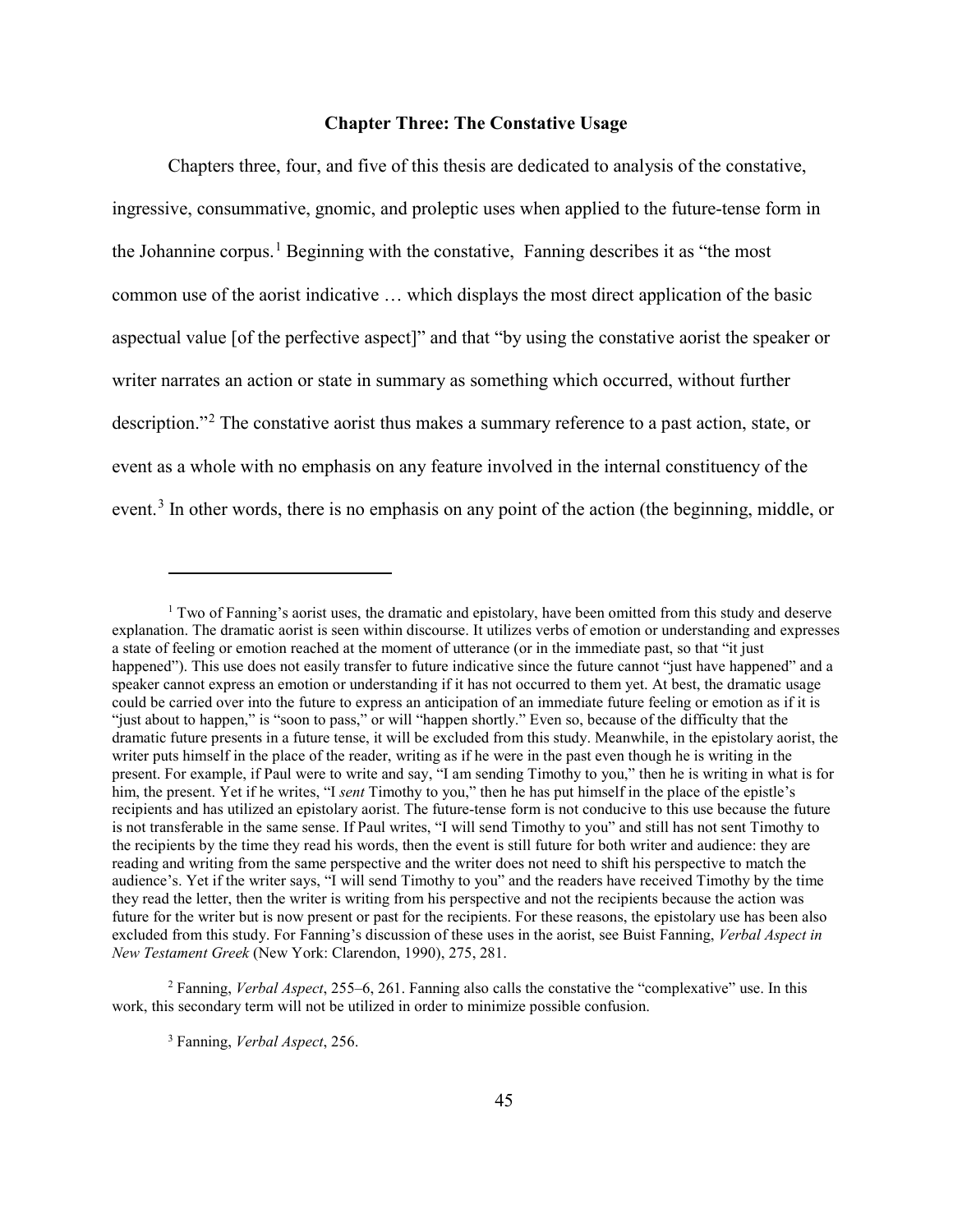## Chapter Three: The Constative Usage

Chapters three, four, and five of this thesis are dedicated to analysis of the constative, ingressive, consummative, gnomic, and proleptic uses when applied to the future-tense form in the Johannine corpus.[1] Beginning with the constative, Fanning describes it as "the most common use of the aorist indicative … which displays the most direct application of the basic aspectual value [of the perfective aspect]" and that "by using the constative aorist the speaker or writer narrates an action or state in summary as something which occurred, without further description."[2] The constative aorist thus makes a summary reference to a past action, state, or event as a whole with no emphasis on any feature involved in the internal constituency of the event.[3] In other words, there is no emphasis on any point of the action (the beginning, middle, or

---

[1] Two of Fanning's aorist uses, the dramatic and epistolary, have been omitted from this study and deserve explanation. The dramatic aorist is seen within discourse. It utilizes verbs of emotion or understanding and expresses a state of feeling or emotion reached at the moment of utterance (or in the immediate past, so that "it just happened"). This use does not easily transfer to future indicative since the future cannot "just have happened" and a speaker cannot express an emotion or understanding if it has not occurred to them yet. At best, the dramatic usage could be carried over into the future to express an anticipation of an immediate future feeling or emotion as if it is "just about to happen," is "soon to pass," or will "happen shortly." Even so, because of the difficulty that the dramatic future presents in a future tense, it will be excluded from this study. Meanwhile, in the epistolary aorist, the writer puts himself in the place of the reader, writing as if he were in the past even though he is writing in the present. For example, if Paul were to write and say, "I am sending Timothy to you," then he is writing in what is for him, the present. Yet if he writes, "I *sent* Timothy to you," then he has put himself in the place of the epistle's recipients and has utilized an epistolary aorist. The future-tense form is not conducive to this use because the future is not transferable in the same sense. If Paul writes, "I will send Timothy to you" and still has not sent Timothy to the recipients by the time they read his words, then the event is still future for both writer and audience: they are reading and writing from the same perspective and the writer does not need to shift his perspective to match the audience's. Yet if the writer says, "I will send Timothy to you" and the readers have received Timothy by the time they read the letter, then the writer is writing from his perspective and not the recipients because the action was future for the writer but is now present or past for the recipients. For these reasons, the epistolary use has been also excluded from this study. For Fanning's discussion of these uses in the aorist, see Buist Fanning, *Verbal Aspect in New Testament Greek* (New York: Clarendon, 1990), 275, 281.

[2] Fanning, *Verbal Aspect*, 255–6, 261. Fanning also calls the constative the "complexative" use. In this work, this secondary term will not be utilized in order to minimize possible confusion.

[3] Fanning, *Verbal Aspect*, 256.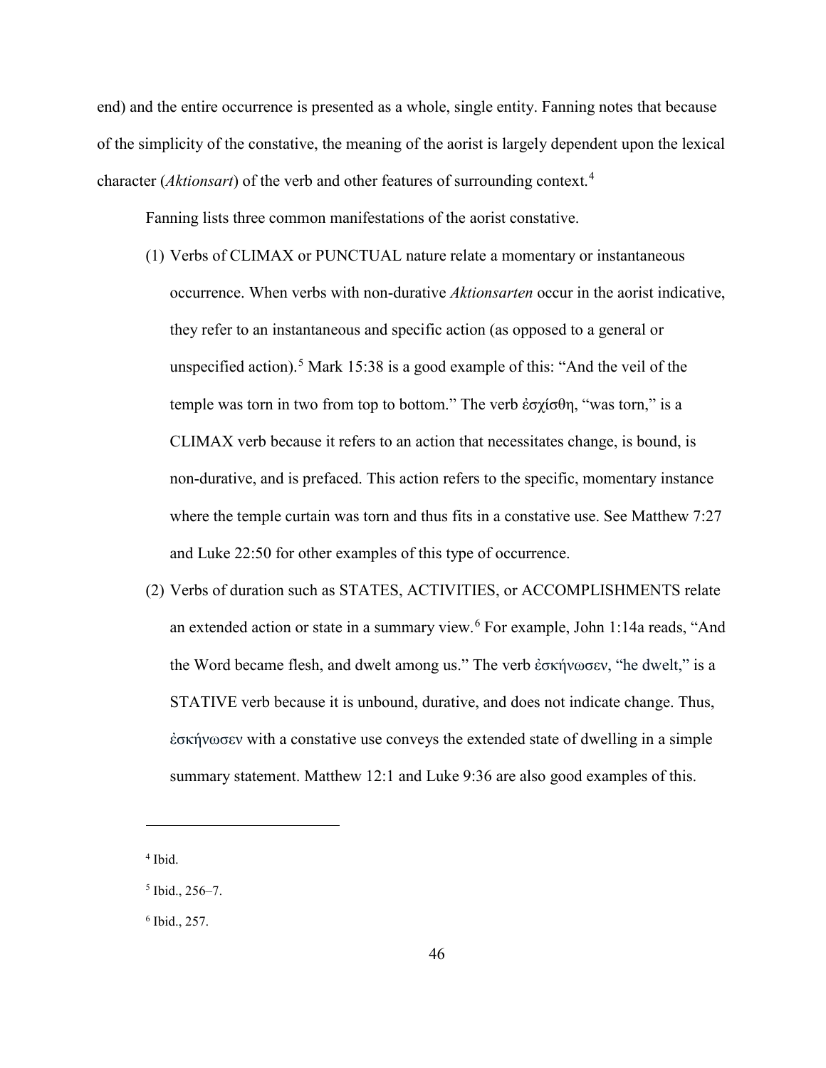end) and the entire occurrence is presented as a whole, single entity. Fanning notes that because of the simplicity of the constative, the meaning of the aorist is largely dependent upon the lexical character (*Aktionsart*) of the verb and other features of surrounding context.[4]

Fanning lists three common manifestations of the aorist constative.

(1) Verbs of CLIMAX or PUNCTUAL nature relate a momentary or instantaneous occurrence. When verbs with non-durative *Aktionsarten* occur in the aorist indicative, they refer to an instantaneous and specific action (as opposed to a general or unspecified action).[5] Mark 15:38 is a good example of this: "And the veil of the temple was torn in two from top to bottom." The verb ἐσχίσθη, "was torn," is a CLIMAX verb because it refers to an action that necessitates change, is bound, is non-durative, and is prefaced. This action refers to the specific, momentary instance where the temple curtain was torn and thus fits in a constative use. See Matthew 7:27 and Luke 22:50 for other examples of this type of occurrence.

(2) Verbs of duration such as STATES, ACTIVITIES, or ACCOMPLISHMENTS relate an extended action or state in a summary view.[6] For example, John 1:14a reads, "And the Word became flesh, and dwelt among us." The verb ἐσκήνωσεν, "he dwelt," is a STATIVE verb because it is unbound, durative, and does not indicate change. Thus, ἐσκήνωσεν with a constative use conveys the extended state of dwelling in a simple summary statement. Matthew 12:1 and Luke 9:36 are also good examples of this.

---

[4] Ibid.

[5] Ibid., 256–7.

[6] Ibid., 257.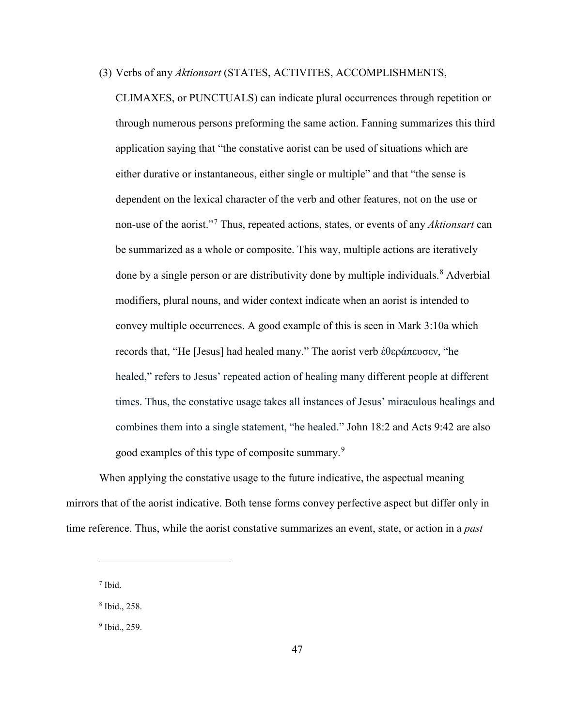(3) Verbs of any *Aktionsart* (STATES, ACTIVITES, ACCOMPLISHMENTS, CLIMAXES, or PUNCTUALS) can indicate plural occurrences through repetition or through numerous persons preforming the same action. Fanning summarizes this third application saying that "the constative aorist can be used of situations which are either durative or instantaneous, either single or multiple" and that "the sense is dependent on the lexical character of the verb and other features, not on the use or non-use of the aorist."[7] Thus, repeated actions, states, or events of any *Aktionsart* can be summarized as a whole or composite. This way, multiple actions are iteratively done by a single person or are distributivity done by multiple individuals.[8] Adverbial modifiers, plural nouns, and wider context indicate when an aorist is intended to convey multiple occurrences. A good example of this is seen in Mark 3:10a which records that, "He [Jesus] had healed many." The aorist verb ἐθεράπευσεν, "he healed," refers to Jesus' repeated action of healing many different people at different times. Thus, the constative usage takes all instances of Jesus' miraculous healings and combines them into a single statement, "he healed." John 18:2 and Acts 9:42 are also good examples of this type of composite summary.[9]

When applying the constative usage to the future indicative, the aspectual meaning mirrors that of the aorist indicative. Both tense forms convey perfective aspect but differ only in time reference. Thus, while the aorist constative summarizes an event, state, or action in a *past*

---

[7] Ibid.

[8] Ibid., 258.

[9] Ibid., 259.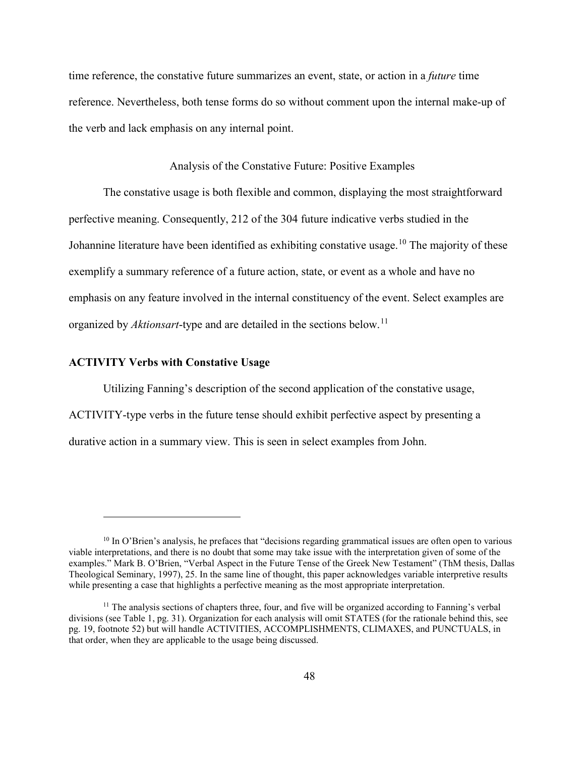time reference, the constative future summarizes an event, state, or action in a *future* time reference. Nevertheless, both tense forms do so without comment upon the internal make-up of the verb and lack emphasis on any internal point.

## Analysis of the Constative Future: Positive Examples

The constative usage is both flexible and common, displaying the most straightforward perfective meaning. Consequently, 212 of the 304 future indicative verbs studied in the Johannine literature have been identified as exhibiting constative usage.[10] The majority of these exemplify a summary reference of a future action, state, or event as a whole and have no emphasis on any feature involved in the internal constituency of the event. Select examples are organized by *Aktionsart*-type and are detailed in the sections below.[11]

### ACTIVITY Verbs with Constative Usage

Utilizing Fanning's description of the second application of the constative usage, ACTIVITY-type verbs in the future tense should exhibit perfective aspect by presenting a durative action in a summary view. This is seen in select examples from John.

---

[10] In O'Brien's analysis, he prefaces that "decisions regarding grammatical issues are often open to various viable interpretations, and there is no doubt that some may take issue with the interpretation given of some of the examples." Mark B. O'Brien, "Verbal Aspect in the Future Tense of the Greek New Testament" (ThM thesis, Dallas Theological Seminary, 1997), 25. In the same line of thought, this paper acknowledges variable interpretive results while presenting a case that highlights a perfective meaning as the most appropriate interpretation.

[11] The analysis sections of chapters three, four, and five will be organized according to Fanning's verbal divisions (see Table 1, pg. 31). Organization for each analysis will omit STATES (for the rationale behind this, see pg. 19, footnote 52) but will handle ACTIVITIES, ACCOMPLISHMENTS, CLIMAXES, and PUNCTUALS, in that order, when they are applicable to the usage being discussed.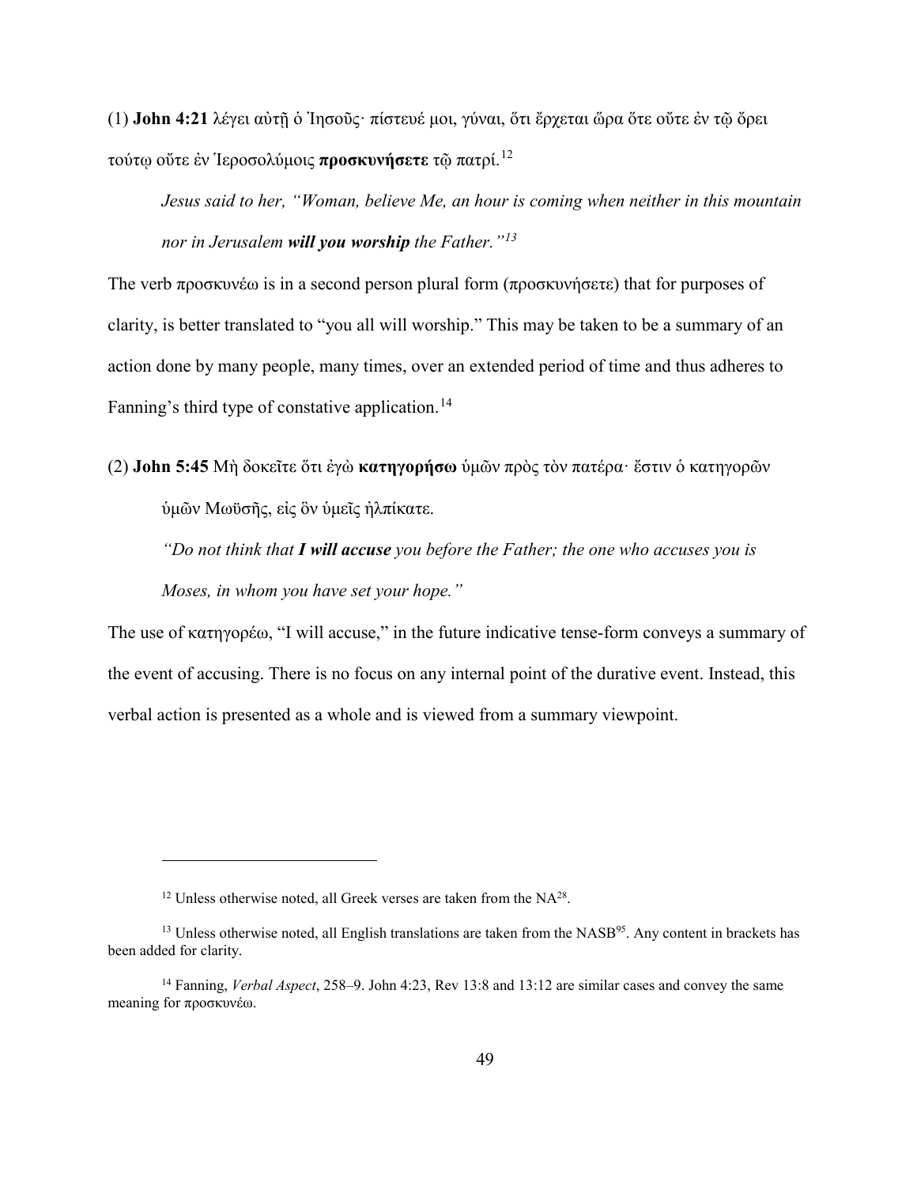(1) **John 4:21** λέγει αὐτῇ ὁ Ἰησοῦς· πίστευέ μοι, γύναι, ὅτι ἔρχεται ὥρα ὅτε οὔτε ἐν τῷ ὄρει τούτῳ οὔτε ἐν Ἱεροσολύμοις **προσκυνήσετε** τῷ πατρί.[12]

> *Jesus said to her, "Woman, believe Me, an hour is coming when neither in this mountain nor in Jerusalem **will you worship** the Father."[13]*

The verb προσκυνέω is in a second person plural form (προσκυνήσετε) that for purposes of clarity, is better translated to "you all will worship." This may be taken to be a summary of an action done by many people, many times, over an extended period of time and thus adheres to Fanning's third type of constative application.[14]

(2) **John 5:45** Μὴ δοκεῖτε ὅτι ἐγὼ **κατηγορήσω** ὑμῶν πρὸς τὸν πατέρα· ἔστιν ὁ κατηγορῶν ὑμῶν Μωϋσῆς, εἰς ὃν ὑμεῖς ἠλπίκατε.

> *"Do not think that **I will accuse** you before the Father; the one who accuses you is Moses, in whom you have set your hope."*

The use of κατηγορέω, "I will accuse," in the future indicative tense-form conveys a summary of the event of accusing. There is no focus on any internal point of the durative event. Instead, this verbal action is presented as a whole and is viewed from a summary viewpoint.

---

[12] Unless otherwise noted, all Greek verses are taken from the $NA^{28}$.

[13] Unless otherwise noted, all English translations are taken from the $NASB^{95}$. Any content in brackets has been added for clarity.

[14] Fanning, *Verbal Aspect*, 258–9. John 4:23, Rev 13:8 and 13:12 are similar cases and convey the same meaning for προσκυνέω.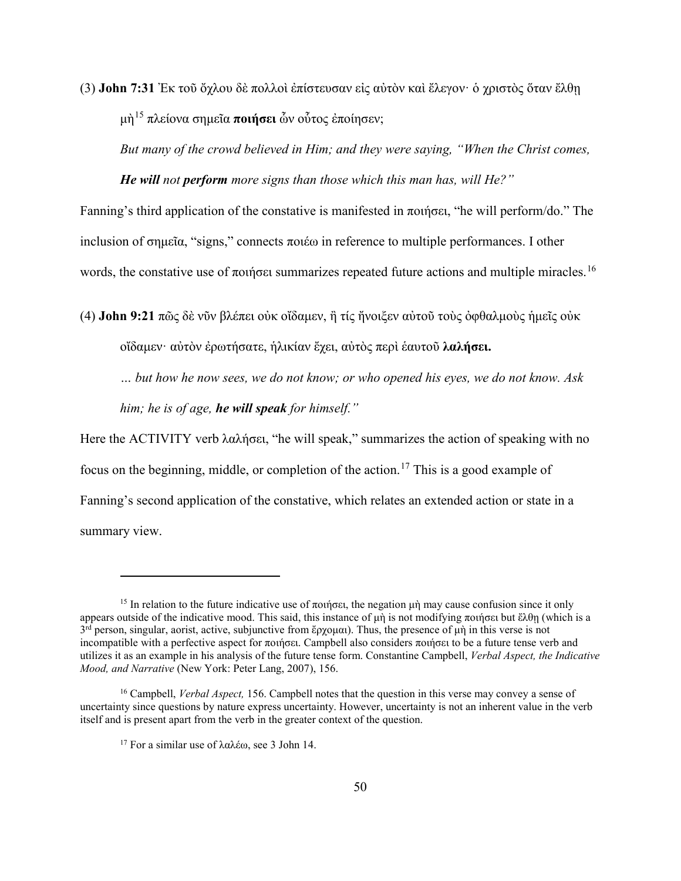(3) **John 7:31** Ἐκ τοῦ ὄχλου δὲ πολλοὶ ἐπίστευσαν εἰς αὐτὸν καὶ ἔλεγον· ὁ χριστὸς ὅταν ἔλθῃ μὴ[15] πλείονα σημεῖα **ποιήσει** ὧν οὗτος ἐποίησεν;

*But many of the crowd believed in Him; and they were saying, "When the Christ comes,* ***He will*** *not* ***perform*** *more signs than those which this man has, will He?"*

Fanning's third application of the constative is manifested in ποιήσει, "he will perform/do." The inclusion of σημεῖα, "signs," connects ποιέω in reference to multiple performances. I other words, the constative use of ποιήσει summarizes repeated future actions and multiple miracles.[16]

(4) **John 9:21** πῶς δὲ νῦν βλέπει οὐκ οἴδαμεν, ἢ τίς ἤνοιξεν αὐτοῦ τοὺς ὀφθαλμοὺς ἡμεῖς οὐκ οἴδαμεν· αὐτὸν ἐρωτήσατε, ἡλικίαν ἔχει, αὐτὸς περὶ ἑαυτοῦ **λαλήσει.**

*… but how he now sees, we do not know; or who opened his eyes, we do not know. Ask him; he is of age,* ***he will speak*** *for himself."*

Here the ACTIVITY verb λαλήσει, "he will speak," summarizes the action of speaking with no focus on the beginning, middle, or completion of the action.[17] This is a good example of Fanning's second application of the constative, which relates an extended action or state in a summary view.

---

[15] In relation to the future indicative use of ποιήσει, the negation μὴ may cause confusion since it only appears outside of the indicative mood. This said, this instance of μὴ is not modifying ποιήσει but ἔλθῃ (which is a 3rd person, singular, aorist, active, subjunctive from ἔρχομαι). Thus, the presence of μὴ in this verse is not incompatible with a perfective aspect for ποιήσει. Campbell also considers ποιήσει to be a future tense verb and utilizes it as an example in his analysis of the future tense form. Constantine Campbell, *Verbal Aspect, the Indicative Mood, and Narrative* (New York: Peter Lang, 2007), 156.

[16] Campbell, *Verbal Aspect,* 156. Campbell notes that the question in this verse may convey a sense of uncertainty since questions by nature express uncertainty. However, uncertainty is not an inherent value in the verb itself and is present apart from the verb in the greater context of the question.

[17] For a similar use of λαλέω, see 3 John 14.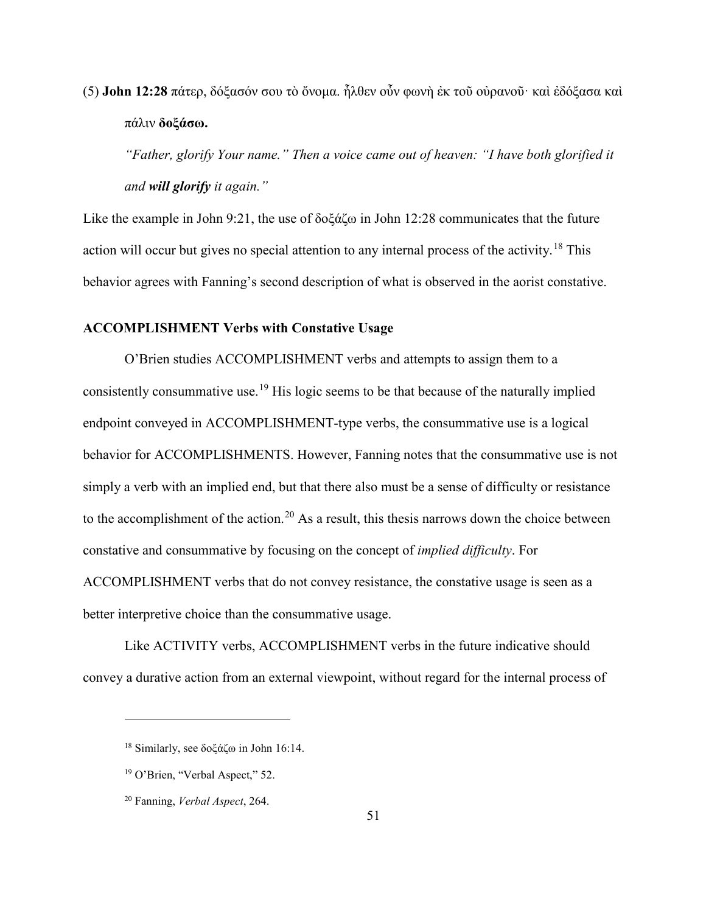(5) **John 12:28** πάτερ, δόξασόν σου τὸ ὄνομα. ἦλθεν οὖν φωνὴ ἐκ τοῦ οὐρανοῦ· καὶ ἐδόξασα καὶ πάλιν **δοξάσω.**

*"Father, glorify Your name." Then a voice came out of heaven: "I have both glorified it and **will glorify** it again."*

Like the example in John 9:21, the use of δοξάζω in John 12:28 communicates that the future action will occur but gives no special attention to any internal process of the activity.[18] This behavior agrees with Fanning's second description of what is observed in the aorist constative.

### ACCOMPLISHMENT Verbs with Constative Usage

O'Brien studies ACCOMPLISHMENT verbs and attempts to assign them to a consistently consummative use.[19] His logic seems to be that because of the naturally implied endpoint conveyed in ACCOMPLISHMENT-type verbs, the consummative use is a logical behavior for ACCOMPLISHMENTS. However, Fanning notes that the consummative use is not simply a verb with an implied end, but that there also must be a sense of difficulty or resistance to the accomplishment of the action.[20] As a result, this thesis narrows down the choice between constative and consummative by focusing on the concept of *implied difficulty*. For ACCOMPLISHMENT verbs that do not convey resistance, the constative usage is seen as a better interpretive choice than the consummative usage.

Like ACTIVITY verbs, ACCOMPLISHMENT verbs in the future indicative should convey a durative action from an external viewpoint, without regard for the internal process of

---

[18] Similarly, see δοξάζω in John 16:14.

[19] O'Brien, "Verbal Aspect," 52.

[20] Fanning, *Verbal Aspect*, 264.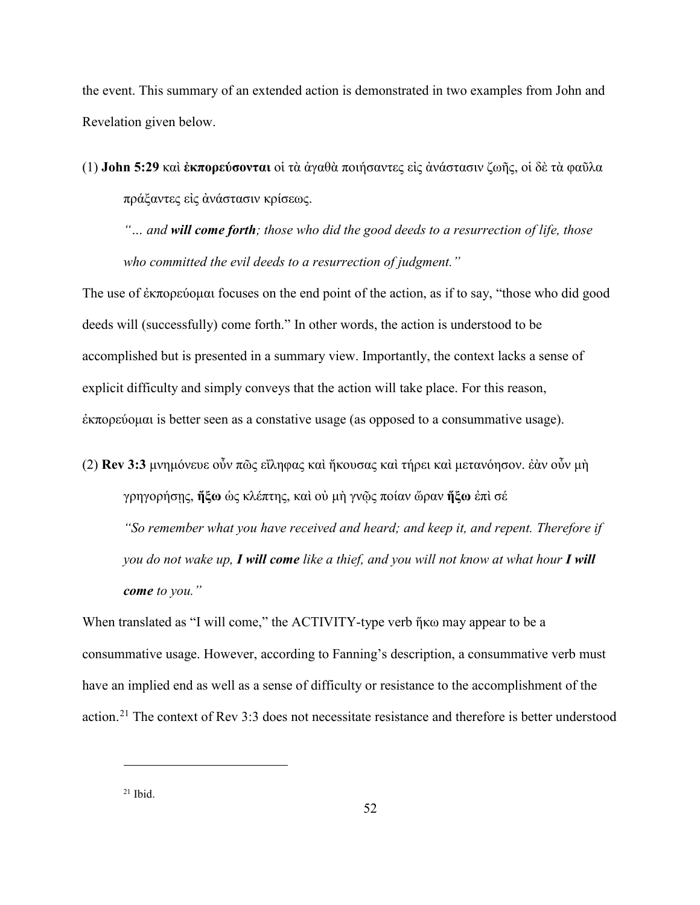the event. This summary of an extended action is demonstrated in two examples from John and Revelation given below.

(1) **John 5:29** καὶ **ἐκπορεύσονται** οἱ τὰ ἀγαθὰ ποιήσαντες εἰς ἀνάστασιν ζωῆς, οἱ δὲ τὰ φαῦλα πράξαντες εἰς ἀνάστασιν κρίσεως.

*"… and **will come forth**; those who did the good deeds to a resurrection of life, those who committed the evil deeds to a resurrection of judgment."*

The use of ἐκπορεύομαι focuses on the end point of the action, as if to say, "those who did good deeds will (successfully) come forth." In other words, the action is understood to be accomplished but is presented in a summary view. Importantly, the context lacks a sense of explicit difficulty and simply conveys that the action will take place. For this reason, ἐκπορεύομαι is better seen as a constative usage (as opposed to a consummative usage).

(2) **Rev 3:3** μνημόνευε οὖν πῶς εἴληφας καὶ ἤκουσας καὶ τήρει καὶ μετανόησον. ἐὰν οὖν μὴ γρηγορήσῃς, **ἥξω** ὡς κλέπτης, καὶ οὐ μὴ γνῷς ποίαν ὥραν **ἥξω** ἐπὶ σέ

*"So remember what you have received and heard; and keep it, and repent. Therefore if you do not wake up, **I will come** like a thief, and you will not know at what hour **I will come** to you."*

When translated as "I will come," the ACTIVITY-type verb ἥκω may appear to be a consummative usage. However, according to Fanning's description, a consummative verb must have an implied end as well as a sense of difficulty or resistance to the accomplishment of the action.[21] The context of Rev 3:3 does not necessitate resistance and therefore is better understood

[21] Ibid.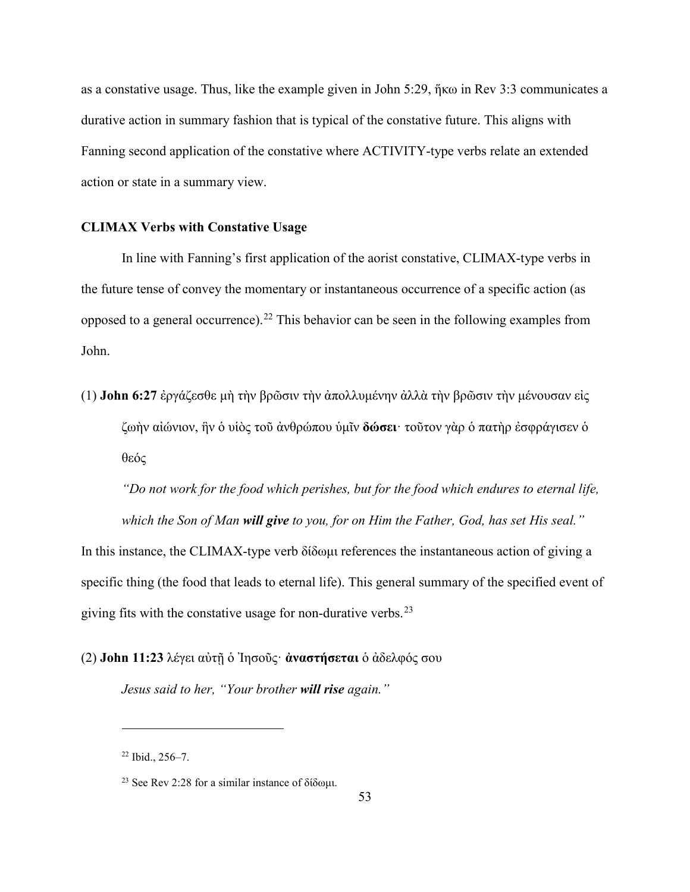as a constative usage. Thus, like the example given in John 5:29, ἥκω in Rev 3:3 communicates a durative action in summary fashion that is typical of the constative future. This aligns with Fanning second application of the constative where ACTIVITY-type verbs relate an extended action or state in a summary view.

### CLIMAX Verbs with Constative Usage

In line with Fanning's first application of the aorist constative, CLIMAX-type verbs in the future tense of convey the momentary or instantaneous occurrence of a specific action (as opposed to a general occurrence).[22] This behavior can be seen in the following examples from John.

(1) **John 6:27** ἐργάζεσθε μὴ τὴν βρῶσιν τὴν ἀπολλυμένην ἀλλὰ τὴν βρῶσιν τὴν μένουσαν εἰς ζωὴν αἰώνιον, ἣν ὁ υἱὸς τοῦ ἀνθρώπου ὑμῖν **δώσει**· τοῦτον γὰρ ὁ πατὴρ ἐσφράγισεν ὁ θεός

*"Do not work for the food which perishes, but for the food which endures to eternal life, which the Son of Man* ***will give*** *to you, for on Him the Father, God, has set His seal."*

In this instance, the CLIMAX-type verb δίδωμι references the instantaneous action of giving a specific thing (the food that leads to eternal life). This general summary of the specified event of giving fits with the constative usage for non-durative verbs.[23]

(2) **John 11:23** λέγει αὐτῇ ὁ Ἰησοῦς· **ἀναστήσεται** ὁ ἀδελφός σου

*Jesus said to her, "Your brother* ***will rise*** *again."*

---

[22] Ibid., 256–7.

[23] See Rev 2:28 for a similar instance of δίδωμι.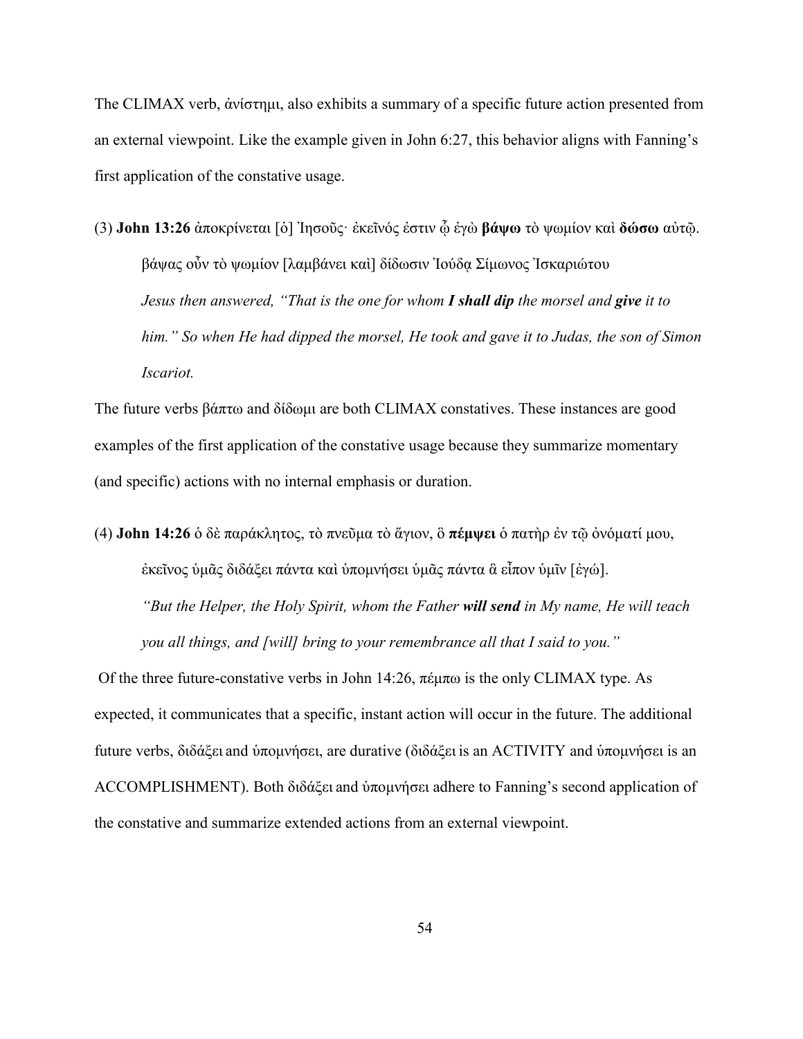The CLIMAX verb, ἀνίστημι, also exhibits a summary of a specific future action presented from an external viewpoint. Like the example given in John 6:27, this behavior aligns with Fanning's first application of the constative usage.

(3) **John 13:26** ἀποκρίνεται [ὁ] Ἰησοῦς· ἐκεῖνός ἐστιν ᾧ ἐγὼ **βάψω** τὸ ψωμίον καὶ **δώσω** αὐτῷ. βάψας οὖν τὸ ψωμίον [λαμβάνει καὶ] δίδωσιν Ἰούδᾳ Σίμωνος Ἰσκαριώτου

*Jesus then answered, "That is the one for whom **I shall dip** the morsel and **give** it to him." So when He had dipped the morsel, He took and gave it to Judas, the son of Simon Iscariot.*

The future verbs βάπτω and δίδωμι are both CLIMAX constatives. These instances are good examples of the first application of the constative usage because they summarize momentary (and specific) actions with no internal emphasis or duration.

(4) **John 14:26** ὁ δὲ παράκλητος, τὸ πνεῦμα τὸ ἅγιον, ὃ **πέμψει** ὁ πατὴρ ἐν τῷ ὀνόματί μου, ἐκεῖνος ὑμᾶς διδάξει πάντα καὶ ὑπομνήσει ὑμᾶς πάντα ἃ εἶπον ὑμῖν [ἐγώ].

*"But the Helper, the Holy Spirit, whom the Father **will send** in My name, He will teach you all things, and [will] bring to your remembrance all that I said to you."*

Of the three future-constative verbs in John 14:26, πέμπω is the only CLIMAX type. As expected, it communicates that a specific, instant action will occur in the future. The additional future verbs, διδάξει and ὑπομνήσει, are durative (διδάξει is an ACTIVITY and ὑπομνήσει is an ACCOMPLISHMENT). Both διδάξει and ὑπομνήσει adhere to Fanning's second application of the constative and summarize extended actions from an external viewpoint.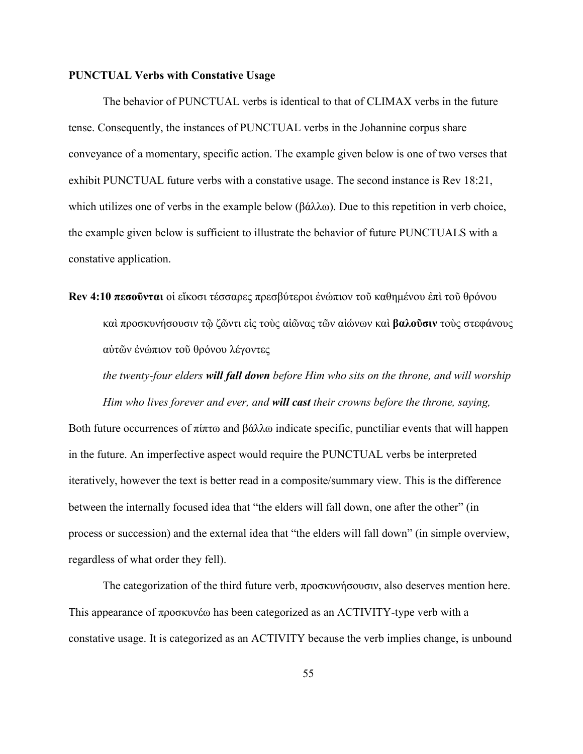**PUNCTUAL Verbs with Constative Usage**

The behavior of PUNCTUAL verbs is identical to that of CLIMAX verbs in the future tense. Consequently, the instances of PUNCTUAL verbs in the Johannine corpus share conveyance of a momentary, specific action. The example given below is one of two verses that exhibit PUNCTUAL future verbs with a constative usage. The second instance is Rev 18:21, which utilizes one of verbs in the example below (βάλλω). Due to this repetition in verb choice, the example given below is sufficient to illustrate the behavior of future PUNCTUALS with a constative application.

**Rev 4:10** **πεσοῦνται** οἱ εἴκοσι τέσσαρες πρεσβύτεροι ἐνώπιον τοῦ καθημένου ἐπὶ τοῦ θρόνου καὶ προσκυνήσουσιν τῷ ζῶντι εἰς τοὺς αἰῶνας τῶν αἰώνων καὶ **βαλοῦσιν** τοὺς στεφάνους αὐτῶν ἐνώπιον τοῦ θρόνου λέγοντες

*the twenty-four elders* ***will fall down*** *before Him who sits on the throne, and will worship Him who lives forever and ever, and* ***will cast*** *their crowns before the throne, saying,*

Both future occurrences of πίπτω and βάλλω indicate specific, punctiliar events that will happen in the future. An imperfective aspect would require the PUNCTUAL verbs be interpreted iteratively, however the text is better read in a composite/summary view. This is the difference between the internally focused idea that "the elders will fall down, one after the other" (in process or succession) and the external idea that "the elders will fall down" (in simple overview, regardless of what order they fell).

The categorization of the third future verb, προσκυνήσουσιν, also deserves mention here. This appearance of προσκυνέω has been categorized as an ACTIVITY-type verb with a constative usage. It is categorized as an ACTIVITY because the verb implies change, is unbound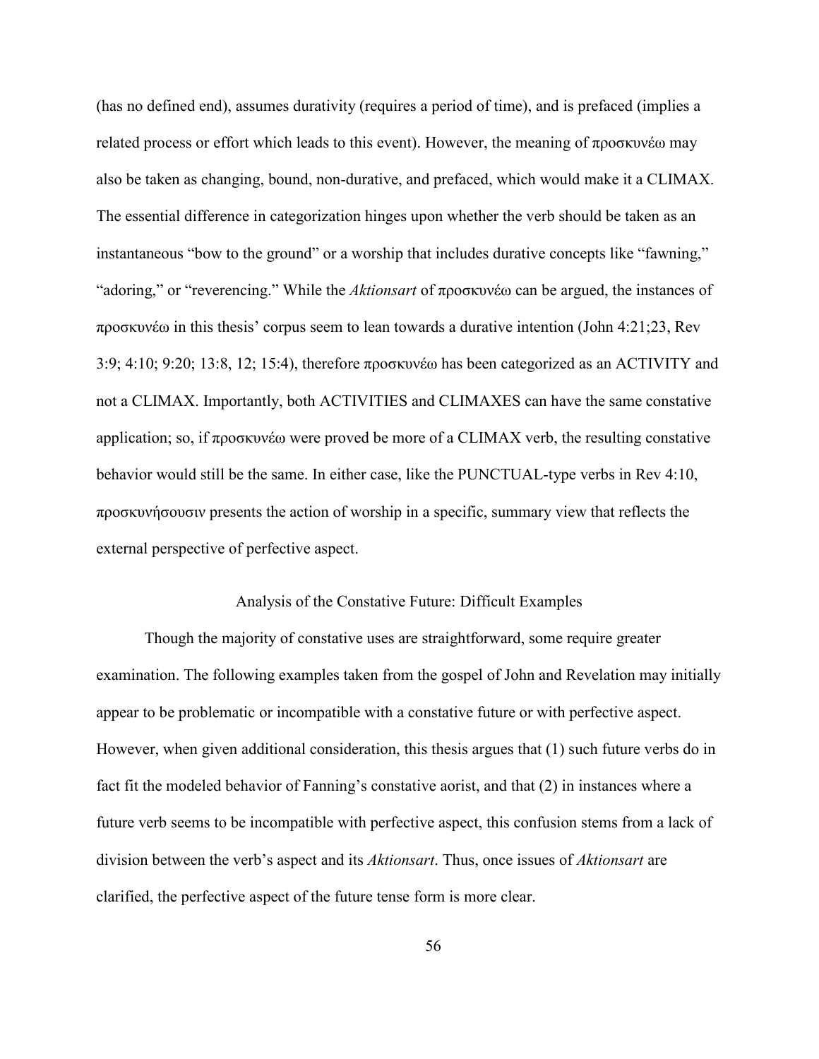(has no defined end), assumes durativity (requires a period of time), and is prefaced (implies a related process or effort which leads to this event). However, the meaning of προσκυνέω may also be taken as changing, bound, non-durative, and prefaced, which would make it a CLIMAX. The essential difference in categorization hinges upon whether the verb should be taken as an instantaneous "bow to the ground" or a worship that includes durative concepts like "fawning," "adoring," or "reverencing." While the *Aktionsart* of προσκυνέω can be argued, the instances of προσκυνέω in this thesis' corpus seem to lean towards a durative intention (John 4:21;23, Rev 3:9; 4:10; 9:20; 13:8, 12; 15:4), therefore προσκυνέω has been categorized as an ACTIVITY and not a CLIMAX. Importantly, both ACTIVITIES and CLIMAXES can have the same constative application; so, if προσκυνέω were proved be more of a CLIMAX verb, the resulting constative behavior would still be the same. In either case, like the PUNCTUAL-type verbs in Rev 4:10, προσκυνήσουσιν presents the action of worship in a specific, summary view that reflects the external perspective of perfective aspect.

## Analysis of the Constative Future: Difficult Examples

Though the majority of constative uses are straightforward, some require greater examination. The following examples taken from the gospel of John and Revelation may initially appear to be problematic or incompatible with a constative future or with perfective aspect. However, when given additional consideration, this thesis argues that (1) such future verbs do in fact fit the modeled behavior of Fanning's constative aorist, and that (2) in instances where a future verb seems to be incompatible with perfective aspect, this confusion stems from a lack of division between the verb's aspect and its *Aktionsart*. Thus, once issues of *Aktionsart* are clarified, the perfective aspect of the future tense form is more clear.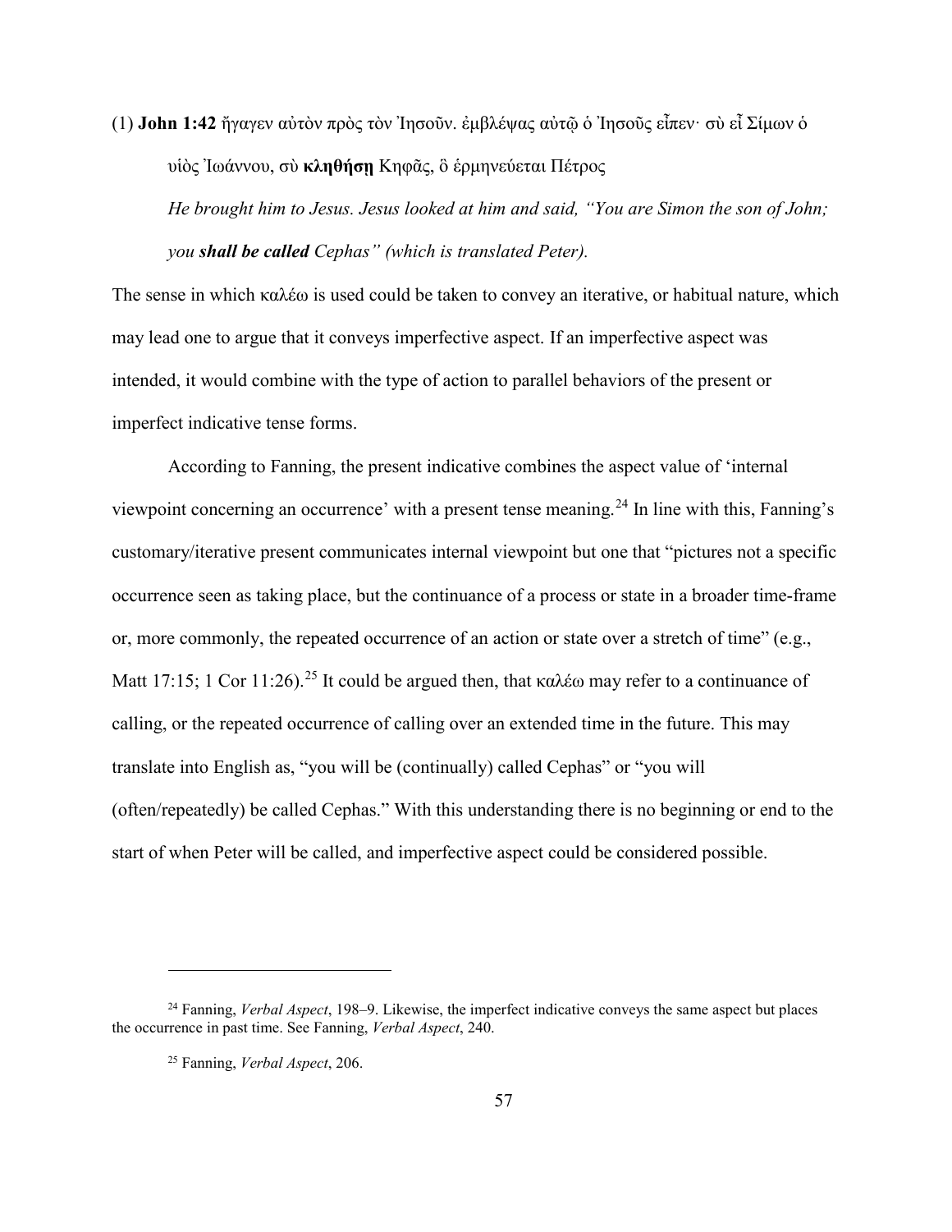(1) **John 1:42** ἤγαγεν αὐτὸν πρὸς τὸν Ἰησοῦν. ἐμβλέψας αὐτῷ ὁ Ἰησοῦς εἶπεν· σὺ εἶ Σίμων ὁ υἱὸς Ἰωάννου, σὺ **κληθήσῃ** Κηφᾶς, ὃ ἑρμηνεύεται Πέτρος

*He brought him to Jesus. Jesus looked at him and said, "You are Simon the son of John; you **shall be called** Cephas" (which is translated Peter).*

The sense in which καλέω is used could be taken to convey an iterative, or habitual nature, which may lead one to argue that it conveys imperfective aspect. If an imperfective aspect was intended, it would combine with the type of action to parallel behaviors of the present or imperfect indicative tense forms.

According to Fanning, the present indicative combines the aspect value of 'internal viewpoint concerning an occurrence' with a present tense meaning.[24] In line with this, Fanning's customary/iterative present communicates internal viewpoint but one that "pictures not a specific occurrence seen as taking place, but the continuance of a process or state in a broader time-frame or, more commonly, the repeated occurrence of an action or state over a stretch of time" (e.g., Matt 17:15; 1 Cor 11:26).[25] It could be argued then, that καλέω may refer to a continuance of calling, or the repeated occurrence of calling over an extended time in the future. This may translate into English as, "you will be (continually) called Cephas" or "you will (often/repeatedly) be called Cephas." With this understanding there is no beginning or end to the start of when Peter will be called, and imperfective aspect could be considered possible.

---

[24] Fanning, *Verbal Aspect*, 198–9. Likewise, the imperfect indicative conveys the same aspect but places the occurrence in past time. See Fanning, *Verbal Aspect*, 240.

[25] Fanning, *Verbal Aspect*, 206.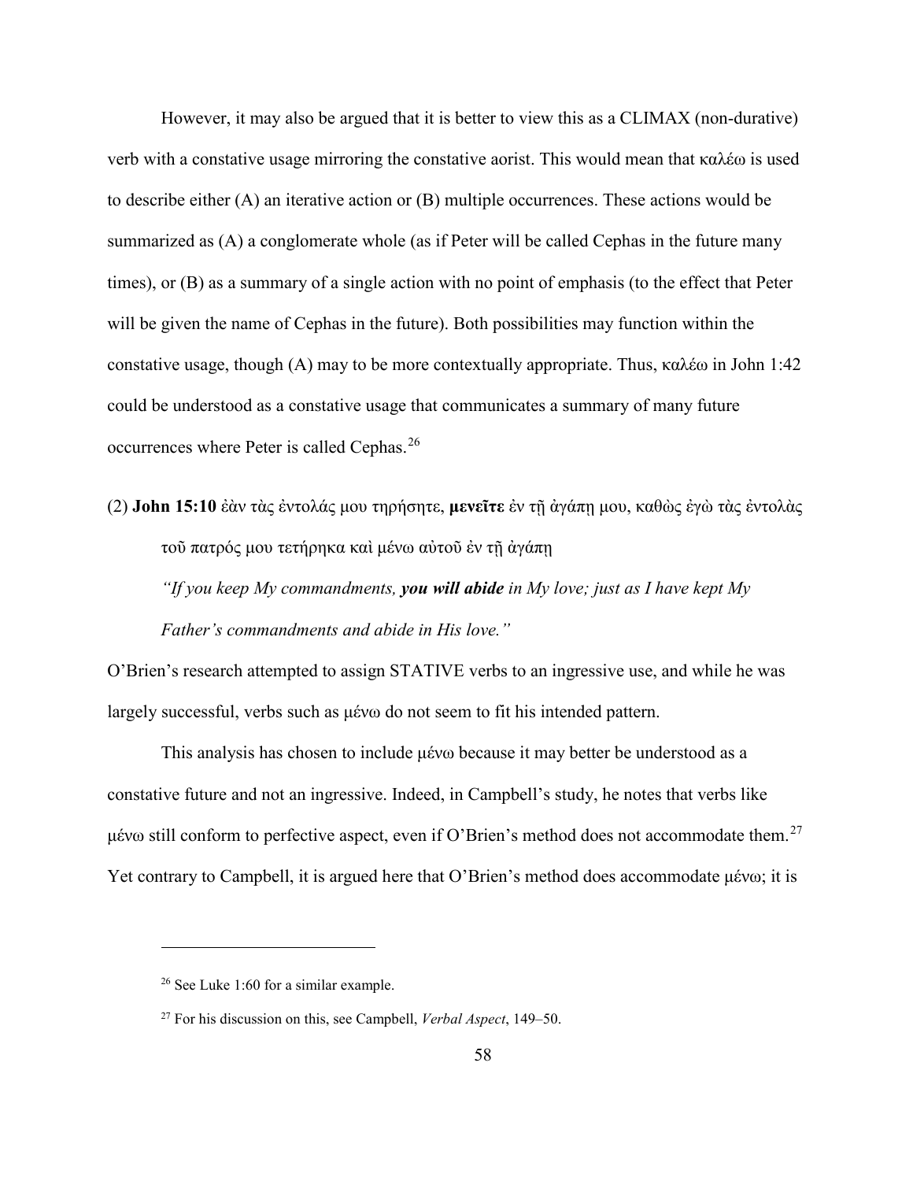However, it may also be argued that it is better to view this as a CLIMAX (non-durative) verb with a constative usage mirroring the constative aorist. This would mean that καλέω is used to describe either (A) an iterative action or (B) multiple occurrences. These actions would be summarized as (A) a conglomerate whole (as if Peter will be called Cephas in the future many times), or (B) as a summary of a single action with no point of emphasis (to the effect that Peter will be given the name of Cephas in the future). Both possibilities may function within the constative usage, though (A) may to be more contextually appropriate. Thus, καλέω in John 1:42 could be understood as a constative usage that communicates a summary of many future occurrences where Peter is called Cephas.[26]

(2) **John 15:10** ἐὰν τὰς ἐντολάς μου τηρήσητε, **μενεῖτε** ἐν τῇ ἀγάπῃ μου, καθὼς ἐγὼ τὰς ἐντολὰς τοῦ πατρός μου τετήρηκα καὶ μένω αὐτοῦ ἐν τῇ ἀγάπῃ

*"If you keep My commandments,* ***you will abide*** *in My love; just as I have kept My Father's commandments and abide in His love."*

O'Brien's research attempted to assign STATIVE verbs to an ingressive use, and while he was largely successful, verbs such as μένω do not seem to fit his intended pattern.

This analysis has chosen to include μένω because it may better be understood as a constative future and not an ingressive. Indeed, in Campbell's study, he notes that verbs like μένω still conform to perfective aspect, even if O'Brien's method does not accommodate them.[27] Yet contrary to Campbell, it is argued here that O'Brien's method does accommodate μένω; it is

---

[26] See Luke 1:60 for a similar example.

[27] For his discussion on this, see Campbell, *Verbal Aspect*, 149–50.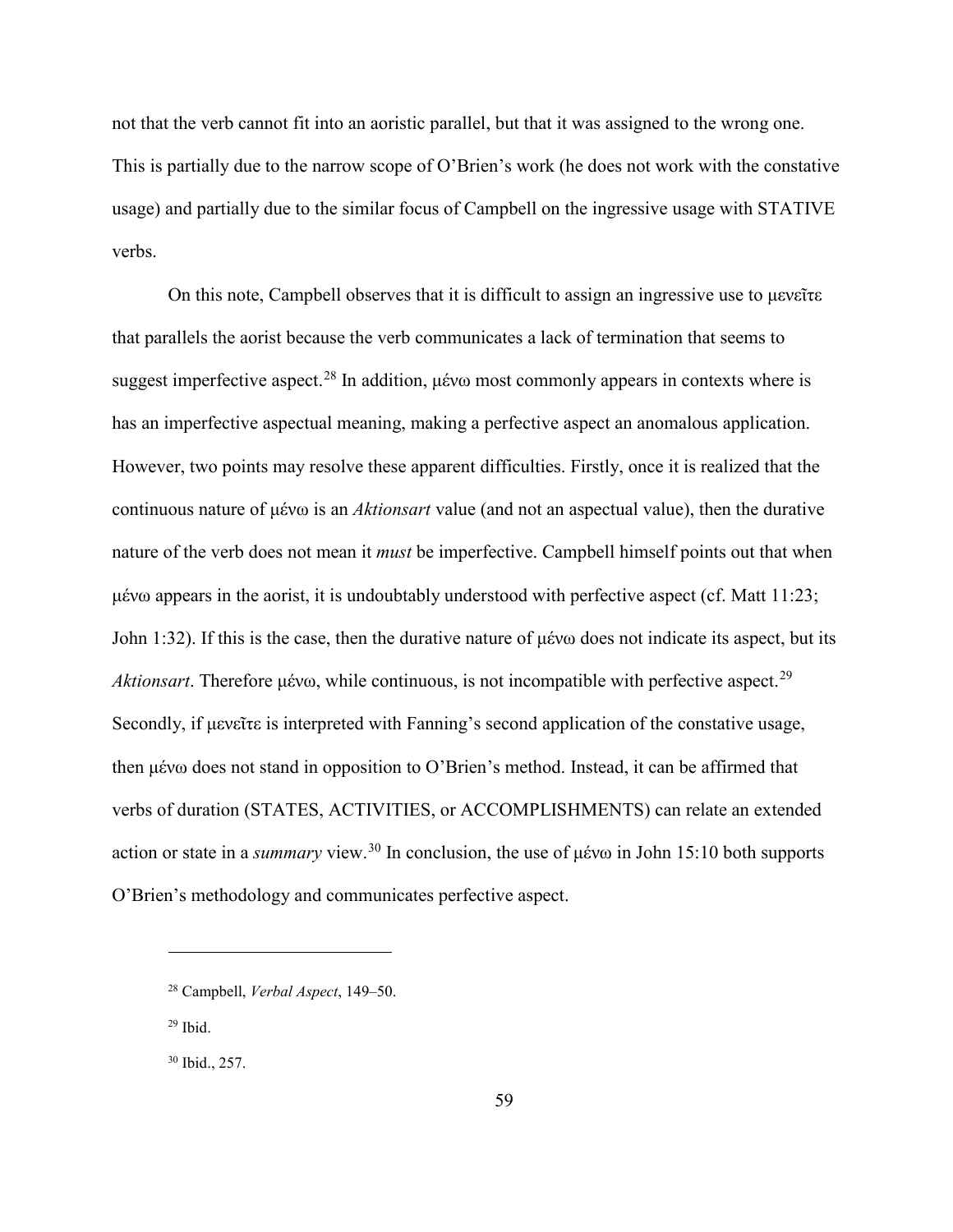not that the verb cannot fit into an aoristic parallel, but that it was assigned to the wrong one. This is partially due to the narrow scope of O'Brien's work (he does not work with the constative usage) and partially due to the similar focus of Campbell on the ingressive usage with STATIVE verbs.

On this note, Campbell observes that it is difficult to assign an ingressive use to μενεῖτε that parallels the aorist because the verb communicates a lack of termination that seems to suggest imperfective aspect.[28] In addition, μένω most commonly appears in contexts where is has an imperfective aspectual meaning, making a perfective aspect an anomalous application. However, two points may resolve these apparent difficulties. Firstly, once it is realized that the continuous nature of μένω is an *Aktionsart* value (and not an aspectual value), then the durative nature of the verb does not mean it *must* be imperfective. Campbell himself points out that when μένω appears in the aorist, it is undoubtably understood with perfective aspect (cf. Matt 11:23; John 1:32). If this is the case, then the durative nature of μένω does not indicate its aspect, but its *Aktionsart*. Therefore μένω, while continuous, is not incompatible with perfective aspect.[29] Secondly, if μενεῖτε is interpreted with Fanning's second application of the constative usage, then μένω does not stand in opposition to O'Brien's method. Instead, it can be affirmed that verbs of duration (STATES, ACTIVITIES, or ACCOMPLISHMENTS) can relate an extended action or state in a *summary* view.[30] In conclusion, the use of μένω in John 15:10 both supports O'Brien's methodology and communicates perfective aspect.

---

[28] Campbell, *Verbal Aspect*, 149–50.

[29] Ibid.

[30] Ibid., 257.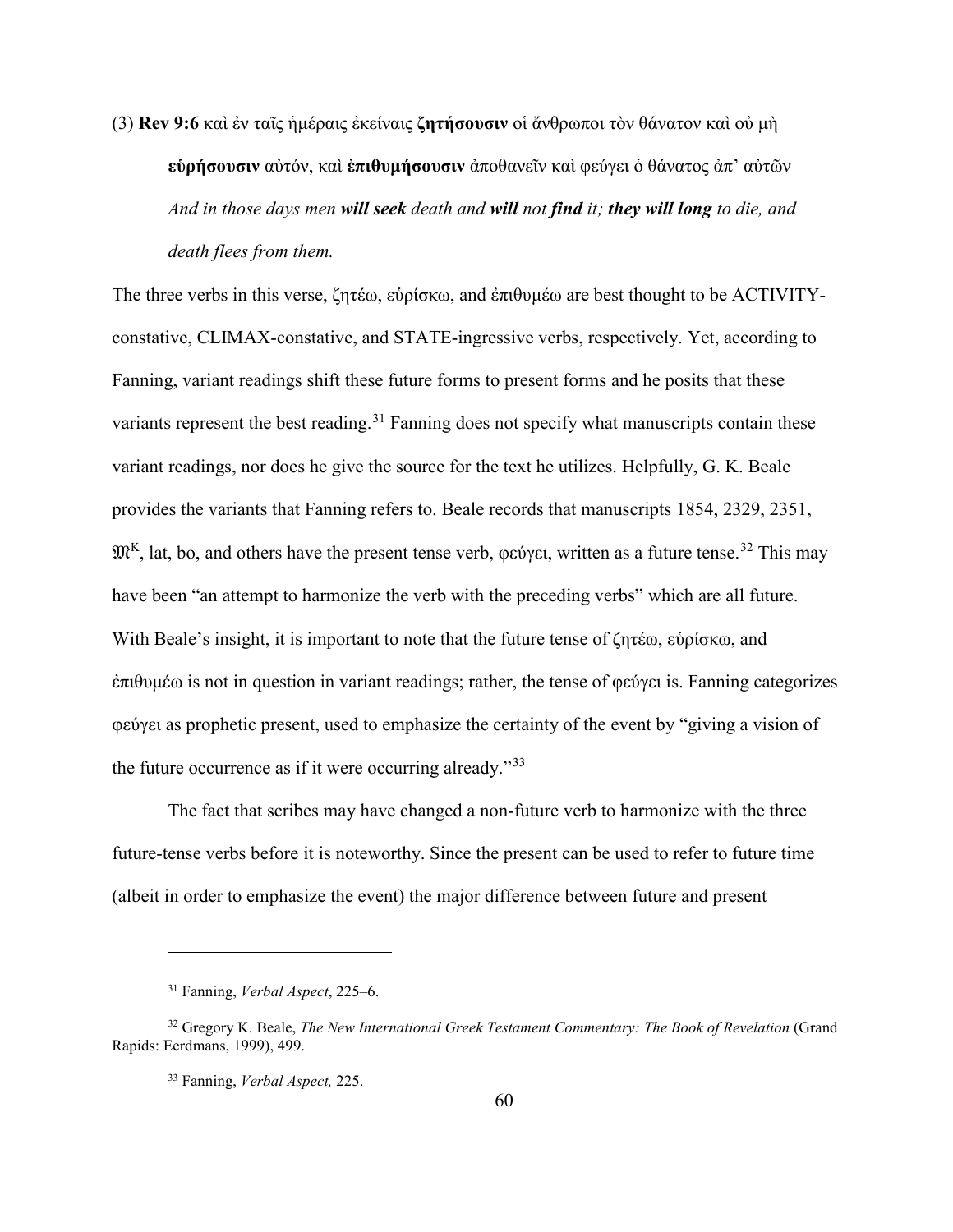(3) **Rev 9:6** καὶ ἐν ταῖς ἡμέραις ἐκείναις **ζητήσουσιν** οἱ ἄνθρωποι τὸν θάνατον καὶ οὐ μὴ **εὑρήσουσιν** αὐτόν, καὶ **ἐπιθυμήσουσιν** ἀποθανεῖν καὶ φεύγει ὁ θάνατος ἀπ᾽ αὐτῶν
*And in those days men **will seek** death and **will** not **find** it; **they will long** to die, and death flees from them.*

The three verbs in this verse, ζητέω, εὑρίσκω, and ἐπιθυμέω are best thought to be ACTIVITY-constative, CLIMAX-constative, and STATE-ingressive verbs, respectively. Yet, according to Fanning, variant readings shift these future forms to present forms and he posits that these variants represent the best reading.[31] Fanning does not specify what manuscripts contain these variant readings, nor does he give the source for the text he utilizes. Helpfully, G. K. Beale provides the variants that Fanning refers to. Beale records that manuscripts 1854, 2329, 2351, $\mathfrak{M}^{K}$, lat, bo, and others have the present tense verb, φεύγει, written as a future tense.[32] This may have been "an attempt to harmonize the verb with the preceding verbs" which are all future. With Beale's insight, it is important to note that the future tense of ζητέω, εὑρίσκω, and ἐπιθυμέω is not in question in variant readings; rather, the tense of φεύγει is. Fanning categorizes φεύγει as prophetic present, used to emphasize the certainty of the event by "giving a vision of the future occurrence as if it were occurring already."[33]

The fact that scribes may have changed a non-future verb to harmonize with the three future-tense verbs before it is noteworthy. Since the present can be used to refer to future time (albeit in order to emphasize the event) the major difference between future and present

---

[31] Fanning, *Verbal Aspect*, 225–6.

[32] Gregory K. Beale, *The New International Greek Testament Commentary: The Book of Revelation* (Grand Rapids: Eerdmans, 1999), 499.

[33] Fanning, *Verbal Aspect,* 225.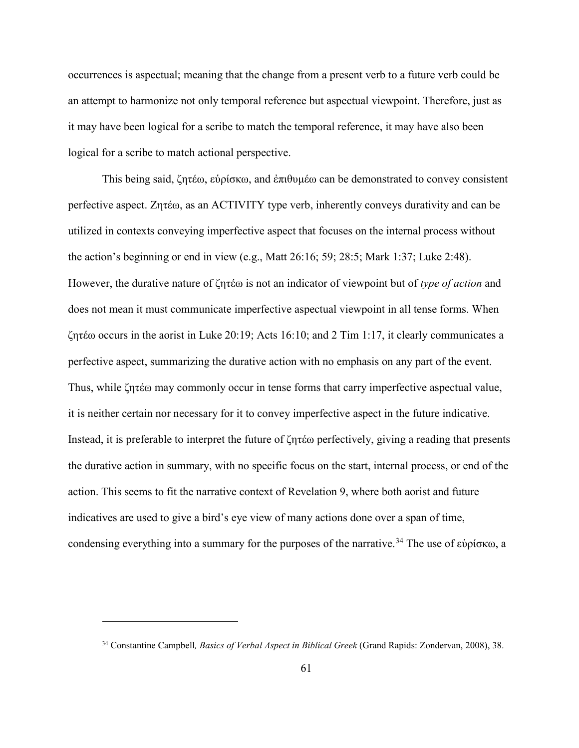occurrences is aspectual; meaning that the change from a present verb to a future verb could be an attempt to harmonize not only temporal reference but aspectual viewpoint. Therefore, just as it may have been logical for a scribe to match the temporal reference, it may have also been logical for a scribe to match actional perspective.

This being said, ζητέω, εὑρίσκω, and ἐπιθυμέω can be demonstrated to convey consistent perfective aspect. Ζητέω, as an ACTIVITY type verb, inherently conveys durativity and can be utilized in contexts conveying imperfective aspect that focuses on the internal process without the action's beginning or end in view (e.g., Matt 26:16; 59; 28:5; Mark 1:37; Luke 2:48). However, the durative nature of ζητέω is not an indicator of viewpoint but of *type of action* and does not mean it must communicate imperfective aspectual viewpoint in all tense forms. When ζητέω occurs in the aorist in Luke 20:19; Acts 16:10; and 2 Tim 1:17, it clearly communicates a perfective aspect, summarizing the durative action with no emphasis on any part of the event. Thus, while ζητέω may commonly occur in tense forms that carry imperfective aspectual value, it is neither certain nor necessary for it to convey imperfective aspect in the future indicative. Instead, it is preferable to interpret the future of ζητέω perfectively, giving a reading that presents the durative action in summary, with no specific focus on the start, internal process, or end of the action. This seems to fit the narrative context of Revelation 9, where both aorist and future indicatives are used to give a bird's eye view of many actions done over a span of time, condensing everything into a summary for the purposes of the narrative.[34] The use of εὑρίσκω, a

---

[34] Constantine Campbell*, Basics of Verbal Aspect in Biblical Greek* (Grand Rapids: Zondervan, 2008), 38.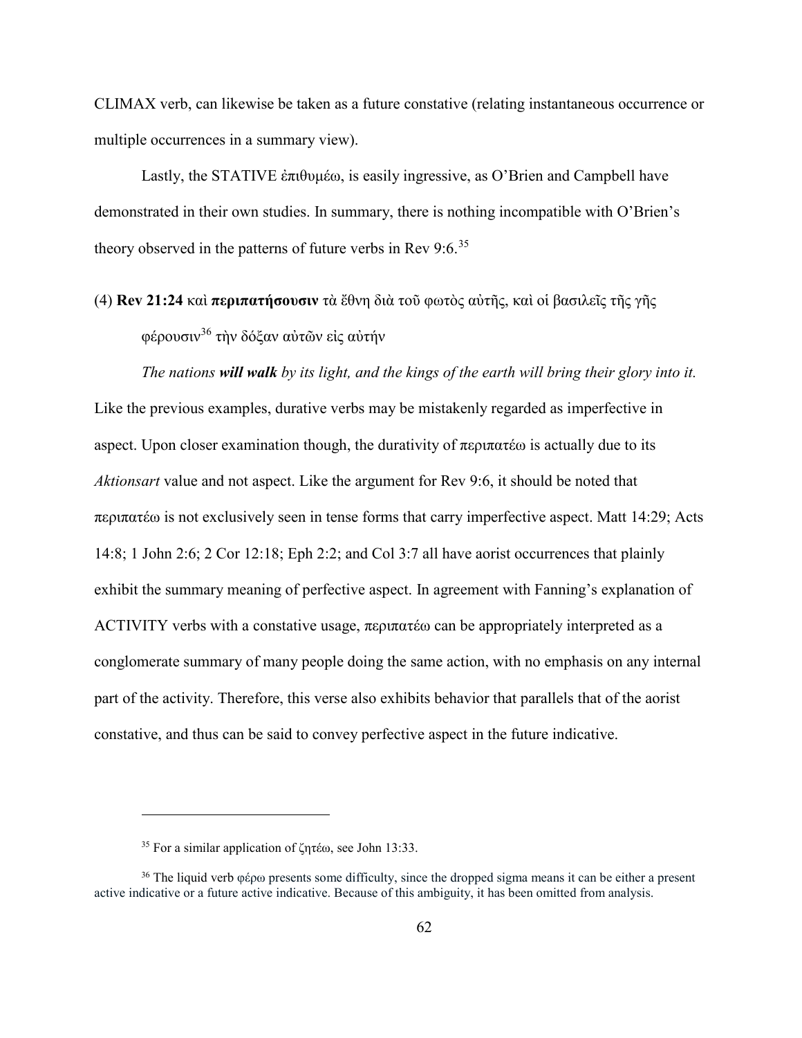CLIMAX verb, can likewise be taken as a future constative (relating instantaneous occurrence or multiple occurrences in a summary view).

Lastly, the STATIVE ἐπιθυμέω, is easily ingressive, as O'Brien and Campbell have demonstrated in their own studies. In summary, there is nothing incompatible with O'Brien's theory observed in the patterns of future verbs in Rev 9:6.[35]

(4) **Rev 21:24** καὶ **περιπατήσουσιν** τὰ ἔθνη διὰ τοῦ φωτὸς αὐτῆς, καὶ οἱ βασιλεῖς τῆς γῆς φέρουσιν[36] τὴν δόξαν αὐτῶν εἰς αὐτήν

*The nations **will walk** by its light, and the kings of the earth will bring their glory into it.*

Like the previous examples, durative verbs may be mistakenly regarded as imperfective in aspect. Upon closer examination though, the durativity of περιπατέω is actually due to its *Aktionsart* value and not aspect. Like the argument for Rev 9:6, it should be noted that περιπατέω is not exclusively seen in tense forms that carry imperfective aspect. Matt 14:29; Acts 14:8; 1 John 2:6; 2 Cor 12:18; Eph 2:2; and Col 3:7 all have aorist occurrences that plainly exhibit the summary meaning of perfective aspect. In agreement with Fanning's explanation of ACTIVITY verbs with a constative usage, περιπατέω can be appropriately interpreted as a conglomerate summary of many people doing the same action, with no emphasis on any internal part of the activity. Therefore, this verse also exhibits behavior that parallels that of the aorist constative, and thus can be said to convey perfective aspect in the future indicative.

---

[35] For a similar application of ζητέω, see John 13:33.

[36] The liquid verb φέρω presents some difficulty, since the dropped sigma means it can be either a present active indicative or a future active indicative. Because of this ambiguity, it has been omitted from analysis.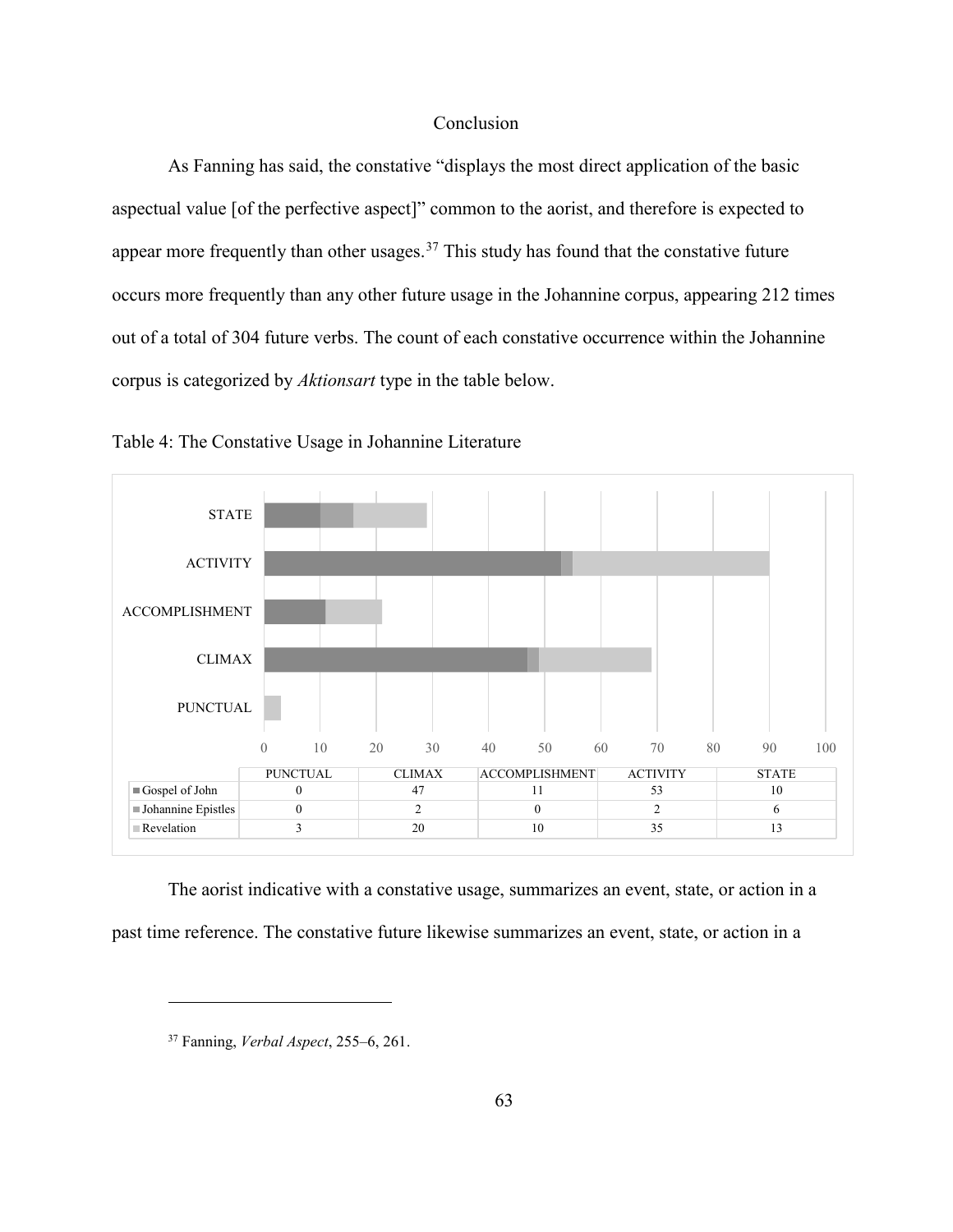## Conclusion

As Fanning has said, the constative "displays the most direct application of the basic aspectual value [of the perfective aspect]" common to the aorist, and therefore is expected to appear more frequently than other usages.[37] This study has found that the constative future occurs more frequently than any other future usage in the Johannine corpus, appearing 212 times out of a total of 304 future verbs. The count of each constative occurrence within the Johannine corpus is categorized by *Aktionsart* type in the table below.

Table 4: The Constative Usage in Johannine Literature

| | PUNCTUAL | CLIMAX | ACCOMPLISHMENT | ACTIVITY | STATE |
|---|---|---|---|---|---|
| Gospel of John | 0 | 47 | 11 | 53 | 10 |
| Johannine Epistles | 0 | 2 | 0 | 2 | 6 |
| Revelation | 3 | 20 | 10 | 35 | 13 |

The aorist indicative with a constative usage, summarizes an event, state, or action in a past time reference. The constative future likewise summarizes an event, state, or action in a

---

[37] Fanning, *Verbal Aspect*, 255–6, 261.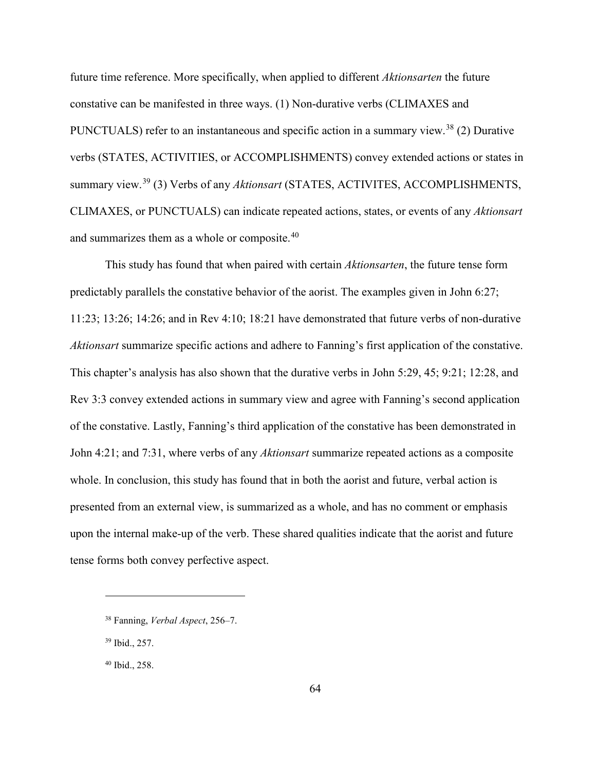future time reference. More specifically, when applied to different *Aktionsarten* the future constative can be manifested in three ways. (1) Non-durative verbs (CLIMAXES and PUNCTUALS) refer to an instantaneous and specific action in a summary view.[38] (2) Durative verbs (STATES, ACTIVITIES, or ACCOMPLISHMENTS) convey extended actions or states in summary view.[39] (3) Verbs of any *Aktionsart* (STATES, ACTIVITES, ACCOMPLISHMENTS, CLIMAXES, or PUNCTUALS) can indicate repeated actions, states, or events of any *Aktionsart* and summarizes them as a whole or composite.[40]

This study has found that when paired with certain *Aktionsarten*, the future tense form predictably parallels the constative behavior of the aorist. The examples given in John 6:27; 11:23; 13:26; 14:26; and in Rev 4:10; 18:21 have demonstrated that future verbs of non-durative *Aktionsart* summarize specific actions and adhere to Fanning's first application of the constative. This chapter's analysis has also shown that the durative verbs in John 5:29, 45; 9:21; 12:28, and Rev 3:3 convey extended actions in summary view and agree with Fanning's second application of the constative. Lastly, Fanning's third application of the constative has been demonstrated in John 4:21; and 7:31, where verbs of any *Aktionsart* summarize repeated actions as a composite whole. In conclusion, this study has found that in both the aorist and future, verbal action is presented from an external view, is summarized as a whole, and has no comment or emphasis upon the internal make-up of the verb. These shared qualities indicate that the aorist and future tense forms both convey perfective aspect.

---

[38] Fanning, *Verbal Aspect*, 256–7.

[39] Ibid., 257.

[40] Ibid., 258.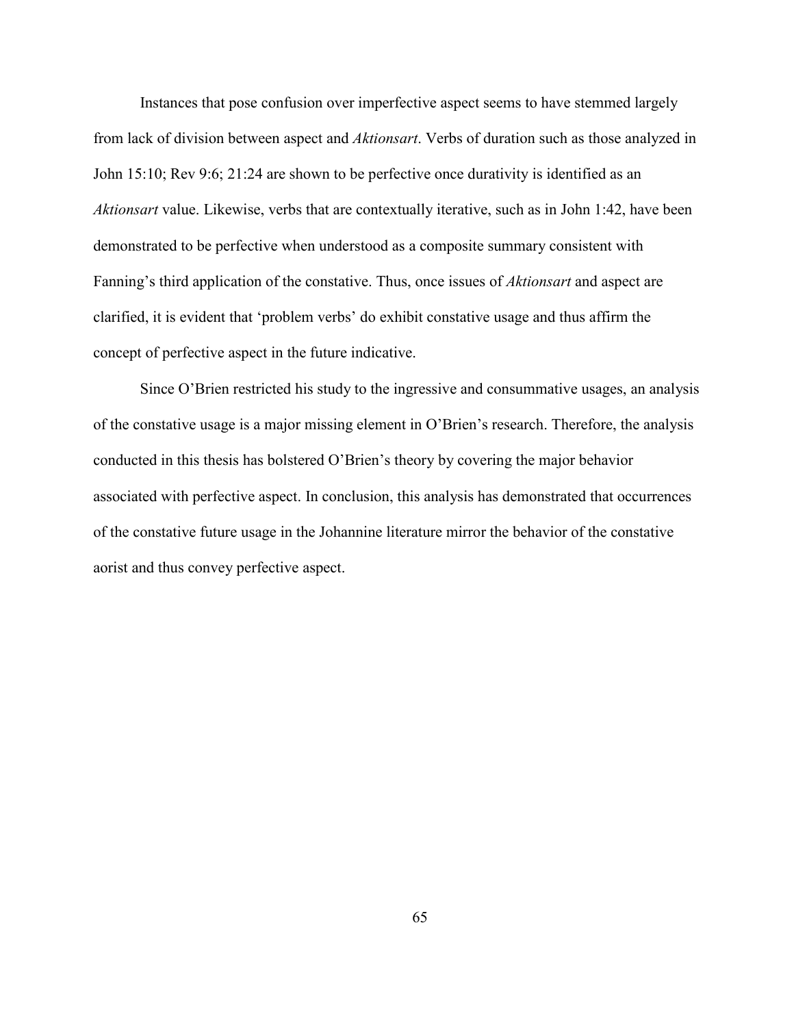Instances that pose confusion over imperfective aspect seems to have stemmed largely from lack of division between aspect and *Aktionsart*. Verbs of duration such as those analyzed in John 15:10; Rev 9:6; 21:24 are shown to be perfective once durativity is identified as an *Aktionsart* value. Likewise, verbs that are contextually iterative, such as in John 1:42, have been demonstrated to be perfective when understood as a composite summary consistent with Fanning's third application of the constative. Thus, once issues of *Aktionsart* and aspect are clarified, it is evident that 'problem verbs' do exhibit constative usage and thus affirm the concept of perfective aspect in the future indicative.

Since O'Brien restricted his study to the ingressive and consummative usages, an analysis of the constative usage is a major missing element in O'Brien's research. Therefore, the analysis conducted in this thesis has bolstered O'Brien's theory by covering the major behavior associated with perfective aspect. In conclusion, this analysis has demonstrated that occurrences of the constative future usage in the Johannine literature mirror the behavior of the constative aorist and thus convey perfective aspect.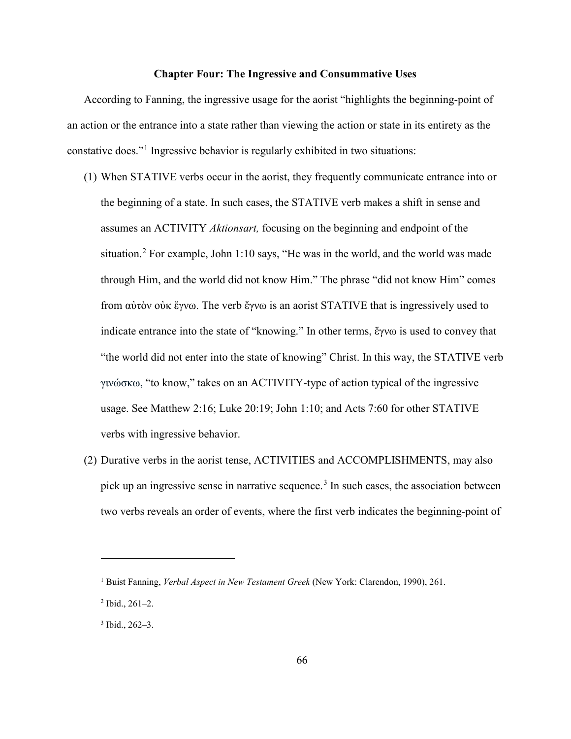# Chapter Four: The Ingressive and Consummative Uses

According to Fanning, the ingressive usage for the aorist "highlights the beginning-point of an action or the entrance into a state rather than viewing the action or state in its entirety as the constative does."[1] Ingressive behavior is regularly exhibited in two situations:

(1) When STATIVE verbs occur in the aorist, they frequently communicate entrance into or the beginning of a state. In such cases, the STATIVE verb makes a shift in sense and assumes an ACTIVITY *Aktionsart,* focusing on the beginning and endpoint of the situation.[2] For example, John 1:10 says, "He was in the world, and the world was made through Him, and the world did not know Him." The phrase "did not know Him" comes from αὐτὸν οὐκ ἔγνω. The verb ἔγνω is an aorist STATIVE that is ingressively used to indicate entrance into the state of "knowing." In other terms, ἔγνω is used to convey that "the world did not enter into the state of knowing" Christ. In this way, the STATIVE verb γινώσκω, "to know," takes on an ACTIVITY-type of action typical of the ingressive usage. See Matthew 2:16; Luke 20:19; John 1:10; and Acts 7:60 for other STATIVE verbs with ingressive behavior.

(2) Durative verbs in the aorist tense, ACTIVITIES and ACCOMPLISHMENTS, may also pick up an ingressive sense in narrative sequence.[3] In such cases, the association between two verbs reveals an order of events, where the first verb indicates the beginning-point of

---

[1] Buist Fanning, *Verbal Aspect in New Testament Greek* (New York: Clarendon, 1990), 261.

[2] Ibid., 261–2.

[3] Ibid., 262–3.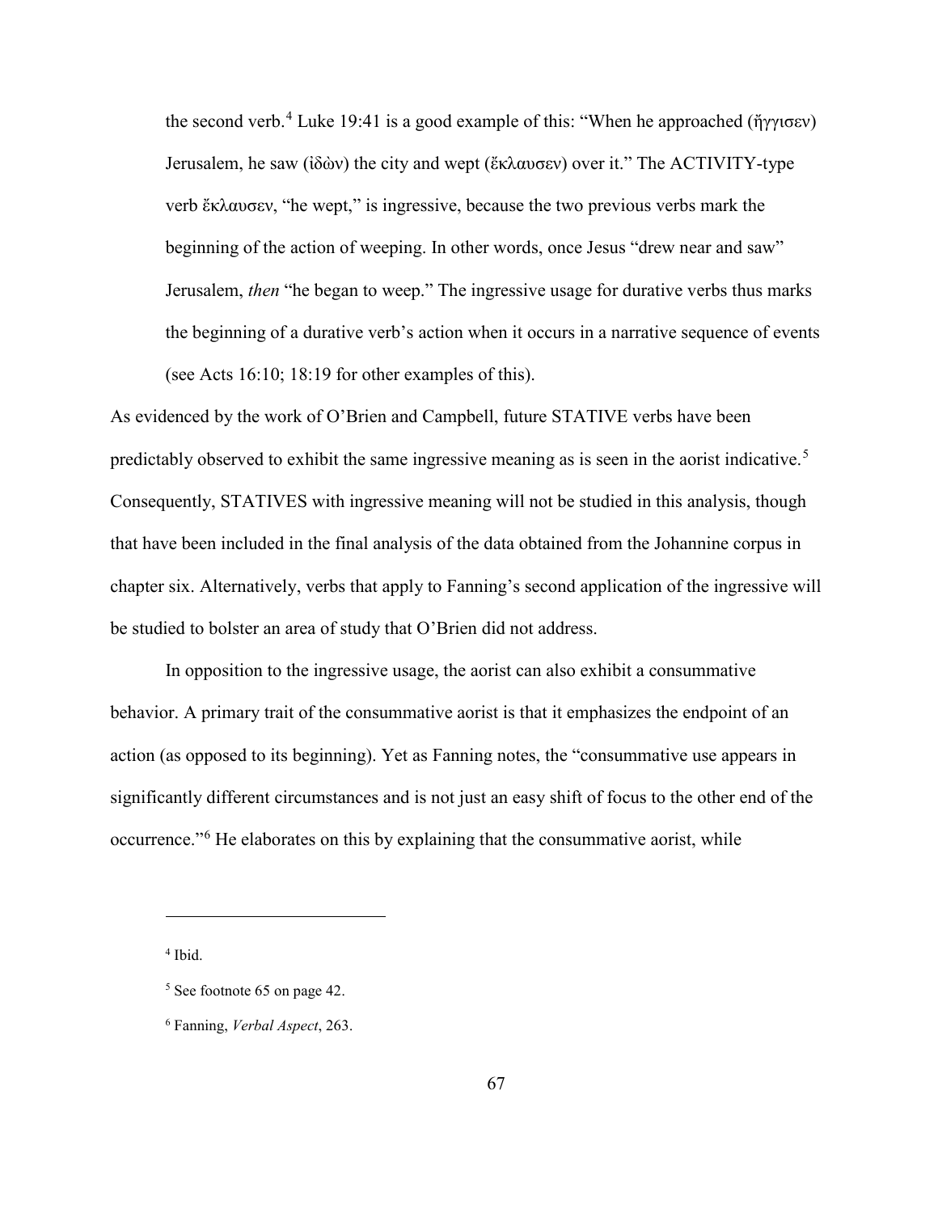> the second verb.[4] Luke 19:41 is a good example of this: "When he approached (ἤγγισεν) Jerusalem, he saw (ἰδὼν) the city and wept (ἔκλαυσεν) over it." The ACTIVITY-type verb ἔκλαυσεν, "he wept," is ingressive, because the two previous verbs mark the beginning of the action of weeping. In other words, once Jesus "drew near and saw" Jerusalem, *then* "he began to weep." The ingressive usage for durative verbs thus marks the beginning of a durative verb's action when it occurs in a narrative sequence of events (see Acts 16:10; 18:19 for other examples of this).

As evidenced by the work of O'Brien and Campbell, future STATIVE verbs have been predictably observed to exhibit the same ingressive meaning as is seen in the aorist indicative.[5] Consequently, STATIVES with ingressive meaning will not be studied in this analysis, though that have been included in the final analysis of the data obtained from the Johannine corpus in chapter six. Alternatively, verbs that apply to Fanning's second application of the ingressive will be studied to bolster an area of study that O'Brien did not address.

In opposition to the ingressive usage, the aorist can also exhibit a consummative behavior. A primary trait of the consummative aorist is that it emphasizes the endpoint of an action (as opposed to its beginning). Yet as Fanning notes, the "consummative use appears in significantly different circumstances and is not just an easy shift of focus to the other end of the occurrence."[6] He elaborates on this by explaining that the consummative aorist, while

---

[4] Ibid.

[5] See footnote 65 on page 42.

[6] Fanning, *Verbal Aspect*, 263.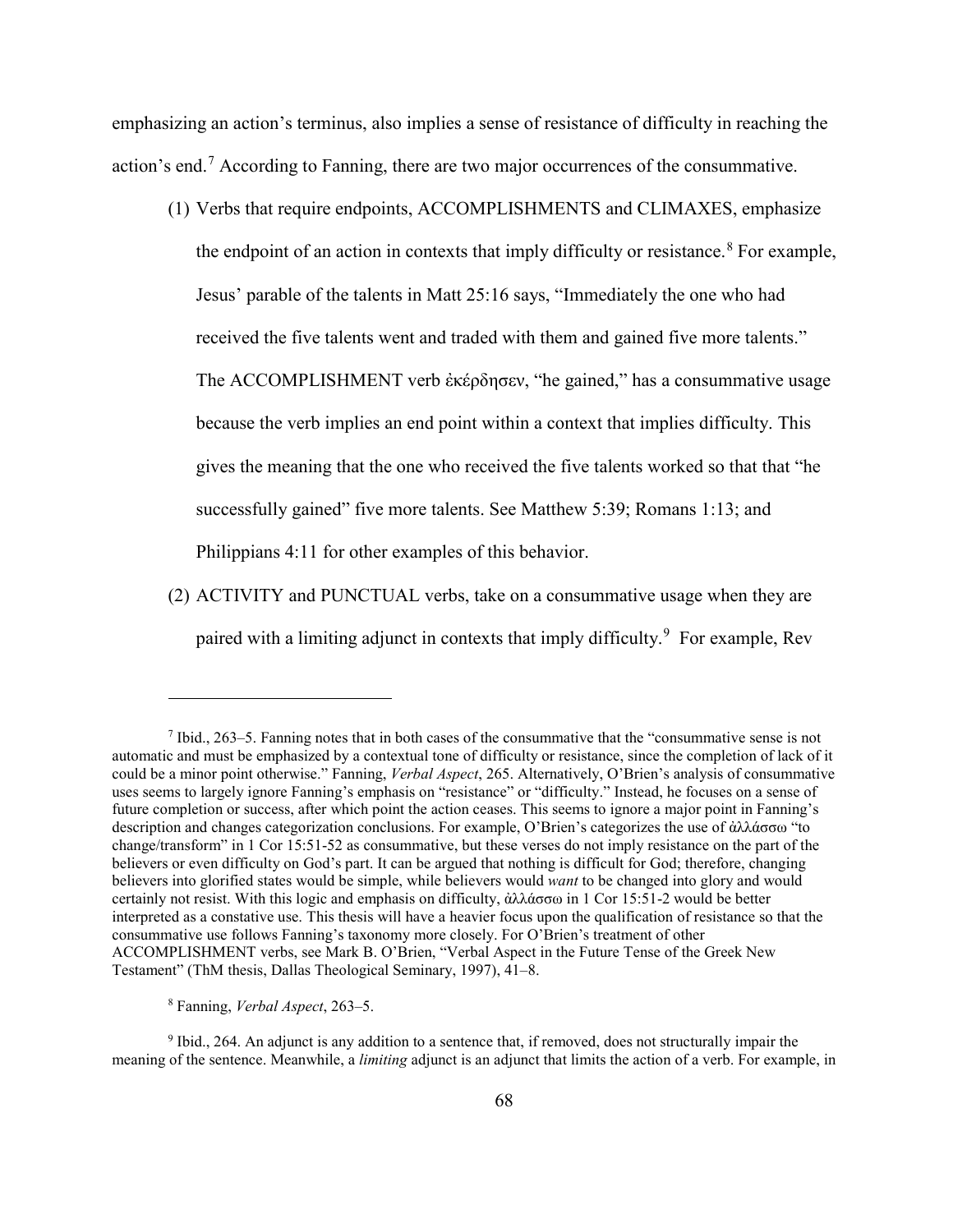emphasizing an action's terminus, also implies a sense of resistance of difficulty in reaching the action's end.[7] According to Fanning, there are two major occurrences of the consummative.

(1) Verbs that require endpoints, ACCOMPLISHMENTS and CLIMAXES, emphasize the endpoint of an action in contexts that imply difficulty or resistance.[8] For example, Jesus' parable of the talents in Matt 25:16 says, "Immediately the one who had received the five talents went and traded with them and gained five more talents." The ACCOMPLISHMENT verb ἐκέρδησεν, "he gained," has a consummative usage because the verb implies an end point within a context that implies difficulty. This gives the meaning that the one who received the five talents worked so that that "he successfully gained" five more talents. See Matthew 5:39; Romans 1:13; and Philippians 4:11 for other examples of this behavior.

(2) ACTIVITY and PUNCTUAL verbs, take on a consummative usage when they are paired with a limiting adjunct in contexts that imply difficulty.[9] For example, Rev

---

[7] Ibid., 263–5. Fanning notes that in both cases of the consummative that the "consummative sense is not automatic and must be emphasized by a contextual tone of difficulty or resistance, since the completion of lack of it could be a minor point otherwise." Fanning, *Verbal Aspect*, 265. Alternatively, O'Brien's analysis of consummative uses seems to largely ignore Fanning's emphasis on "resistance" or "difficulty." Instead, he focuses on a sense of future completion or success, after which point the action ceases. This seems to ignore a major point in Fanning's description and changes categorization conclusions. For example, O'Brien's categorizes the use of ἀλλάσσω "to change/transform" in 1 Cor 15:51-52 as consummative, but these verses do not imply resistance on the part of the believers or even difficulty on God's part. It can be argued that nothing is difficult for God; therefore, changing believers into glorified states would be simple, while believers would *want* to be changed into glory and would certainly not resist. With this logic and emphasis on difficulty, ἀλλάσσω in 1 Cor 15:51-2 would be better interpreted as a constative use. This thesis will have a heavier focus upon the qualification of resistance so that the consummative use follows Fanning's taxonomy more closely. For O'Brien's treatment of other ACCOMPLISHMENT verbs, see Mark B. O'Brien, "Verbal Aspect in the Future Tense of the Greek New Testament" (ThM thesis, Dallas Theological Seminary, 1997), 41–8.

[8] Fanning, *Verbal Aspect*, 263–5.

[9] Ibid., 264. An adjunct is any addition to a sentence that, if removed, does not structurally impair the meaning of the sentence. Meanwhile, a *limiting* adjunct is an adjunct that limits the action of a verb. For example, in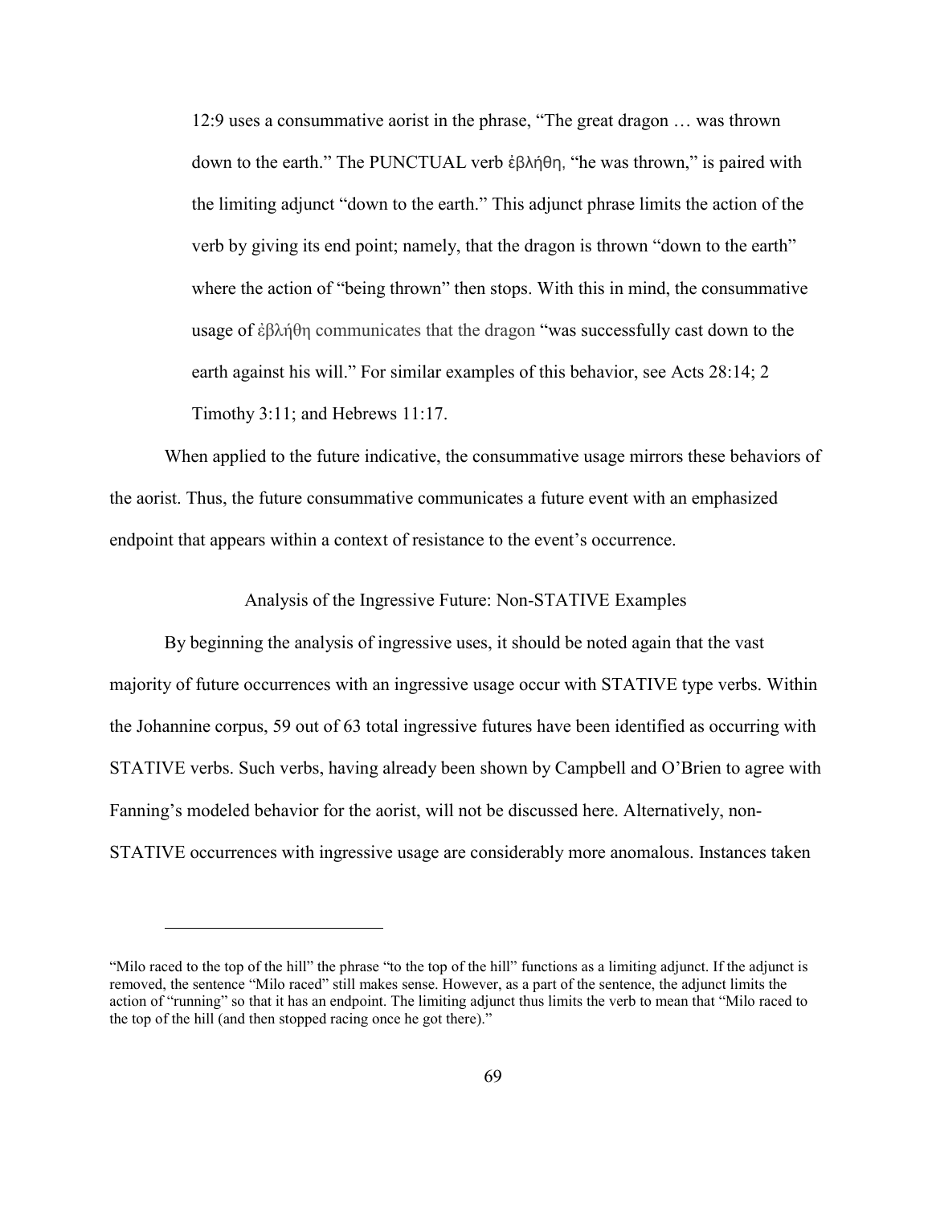> 12:9 uses a consummative aorist in the phrase, "The great dragon … was thrown down to the earth." The PUNCTUAL verb ἐβλήθη, "he was thrown," is paired with the limiting adjunct "down to the earth." This adjunct phrase limits the action of the verb by giving its end point; namely, that the dragon is thrown "down to the earth" where the action of "being thrown" then stops. With this in mind, the consummative usage of ἐβλήθη communicates that the dragon "was successfully cast down to the earth against his will." For similar examples of this behavior, see Acts 28:14; 2 Timothy 3:11; and Hebrews 11:17.

When applied to the future indicative, the consummative usage mirrors these behaviors of the aorist. Thus, the future consummative communicates a future event with an emphasized endpoint that appears within a context of resistance to the event's occurrence.

## Analysis of the Ingressive Future: Non-STATIVE Examples

By beginning the analysis of ingressive uses, it should be noted again that the vast majority of future occurrences with an ingressive usage occur with STATIVE type verbs. Within the Johannine corpus, 59 out of 63 total ingressive futures have been identified as occurring with STATIVE verbs. Such verbs, having already been shown by Campbell and O'Brien to agree with Fanning's modeled behavior for the aorist, will not be discussed here. Alternatively, non-STATIVE occurrences with ingressive usage are considerably more anomalous. Instances taken

---

"Milo raced to the top of the hill" the phrase "to the top of the hill" functions as a limiting adjunct. If the adjunct is removed, the sentence "Milo raced" still makes sense. However, as a part of the sentence, the adjunct limits the action of "running" so that it has an endpoint. The limiting adjunct thus limits the verb to mean that "Milo raced to the top of the hill (and then stopped racing once he got there)."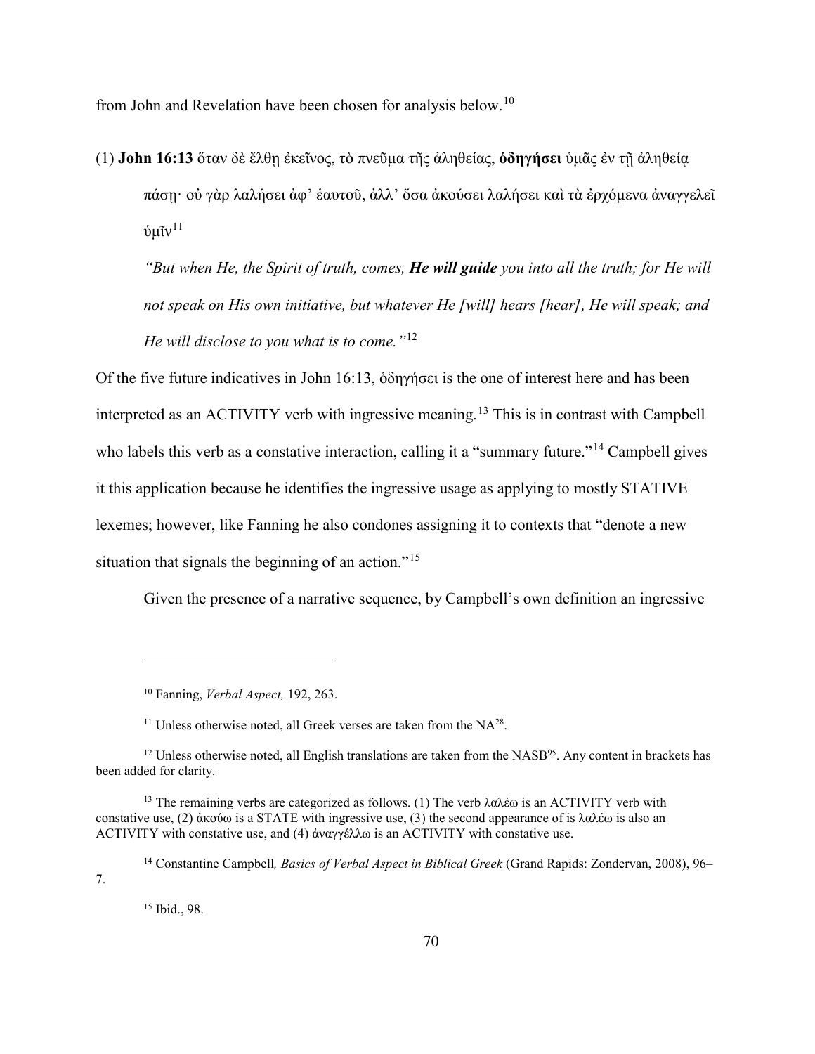from John and Revelation have been chosen for analysis below.[10]

(1) **John 16:13** ὅταν δὲ ἔλθῃ ἐκεῖνος, τὸ πνεῦμα τῆς ἀληθείας, **ὁδηγήσει** ὑμᾶς ἐν τῇ ἀληθείᾳ πάσῃ· οὐ γὰρ λαλήσει ἀφ' ἑαυτοῦ, ἀλλ' ὅσα ἀκούσει λαλήσει καὶ τὰ ἐρχόμενα ἀναγγελεῖ ὑμῖν[11]

*"But when He, the Spirit of truth, comes, **He will guide** you into all the truth; for He will not speak on His own initiative, but whatever He [will] hears [hear], He will speak; and He will disclose to you what is to come."*[12]

Of the five future indicatives in John 16:13, ὁδηγήσει is the one of interest here and has been interpreted as an ACTIVITY verb with ingressive meaning.[13] This is in contrast with Campbell who labels this verb as a constative interaction, calling it a "summary future."[14] Campbell gives it this application because he identifies the ingressive usage as applying to mostly STATIVE lexemes; however, like Fanning he also condones assigning it to contexts that "denote a new situation that signals the beginning of an action."[15]

Given the presence of a narrative sequence, by Campbell's own definition an ingressive

---

[10] Fanning, *Verbal Aspect,* 192, 263.

[11] Unless otherwise noted, all Greek verses are taken from the NA[28].

[12] Unless otherwise noted, all English translations are taken from the NASB[95]. Any content in brackets has been added for clarity.

[13] The remaining verbs are categorized as follows. (1) The verb λαλέω is an ACTIVITY verb with constative use, (2) ἀκούω is a STATE with ingressive use, (3) the second appearance of is λαλέω is also an ACTIVITY with constative use, and (4) ἀναγγέλλω is an ACTIVITY with constative use.

[14] Constantine Campbell*, Basics of Verbal Aspect in Biblical Greek* (Grand Rapids: Zondervan, 2008), 96–7.

[15] Ibid., 98.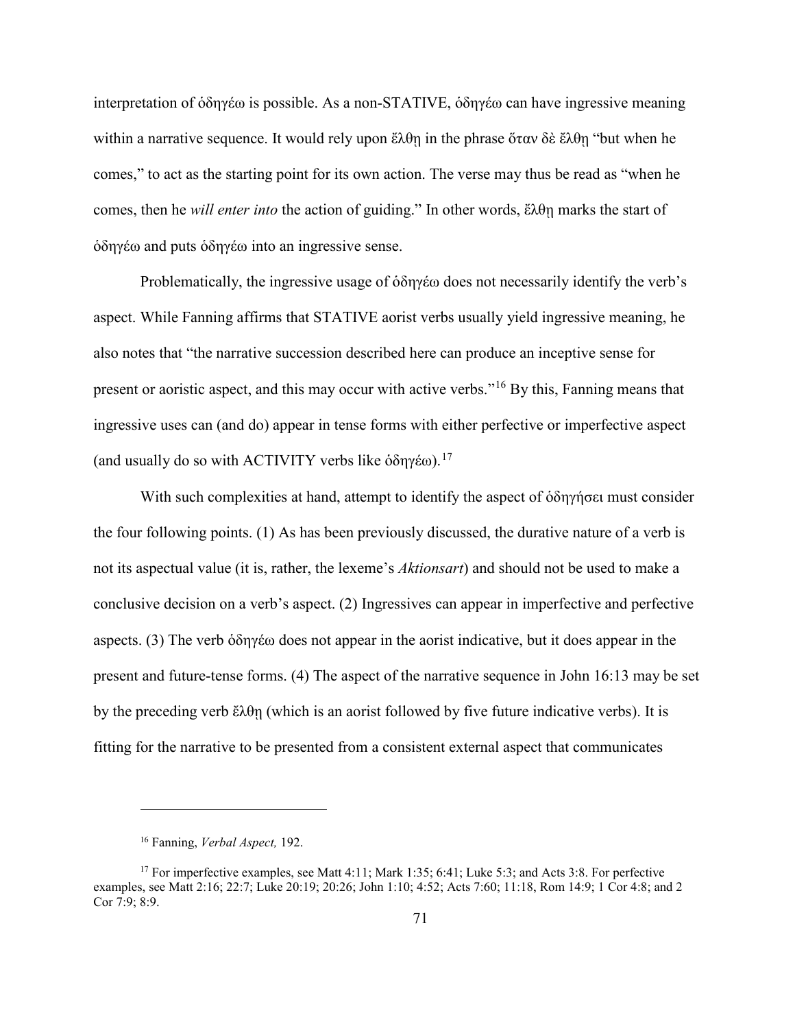interpretation of ὁδηγέω is possible. As a non-STATIVE, ὁδηγέω can have ingressive meaning within a narrative sequence. It would rely upon ἔλθῃ in the phrase ὅταν δὲ ἔλθῃ "but when he comes," to act as the starting point for its own action. The verse may thus be read as "when he comes, then he *will enter into* the action of guiding." In other words, ἔλθῃ marks the start of ὁδηγέω and puts ὁδηγέω into an ingressive sense.

Problematically, the ingressive usage of ὁδηγέω does not necessarily identify the verb's aspect. While Fanning affirms that STATIVE aorist verbs usually yield ingressive meaning, he also notes that "the narrative succession described here can produce an inceptive sense for present or aoristic aspect, and this may occur with active verbs."[16] By this, Fanning means that ingressive uses can (and do) appear in tense forms with either perfective or imperfective aspect (and usually do so with ACTIVITY verbs like ὁδηγέω).[17]

With such complexities at hand, attempt to identify the aspect of ὁδηγήσει must consider the four following points. (1) As has been previously discussed, the durative nature of a verb is not its aspectual value (it is, rather, the lexeme's *Aktionsart*) and should not be used to make a conclusive decision on a verb's aspect. (2) Ingressives can appear in imperfective and perfective aspects. (3) The verb ὁδηγέω does not appear in the aorist indicative, but it does appear in the present and future-tense forms. (4) The aspect of the narrative sequence in John 16:13 may be set by the preceding verb ἔλθῃ (which is an aorist followed by five future indicative verbs). It is fitting for the narrative to be presented from a consistent external aspect that communicates

---

[16] Fanning, *Verbal Aspect,* 192.

[17] For imperfective examples, see Matt 4:11; Mark 1:35; 6:41; Luke 5:3; and Acts 3:8. For perfective examples, see Matt 2:16; 22:7; Luke 20:19; 20:26; John 1:10; 4:52; Acts 7:60; 11:18, Rom 14:9; 1 Cor 4:8; and 2 Cor 7:9; 8:9.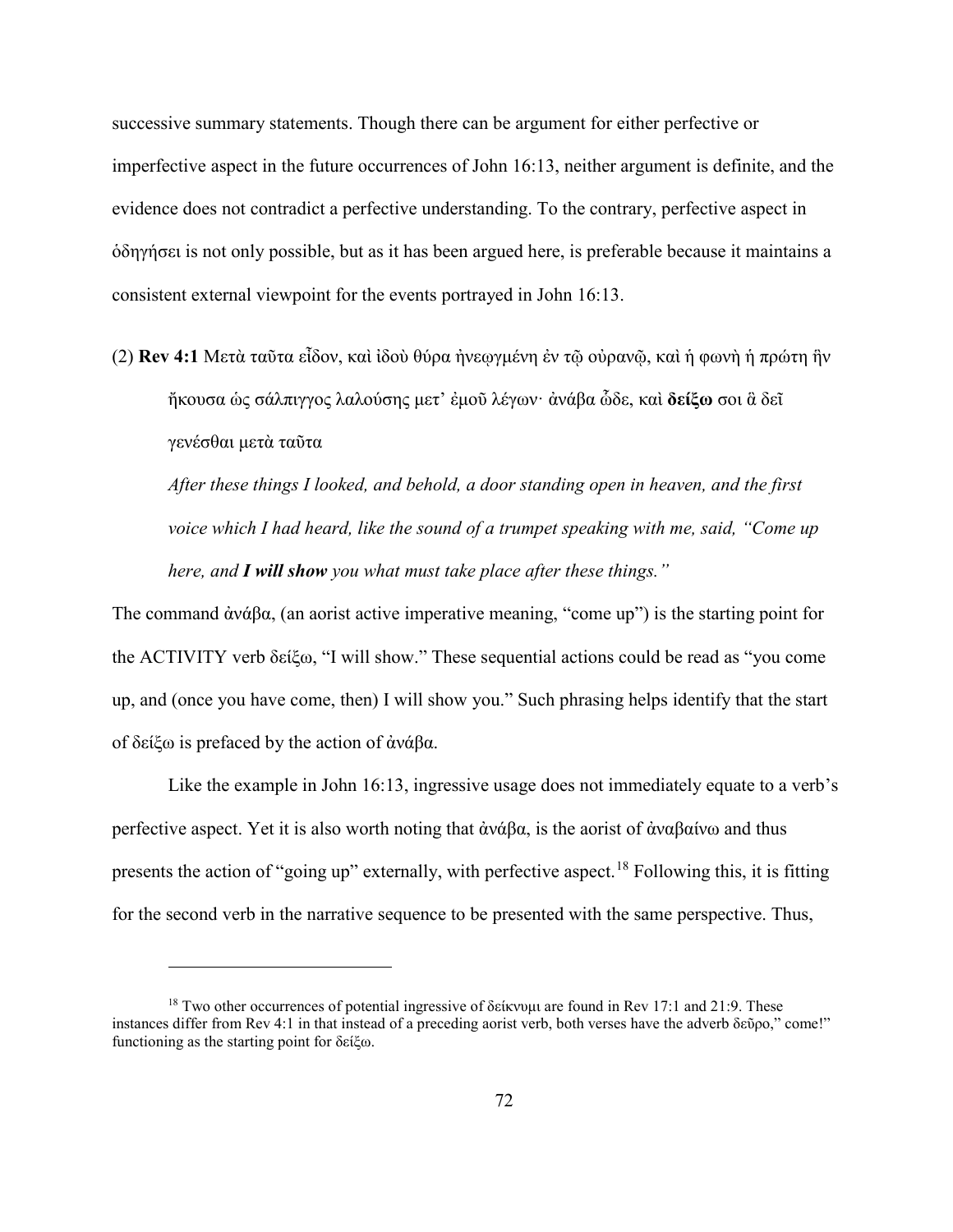successive summary statements. Though there can be argument for either perfective or imperfective aspect in the future occurrences of John 16:13, neither argument is definite, and the evidence does not contradict a perfective understanding. To the contrary, perfective aspect in ὁδηγήσει is not only possible, but as it has been argued here, is preferable because it maintains a consistent external viewpoint for the events portrayed in John 16:13.

(2) **Rev 4:1** Μετὰ ταῦτα εἶδον, καὶ ἰδοὺ θύρα ἠνεῳγμένη ἐν τῷ οὐρανῷ, καὶ ἡ φωνὴ ἡ πρώτη ἣν ἤκουσα ὡς σάλπιγγος λαλούσης μετ' ἐμοῦ λέγων· ἀνάβα ὧδε, καὶ **δείξω** σοι ἃ δεῖ γενέσθαι μετὰ ταῦτα

*After these things I looked, and behold, a door standing open in heaven, and the first voice which I had heard, like the sound of a trumpet speaking with me, said, "Come up here, and* ***I will show*** *you what must take place after these things."*

The command ἀνάβα, (an aorist active imperative meaning, "come up") is the starting point for the ACTIVITY verb δείξω, "I will show." These sequential actions could be read as "you come up, and (once you have come, then) I will show you." Such phrasing helps identify that the start of δείξω is prefaced by the action of ἀνάβα.

Like the example in John 16:13, ingressive usage does not immediately equate to a verb's perfective aspect. Yet it is also worth noting that ἀνάβα, is the aorist of ἀναβαίνω and thus presents the action of "going up" externally, with perfective aspect.[18] Following this, it is fitting for the second verb in the narrative sequence to be presented with the same perspective. Thus,

---

[18] Two other occurrences of potential ingressive of δείκνυμι are found in Rev 17:1 and 21:9. These instances differ from Rev 4:1 in that instead of a preceding aorist verb, both verses have the adverb δεῦρο," come!" functioning as the starting point for δείξω.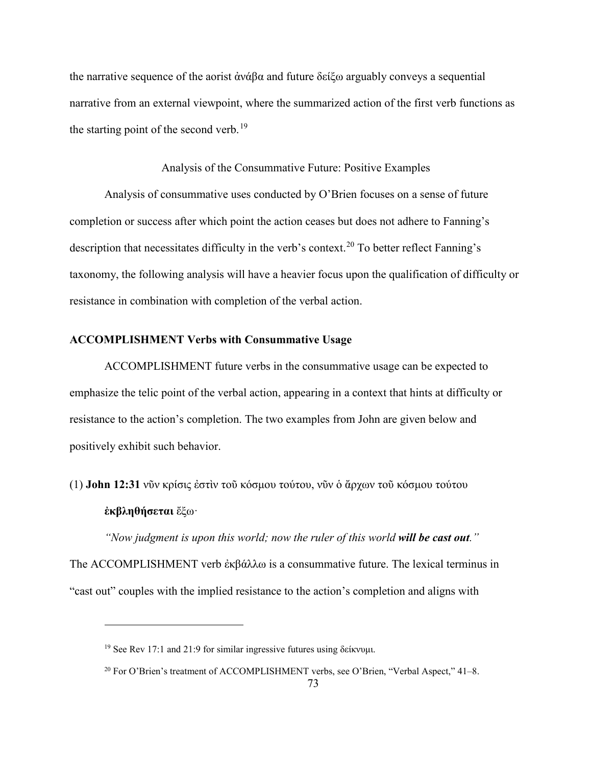the narrative sequence of the aorist ἀνάβα and future δείξω arguably conveys a sequential narrative from an external viewpoint, where the summarized action of the first verb functions as the starting point of the second verb.[19]

### Analysis of the Consummative Future: Positive Examples

Analysis of consummative uses conducted by O'Brien focuses on a sense of future completion or success after which point the action ceases but does not adhere to Fanning's description that necessitates difficulty in the verb's context.[20] To better reflect Fanning's taxonomy, the following analysis will have a heavier focus upon the qualification of difficulty or resistance in combination with completion of the verbal action.

#### ACCOMPLISHMENT Verbs with Consummative Usage

ACCOMPLISHMENT future verbs in the consummative usage can be expected to emphasize the telic point of the verbal action, appearing in a context that hints at difficulty or resistance to the action's completion. The two examples from John are given below and positively exhibit such behavior.

(1) **John 12:31** νῦν κρίσις ἐστὶν τοῦ κόσμου τούτου, νῦν ὁ ἄρχων τοῦ κόσμου τούτου **ἐκβληθήσεται** ἔξω·

*"Now judgment is upon this world; now the ruler of this world* ***will be cast out****."*

The ACCOMPLISHMENT verb ἐκβάλλω is a consummative future. The lexical terminus in "cast out" couples with the implied resistance to the action's completion and aligns with

---

[19] See Rev 17:1 and 21:9 for similar ingressive futures using δείκνυμι.

[20] For O'Brien's treatment of ACCOMPLISHMENT verbs, see O'Brien, "Verbal Aspect," 41–8.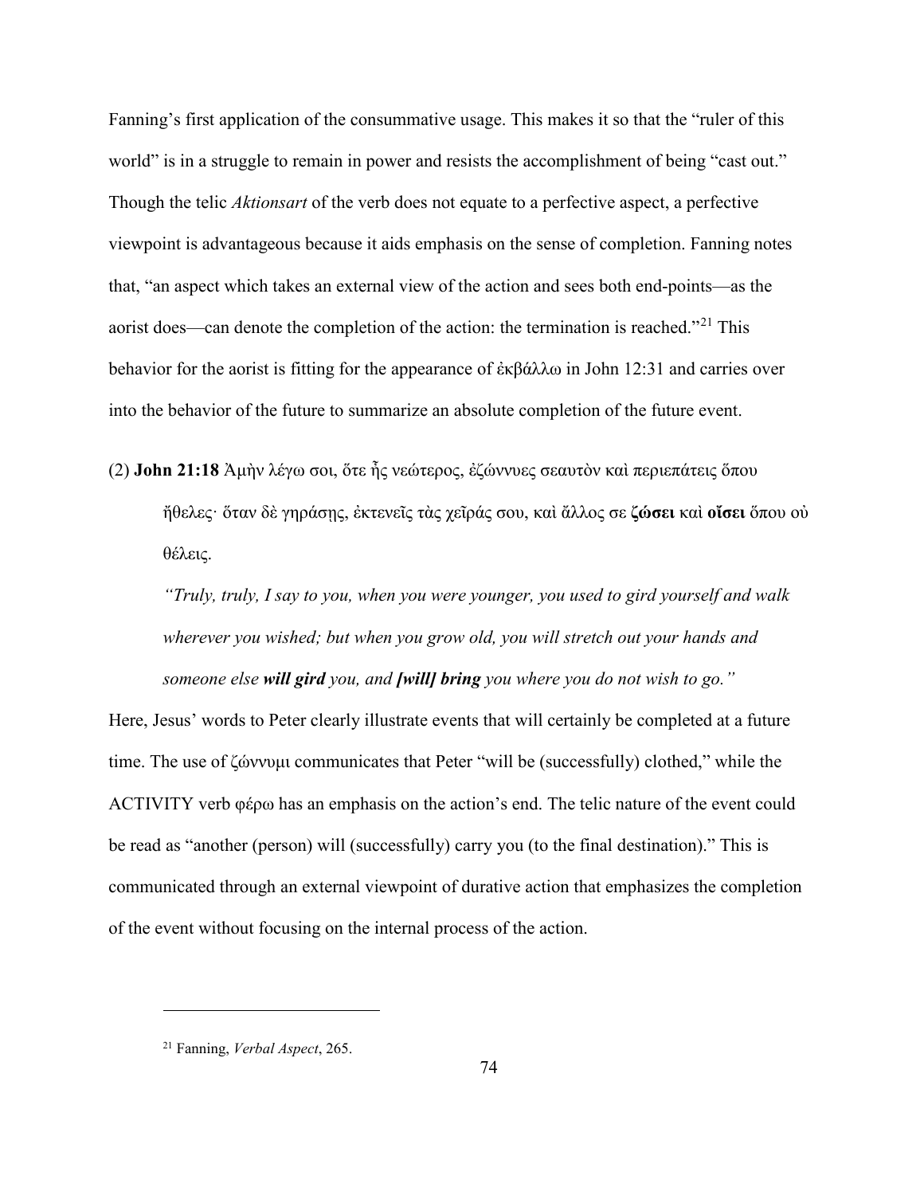Fanning's first application of the consummative usage. This makes it so that the "ruler of this world" is in a struggle to remain in power and resists the accomplishment of being "cast out." Though the telic *Aktionsart* of the verb does not equate to a perfective aspect, a perfective viewpoint is advantageous because it aids emphasis on the sense of completion. Fanning notes that, "an aspect which takes an external view of the action and sees both end-points—as the aorist does—can denote the completion of the action: the termination is reached."[21] This behavior for the aorist is fitting for the appearance of ἐκβάλλω in John 12:31 and carries over into the behavior of the future to summarize an absolute completion of the future event.

(2) **John 21:18** Ἀμὴν λέγω σοι, ὅτε ἦς νεώτερος, ἐζώννυες σεαυτὸν καὶ περιεπάτεις ὅπου ἤθελες· ὅταν δὲ γηράσῃς, ἐκτενεῖς τὰς χεῖράς σου, καὶ ἄλλος σε **ζώσει** καὶ **οἴσει** ὅπου οὐ θέλεις.

> *"Truly, truly, I say to you, when you were younger, you used to gird yourself and walk wherever you wished; but when you grow old, you will stretch out your hands and someone else* ***will gird*** *you, and* ***[will] bring*** *you where you do not wish to go."*

Here, Jesus' words to Peter clearly illustrate events that will certainly be completed at a future time. The use of ζώννυμι communicates that Peter "will be (successfully) clothed," while the ACTIVITY verb φέρω has an emphasis on the action's end. The telic nature of the event could be read as "another (person) will (successfully) carry you (to the final destination)." This is communicated through an external viewpoint of durative action that emphasizes the completion of the event without focusing on the internal process of the action.

---

[21] Fanning, *Verbal Aspect*, 265.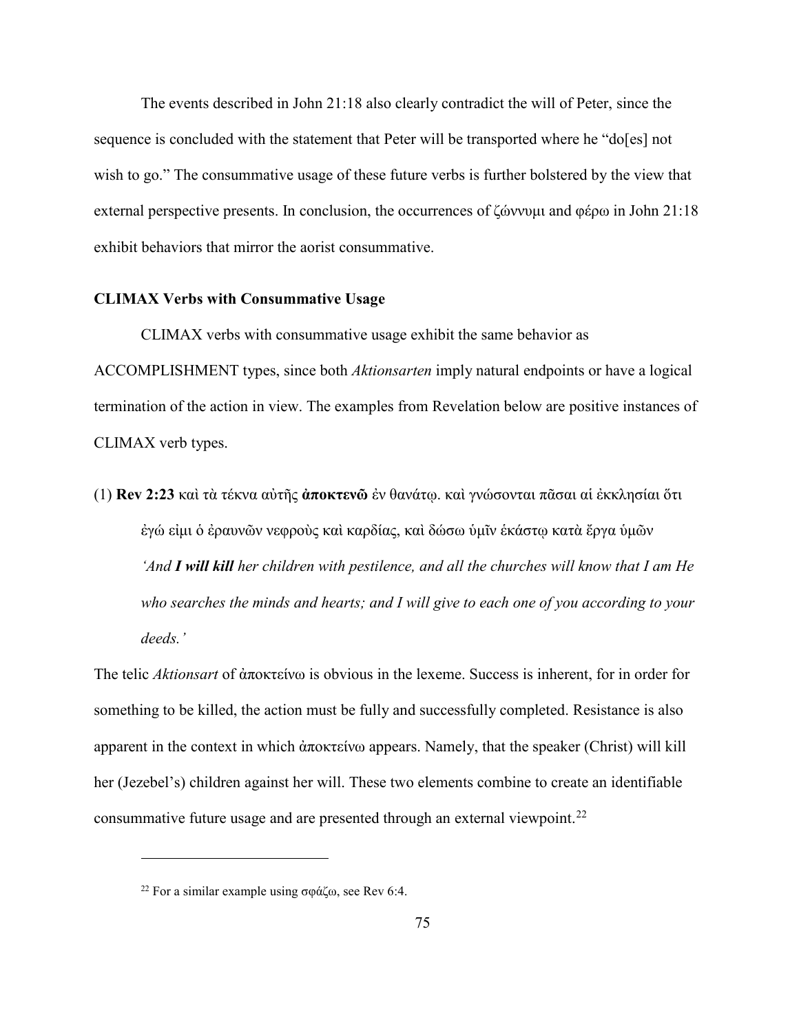The events described in John 21:18 also clearly contradict the will of Peter, since the sequence is concluded with the statement that Peter will be transported where he "do[es] not wish to go." The consummative usage of these future verbs is further bolstered by the view that external perspective presents. In conclusion, the occurrences of ζώννυμι and φέρω in John 21:18 exhibit behaviors that mirror the aorist consummative.

**CLIMAX Verbs with Consummative Usage**

CLIMAX verbs with consummative usage exhibit the same behavior as ACCOMPLISHMENT types, since both *Aktionsarten* imply natural endpoints or have a logical termination of the action in view. The examples from Revelation below are positive instances of CLIMAX verb types.

(1) **Rev 2:23** καὶ τὰ τέκνα αὐτῆς **ἀποκτενῶ** ἐν θανάτῳ. καὶ γνώσονται πᾶσαι αἱ ἐκκλησίαι ὅτι ἐγώ εἰμι ὁ ἐραυνῶν νεφροὺς καὶ καρδίας, καὶ δώσω ὑμῖν ἑκάστῳ κατὰ ἔργα ὑμῶν
*'And **I will kill** her children with pestilence, and all the churches will know that I am He who searches the minds and hearts; and I will give to each one of you according to your deeds.'*

The telic *Aktionsart* of ἀποκτείνω is obvious in the lexeme. Success is inherent, for in order for something to be killed, the action must be fully and successfully completed. Resistance is also apparent in the context in which ἀποκτείνω appears. Namely, that the speaker (Christ) will kill her (Jezebel's) children against her will. These two elements combine to create an identifiable consummative future usage and are presented through an external viewpoint.[22]

---

[22] For a similar example using σφάζω, see Rev 6:4.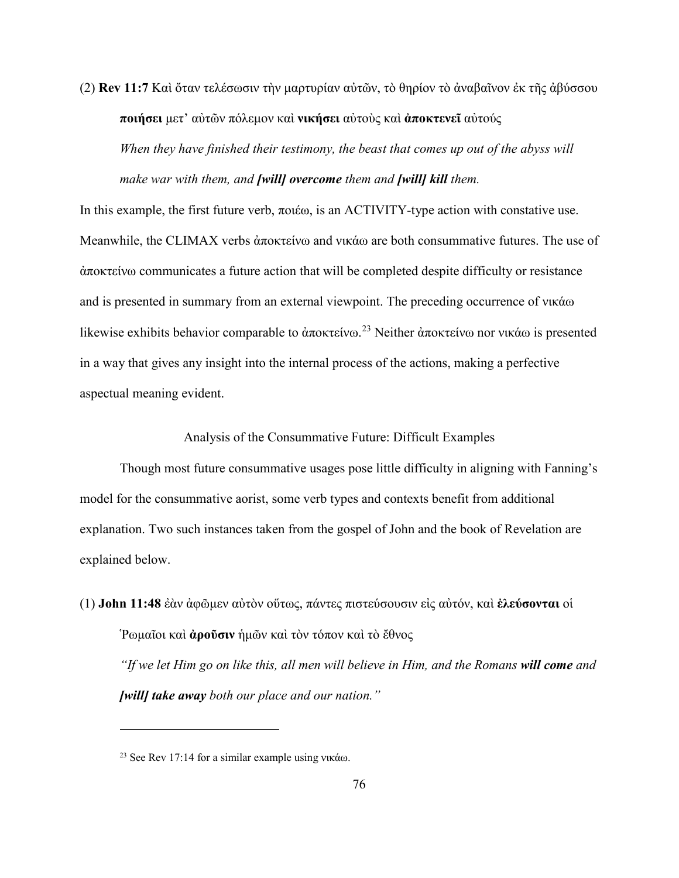(2) **Rev 11:7** Καὶ ὅταν τελέσωσιν τὴν μαρτυρίαν αὐτῶν, τὸ θηρίον τὸ ἀναβαῖνον ἐκ τῆς ἀβύσσου **ποιήσει** μετ᾽ αὐτῶν πόλεμον καὶ **νικήσει** αὐτοὺς καὶ **ἀποκτενεῖ** αὐτούς

*When they have finished their testimony, the beast that comes up out of the abyss will make war with them, and* ***[will] overcome*** *them and* ***[will] kill*** *them.*

In this example, the first future verb, ποιέω, is an ACTIVITY-type action with constative use. Meanwhile, the CLIMAX verbs ἀποκτείνω and νικάω are both consummative futures. The use of ἀποκτείνω communicates a future action that will be completed despite difficulty or resistance and is presented in summary from an external viewpoint. The preceding occurrence of νικάω likewise exhibits behavior comparable to ἀποκτείνω.[23] Neither ἀποκτείνω nor νικάω is presented in a way that gives any insight into the internal process of the actions, making a perfective aspectual meaning evident.

## Analysis of the Consummative Future: Difficult Examples

Though most future consummative usages pose little difficulty in aligning with Fanning's model for the consummative aorist, some verb types and contexts benefit from additional explanation. Two such instances taken from the gospel of John and the book of Revelation are explained below.

(1) **John 11:48** ἐὰν ἀφῶμεν αὐτὸν οὕτως, πάντες πιστεύσουσιν εἰς αὐτόν, καὶ **ἐλεύσονται** οἱ Ῥωμαῖοι καὶ **ἀροῦσιν** ἡμῶν καὶ τὸν τόπον καὶ τὸ ἔθνος

*"If we let Him go on like this, all men will believe in Him, and the Romans* ***will come*** *and* ***[will] take away*** *both our place and our nation."*

---

[23] See Rev 17:14 for a similar example using νικάω.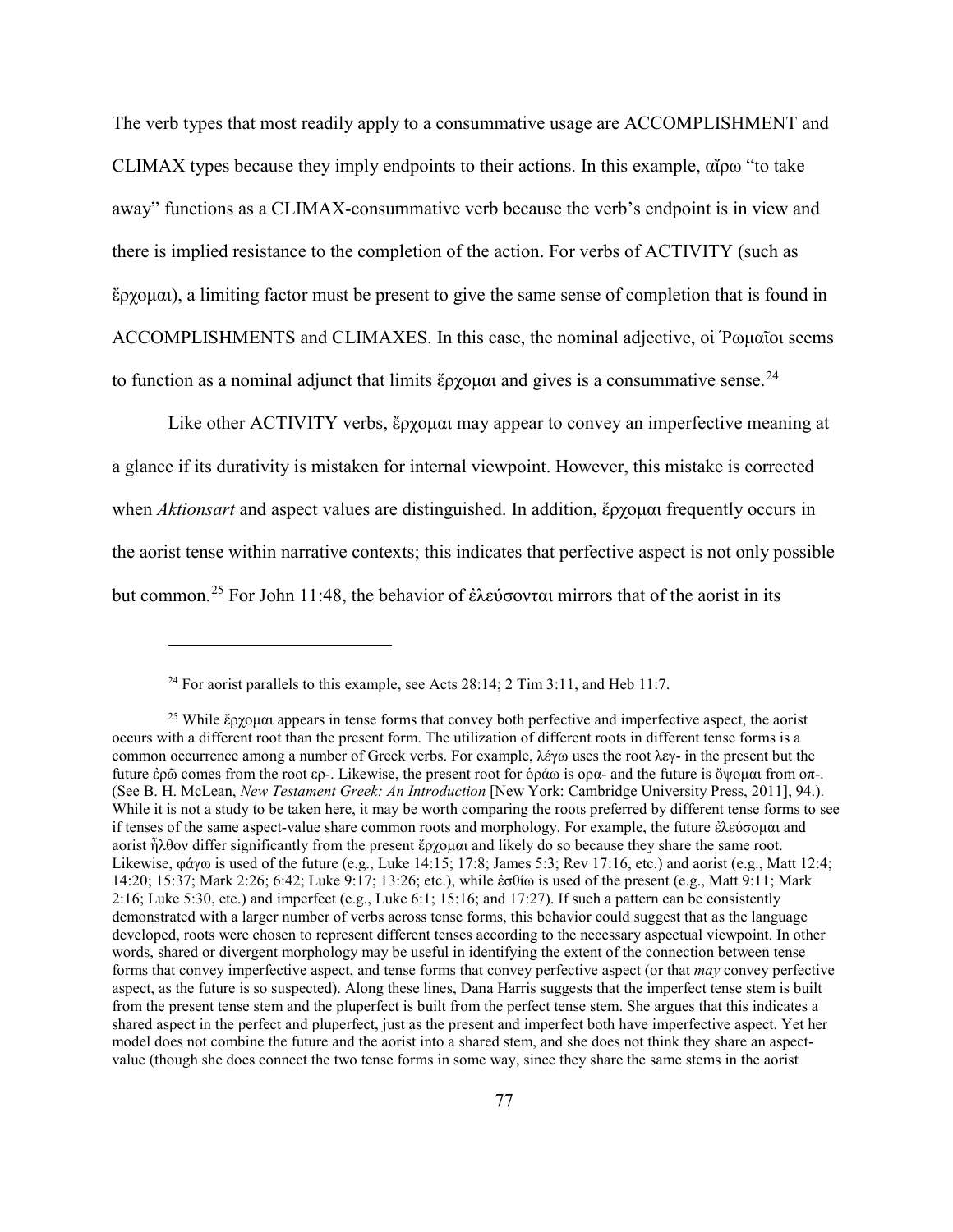The verb types that most readily apply to a consummative usage are ACCOMPLISHMENT and CLIMAX types because they imply endpoints to their actions. In this example, αἴρω "to take away" functions as a CLIMAX-consummative verb because the verb's endpoint is in view and there is implied resistance to the completion of the action. For verbs of ACTIVITY (such as ἔρχομαι), a limiting factor must be present to give the same sense of completion that is found in ACCOMPLISHMENTS and CLIMAXES. In this case, the nominal adjective, οἱ Ῥωμαῖοι seems to function as a nominal adjunct that limits ἔρχομαι and gives is a consummative sense.[24]

Like other ACTIVITY verbs, ἔρχομαι may appear to convey an imperfective meaning at a glance if its durativity is mistaken for internal viewpoint. However, this mistake is corrected when *Aktionsart* and aspect values are distinguished. In addition, ἔρχομαι frequently occurs in the aorist tense within narrative contexts; this indicates that perfective aspect is not only possible but common.[25] For John 11:48, the behavior of ἐλεύσονται mirrors that of the aorist in its

---

[24] For aorist parallels to this example, see Acts 28:14; 2 Tim 3:11, and Heb 11:7.

[25] While ἔρχομαι appears in tense forms that convey both perfective and imperfective aspect, the aorist occurs with a different root than the present form. The utilization of different roots in different tense forms is a common occurrence among a number of Greek verbs. For example, λέγω uses the root λεγ- in the present but the future ἐρῶ comes from the root ερ-. Likewise, the present root for ὁράω is ορα- and the future is ὄψομαι from οπ-. (See B. H. McLean, *New Testament Greek: An Introduction* [New York: Cambridge University Press, 2011], 94.). While it is not a study to be taken here, it may be worth comparing the roots preferred by different tense forms to see if tenses of the same aspect-value share common roots and morphology. For example, the future ἐλεύσομαι and aorist ἦλθον differ significantly from the present ἔρχομαι and likely do so because they share the same root. Likewise, φάγω is used of the future (e.g., Luke 14:15; 17:8; James 5:3; Rev 17:16, etc.) and aorist (e.g., Matt 12:4; 14:20; 15:37; Mark 2:26; 6:42; Luke 9:17; 13:26; etc.), while ἐσθίω is used of the present (e.g., Matt 9:11; Mark 2:16; Luke 5:30, etc.) and imperfect (e.g., Luke 6:1; 15:16; and 17:27). If such a pattern can be consistently demonstrated with a larger number of verbs across tense forms, this behavior could suggest that as the language developed, roots were chosen to represent different tenses according to the necessary aspectual viewpoint. In other words, shared or divergent morphology may be useful in identifying the extent of the connection between tense forms that convey imperfective aspect, and tense forms that convey perfective aspect (or that *may* convey perfective aspect, as the future is so suspected). Along these lines, Dana Harris suggests that the imperfect tense stem is built from the present tense stem and the pluperfect is built from the perfect tense stem. She argues that this indicates a shared aspect in the perfect and pluperfect, just as the present and imperfect both have imperfective aspect. Yet her model does not combine the future and the aorist into a shared stem, and she does not think they share an aspect-value (though she does connect the two tense forms in some way, since they share the same stems in the aorist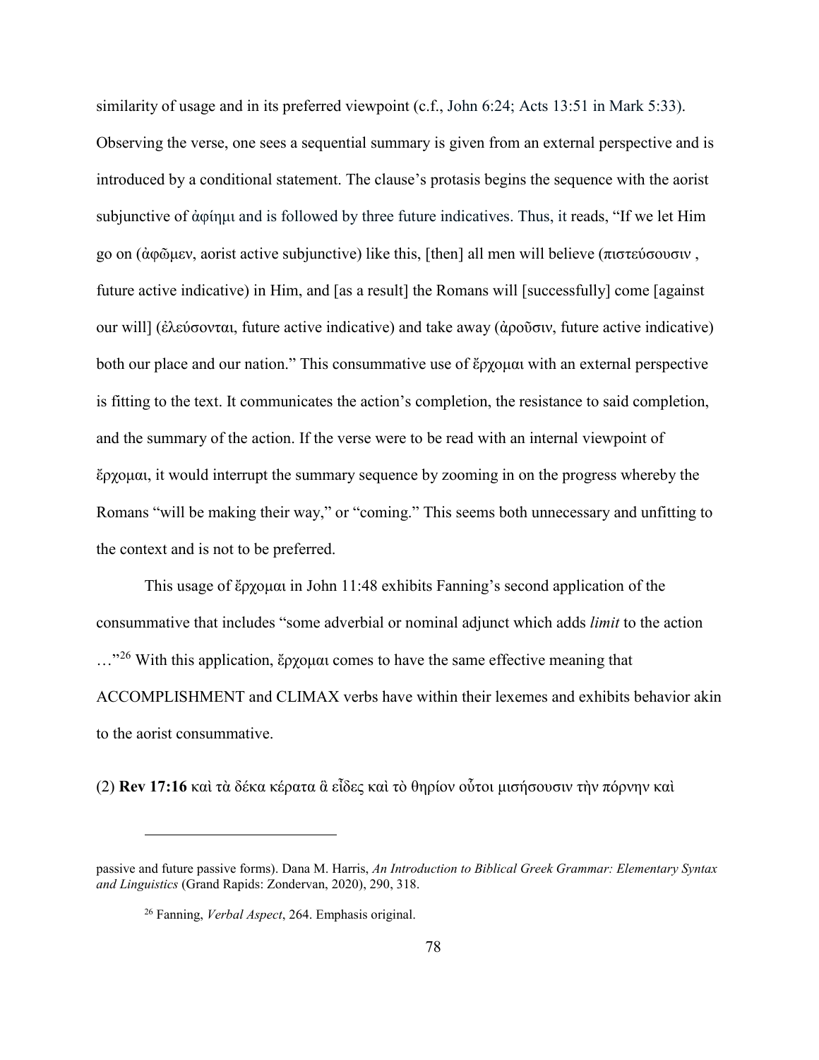similarity of usage and in its preferred viewpoint (c.f., John 6:24; Acts 13:51 in Mark 5:33). Observing the verse, one sees a sequential summary is given from an external perspective and is introduced by a conditional statement. The clause's protasis begins the sequence with the aorist subjunctive of ἀφίημι and is followed by three future indicatives. Thus, it reads, "If we let Him go on (ἀφῶμεν, aorist active subjunctive) like this, [then] all men will believe (πιστεύσουσιν , future active indicative) in Him, and [as a result] the Romans will [successfully] come [against our will] (ἐλεύσονται, future active indicative) and take away (ἀροῦσιν, future active indicative) both our place and our nation." This consummative use of ἔρχομαι with an external perspective is fitting to the text. It communicates the action's completion, the resistance to said completion, and the summary of the action. If the verse were to be read with an internal viewpoint of ἔρχομαι, it would interrupt the summary sequence by zooming in on the progress whereby the Romans "will be making their way," or "coming." This seems both unnecessary and unfitting to the context and is not to be preferred.

This usage of ἔρχομαι in John 11:48 exhibits Fanning's second application of the consummative that includes "some adverbial or nominal adjunct which adds *limit* to the action …"[26] With this application, ἔρχομαι comes to have the same effective meaning that ACCOMPLISHMENT and CLIMAX verbs have within their lexemes and exhibits behavior akin to the aorist consummative.

(2) **Rev 17:16** καὶ τὰ δέκα κέρατα ἃ εἶδες καὶ τὸ θηρίον οὗτοι μισήσουσιν τὴν πόρνην καὶ

---

passive and future passive forms). Dana M. Harris, *An Introduction to Biblical Greek Grammar: Elementary Syntax and Linguistics* (Grand Rapids: Zondervan, 2020), 290, 318.

[26] Fanning, *Verbal Aspect*, 264. Emphasis original.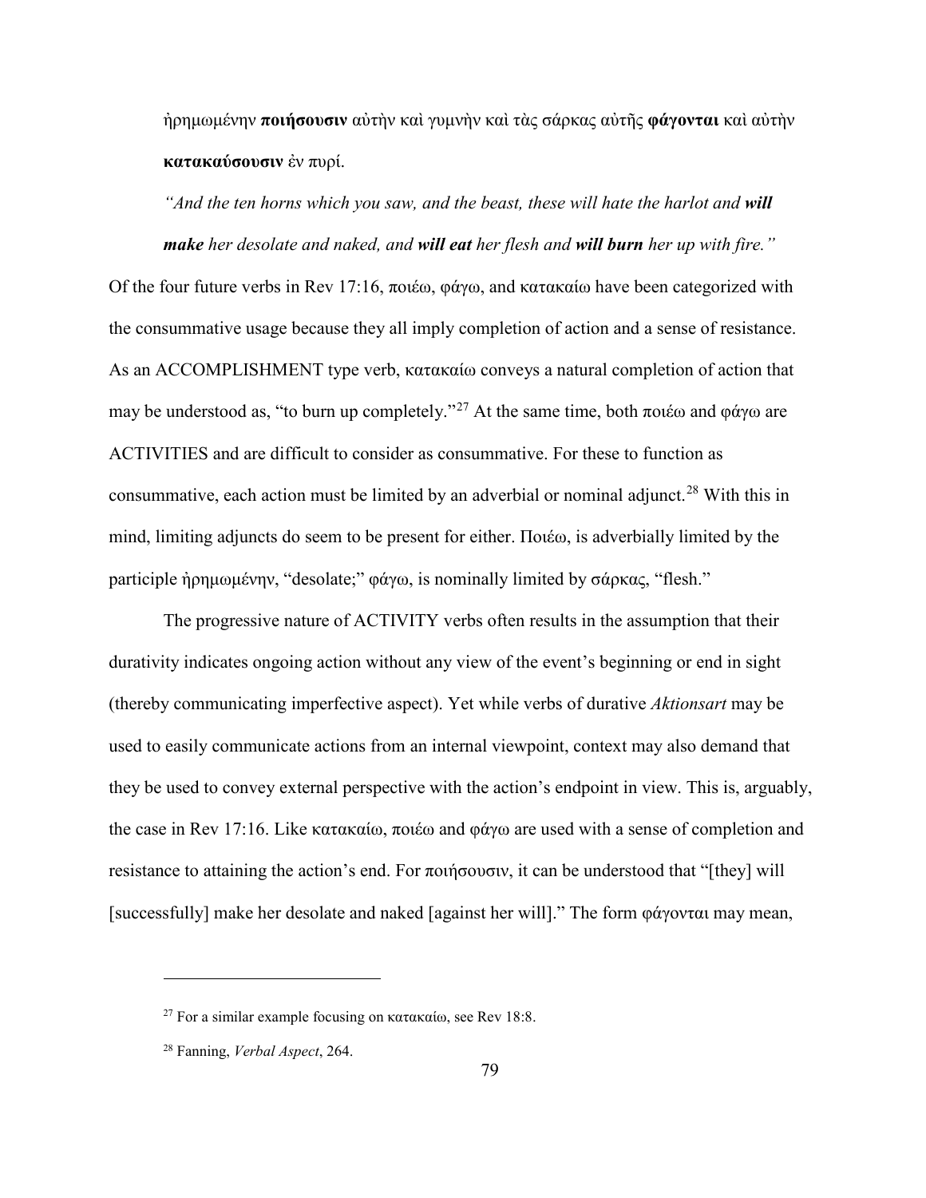ἠρημωμένην **ποιήσουσιν** αὐτὴν καὶ γυμνὴν καὶ τὰς σάρκας αὐτῆς **φάγονται** καὶ αὐτὴν **κατακαύσουσιν** ἐν πυρί.

*"And the ten horns which you saw, and the beast, these will hate the harlot and **will make** her desolate and naked, and **will eat** her flesh and **will burn** her up with fire."*

Of the four future verbs in Rev 17:16, ποιέω, φάγω, and κατακαίω have been categorized with the consummative usage because they all imply completion of action and a sense of resistance. As an ACCOMPLISHMENT type verb, κατακαίω conveys a natural completion of action that may be understood as, "to burn up completely."[27] At the same time, both ποιέω and φάγω are ACTIVITIES and are difficult to consider as consummative. For these to function as consummative, each action must be limited by an adverbial or nominal adjunct.[28] With this in mind, limiting adjuncts do seem to be present for either. Ποιέω, is adverbially limited by the participle ἠρημωμένην, "desolate;" φάγω, is nominally limited by σάρκας, "flesh."

The progressive nature of ACTIVITY verbs often results in the assumption that their durativity indicates ongoing action without any view of the event's beginning or end in sight (thereby communicating imperfective aspect). Yet while verbs of durative *Aktionsart* may be used to easily communicate actions from an internal viewpoint, context may also demand that they be used to convey external perspective with the action's endpoint in view. This is, arguably, the case in Rev 17:16. Like κατακαίω, ποιέω and φάγω are used with a sense of completion and resistance to attaining the action's end. For ποιήσουσιν, it can be understood that "[they] will [successfully] make her desolate and naked [against her will]." The form φάγονται may mean,

---

[27] For a similar example focusing on κατακαίω, see Rev 18:8.

[28] Fanning, *Verbal Aspect*, 264.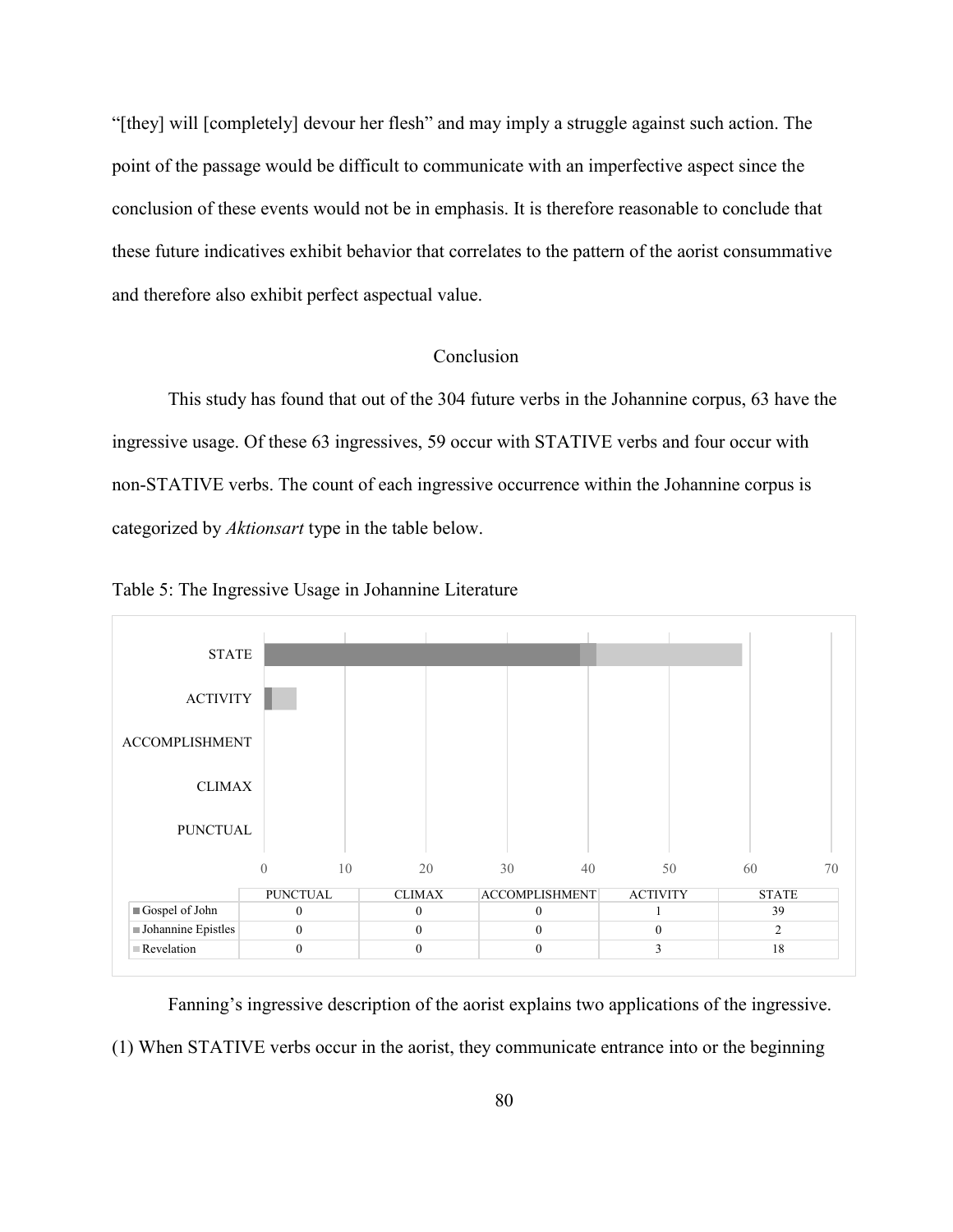"[they] will [completely] devour her flesh" and may imply a struggle against such action. The point of the passage would be difficult to communicate with an imperfective aspect since the conclusion of these events would not be in emphasis. It is therefore reasonable to conclude that these future indicatives exhibit behavior that correlates to the pattern of the aorist consummative and therefore also exhibit perfect aspectual value.

## Conclusion

This study has found that out of the 304 future verbs in the Johannine corpus, 63 have the ingressive usage. Of these 63 ingressives, 59 occur with STATIVE verbs and four occur with non-STATIVE verbs. The count of each ingressive occurrence within the Johannine corpus is categorized by *Aktionsart* type in the table below.

Table 5: The Ingressive Usage in Johannine Literature

| | PUNCTUAL | CLIMAX | ACCOMPLISHMENT | ACTIVITY | STATE |
|---|---|---|---|---|---|
| Gospel of John | 0 | 0 | 0 | 1 | 39 |
| Johannine Epistles | 0 | 0 | 0 | 0 | 2 |
| Revelation | 0 | 0 | 0 | 3 | 18 |

Fanning's ingressive description of the aorist explains two applications of the ingressive. (1) When STATIVE verbs occur in the aorist, they communicate entrance into or the beginning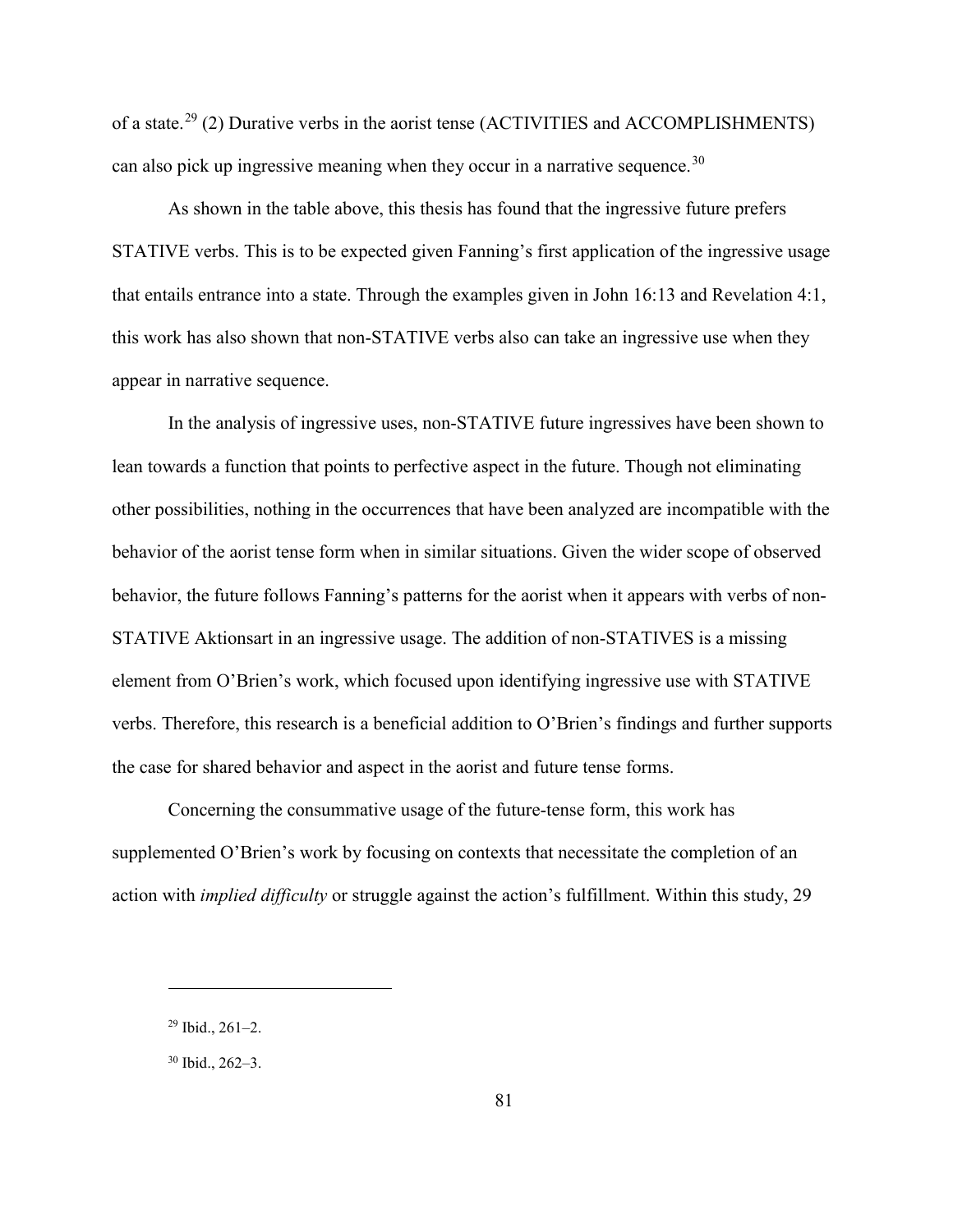of a state.[29] (2) Durative verbs in the aorist tense (ACTIVITIES and ACCOMPLISHMENTS) can also pick up ingressive meaning when they occur in a narrative sequence.[30]

As shown in the table above, this thesis has found that the ingressive future prefers STATIVE verbs. This is to be expected given Fanning's first application of the ingressive usage that entails entrance into a state. Through the examples given in John 16:13 and Revelation 4:1, this work has also shown that non-STATIVE verbs also can take an ingressive use when they appear in narrative sequence.

In the analysis of ingressive uses, non-STATIVE future ingressives have been shown to lean towards a function that points to perfective aspect in the future. Though not eliminating other possibilities, nothing in the occurrences that have been analyzed are incompatible with the behavior of the aorist tense form when in similar situations. Given the wider scope of observed behavior, the future follows Fanning's patterns for the aorist when it appears with verbs of non-STATIVE Aktionsart in an ingressive usage. The addition of non-STATIVES is a missing element from O'Brien's work, which focused upon identifying ingressive use with STATIVE verbs. Therefore, this research is a beneficial addition to O'Brien's findings and further supports the case for shared behavior and aspect in the aorist and future tense forms.

Concerning the consummative usage of the future-tense form, this work has supplemented O'Brien's work by focusing on contexts that necessitate the completion of an action with *implied difficulty* or struggle against the action's fulfillment. Within this study, 29

---

[29] Ibid., 261–2.

[30] Ibid., 262–3.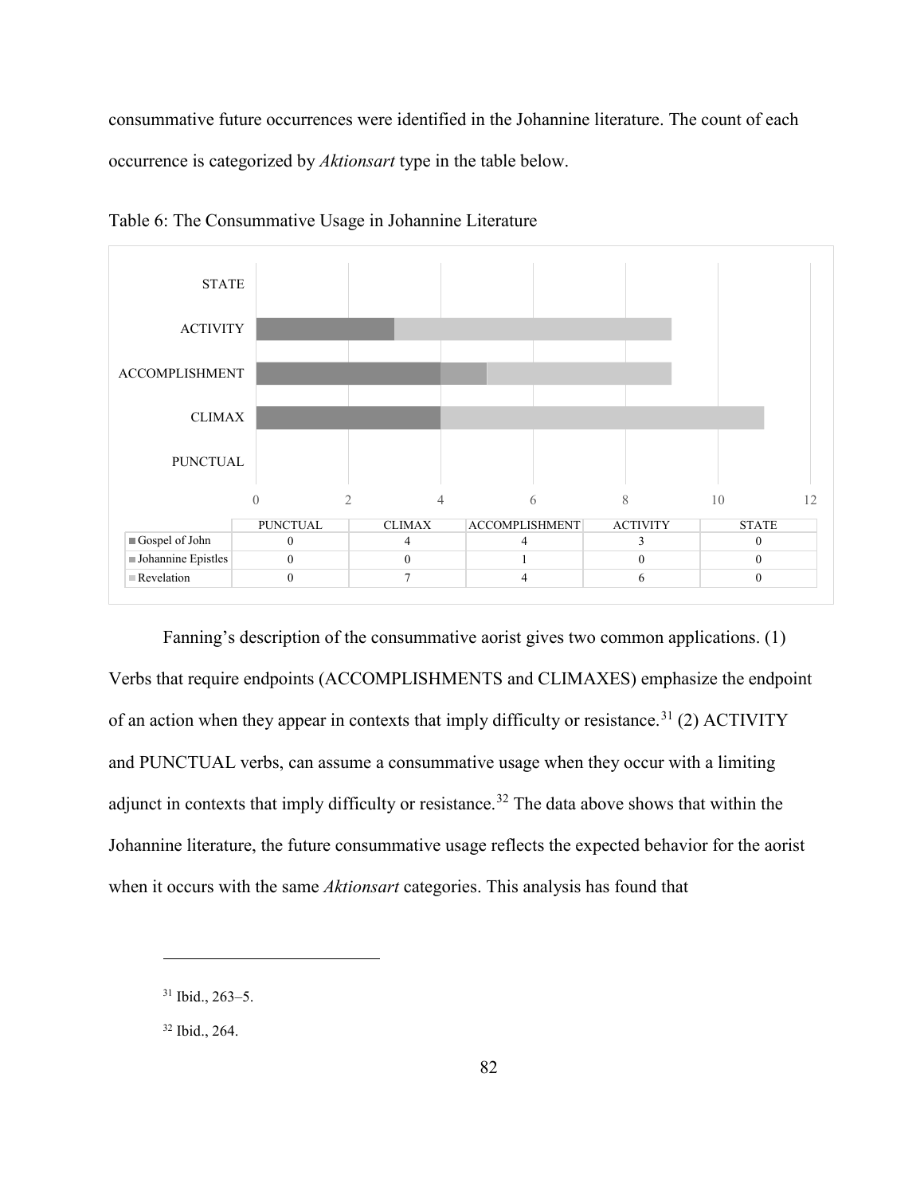consummative future occurrences were identified in the Johannine literature. The count of each occurrence is categorized by *Aktionsart* type in the table below.

Table 6: The Consummative Usage in Johannine Literature

| | PUNCTUAL | CLIMAX | ACCOMPLISHMENT | ACTIVITY | STATE |
|---|---|---|---|---|---|
| Gospel of John | 0 | 4 | 4 | 3 | 0 |
| Johannine Epistles | 0 | 0 | 1 | 0 | 0 |
| Revelation | 0 | 7 | 4 | 6 | 0 |

Fanning's description of the consummative aorist gives two common applications. (1) Verbs that require endpoints (ACCOMPLISHMENTS and CLIMAXES) emphasize the endpoint of an action when they appear in contexts that imply difficulty or resistance.[31] (2) ACTIVITY and PUNCTUAL verbs, can assume a consummative usage when they occur with a limiting adjunct in contexts that imply difficulty or resistance.[32] The data above shows that within the Johannine literature, the future consummative usage reflects the expected behavior for the aorist when it occurs with the same *Aktionsart* categories. This analysis has found that

---

[31] Ibid., 263–5.

[32] Ibid., 264.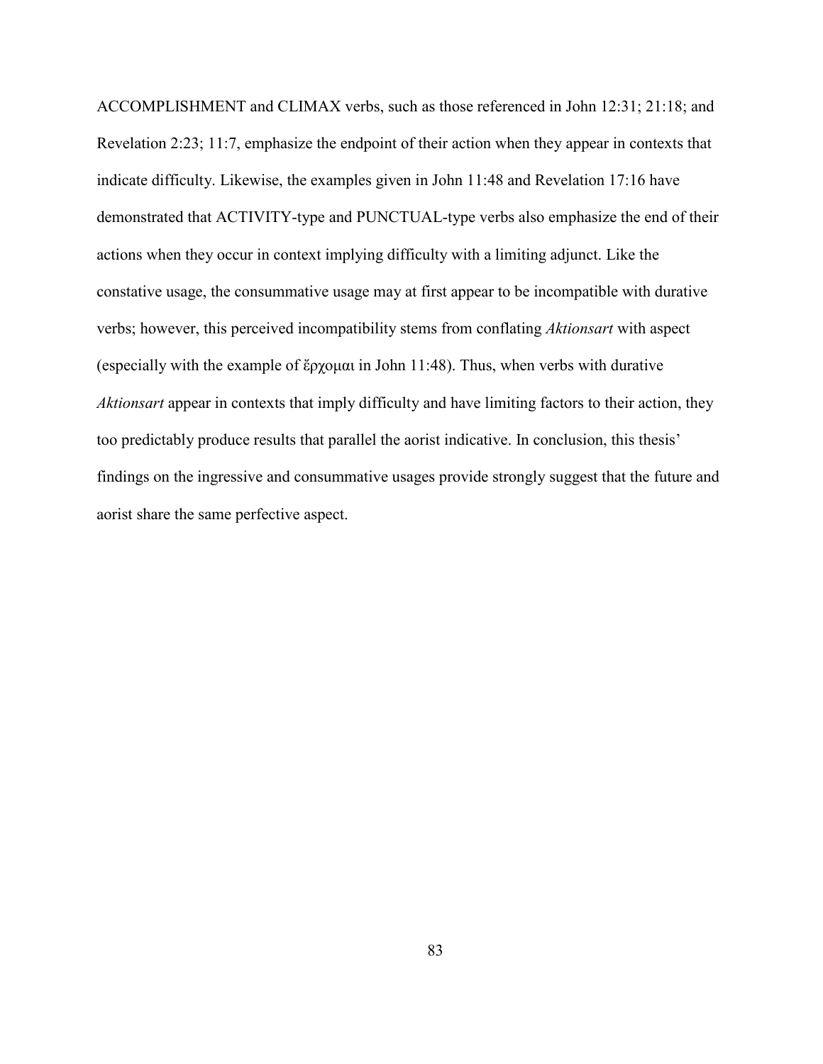ACCOMPLISHMENT and CLIMAX verbs, such as those referenced in John 12:31; 21:18; and Revelation 2:23; 11:7, emphasize the endpoint of their action when they appear in contexts that indicate difficulty. Likewise, the examples given in John 11:48 and Revelation 17:16 have demonstrated that ACTIVITY-type and PUNCTUAL-type verbs also emphasize the end of their actions when they occur in context implying difficulty with a limiting adjunct. Like the constative usage, the consummative usage may at first appear to be incompatible with durative verbs; however, this perceived incompatibility stems from conflating *Aktionsart* with aspect (especially with the example of ἔρχομαι in John 11:48). Thus, when verbs with durative *Aktionsart* appear in contexts that imply difficulty and have limiting factors to their action, they too predictably produce results that parallel the aorist indicative. In conclusion, this thesis' findings on the ingressive and consummative usages provide strongly suggest that the future and aorist share the same perfective aspect.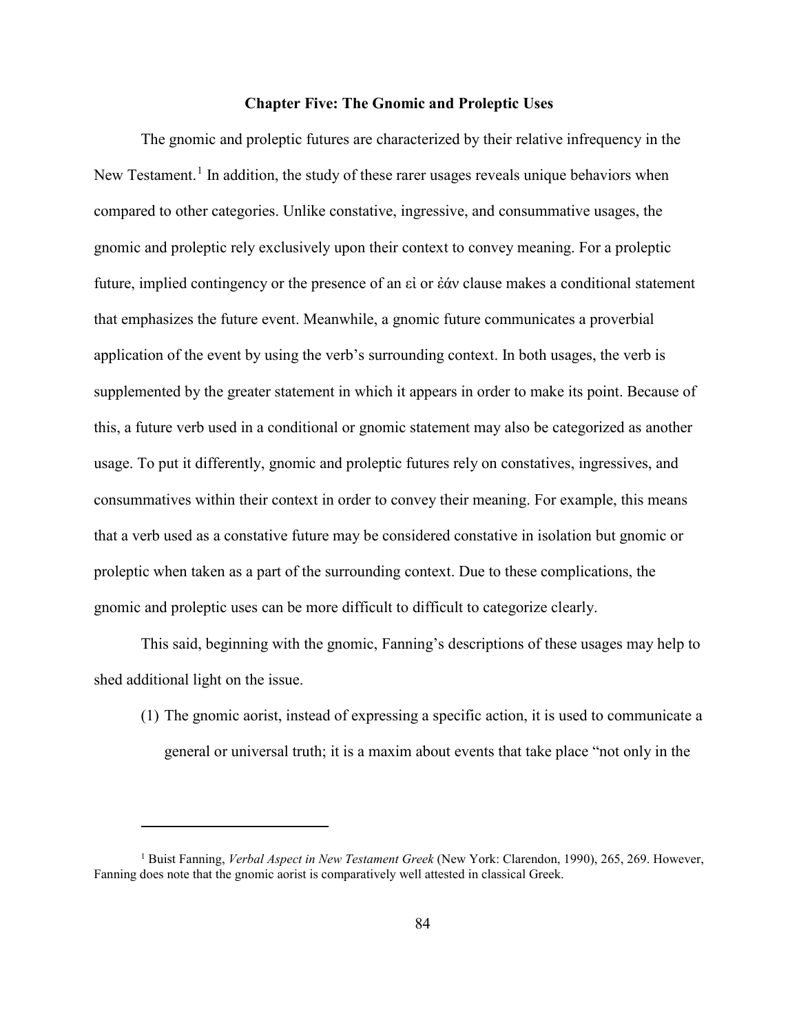## Chapter Five: The Gnomic and Proleptic Uses

The gnomic and proleptic futures are characterized by their relative infrequency in the New Testament.[1] In addition, the study of these rarer usages reveals unique behaviors when compared to other categories. Unlike constative, ingressive, and consummative usages, the gnomic and proleptic rely exclusively upon their context to convey meaning. For a proleptic future, implied contingency or the presence of an εἰ or ἐάν clause makes a conditional statement that emphasizes the future event. Meanwhile, a gnomic future communicates a proverbial application of the event by using the verb's surrounding context. In both usages, the verb is supplemented by the greater statement in which it appears in order to make its point. Because of this, a future verb used in a conditional or gnomic statement may also be categorized as another usage. To put it differently, gnomic and proleptic futures rely on constatives, ingressives, and consummatives within their context in order to convey their meaning. For example, this means that a verb used as a constative future may be considered constative in isolation but gnomic or proleptic when taken as a part of the surrounding context. Due to these complications, the gnomic and proleptic uses can be more difficult to difficult to categorize clearly.

This said, beginning with the gnomic, Fanning's descriptions of these usages may help to shed additional light on the issue.

(1) The gnomic aorist, instead of expressing a specific action, it is used to communicate a general or universal truth; it is a maxim about events that take place "not only in the

---

[1] Buist Fanning, *Verbal Aspect in New Testament Greek* (New York: Clarendon, 1990), 265, 269. However, Fanning does note that the gnomic aorist is comparatively well attested in classical Greek.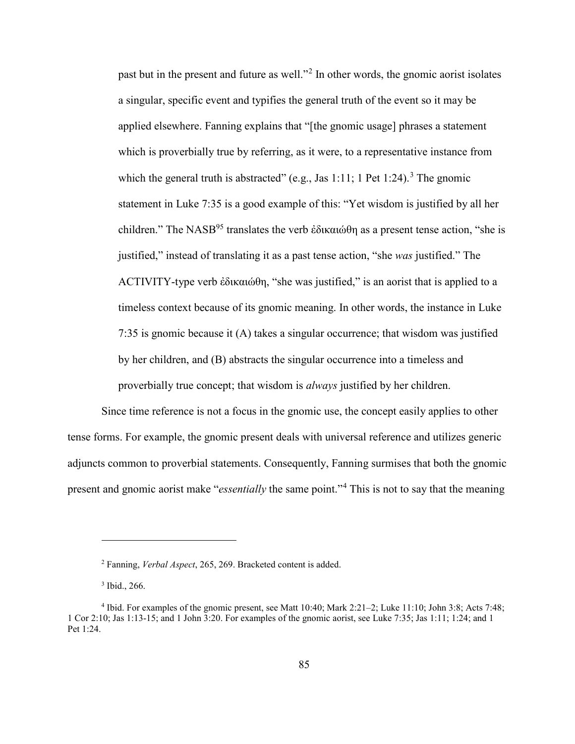past but in the present and future as well."[2] In other words, the gnomic aorist isolates a singular, specific event and typifies the general truth of the event so it may be applied elsewhere. Fanning explains that "[the gnomic usage] phrases a statement which is proverbially true by referring, as it were, to a representative instance from which the general truth is abstracted" (e.g., Jas 1:11; 1 Pet 1:24).[3] The gnomic statement in Luke 7:35 is a good example of this: "Yet wisdom is justified by all her children." The NASB[95] translates the verb ἐδικαιώθη as a present tense action, "she is justified," instead of translating it as a past tense action, "she *was* justified." The ACTIVITY-type verb ἐδικαιώθη, "she was justified," is an aorist that is applied to a timeless context because of its gnomic meaning. In other words, the instance in Luke 7:35 is gnomic because it (A) takes a singular occurrence; that wisdom was justified by her children, and (B) abstracts the singular occurrence into a timeless and proverbially true concept; that wisdom is *always* justified by her children.

Since time reference is not a focus in the gnomic use, the concept easily applies to other tense forms. For example, the gnomic present deals with universal reference and utilizes generic adjuncts common to proverbial statements. Consequently, Fanning surmises that both the gnomic present and gnomic aorist make "*essentially* the same point."[4] This is not to say that the meaning

---

[2] Fanning, *Verbal Aspect*, 265, 269. Bracketed content is added.

[3] Ibid., 266.

[4] Ibid. For examples of the gnomic present, see Matt 10:40; Mark 2:21–2; Luke 11:10; John 3:8; Acts 7:48; 1 Cor 2:10; Jas 1:13-15; and 1 John 3:20. For examples of the gnomic aorist, see Luke 7:35; Jas 1:11; 1:24; and 1 Pet 1:24.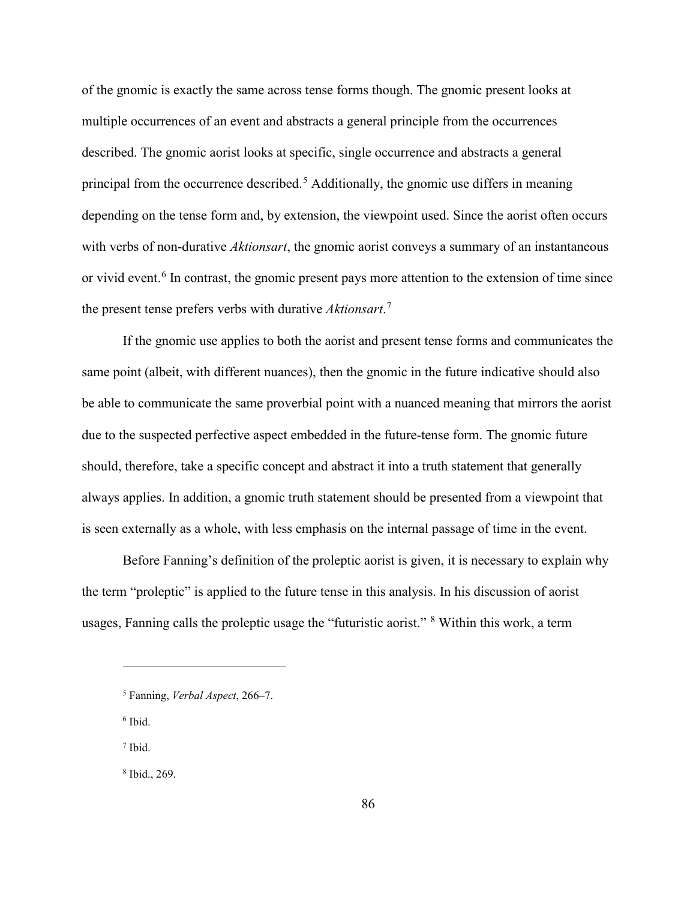of the gnomic is exactly the same across tense forms though. The gnomic present looks at multiple occurrences of an event and abstracts a general principle from the occurrences described. The gnomic aorist looks at specific, single occurrence and abstracts a general principal from the occurrence described.[5] Additionally, the gnomic use differs in meaning depending on the tense form and, by extension, the viewpoint used. Since the aorist often occurs with verbs of non-durative *Aktionsart*, the gnomic aorist conveys a summary of an instantaneous or vivid event.[6] In contrast, the gnomic present pays more attention to the extension of time since the present tense prefers verbs with durative *Aktionsart*.[7]

If the gnomic use applies to both the aorist and present tense forms and communicates the same point (albeit, with different nuances), then the gnomic in the future indicative should also be able to communicate the same proverbial point with a nuanced meaning that mirrors the aorist due to the suspected perfective aspect embedded in the future-tense form. The gnomic future should, therefore, take a specific concept and abstract it into a truth statement that generally always applies. In addition, a gnomic truth statement should be presented from a viewpoint that is seen externally as a whole, with less emphasis on the internal passage of time in the event.

Before Fanning's definition of the proleptic aorist is given, it is necessary to explain why the term "proleptic" is applied to the future tense in this analysis. In his discussion of aorist usages, Fanning calls the proleptic usage the "futuristic aorist." [8] Within this work, a term

---

[5] Fanning, *Verbal Aspect*, 266–7.

[6] Ibid.

[7] Ibid.

[8] Ibid., 269.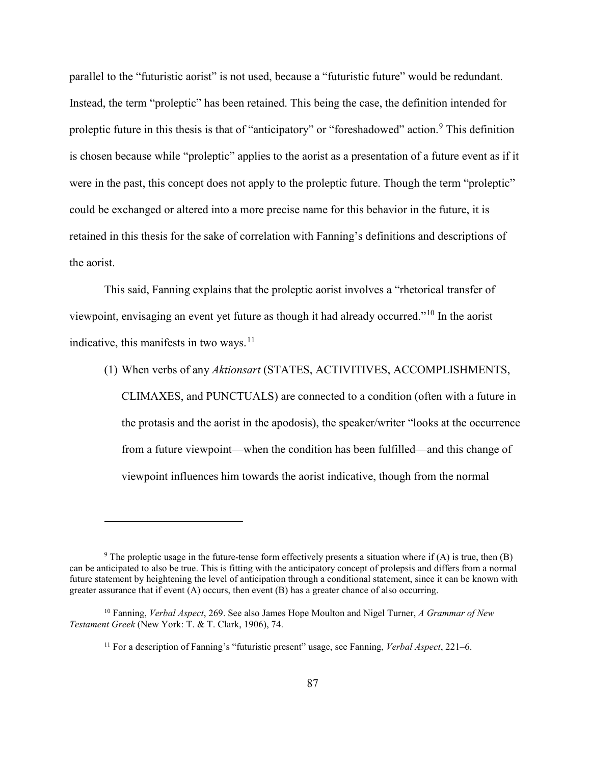parallel to the "futuristic aorist" is not used, because a "futuristic future" would be redundant. Instead, the term "proleptic" has been retained. This being the case, the definition intended for proleptic future in this thesis is that of "anticipatory" or "foreshadowed" action.[9] This definition is chosen because while "proleptic" applies to the aorist as a presentation of a future event as if it were in the past, this concept does not apply to the proleptic future. Though the term "proleptic" could be exchanged or altered into a more precise name for this behavior in the future, it is retained in this thesis for the sake of correlation with Fanning's definitions and descriptions of the aorist.

This said, Fanning explains that the proleptic aorist involves a "rhetorical transfer of viewpoint, envisaging an event yet future as though it had already occurred."[10] In the aorist indicative, this manifests in two ways.[11]

(1) When verbs of any *Aktionsart* (STATES, ACTIVITIVES, ACCOMPLISHMENTS, CLIMAXES, and PUNCTUALS) are connected to a condition (often with a future in the protasis and the aorist in the apodosis), the speaker/writer "looks at the occurrence from a future viewpoint—when the condition has been fulfilled—and this change of viewpoint influences him towards the aorist indicative, though from the normal

---

[9] The proleptic usage in the future-tense form effectively presents a situation where if (A) is true, then (B) can be anticipated to also be true. This is fitting with the anticipatory concept of prolepsis and differs from a normal future statement by heightening the level of anticipation through a conditional statement, since it can be known with greater assurance that if event (A) occurs, then event (B) has a greater chance of also occurring.

[10] Fanning, *Verbal Aspect*, 269. See also James Hope Moulton and Nigel Turner, *A Grammar of New Testament Greek* (New York: T. & T. Clark, 1906), 74.

[11] For a description of Fanning's "futuristic present" usage, see Fanning, *Verbal Aspect*, 221–6.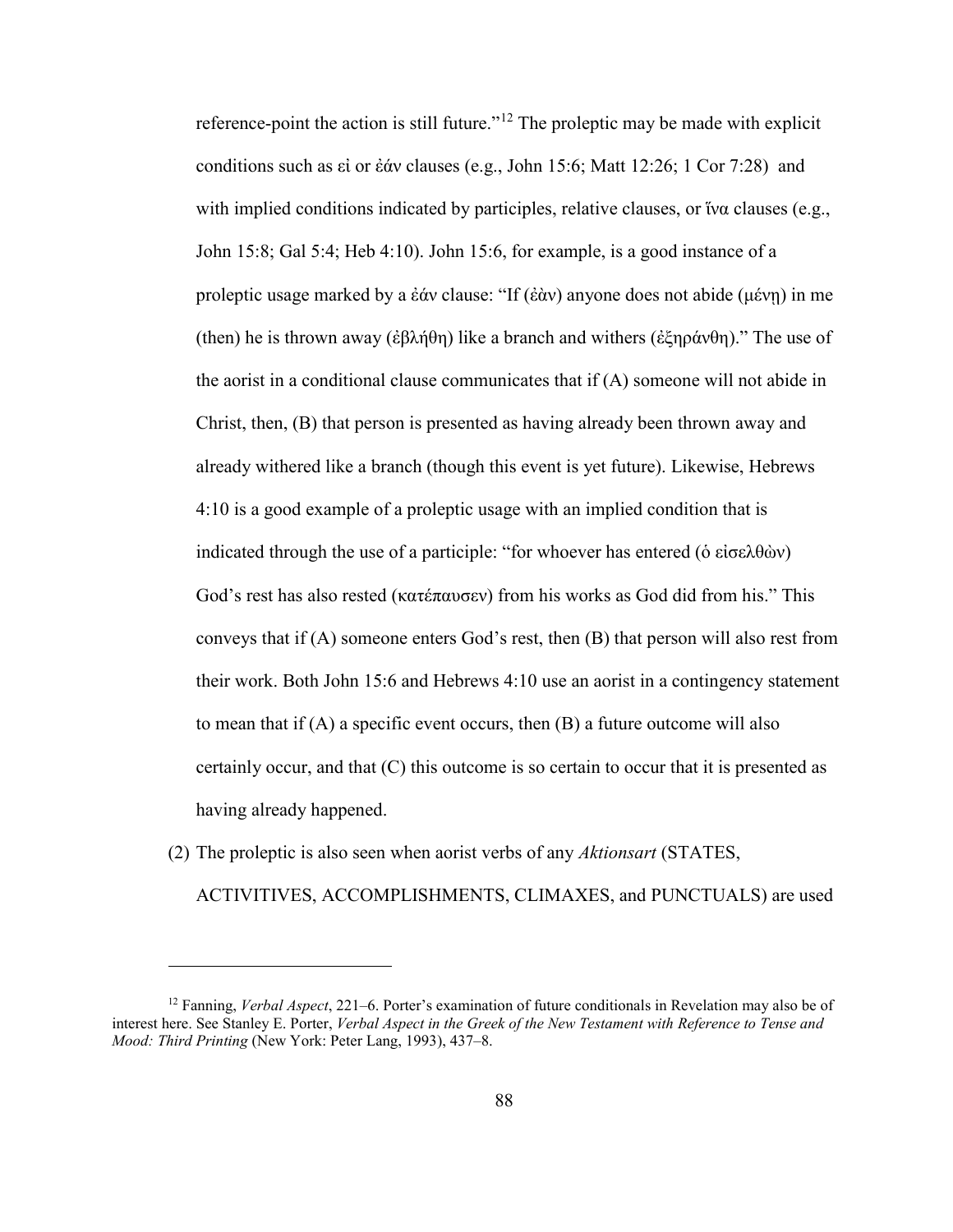reference-point the action is still future."[12] The proleptic may be made with explicit conditions such as εἰ or ἐάν clauses (e.g., John 15:6; Matt 12:26; 1 Cor 7:28) and with implied conditions indicated by participles, relative clauses, or ἵνα clauses (e.g., John 15:8; Gal 5:4; Heb 4:10). John 15:6, for example, is a good instance of a proleptic usage marked by a ἐάν clause: "If (ἐὰν) anyone does not abide (μένῃ) in me (then) he is thrown away (ἐβλήθη) like a branch and withers (ἐξηράνθη)." The use of the aorist in a conditional clause communicates that if (A) someone will not abide in Christ, then, (B) that person is presented as having already been thrown away and already withered like a branch (though this event is yet future). Likewise, Hebrews 4:10 is a good example of a proleptic usage with an implied condition that is indicated through the use of a participle: "for whoever has entered (ὁ εἰσελθὼν) God's rest has also rested (κατέπαυσεν) from his works as God did from his." This conveys that if (A) someone enters God's rest, then (B) that person will also rest from their work. Both John 15:6 and Hebrews 4:10 use an aorist in a contingency statement to mean that if (A) a specific event occurs, then (B) a future outcome will also certainly occur, and that (C) this outcome is so certain to occur that it is presented as having already happened.

(2) The proleptic is also seen when aorist verbs of any *Aktionsart* (STATES, ACTIVITIVES, ACCOMPLISHMENTS, CLIMAXES, and PUNCTUALS) are used

---

[12] Fanning, *Verbal Aspect*, 221–6. Porter's examination of future conditionals in Revelation may also be of interest here. See Stanley E. Porter, *Verbal Aspect in the Greek of the New Testament with Reference to Tense and Mood: Third Printing* (New York: Peter Lang, 1993), 437–8.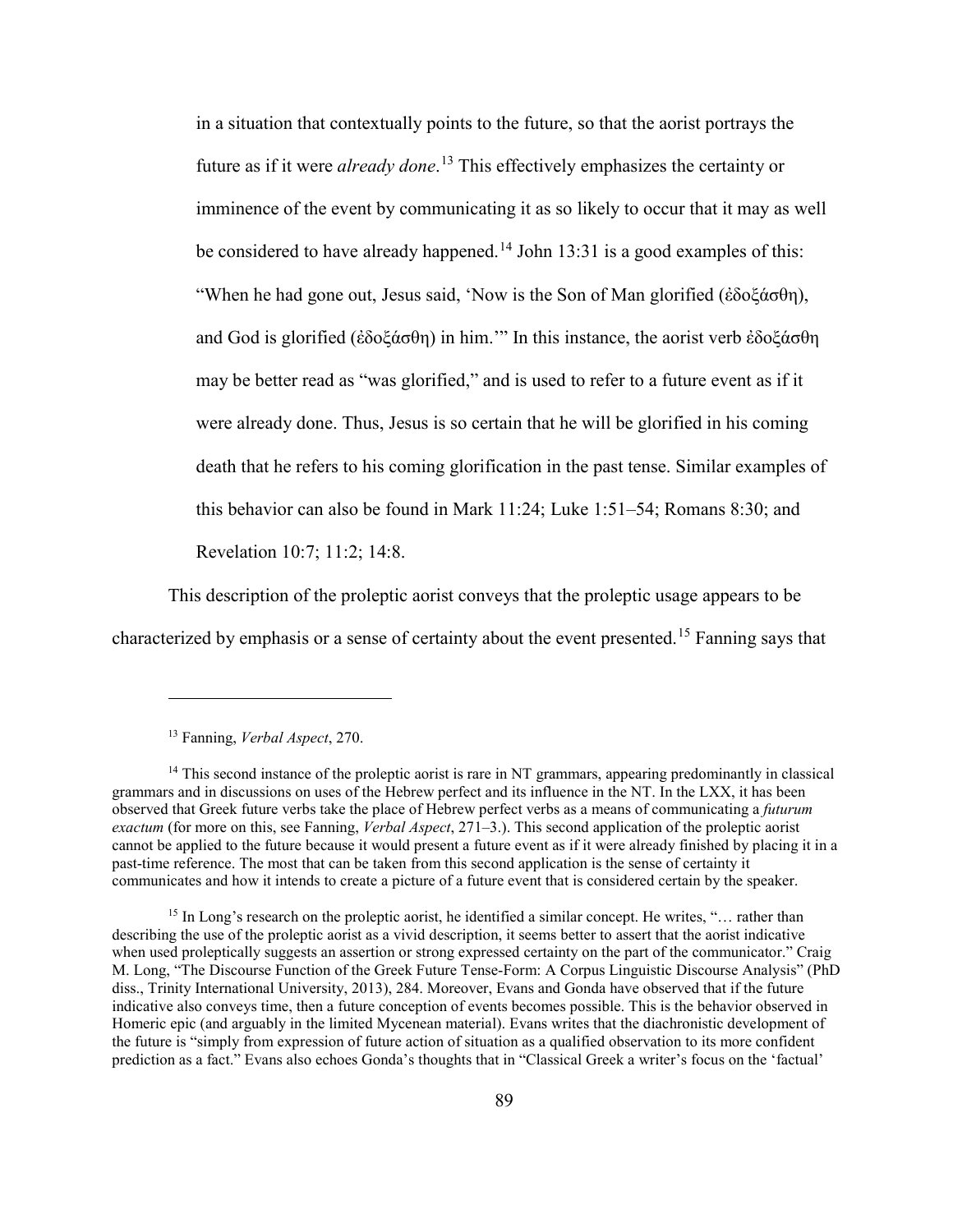in a situation that contextually points to the future, so that the aorist portrays the future as if it were *already done*.[13] This effectively emphasizes the certainty or imminence of the event by communicating it as so likely to occur that it may as well be considered to have already happened.[14] John 13:31 is a good examples of this: "When he had gone out, Jesus said, 'Now is the Son of Man glorified (ἐδοξάσθη), and God is glorified (ἐδοξάσθη) in him.'" In this instance, the aorist verb ἐδοξάσθη may be better read as "was glorified," and is used to refer to a future event as if it were already done. Thus, Jesus is so certain that he will be glorified in his coming death that he refers to his coming glorification in the past tense. Similar examples of this behavior can also be found in Mark 11:24; Luke 1:51–54; Romans 8:30; and Revelation 10:7; 11:2; 14:8.

This description of the proleptic aorist conveys that the proleptic usage appears to be characterized by emphasis or a sense of certainty about the event presented.[15] Fanning says that

---

[13] Fanning, *Verbal Aspect*, 270.

[14] This second instance of the proleptic aorist is rare in NT grammars, appearing predominantly in classical grammars and in discussions on uses of the Hebrew perfect and its influence in the NT. In the LXX, it has been observed that Greek future verbs take the place of Hebrew perfect verbs as a means of communicating a *futurum exactum* (for more on this, see Fanning, *Verbal Aspect*, 271–3.). This second application of the proleptic aorist cannot be applied to the future because it would present a future event as if it were already finished by placing it in a past-time reference. The most that can be taken from this second application is the sense of certainty it communicates and how it intends to create a picture of a future event that is considered certain by the speaker.

[15] In Long's research on the proleptic aorist, he identified a similar concept. He writes, "… rather than describing the use of the proleptic aorist as a vivid description, it seems better to assert that the aorist indicative when used proleptically suggests an assertion or strong expressed certainty on the part of the communicator." Craig M. Long, "The Discourse Function of the Greek Future Tense-Form: A Corpus Linguistic Discourse Analysis" (PhD diss., Trinity International University, 2013), 284. Moreover, Evans and Gonda have observed that if the future indicative also conveys time, then a future conception of events becomes possible. This is the behavior observed in Homeric epic (and arguably in the limited Mycenean material). Evans writes that the diachronistic development of the future is "simply from expression of future action of situation as a qualified observation to its more confident prediction as a fact." Evans also echoes Gonda's thoughts that in "Classical Greek a writer's focus on the 'factual'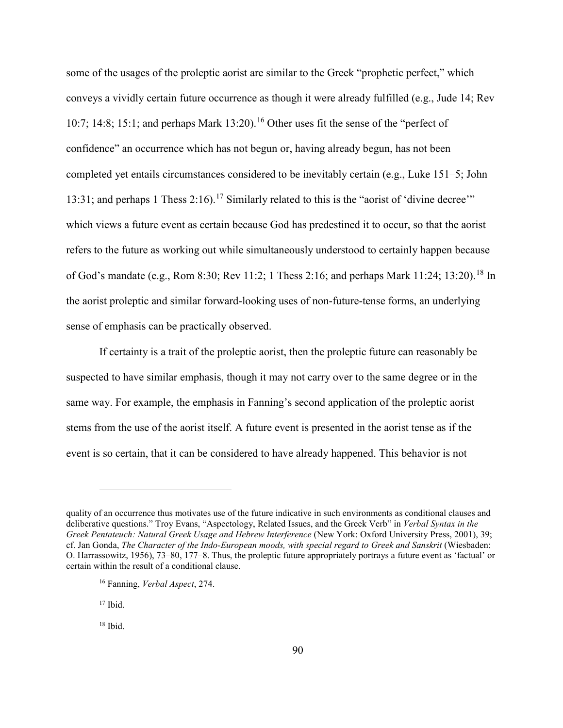some of the usages of the proleptic aorist are similar to the Greek "prophetic perfect," which conveys a vividly certain future occurrence as though it were already fulfilled (e.g., Jude 14; Rev 10:7; 14:8; 15:1; and perhaps Mark 13:20).[16] Other uses fit the sense of the "perfect of confidence" an occurrence which has not begun or, having already begun, has not been completed yet entails circumstances considered to be inevitably certain (e.g., Luke 151–5; John 13:31; and perhaps 1 Thess 2:16).[17] Similarly related to this is the "aorist of 'divine decree'" which views a future event as certain because God has predestined it to occur, so that the aorist refers to the future as working out while simultaneously understood to certainly happen because of God's mandate (e.g., Rom 8:30; Rev 11:2; 1 Thess 2:16; and perhaps Mark 11:24; 13:20).[18] In the aorist proleptic and similar forward-looking uses of non-future-tense forms, an underlying sense of emphasis can be practically observed.

If certainty is a trait of the proleptic aorist, then the proleptic future can reasonably be suspected to have similar emphasis, though it may not carry over to the same degree or in the same way. For example, the emphasis in Fanning's second application of the proleptic aorist stems from the use of the aorist itself. A future event is presented in the aorist tense as if the event is so certain, that it can be considered to have already happened. This behavior is not

---

quality of an occurrence thus motivates use of the future indicative in such environments as conditional clauses and deliberative questions." Troy Evans, "Aspectology, Related Issues, and the Greek Verb" in *Verbal Syntax in the Greek Pentateuch: Natural Greek Usage and Hebrew Interference* (New York: Oxford University Press, 2001), 39; cf. Jan Gonda, *The Character of the Indo-European moods, with special regard to Greek and Sanskrit* (Wiesbaden: O. Harrassowitz, 1956), 73–80, 177–8. Thus, the proleptic future appropriately portrays a future event as 'factual' or certain within the result of a conditional clause.

[16] Fanning, *Verbal Aspect*, 274.

[17] Ibid.

[18] Ibid.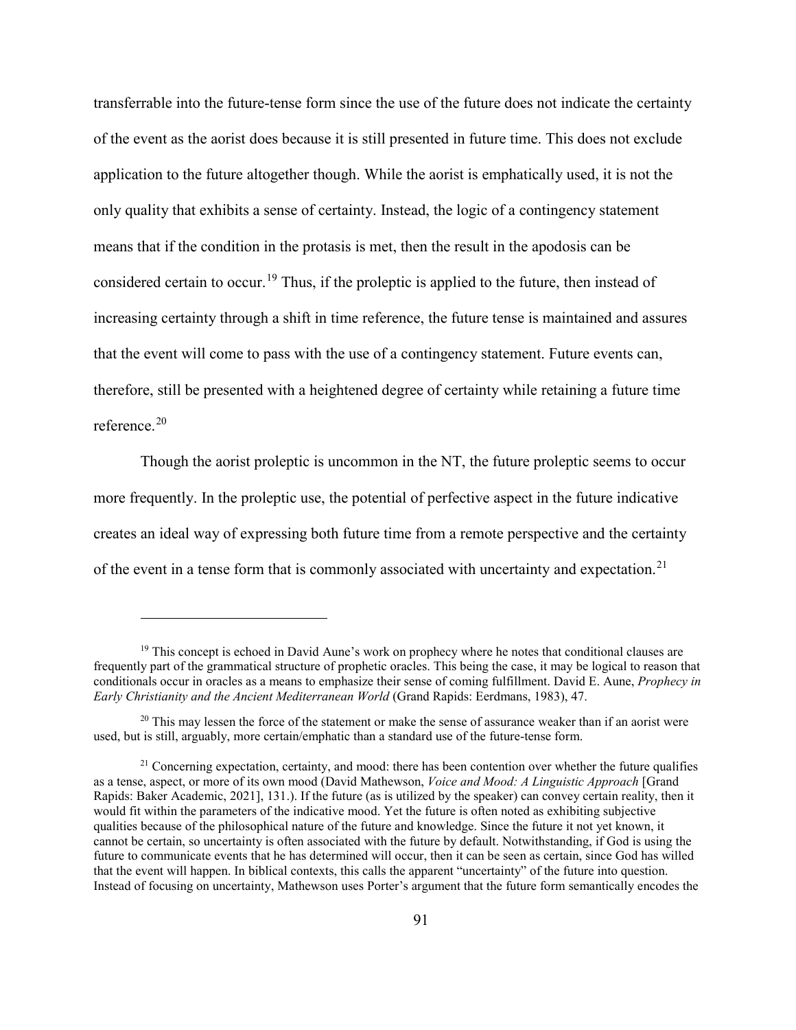transferrable into the future-tense form since the use of the future does not indicate the certainty of the event as the aorist does because it is still presented in future time. This does not exclude application to the future altogether though. While the aorist is emphatically used, it is not the only quality that exhibits a sense of certainty. Instead, the logic of a contingency statement means that if the condition in the protasis is met, then the result in the apodosis can be considered certain to occur.[19] Thus, if the proleptic is applied to the future, then instead of increasing certainty through a shift in time reference, the future tense is maintained and assures that the event will come to pass with the use of a contingency statement. Future events can, therefore, still be presented with a heightened degree of certainty while retaining a future time reference.[20]

Though the aorist proleptic is uncommon in the NT, the future proleptic seems to occur more frequently. In the proleptic use, the potential of perfective aspect in the future indicative creates an ideal way of expressing both future time from a remote perspective and the certainty of the event in a tense form that is commonly associated with uncertainty and expectation.[21]

---

[19] This concept is echoed in David Aune's work on prophecy where he notes that conditional clauses are frequently part of the grammatical structure of prophetic oracles. This being the case, it may be logical to reason that conditionals occur in oracles as a means to emphasize their sense of coming fulfillment. David E. Aune, *Prophecy in Early Christianity and the Ancient Mediterranean World* (Grand Rapids: Eerdmans, 1983), 47.

[20] This may lessen the force of the statement or make the sense of assurance weaker than if an aorist were used, but is still, arguably, more certain/emphatic than a standard use of the future-tense form.

[21] Concerning expectation, certainty, and mood: there has been contention over whether the future qualifies as a tense, aspect, or more of its own mood (David Mathewson, *Voice and Mood: A Linguistic Approach* [Grand Rapids: Baker Academic, 2021], 131.). If the future (as is utilized by the speaker) can convey certain reality, then it would fit within the parameters of the indicative mood. Yet the future is often noted as exhibiting subjective qualities because of the philosophical nature of the future and knowledge. Since the future it not yet known, it cannot be certain, so uncertainty is often associated with the future by default. Notwithstanding, if God is using the future to communicate events that he has determined will occur, then it can be seen as certain, since God has willed that the event will happen. In biblical contexts, this calls the apparent "uncertainty" of the future into question. Instead of focusing on uncertainty, Mathewson uses Porter's argument that the future form semantically encodes the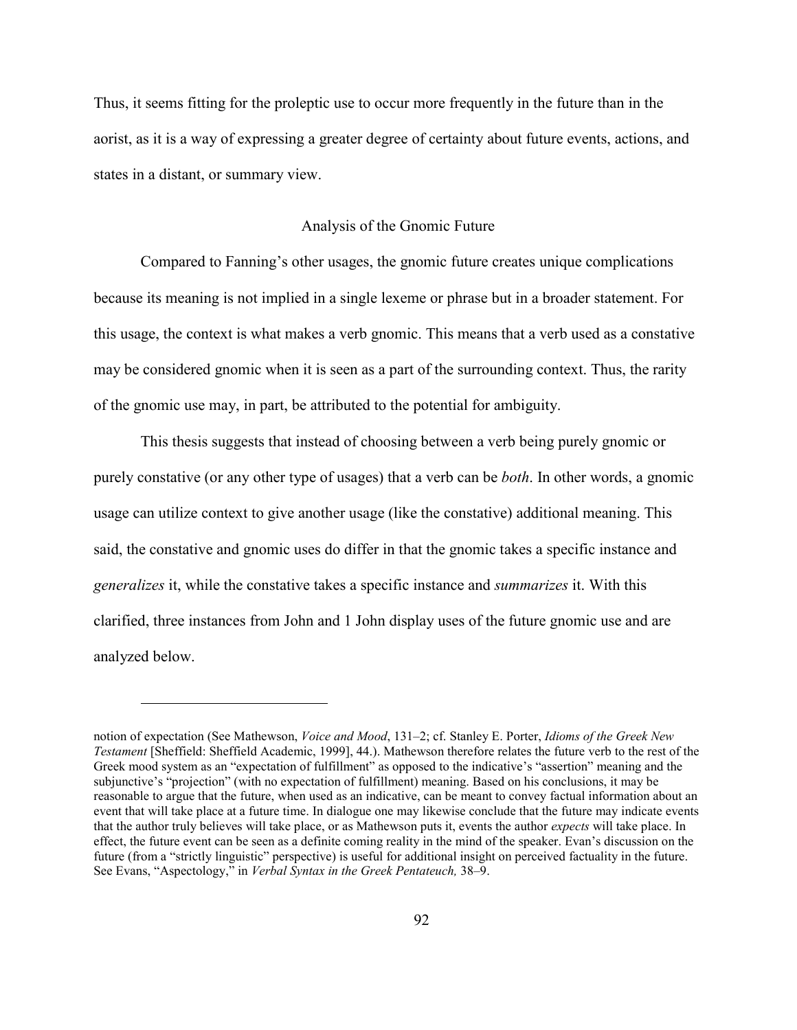Thus, it seems fitting for the proleptic use to occur more frequently in the future than in the aorist, as it is a way of expressing a greater degree of certainty about future events, actions, and states in a distant, or summary view.

### Analysis of the Gnomic Future

Compared to Fanning's other usages, the gnomic future creates unique complications because its meaning is not implied in a single lexeme or phrase but in a broader statement. For this usage, the context is what makes a verb gnomic. This means that a verb used as a constative may be considered gnomic when it is seen as a part of the surrounding context. Thus, the rarity of the gnomic use may, in part, be attributed to the potential for ambiguity.

This thesis suggests that instead of choosing between a verb being purely gnomic or purely constative (or any other type of usages) that a verb can be *both*. In other words, a gnomic usage can utilize context to give another usage (like the constative) additional meaning. This said, the constative and gnomic uses do differ in that the gnomic takes a specific instance and *generalizes* it, while the constative takes a specific instance and *summarizes* it. With this clarified, three instances from John and 1 John display uses of the future gnomic use and are analyzed below.

---

notion of expectation (See Mathewson, *Voice and Mood*, 131–2; cf. Stanley E. Porter, *Idioms of the Greek New Testament* [Sheffield: Sheffield Academic, 1999], 44.). Mathewson therefore relates the future verb to the rest of the Greek mood system as an "expectation of fulfillment" as opposed to the indicative's "assertion" meaning and the subjunctive's "projection" (with no expectation of fulfillment) meaning. Based on his conclusions, it may be reasonable to argue that the future, when used as an indicative, can be meant to convey factual information about an event that will take place at a future time. In dialogue one may likewise conclude that the future may indicate events that the author truly believes will take place, or as Mathewson puts it, events the author *expects* will take place. In effect, the future event can be seen as a definite coming reality in the mind of the speaker. Evan's discussion on the future (from a "strictly linguistic" perspective) is useful for additional insight on perceived factuality in the future. See Evans, "Aspectology," in *Verbal Syntax in the Greek Pentateuch,* 38–9.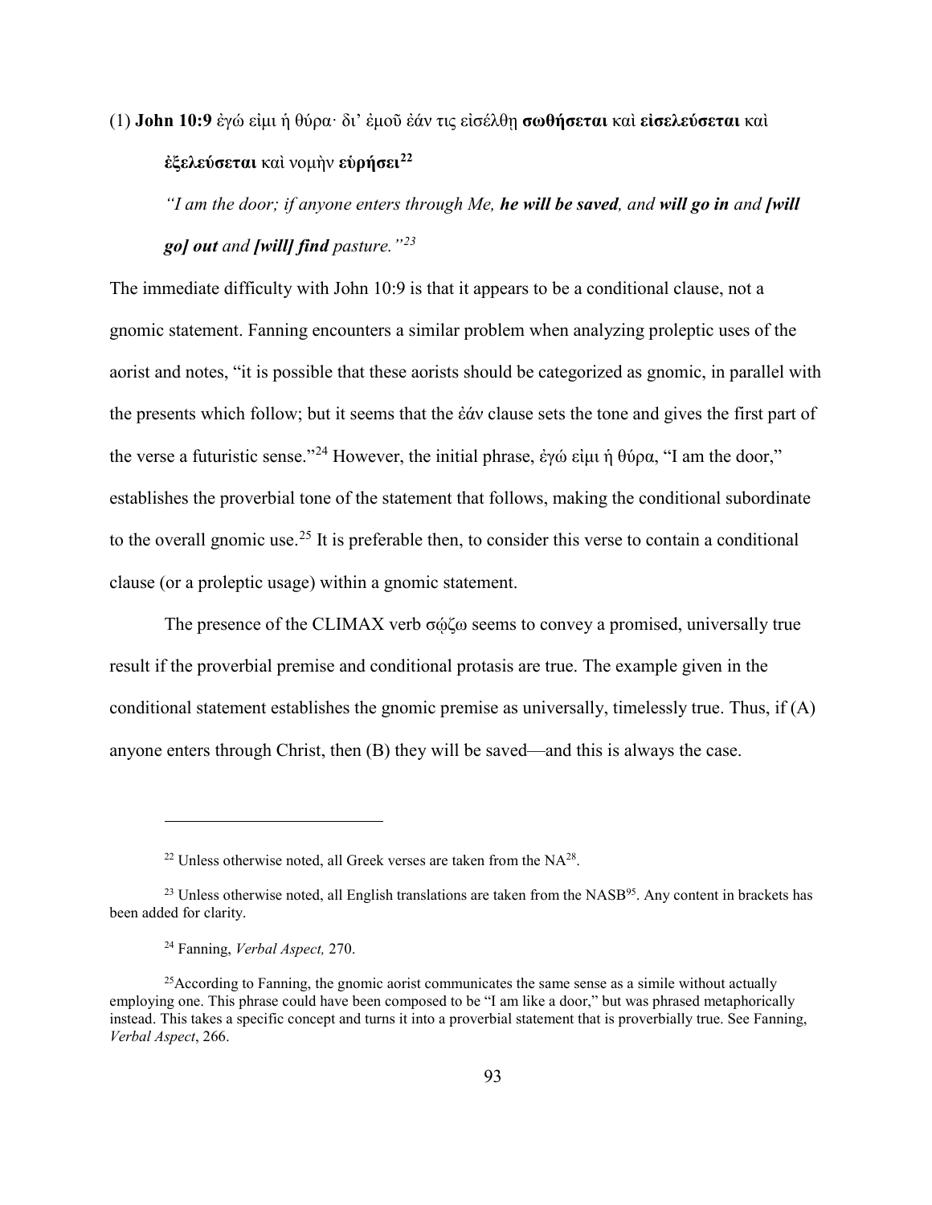(1) **John 10:9** ἐγώ εἰμι ἡ θύρα· δι᾽ ἐμοῦ ἐάν τις εἰσέλθῃ **σωθήσεται** καὶ **εἰσελεύσεται** καὶ **ἐξελεύσεται** καὶ νομὴν **εὑρήσει**[22]

*"I am the door; if anyone enters through Me, **he will be saved**, and **will go in** and **[will go] out** and **[will] find** pasture."*[23]

The immediate difficulty with John 10:9 is that it appears to be a conditional clause, not a gnomic statement. Fanning encounters a similar problem when analyzing proleptic uses of the aorist and notes, "it is possible that these aorists should be categorized as gnomic, in parallel with the presents which follow; but it seems that the ἐάν clause sets the tone and gives the first part of the verse a futuristic sense."[24] However, the initial phrase, ἐγώ εἰμι ἡ θύρα, "I am the door," establishes the proverbial tone of the statement that follows, making the conditional subordinate to the overall gnomic use.[25] It is preferable then, to consider this verse to contain a conditional clause (or a proleptic usage) within a gnomic statement.

The presence of the CLIMAX verb σῴζω seems to convey a promised, universally true result if the proverbial premise and conditional protasis are true. The example given in the conditional statement establishes the gnomic premise as universally, timelessly true. Thus, if (A) anyone enters through Christ, then (B) they will be saved—and this is always the case.

---

[22] Unless otherwise noted, all Greek verses are taken from the NA[28].

[23] Unless otherwise noted, all English translations are taken from the NASB[95]. Any content in brackets has been added for clarity.

[24] Fanning, *Verbal Aspect,* 270.

[25] According to Fanning, the gnomic aorist communicates the same sense as a simile without actually employing one. This phrase could have been composed to be "I am like a door," but was phrased metaphorically instead. This takes a specific concept and turns it into a proverbial statement that is proverbially true. See Fanning, *Verbal Aspect*, 266.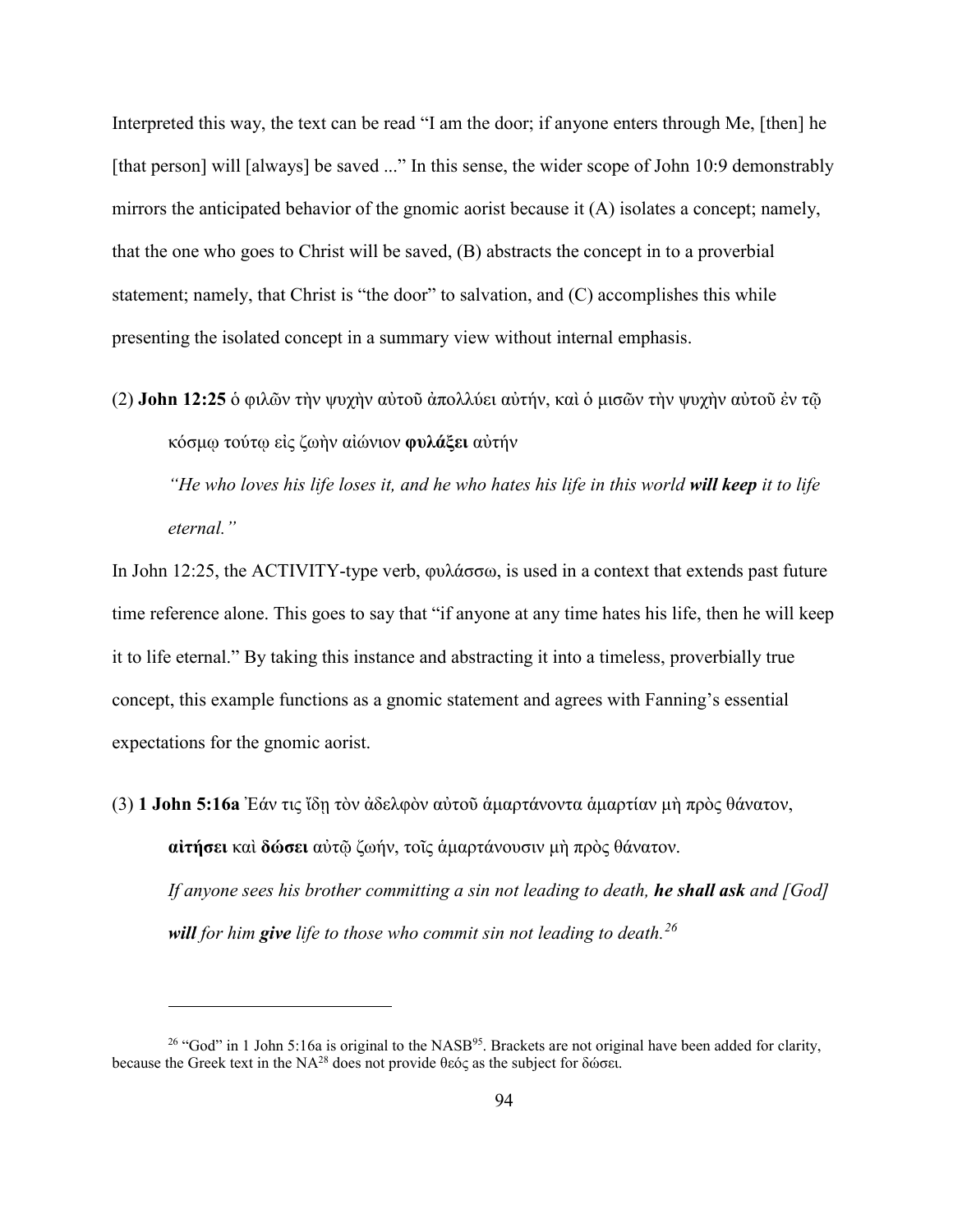Interpreted this way, the text can be read "I am the door; if anyone enters through Me, [then] he [that person] will [always] be saved ..." In this sense, the wider scope of John 10:9 demonstrably mirrors the anticipated behavior of the gnomic aorist because it (A) isolates a concept; namely, that the one who goes to Christ will be saved, (B) abstracts the concept in to a proverbial statement; namely, that Christ is "the door" to salvation, and (C) accomplishes this while presenting the isolated concept in a summary view without internal emphasis.

(2) **John 12:25** ὁ φιλῶν τὴν ψυχὴν αὐτοῦ ἀπολλύει αὐτήν, καὶ ὁ μισῶν τὴν ψυχὴν αὐτοῦ ἐν τῷ κόσμῳ τούτῳ εἰς ζωὴν αἰώνιον **φυλάξει** αὐτήν

*"He who loves his life loses it, and he who hates his life in this world **will keep** it to life eternal."*

In John 12:25, the ACTIVITY-type verb, φυλάσσω, is used in a context that extends past future time reference alone. This goes to say that "if anyone at any time hates his life, then he will keep it to life eternal." By taking this instance and abstracting it into a timeless, proverbially true concept, this example functions as a gnomic statement and agrees with Fanning's essential expectations for the gnomic aorist.

(3) **1 John 5:16a** Ἐάν τις ἴδῃ τὸν ἀδελφὸν αὐτοῦ ἁμαρτάνοντα ἁμαρτίαν μὴ πρὸς θάνατον, **αἰτήσει** καὶ **δώσει** αὐτῷ ζωήν, τοῖς ἁμαρτάνουσιν μὴ πρὸς θάνατον.

*If anyone sees his brother committing a sin not leading to death, **he shall ask** and [God] **will** for him **give** life to those who commit sin not leading to death.*[26]

---

[26] "God" in 1 John 5:16a is original to the NASB[95]. Brackets are not original have been added for clarity, because the Greek text in the NA[28] does not provide θεός as the subject for δώσει.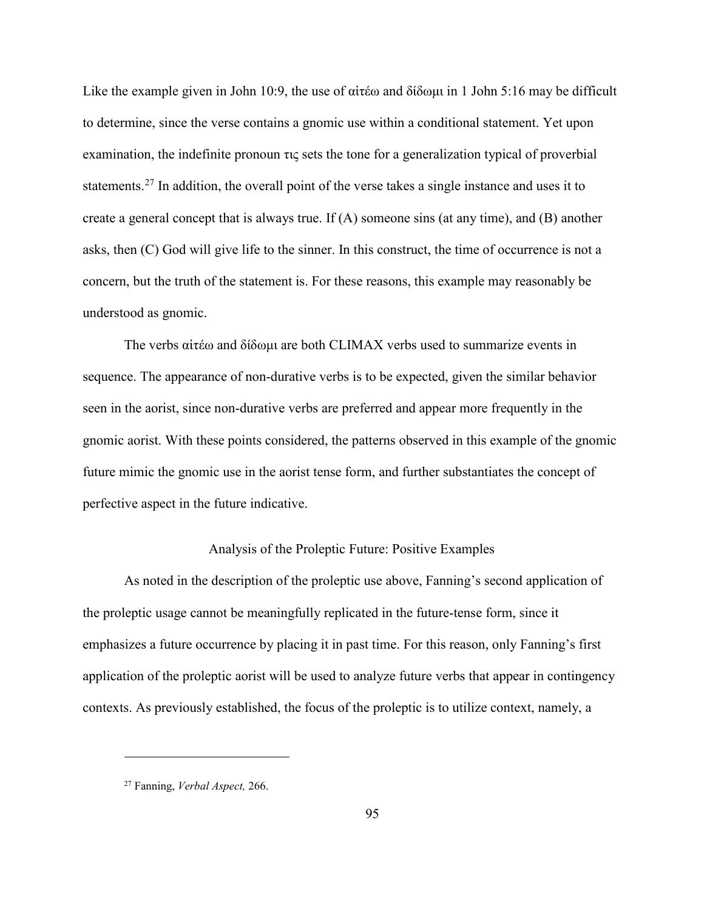Like the example given in John 10:9, the use of αἰτέω and δίδωμι in 1 John 5:16 may be difficult to determine, since the verse contains a gnomic use within a conditional statement. Yet upon examination, the indefinite pronoun τις sets the tone for a generalization typical of proverbial statements.[27] In addition, the overall point of the verse takes a single instance and uses it to create a general concept that is always true. If (A) someone sins (at any time), and (B) another asks, then (C) God will give life to the sinner. In this construct, the time of occurrence is not a concern, but the truth of the statement is. For these reasons, this example may reasonably be understood as gnomic.

The verbs αἰτέω and δίδωμι are both CLIMAX verbs used to summarize events in sequence. The appearance of non-durative verbs is to be expected, given the similar behavior seen in the aorist, since non-durative verbs are preferred and appear more frequently in the gnomic aorist. With these points considered, the patterns observed in this example of the gnomic future mimic the gnomic use in the aorist tense form, and further substantiates the concept of perfective aspect in the future indicative.

## Analysis of the Proleptic Future: Positive Examples

As noted in the description of the proleptic use above, Fanning's second application of the proleptic usage cannot be meaningfully replicated in the future-tense form, since it emphasizes a future occurrence by placing it in past time. For this reason, only Fanning's first application of the proleptic aorist will be used to analyze future verbs that appear in contingency contexts. As previously established, the focus of the proleptic is to utilize context, namely, a

---

[27] Fanning, *Verbal Aspect,* 266.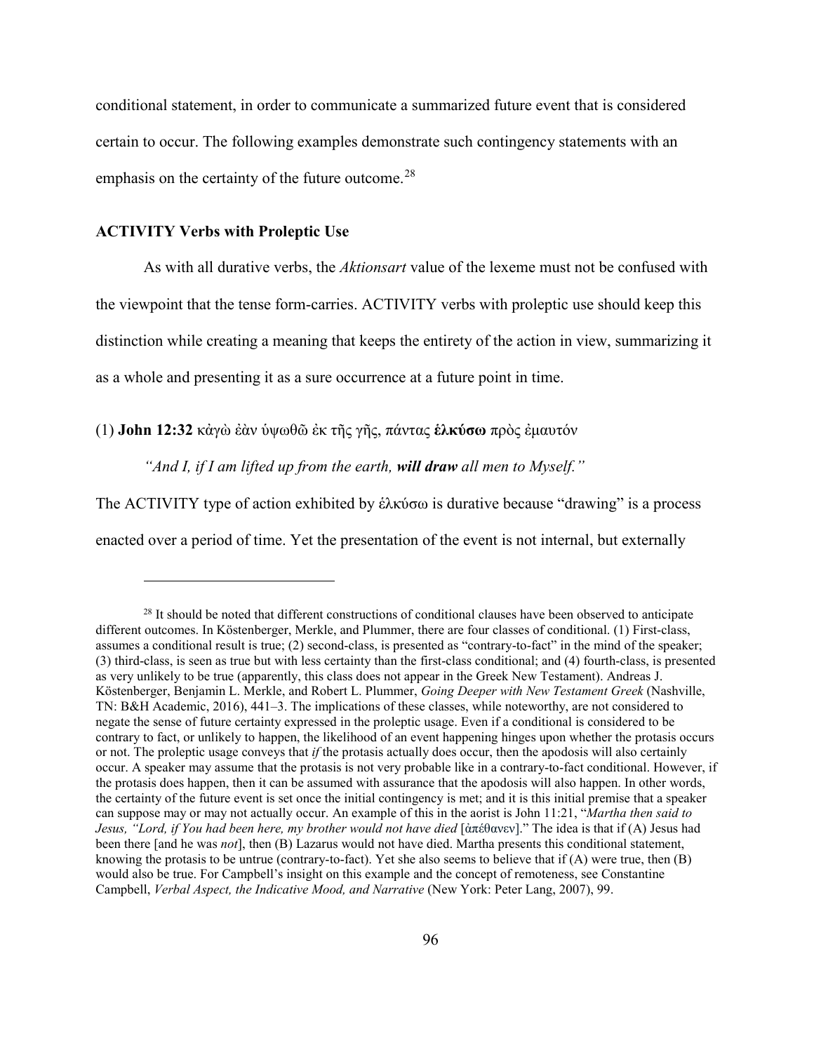conditional statement, in order to communicate a summarized future event that is considered certain to occur. The following examples demonstrate such contingency statements with an emphasis on the certainty of the future outcome.[28]

### ACTIVITY Verbs with Proleptic Use

As with all durative verbs, the *Aktionsart* value of the lexeme must not be confused with the viewpoint that the tense form-carries. ACTIVITY verbs with proleptic use should keep this distinction while creating a meaning that keeps the entirety of the action in view, summarizing it as a whole and presenting it as a sure occurrence at a future point in time.

(1) **John 12:32** κἀγὼ ἐὰν ὑψωθῶ ἐκ τῆς γῆς, πάντας **ἑλκύσω** πρὸς ἐμαυτόν

*"And I, if I am lifted up from the earth,* ***will draw*** *all men to Myself."*

The ACTIVITY type of action exhibited by ἑλκύσω is durative because "drawing" is a process enacted over a period of time. Yet the presentation of the event is not internal, but externally

---

[28] It should be noted that different constructions of conditional clauses have been observed to anticipate different outcomes. In Köstenberger, Merkle, and Plummer, there are four classes of conditional. (1) First-class, assumes a conditional result is true; (2) second-class, is presented as "contrary-to-fact" in the mind of the speaker; (3) third-class, is seen as true but with less certainty than the first-class conditional; and (4) fourth-class, is presented as very unlikely to be true (apparently, this class does not appear in the Greek New Testament). Andreas J. Köstenberger, Benjamin L. Merkle, and Robert L. Plummer, *Going Deeper with New Testament Greek* (Nashville, TN: B&H Academic, 2016), 441–3. The implications of these classes, while noteworthy, are not considered to negate the sense of future certainty expressed in the proleptic usage. Even if a conditional is considered to be contrary to fact, or unlikely to happen, the likelihood of an event happening hinges upon whether the protasis occurs or not. The proleptic usage conveys that *if* the protasis actually does occur, then the apodosis will also certainly occur. A speaker may assume that the protasis is not very probable like in a contrary-to-fact conditional. However, if the protasis does happen, then it can be assumed with assurance that the apodosis will also happen. In other words, the certainty of the future event is set once the initial contingency is met; and it is this initial premise that a speaker can suppose may or may not actually occur. An example of this in the aorist is John 11:21, "*Martha then said to Jesus, "Lord, if You had been here, my brother would not have died* [ἀπέθανεν]." The idea is that if (A) Jesus had been there [and he was *not*], then (B) Lazarus would not have died. Martha presents this conditional statement, knowing the protasis to be untrue (contrary-to-fact). Yet she also seems to believe that if (A) were true, then (B) would also be true. For Campbell's insight on this example and the concept of remoteness, see Constantine Campbell, *Verbal Aspect, the Indicative Mood, and Narrative* (New York: Peter Lang, 2007), 99.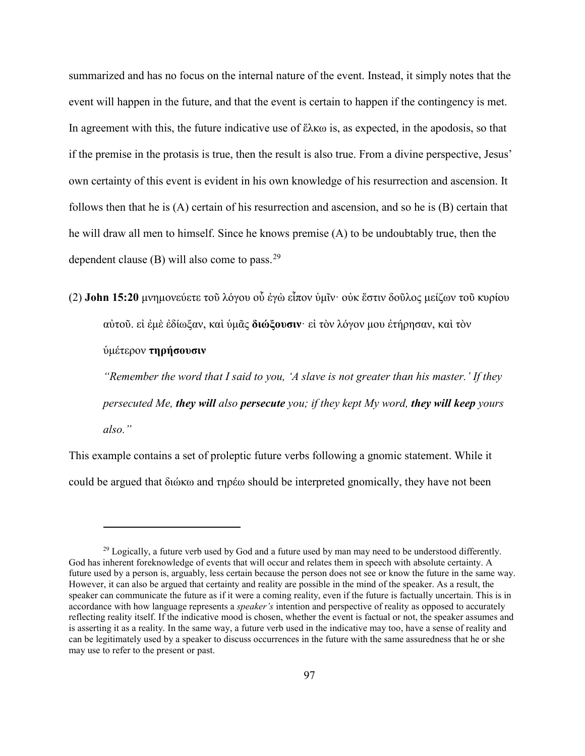summarized and has no focus on the internal nature of the event. Instead, it simply notes that the event will happen in the future, and that the event is certain to happen if the contingency is met. In agreement with this, the future indicative use of ἕλκω is, as expected, in the apodosis, so that if the premise in the protasis is true, then the result is also true. From a divine perspective, Jesus' own certainty of this event is evident in his own knowledge of his resurrection and ascension. It follows then that he is (A) certain of his resurrection and ascension, and so he is (B) certain that he will draw all men to himself. Since he knows premise (A) to be undoubtably true, then the dependent clause (B) will also come to pass.[29]

(2) **John 15:20** μνημονεύετε τοῦ λόγου οὗ ἐγὼ εἶπον ὑμῖν· οὐκ ἔστιν δοῦλος μείζων τοῦ κυρίου αὐτοῦ. εἰ ἐμὲ ἐδίωξαν, καὶ ὑμᾶς **διώξουσιν**· εἰ τὸν λόγον μου ἐτήρησαν, καὶ τὸν ὑμέτερον **τηρήσουσιν**

*"Remember the word that I said to you, 'A slave is not greater than his master.' If they persecuted Me, **they will** also **persecute** you; if they kept My word, **they will keep** yours also."*

This example contains a set of proleptic future verbs following a gnomic statement. While it could be argued that διώκω and τηρέω should be interpreted gnomically, they have not been

[29] Logically, a future verb used by God and a future used by man may need to be understood differently. God has inherent foreknowledge of events that will occur and relates them in speech with absolute certainty. A future used by a person is, arguably, less certain because the person does not see or know the future in the same way. However, it can also be argued that certainty and reality are possible in the mind of the speaker. As a result, the speaker can communicate the future as if it were a coming reality, even if the future is factually uncertain. This is in accordance with how language represents a *speaker's* intention and perspective of reality as opposed to accurately reflecting reality itself. If the indicative mood is chosen, whether the event is factual or not, the speaker assumes and is asserting it as a reality. In the same way, a future verb used in the indicative may too, have a sense of reality and can be legitimately used by a speaker to discuss occurrences in the future with the same assuredness that he or she may use to refer to the present or past.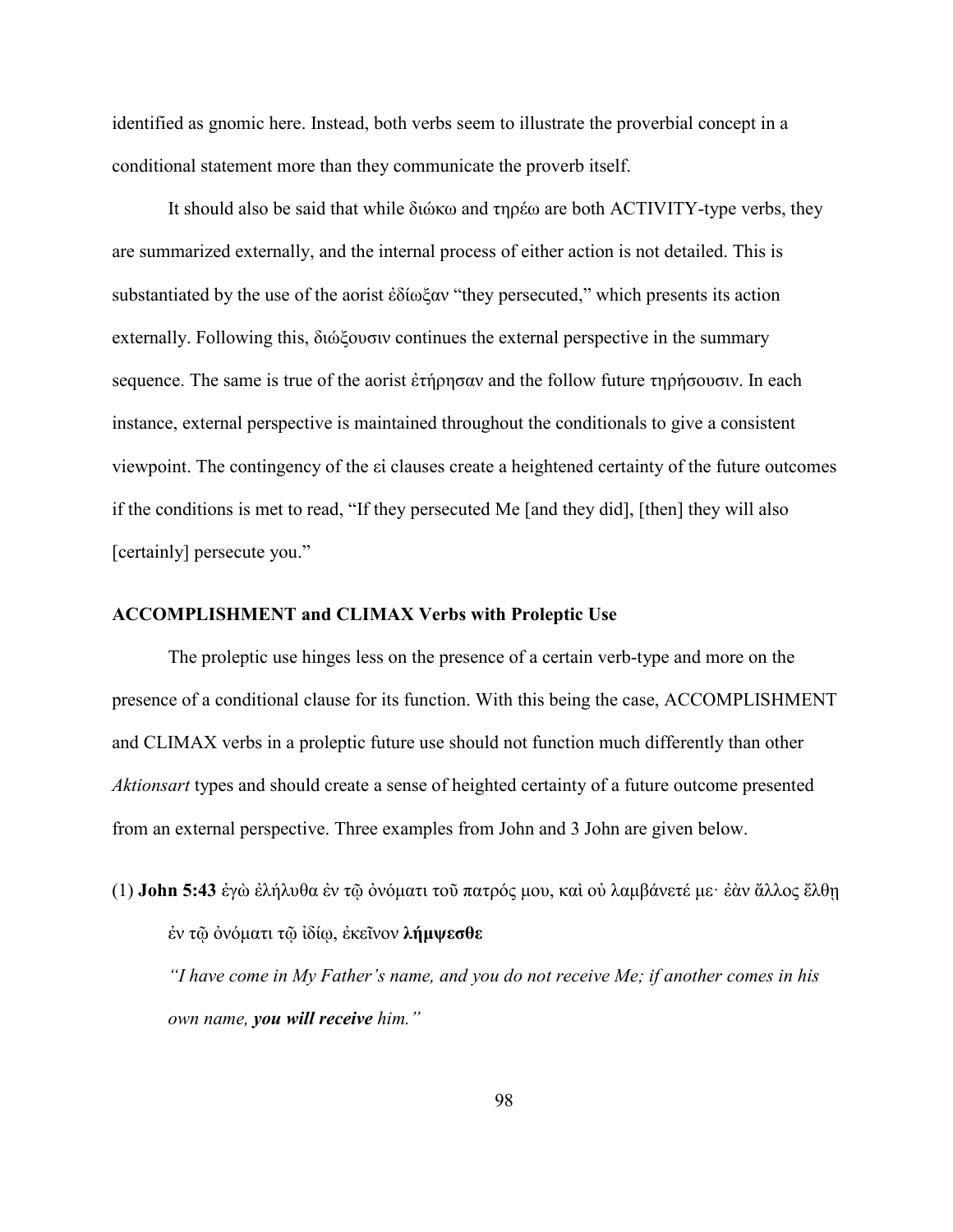identified as gnomic here. Instead, both verbs seem to illustrate the proverbial concept in a conditional statement more than they communicate the proverb itself.

It should also be said that while διώκω and τηρέω are both ACTIVITY-type verbs, they are summarized externally, and the internal process of either action is not detailed. This is substantiated by the use of the aorist ἐδίωξαν "they persecuted," which presents its action externally. Following this, διώξουσιν continues the external perspective in the summary sequence. The same is true of the aorist ἐτήρησαν and the follow future τηρήσουσιν. In each instance, external perspective is maintained throughout the conditionals to give a consistent viewpoint. The contingency of the εἰ clauses create a heightened certainty of the future outcomes if the conditions is met to read, "If they persecuted Me [and they did], [then] they will also [certainly] persecute you."

### ACCOMPLISHMENT and CLIMAX Verbs with Proleptic Use

The proleptic use hinges less on the presence of a certain verb-type and more on the presence of a conditional clause for its function. With this being the case, ACCOMPLISHMENT and CLIMAX verbs in a proleptic future use should not function much differently than other *Aktionsart* types and should create a sense of heighted certainty of a future outcome presented from an external perspective. Three examples from John and 3 John are given below.

(1) **John 5:43** ἐγὼ ἐλήλυθα ἐν τῷ ὀνόματι τοῦ πατρός μου, καὶ οὐ λαμβάνετέ με· ἐὰν ἄλλος ἔλθῃ ἐν τῷ ὀνόματι τῷ ἰδίῳ, ἐκεῖνον **λήμψεσθε**

*"I have come in My Father's name, and you do not receive Me; if another comes in his own name,* ***you will receive*** *him."*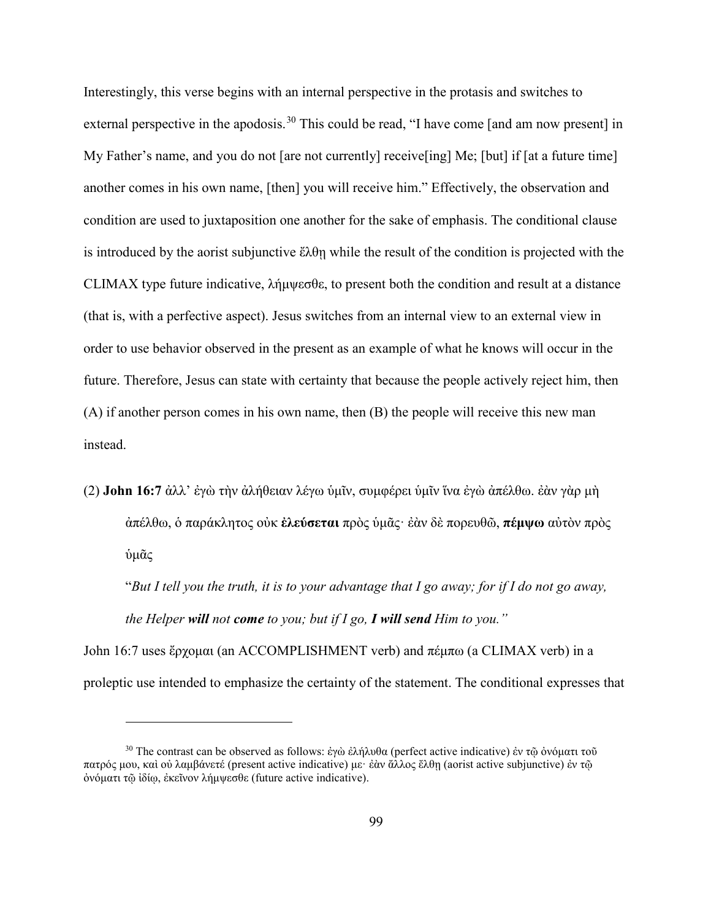Interestingly, this verse begins with an internal perspective in the protasis and switches to external perspective in the apodosis.[30] This could be read, "I have come [and am now present] in My Father's name, and you do not [are not currently] receive[ing] Me; [but] if [at a future time] another comes in his own name, [then] you will receive him." Effectively, the observation and condition are used to juxtaposition one another for the sake of emphasis. The conditional clause is introduced by the aorist subjunctive ἔλθῃ while the result of the condition is projected with the CLIMAX type future indicative, λήμψεσθε, to present both the condition and result at a distance (that is, with a perfective aspect). Jesus switches from an internal view to an external view in order to use behavior observed in the present as an example of what he knows will occur in the future. Therefore, Jesus can state with certainty that because the people actively reject him, then (A) if another person comes in his own name, then (B) the people will receive this new man instead.

(2) **John 16:7** ἀλλ' ἐγὼ τὴν ἀλήθειαν λέγω ὑμῖν, συμφέρει ὑμῖν ἵνα ἐγὼ ἀπέλθω. ἐὰν γὰρ μὴ ἀπέλθω, ὁ παράκλητος οὐκ **ἐλεύσεται** πρὸς ὑμᾶς· ἐὰν δὲ πορευθῶ, **πέμψω** αὐτὸν πρὸς ὑμᾶς

"*But I tell you the truth, it is to your advantage that I go away; for if I do not go away, the Helper **will** not **come** to you; but if I go, **I will send** Him to you."*

John 16:7 uses ἔρχομαι (an ACCOMPLISHMENT verb) and πέμπω (a CLIMAX verb) in a proleptic use intended to emphasize the certainty of the statement. The conditional expresses that

[30] The contrast can be observed as follows: ἐγὼ ἐλήλυθα (perfect active indicative) ἐν τῷ ὀνόματι τοῦ πατρός μου, καὶ οὐ λαμβάνετέ (present active indicative) με· ἐὰν ἄλλος ἔλθῃ (aorist active subjunctive) ἐν τῷ ὀνόματι τῷ ἰδίῳ, ἐκεῖνον λήμψεσθε (future active indicative).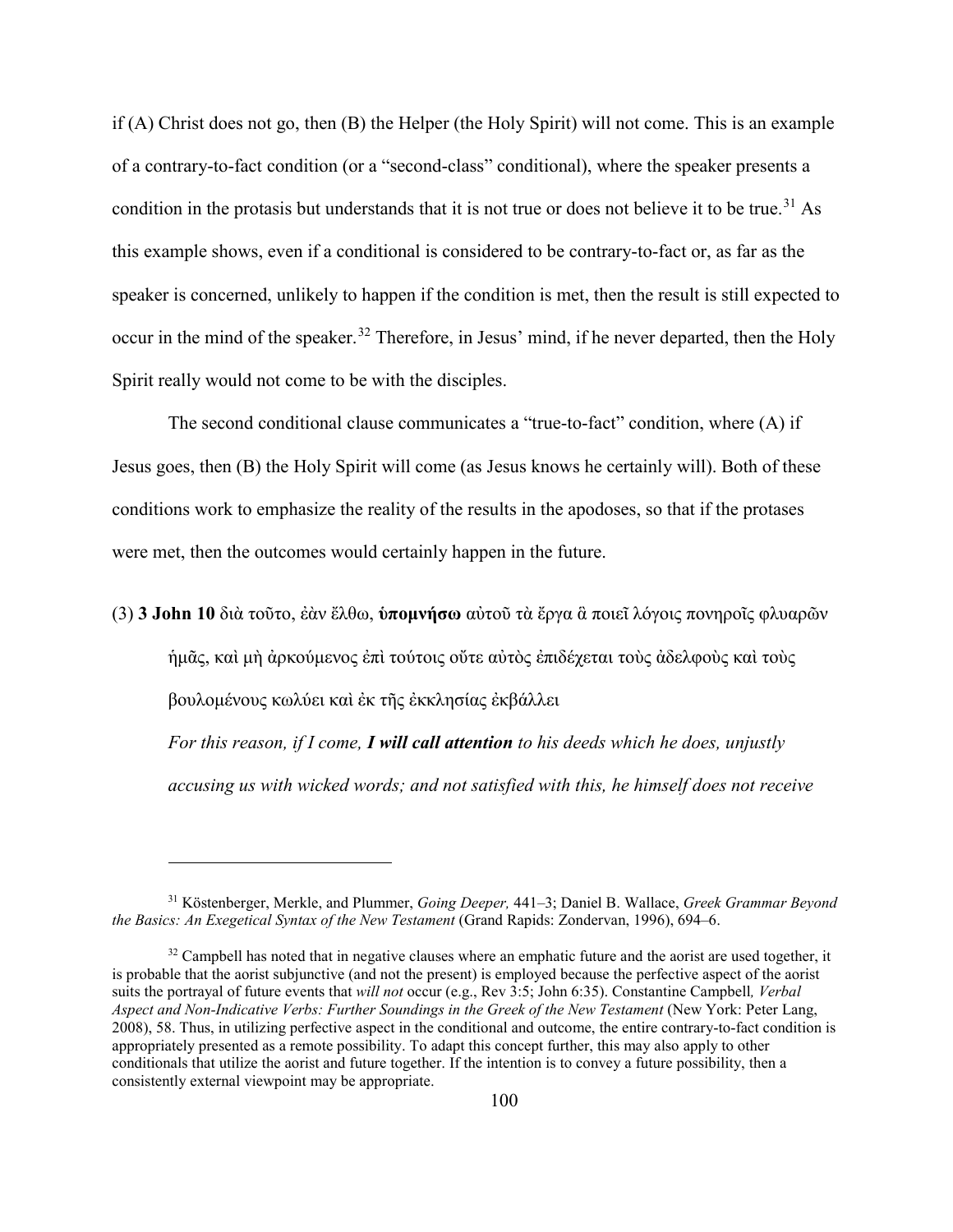if (A) Christ does not go, then (B) the Helper (the Holy Spirit) will not come. This is an example of a contrary-to-fact condition (or a "second-class" conditional), where the speaker presents a condition in the protasis but understands that it is not true or does not believe it to be true.[31] As this example shows, even if a conditional is considered to be contrary-to-fact or, as far as the speaker is concerned, unlikely to happen if the condition is met, then the result is still expected to occur in the mind of the speaker.[32] Therefore, in Jesus' mind, if he never departed, then the Holy Spirit really would not come to be with the disciples.

The second conditional clause communicates a "true-to-fact" condition, where (A) if Jesus goes, then (B) the Holy Spirit will come (as Jesus knows he certainly will). Both of these conditions work to emphasize the reality of the results in the apodoses, so that if the protases were met, then the outcomes would certainly happen in the future.

(3) **3 John 10** διὰ τοῦτο, ἐὰν ἔλθω, **ὑπομνήσω** αὐτοῦ τὰ ἔργα ἃ ποιεῖ λόγοις πονηροῖς φλυαρῶν ἡμᾶς, καὶ μὴ ἀρκούμενος ἐπὶ τούτοις οὔτε αὐτὸς ἐπιδέχεται τοὺς ἀδελφοὺς καὶ τοὺς βουλομένους κωλύει καὶ ἐκ τῆς ἐκκλησίας ἐκβάλλει

*For this reason, if I come,* ***I will call attention*** *to his deeds which he does, unjustly accusing us with wicked words; and not satisfied with this, he himself does not receive*

---

[31] Köstenberger, Merkle, and Plummer, *Going Deeper,* 441–3; Daniel B. Wallace, *Greek Grammar Beyond the Basics: An Exegetical Syntax of the New Testament* (Grand Rapids: Zondervan, 1996), 694–6.

[32] Campbell has noted that in negative clauses where an emphatic future and the aorist are used together, it is probable that the aorist subjunctive (and not the present) is employed because the perfective aspect of the aorist suits the portrayal of future events that *will not* occur (e.g., Rev 3:5; John 6:35). Constantine Campbell*, Verbal Aspect and Non-Indicative Verbs: Further Soundings in the Greek of the New Testament* (New York: Peter Lang, 2008), 58. Thus, in utilizing perfective aspect in the conditional and outcome, the entire contrary-to-fact condition is appropriately presented as a remote possibility. To adapt this concept further, this may also apply to other conditionals that utilize the aorist and future together. If the intention is to convey a future possibility, then a consistently external viewpoint may be appropriate.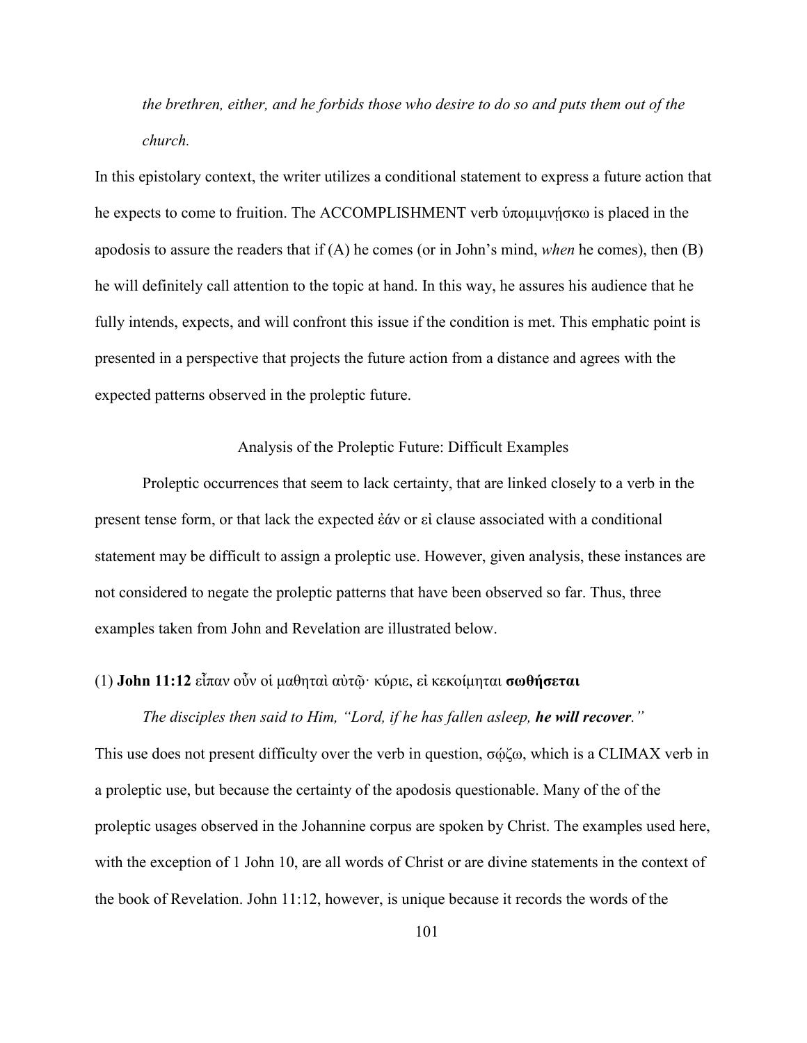*the brethren, either, and he forbids those who desire to do so and puts them out of the church.*

In this epistolary context, the writer utilizes a conditional statement to express a future action that he expects to come to fruition. The ACCOMPLISHMENT verb ὑπομιμνῄσκω is placed in the apodosis to assure the readers that if (A) he comes (or in John's mind, *when* he comes), then (B) he will definitely call attention to the topic at hand. In this way, he assures his audience that he fully intends, expects, and will confront this issue if the condition is met. This emphatic point is presented in a perspective that projects the future action from a distance and agrees with the expected patterns observed in the proleptic future.

## Analysis of the Proleptic Future: Difficult Examples

Proleptic occurrences that seem to lack certainty, that are linked closely to a verb in the present tense form, or that lack the expected ἐάν or εἰ clause associated with a conditional statement may be difficult to assign a proleptic use. However, given analysis, these instances are not considered to negate the proleptic patterns that have been observed so far. Thus, three examples taken from John and Revelation are illustrated below.

(1) **John 11:12** εἶπαν οὖν οἱ μαθηταὶ αὐτῷ· κύριε, εἰ κεκοίμηται **σωθήσεται**

*The disciples then said to Him, "Lord, if he has fallen asleep,* ***he will recover****."*

This use does not present difficulty over the verb in question, σῴζω, which is a CLIMAX verb in a proleptic use, but because the certainty of the apodosis questionable. Many of the of the proleptic usages observed in the Johannine corpus are spoken by Christ. The examples used here, with the exception of 1 John 10, are all words of Christ or are divine statements in the context of the book of Revelation. John 11:12, however, is unique because it records the words of the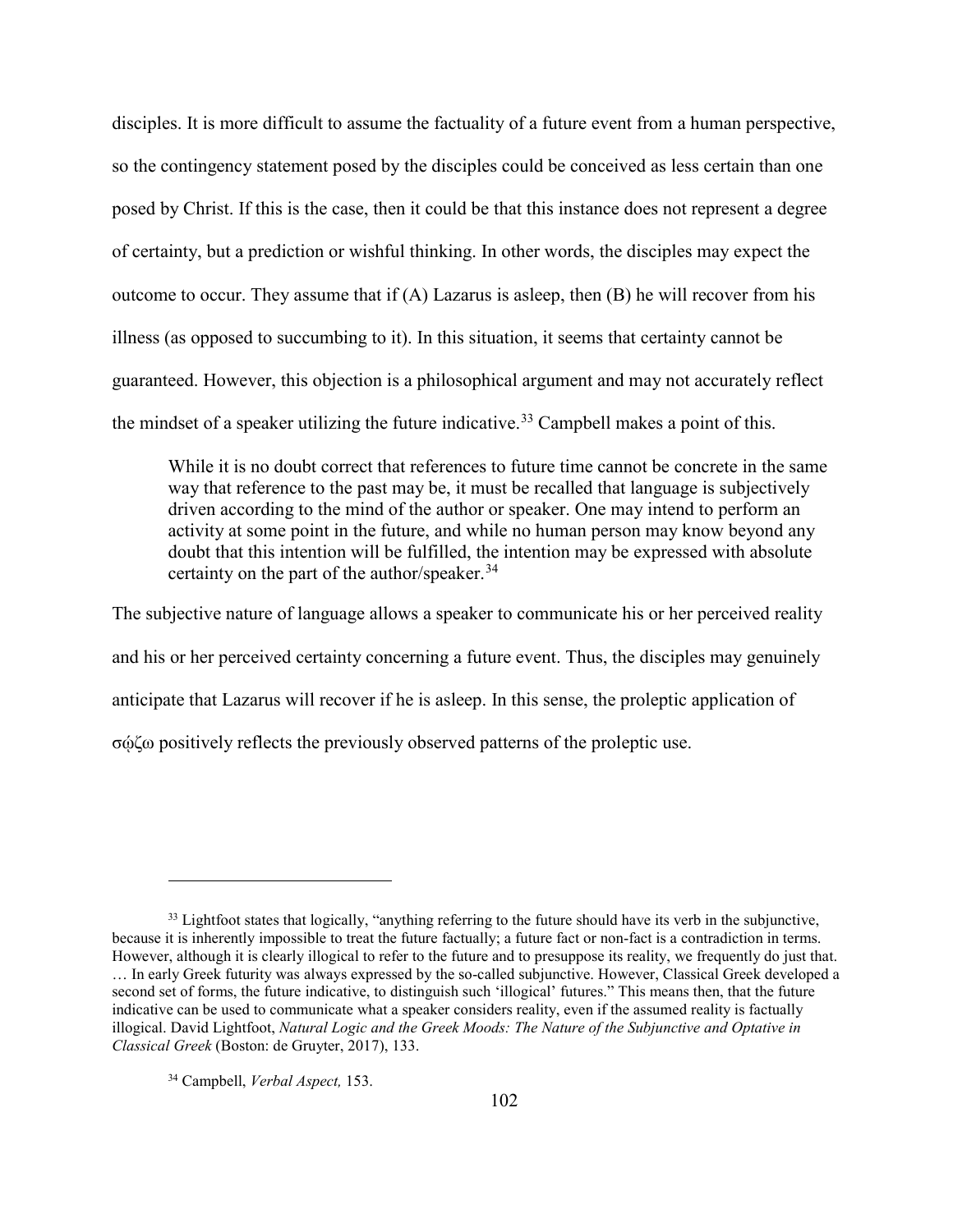disciples. It is more difficult to assume the factuality of a future event from a human perspective, so the contingency statement posed by the disciples could be conceived as less certain than one posed by Christ. If this is the case, then it could be that this instance does not represent a degree of certainty, but a prediction or wishful thinking. In other words, the disciples may expect the outcome to occur. They assume that if (A) Lazarus is asleep, then (B) he will recover from his illness (as opposed to succumbing to it). In this situation, it seems that certainty cannot be guaranteed. However, this objection is a philosophical argument and may not accurately reflect the mindset of a speaker utilizing the future indicative.[33] Campbell makes a point of this.

> While it is no doubt correct that references to future time cannot be concrete in the same way that reference to the past may be, it must be recalled that language is subjectively driven according to the mind of the author or speaker. One may intend to perform an activity at some point in the future, and while no human person may know beyond any doubt that this intention will be fulfilled, the intention may be expressed with absolute certainty on the part of the author/speaker.[34]

The subjective nature of language allows a speaker to communicate his or her perceived reality and his or her perceived certainty concerning a future event. Thus, the disciples may genuinely anticipate that Lazarus will recover if he is asleep. In this sense, the proleptic application of σῴζω positively reflects the previously observed patterns of the proleptic use.

---

[33] Lightfoot states that logically, "anything referring to the future should have its verb in the subjunctive, because it is inherently impossible to treat the future factually; a future fact or non-fact is a contradiction in terms. However, although it is clearly illogical to refer to the future and to presuppose its reality, we frequently do just that. … In early Greek futurity was always expressed by the so-called subjunctive. However, Classical Greek developed a second set of forms, the future indicative, to distinguish such 'illogical' futures." This means then, that the future indicative can be used to communicate what a speaker considers reality, even if the assumed reality is factually illogical. David Lightfoot, *Natural Logic and the Greek Moods: The Nature of the Subjunctive and Optative in Classical Greek* (Boston: de Gruyter, 2017), 133.

[34] Campbell, *Verbal Aspect,* 153.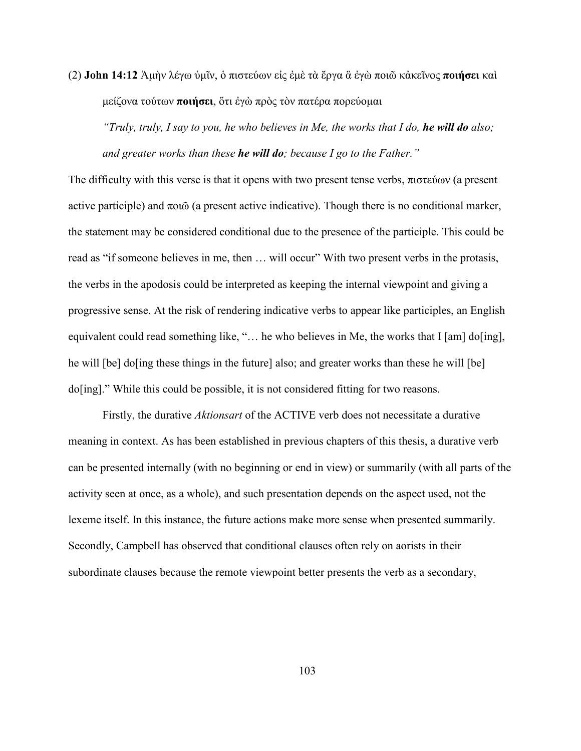(2) **John 14:12** Ἀμὴν λέγω ὑμῖν, ὁ πιστεύων εἰς ἐμὲ τὰ ἔργα ἃ ἐγὼ ποιῶ κἀκεῖνος **ποιήσει** καὶ μείζονα τούτων **ποιήσει**, ὅτι ἐγὼ πρὸς τὸν πατέρα πορεύομαι

*"Truly, truly, I say to you, he who believes in Me, the works that I do, **he will do** also; and greater works than these **he will do**; because I go to the Father."*

The difficulty with this verse is that it opens with two present tense verbs, πιστεύων (a present active participle) and ποιῶ (a present active indicative). Though there is no conditional marker, the statement may be considered conditional due to the presence of the participle. This could be read as "if someone believes in me, then … will occur" With two present verbs in the protasis, the verbs in the apodosis could be interpreted as keeping the internal viewpoint and giving a progressive sense. At the risk of rendering indicative verbs to appear like participles, an English equivalent could read something like, "… he who believes in Me, the works that I [am] do[ing], he will [be] do[ing these things in the future] also; and greater works than these he will [be] do[ing]." While this could be possible, it is not considered fitting for two reasons.

Firstly, the durative *Aktionsart* of the ACTIVE verb does not necessitate a durative meaning in context. As has been established in previous chapters of this thesis, a durative verb can be presented internally (with no beginning or end in view) or summarily (with all parts of the activity seen at once, as a whole), and such presentation depends on the aspect used, not the lexeme itself. In this instance, the future actions make more sense when presented summarily. Secondly, Campbell has observed that conditional clauses often rely on aorists in their subordinate clauses because the remote viewpoint better presents the verb as a secondary,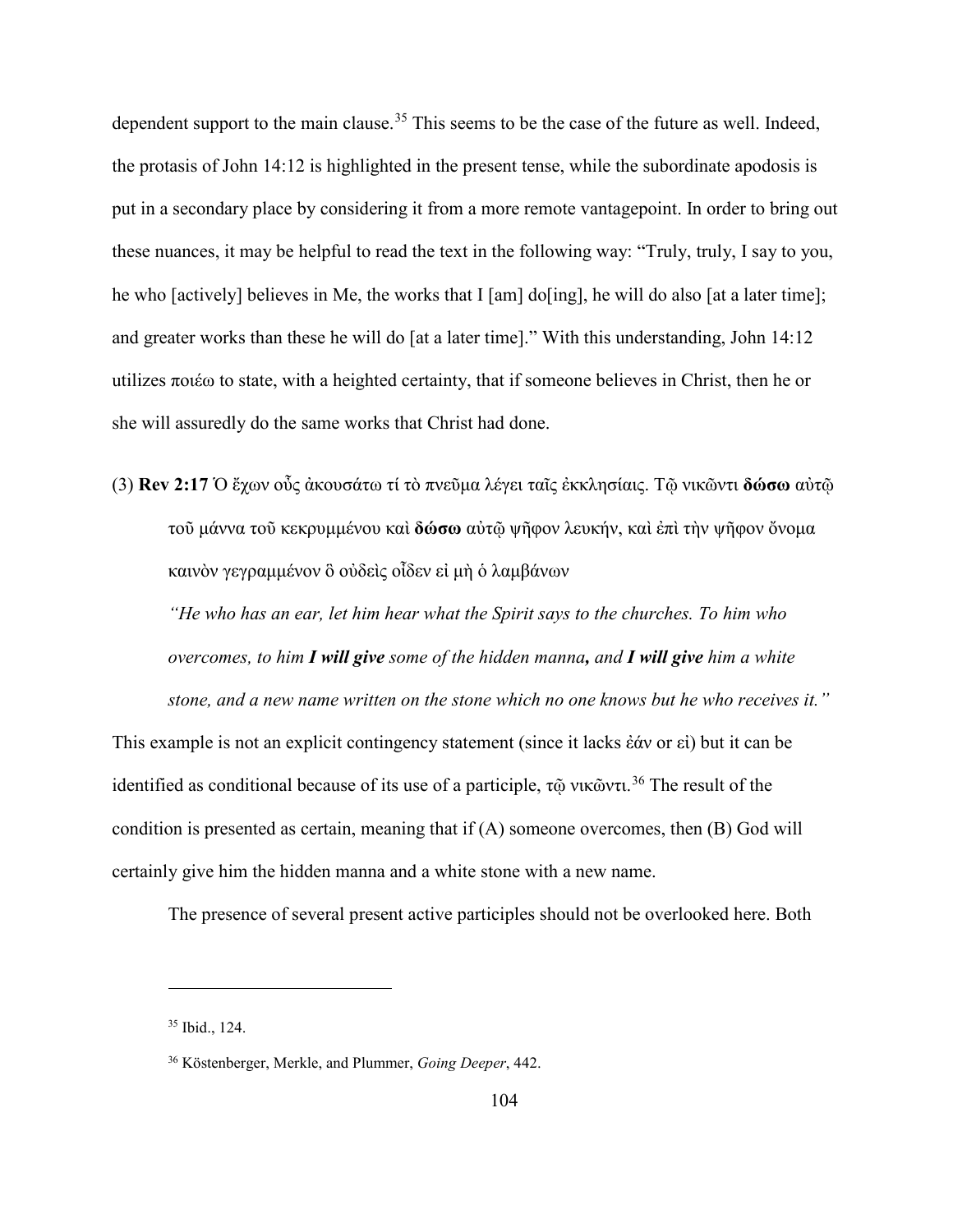dependent support to the main clause.[35] This seems to be the case of the future as well. Indeed, the protasis of John 14:12 is highlighted in the present tense, while the subordinate apodosis is put in a secondary place by considering it from a more remote vantagepoint. In order to bring out these nuances, it may be helpful to read the text in the following way: "Truly, truly, I say to you, he who [actively] believes in Me, the works that I [am] do[ing], he will do also [at a later time]; and greater works than these he will do [at a later time]." With this understanding, John 14:12 utilizes ποιέω to state, with a heighted certainty, that if someone believes in Christ, then he or she will assuredly do the same works that Christ had done.

(3) **Rev 2:17** Ὁ ἔχων οὖς ἀκουσάτω τί τὸ πνεῦμα λέγει ταῖς ἐκκλησίαις. Τῷ νικῶντι **δώσω** αὐτῷ τοῦ μάννα τοῦ κεκρυμμένου καὶ **δώσω** αὐτῷ ψῆφον λευκήν, καὶ ἐπὶ τὴν ψῆφον ὄνομα καινὸν γεγραμμένον ὃ οὐδεὶς οἶδεν εἰ μὴ ὁ λαμβάνων

*"He who has an ear, let him hear what the Spirit says to the churches. To him who overcomes, to him **I will give** some of the hidden manna**,** and **I will give** him a white stone, and a new name written on the stone which no one knows but he who receives it."*

This example is not an explicit contingency statement (since it lacks ἐάν or εἰ) but it can be identified as conditional because of its use of a participle, τῷ νικῶντι.[36] The result of the condition is presented as certain, meaning that if (A) someone overcomes, then (B) God will certainly give him the hidden manna and a white stone with a new name.

The presence of several present active participles should not be overlooked here. Both

---

[35] Ibid., 124.

[36] Köstenberger, Merkle, and Plummer, *Going Deeper*, 442.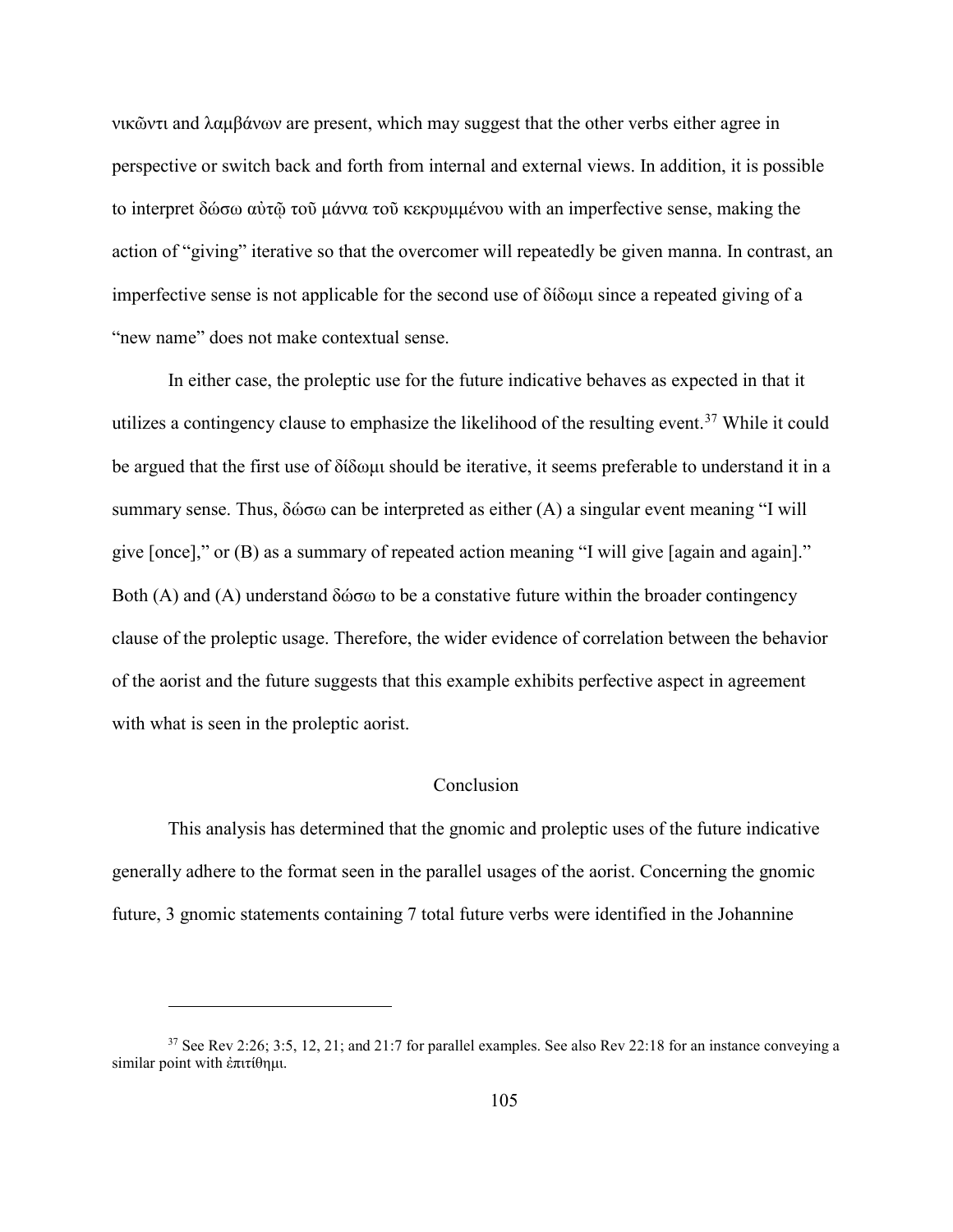νικῶντι and λαμβάνων are present, which may suggest that the other verbs either agree in perspective or switch back and forth from internal and external views. In addition, it is possible to interpret δώσω αὐτῷ τοῦ μάννα τοῦ κεκρυμμένου with an imperfective sense, making the action of "giving" iterative so that the overcomer will repeatedly be given manna. In contrast, an imperfective sense is not applicable for the second use of δίδωμι since a repeated giving of a "new name" does not make contextual sense.

In either case, the proleptic use for the future indicative behaves as expected in that it utilizes a contingency clause to emphasize the likelihood of the resulting event.[37] While it could be argued that the first use of δίδωμι should be iterative, it seems preferable to understand it in a summary sense. Thus, δώσω can be interpreted as either (A) a singular event meaning "I will give [once]," or (B) as a summary of repeated action meaning "I will give [again and again]." Both (A) and (A) understand δώσω to be a constative future within the broader contingency clause of the proleptic usage. Therefore, the wider evidence of correlation between the behavior of the aorist and the future suggests that this example exhibits perfective aspect in agreement with what is seen in the proleptic aorist.

## Conclusion

This analysis has determined that the gnomic and proleptic uses of the future indicative generally adhere to the format seen in the parallel usages of the aorist. Concerning the gnomic future, 3 gnomic statements containing 7 total future verbs were identified in the Johannine

[37] See Rev 2:26; 3:5, 12, 21; and 21:7 for parallel examples. See also Rev 22:18 for an instance conveying a similar point with ἐπιτίθημι.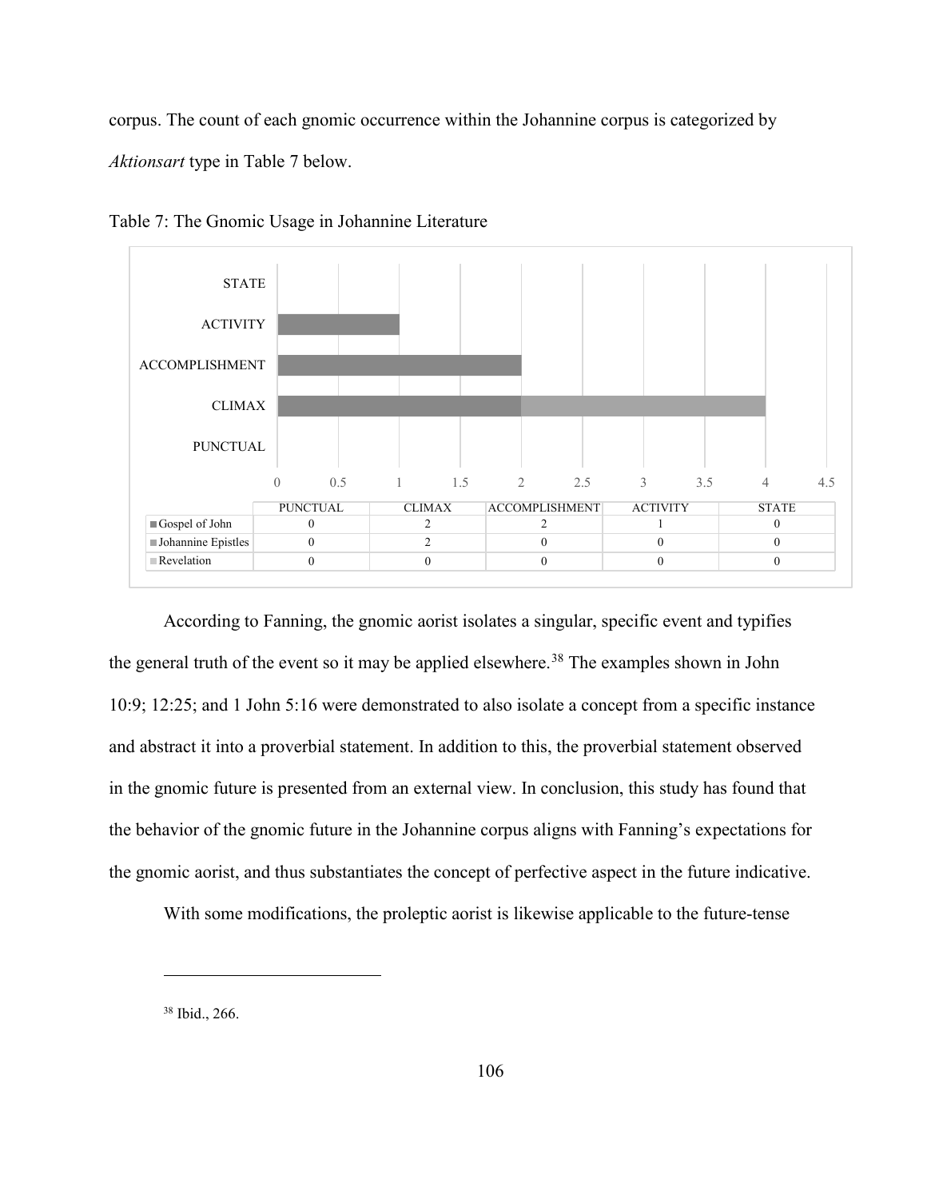corpus. The count of each gnomic occurrence within the Johannine corpus is categorized by *Aktionsart* type in Table 7 below.

Table 7: The Gnomic Usage in Johannine Literature

| | PUNCTUAL | CLIMAX | ACCOMPLISHMENT | ACTIVITY | STATE |
|---|---|---|---|---|---|
| Gospel of John | 0 | 2 | 2 | 1 | 0 |
| Johannine Epistles | 0 | 2 | 0 | 0 | 0 |
| Revelation | 0 | 0 | 0 | 0 | 0 |

According to Fanning, the gnomic aorist isolates a singular, specific event and typifies the general truth of the event so it may be applied elsewhere.[38] The examples shown in John 10:9; 12:25; and 1 John 5:16 were demonstrated to also isolate a concept from a specific instance and abstract it into a proverbial statement. In addition to this, the proverbial statement observed in the gnomic future is presented from an external view. In conclusion, this study has found that the behavior of the gnomic future in the Johannine corpus aligns with Fanning's expectations for the gnomic aorist, and thus substantiates the concept of perfective aspect in the future indicative.

With some modifications, the proleptic aorist is likewise applicable to the future-tense

[38] Ibid., 266.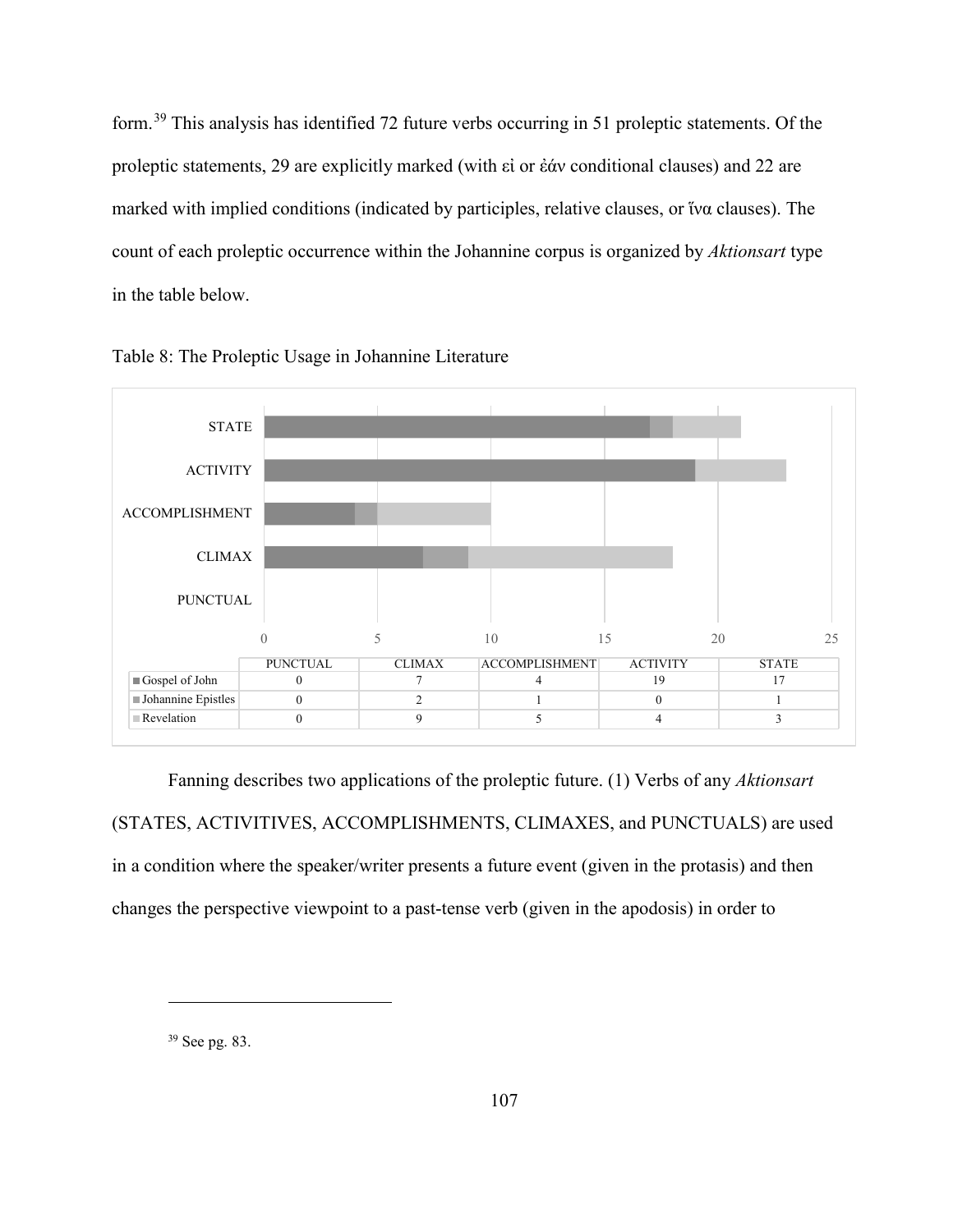form.[39] This analysis has identified 72 future verbs occurring in 51 proleptic statements. Of the proleptic statements, 29 are explicitly marked (with εἰ or ἐάν conditional clauses) and 22 are marked with implied conditions (indicated by participles, relative clauses, or ἵνα clauses). The count of each proleptic occurrence within the Johannine corpus is organized by *Aktionsart* type in the table below.

Table 8: The Proleptic Usage in Johannine Literature

| | PUNCTUAL | CLIMAX | ACCOMPLISHMENT | ACTIVITY | STATE |
|---|---|---|---|---|---|
| Gospel of John | 0 | 7 | 4 | 19 | 17 |
| Johannine Epistles | 0 | 2 | 1 | 0 | 1 |
| Revelation | 0 | 9 | 5 | 4 | 3 |

Fanning describes two applications of the proleptic future. (1) Verbs of any *Aktionsart* (STATES, ACTIVITIVES, ACCOMPLISHMENTS, CLIMAXES, and PUNCTUALS) are used in a condition where the speaker/writer presents a future event (given in the protasis) and then changes the perspective viewpoint to a past-tense verb (given in the apodosis) in order to

[39] See pg. 83.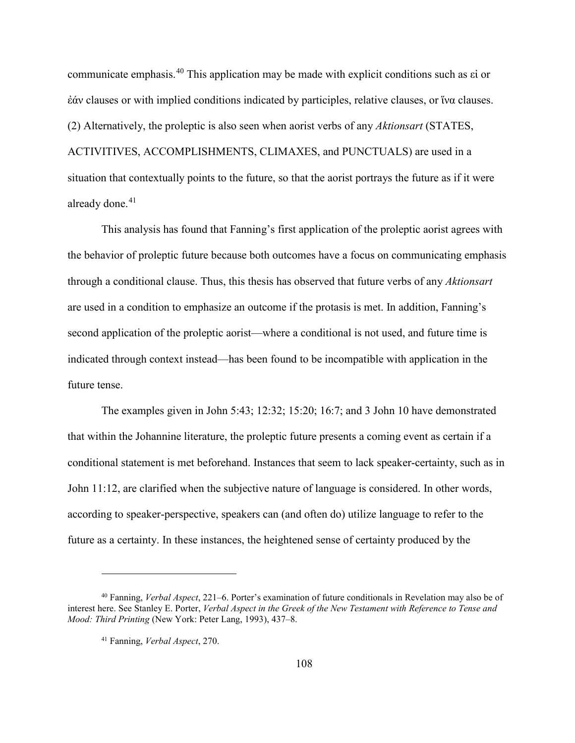communicate emphasis.[40] This application may be made with explicit conditions such as εἰ or ἐάν clauses or with implied conditions indicated by participles, relative clauses, or ἵνα clauses. (2) Alternatively, the proleptic is also seen when aorist verbs of any *Aktionsart* (STATES, ACTIVITIVES, ACCOMPLISHMENTS, CLIMAXES, and PUNCTUALS) are used in a situation that contextually points to the future, so that the aorist portrays the future as if it were already done.[41]

This analysis has found that Fanning's first application of the proleptic aorist agrees with the behavior of proleptic future because both outcomes have a focus on communicating emphasis through a conditional clause. Thus, this thesis has observed that future verbs of any *Aktionsart* are used in a condition to emphasize an outcome if the protasis is met. In addition, Fanning's second application of the proleptic aorist—where a conditional is not used, and future time is indicated through context instead—has been found to be incompatible with application in the future tense.

The examples given in John 5:43; 12:32; 15:20; 16:7; and 3 John 10 have demonstrated that within the Johannine literature, the proleptic future presents a coming event as certain if a conditional statement is met beforehand. Instances that seem to lack speaker-certainty, such as in John 11:12, are clarified when the subjective nature of language is considered. In other words, according to speaker-perspective, speakers can (and often do) utilize language to refer to the future as a certainty. In these instances, the heightened sense of certainty produced by the

---

[40] Fanning, *Verbal Aspect*, 221–6. Porter's examination of future conditionals in Revelation may also be of interest here. See Stanley E. Porter, *Verbal Aspect in the Greek of the New Testament with Reference to Tense and Mood: Third Printing* (New York: Peter Lang, 1993), 437–8.

[41] Fanning, *Verbal Aspect*, 270.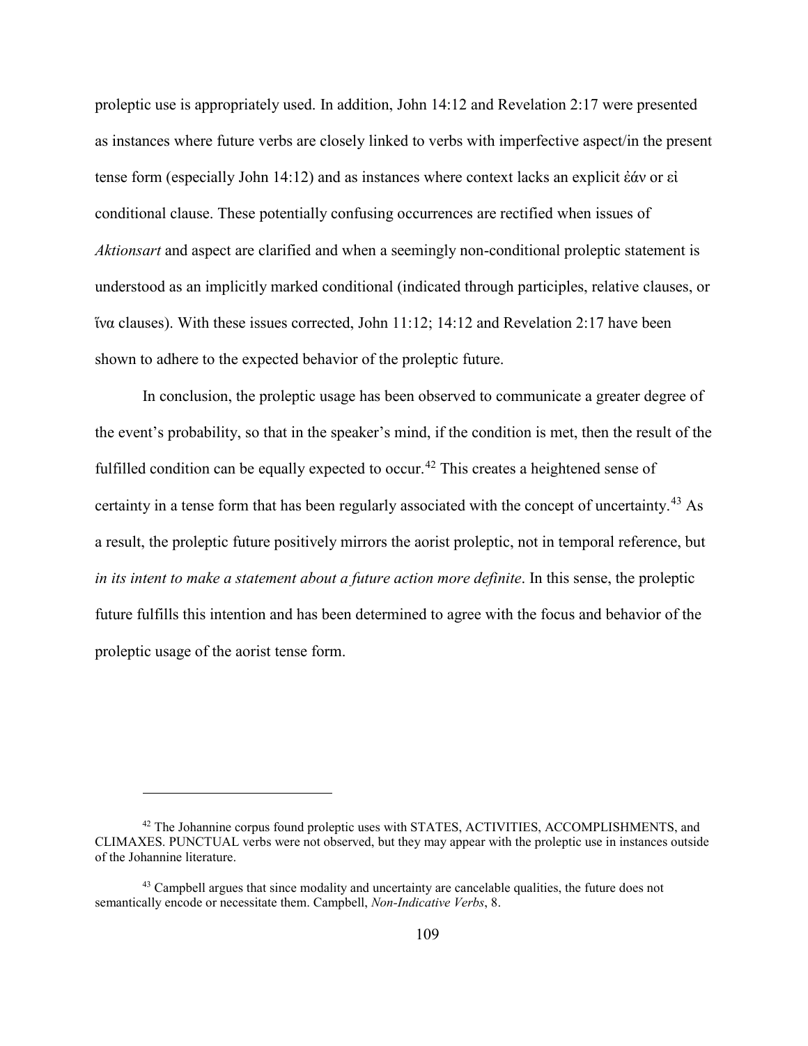proleptic use is appropriately used. In addition, John 14:12 and Revelation 2:17 were presented as instances where future verbs are closely linked to verbs with imperfective aspect/in the present tense form (especially John 14:12) and as instances where context lacks an explicit ἐάν or εἰ conditional clause. These potentially confusing occurrences are rectified when issues of *Aktionsart* and aspect are clarified and when a seemingly non-conditional proleptic statement is understood as an implicitly marked conditional (indicated through participles, relative clauses, or ἵνα clauses). With these issues corrected, John 11:12; 14:12 and Revelation 2:17 have been shown to adhere to the expected behavior of the proleptic future.

In conclusion, the proleptic usage has been observed to communicate a greater degree of the event's probability, so that in the speaker's mind, if the condition is met, then the result of the fulfilled condition can be equally expected to occur.[42] This creates a heightened sense of certainty in a tense form that has been regularly associated with the concept of uncertainty.[43] As a result, the proleptic future positively mirrors the aorist proleptic, not in temporal reference, but *in its intent to make a statement about a future action more definite*. In this sense, the proleptic future fulfills this intention and has been determined to agree with the focus and behavior of the proleptic usage of the aorist tense form.

---

[42] The Johannine corpus found proleptic uses with STATES, ACTIVITIES, ACCOMPLISHMENTS, and CLIMAXES. PUNCTUAL verbs were not observed, but they may appear with the proleptic use in instances outside of the Johannine literature.

[43] Campbell argues that since modality and uncertainty are cancelable qualities, the future does not semantically encode or necessitate them. Campbell, *Non-Indicative Verbs*, 8.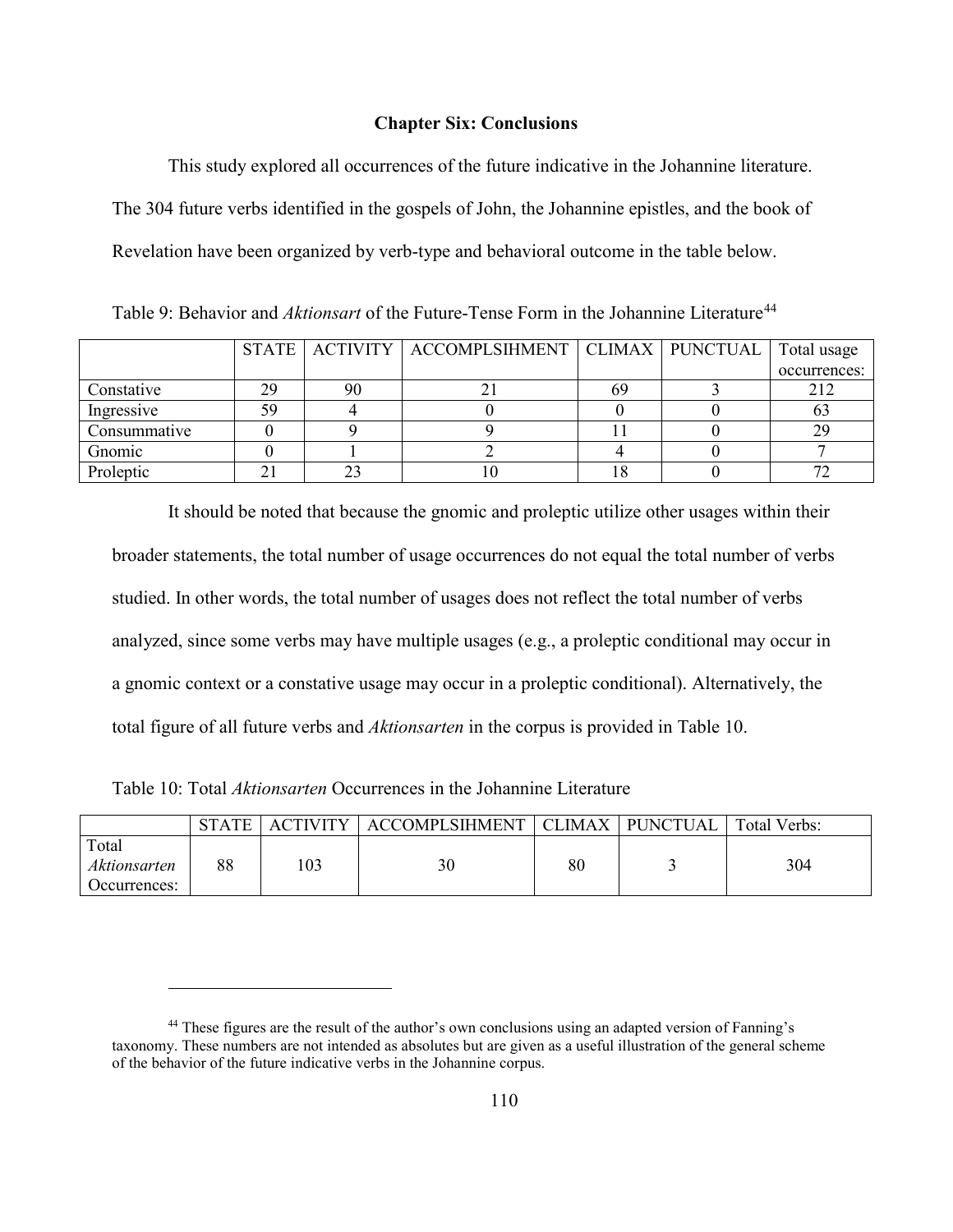## Chapter Six: Conclusions

This study explored all occurrences of the future indicative in the Johannine literature. The 304 future verbs identified in the gospels of John, the Johannine epistles, and the book of Revelation have been organized by verb-type and behavioral outcome in the table below.

Table 9: Behavior and *Aktionsart* of the Future-Tense Form in the Johannine Literature[44]

| | STATE | ACTIVITY | ACCOMPLSIHMENT | CLIMAX | PUNCTUAL | Total usage occurrences: |
|---|---|---|---|---|---|---|
| Constative | 29 | 90 | 21 | 69 | 3 | 212 |
| Ingressive | 59 | 4 | 0 | 0 | 0 | 63 |
| Consummative | 0 | 9 | 9 | 11 | 0 | 29 |
| Gnomic | 0 | 1 | 2 | 4 | 0 | 7 |
| Proleptic | 21 | 23 | 10 | 18 | 0 | 72 |

It should be noted that because the gnomic and proleptic utilize other usages within their broader statements, the total number of usage occurrences do not equal the total number of verbs studied. In other words, the total number of usages does not reflect the total number of verbs analyzed, since some verbs may have multiple usages (e.g., a proleptic conditional may occur in a gnomic context or a constative usage may occur in a proleptic conditional). Alternatively, the total figure of all future verbs and *Aktionsarten* in the corpus is provided in Table 10.

Table 10: Total *Aktionsarten* Occurrences in the Johannine Literature

| | STATE | ACTIVITY | ACCOMPLSIHMENT | CLIMAX | PUNCTUAL | Total Verbs: |
|---|---|---|---|---|---|---|
| Total *Aktionsarten* Occurrences: | 88 | 103 | 30 | 80 | 3 | 304 |

[44] These figures are the result of the author's own conclusions using an adapted version of Fanning's taxonomy. These numbers are not intended as absolutes but are given as a useful illustration of the general scheme of the behavior of the future indicative verbs in the Johannine corpus.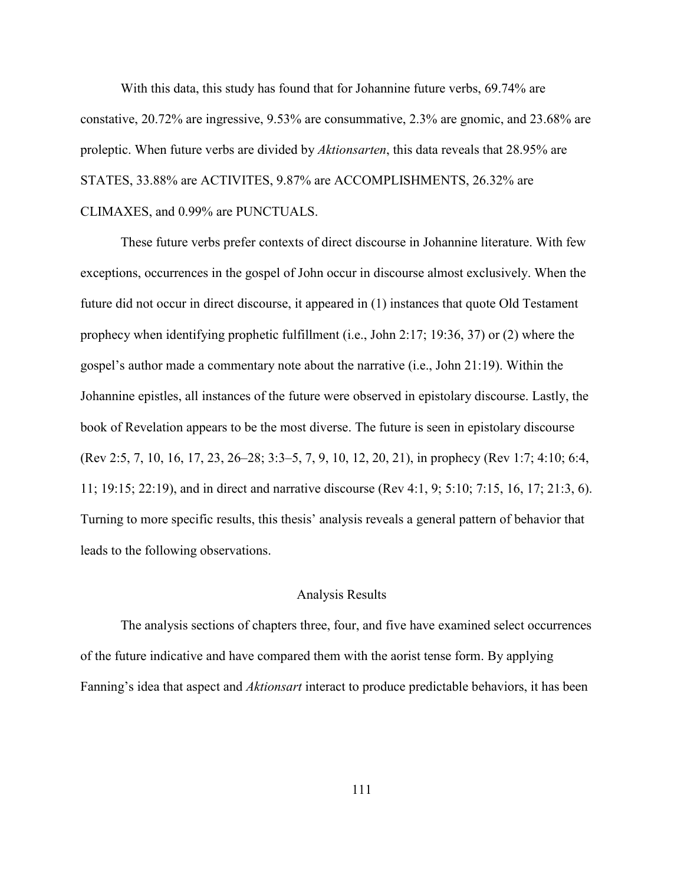With this data, this study has found that for Johannine future verbs, 69.74% are constative, 20.72% are ingressive, 9.53% are consummative, 2.3% are gnomic, and 23.68% are proleptic. When future verbs are divided by *Aktionsarten*, this data reveals that 28.95% are STATES, 33.88% are ACTIVITES, 9.87% are ACCOMPLISHMENTS, 26.32% are CLIMAXES, and 0.99% are PUNCTUALS.

These future verbs prefer contexts of direct discourse in Johannine literature. With few exceptions, occurrences in the gospel of John occur in discourse almost exclusively. When the future did not occur in direct discourse, it appeared in (1) instances that quote Old Testament prophecy when identifying prophetic fulfillment (i.e., John 2:17; 19:36, 37) or (2) where the gospel's author made a commentary note about the narrative (i.e., John 21:19). Within the Johannine epistles, all instances of the future were observed in epistolary discourse. Lastly, the book of Revelation appears to be the most diverse. The future is seen in epistolary discourse (Rev 2:5, 7, 10, 16, 17, 23, 26–28; 3:3–5, 7, 9, 10, 12, 20, 21), in prophecy (Rev 1:7; 4:10; 6:4, 11; 19:15; 22:19), and in direct and narrative discourse (Rev 4:1, 9; 5:10; 7:15, 16, 17; 21:3, 6). Turning to more specific results, this thesis' analysis reveals a general pattern of behavior that leads to the following observations.

## Analysis Results

The analysis sections of chapters three, four, and five have examined select occurrences of the future indicative and have compared them with the aorist tense form. By applying Fanning's idea that aspect and *Aktionsart* interact to produce predictable behaviors, it has been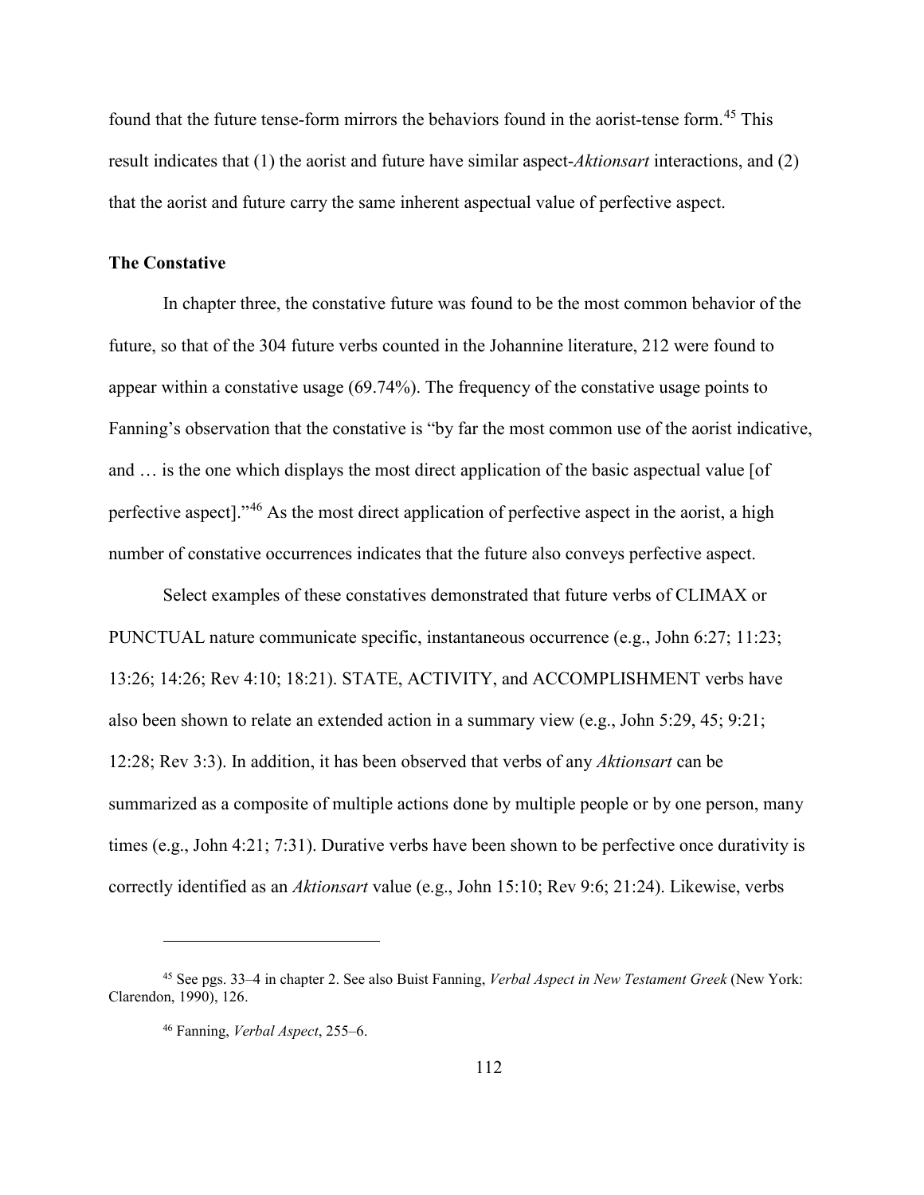found that the future tense-form mirrors the behaviors found in the aorist-tense form.[45] This result indicates that (1) the aorist and future have similar aspect-*Aktionsart* interactions, and (2) that the aorist and future carry the same inherent aspectual value of perfective aspect.

### The Constative

In chapter three, the constative future was found to be the most common behavior of the future, so that of the 304 future verbs counted in the Johannine literature, 212 were found to appear within a constative usage (69.74%). The frequency of the constative usage points to Fanning's observation that the constative is "by far the most common use of the aorist indicative, and … is the one which displays the most direct application of the basic aspectual value [of perfective aspect]."[46] As the most direct application of perfective aspect in the aorist, a high number of constative occurrences indicates that the future also conveys perfective aspect.

Select examples of these constatives demonstrated that future verbs of CLIMAX or PUNCTUAL nature communicate specific, instantaneous occurrence (e.g., John 6:27; 11:23; 13:26; 14:26; Rev 4:10; 18:21). STATE, ACTIVITY, and ACCOMPLISHMENT verbs have also been shown to relate an extended action in a summary view (e.g., John 5:29, 45; 9:21; 12:28; Rev 3:3). In addition, it has been observed that verbs of any *Aktionsart* can be summarized as a composite of multiple actions done by multiple people or by one person, many times (e.g., John 4:21; 7:31). Durative verbs have been shown to be perfective once durativity is correctly identified as an *Aktionsart* value (e.g., John 15:10; Rev 9:6; 21:24). Likewise, verbs

---

[45] See pgs. 33–4 in chapter 2. See also Buist Fanning, *Verbal Aspect in New Testament Greek* (New York: Clarendon, 1990), 126.

[46] Fanning, *Verbal Aspect*, 255–6.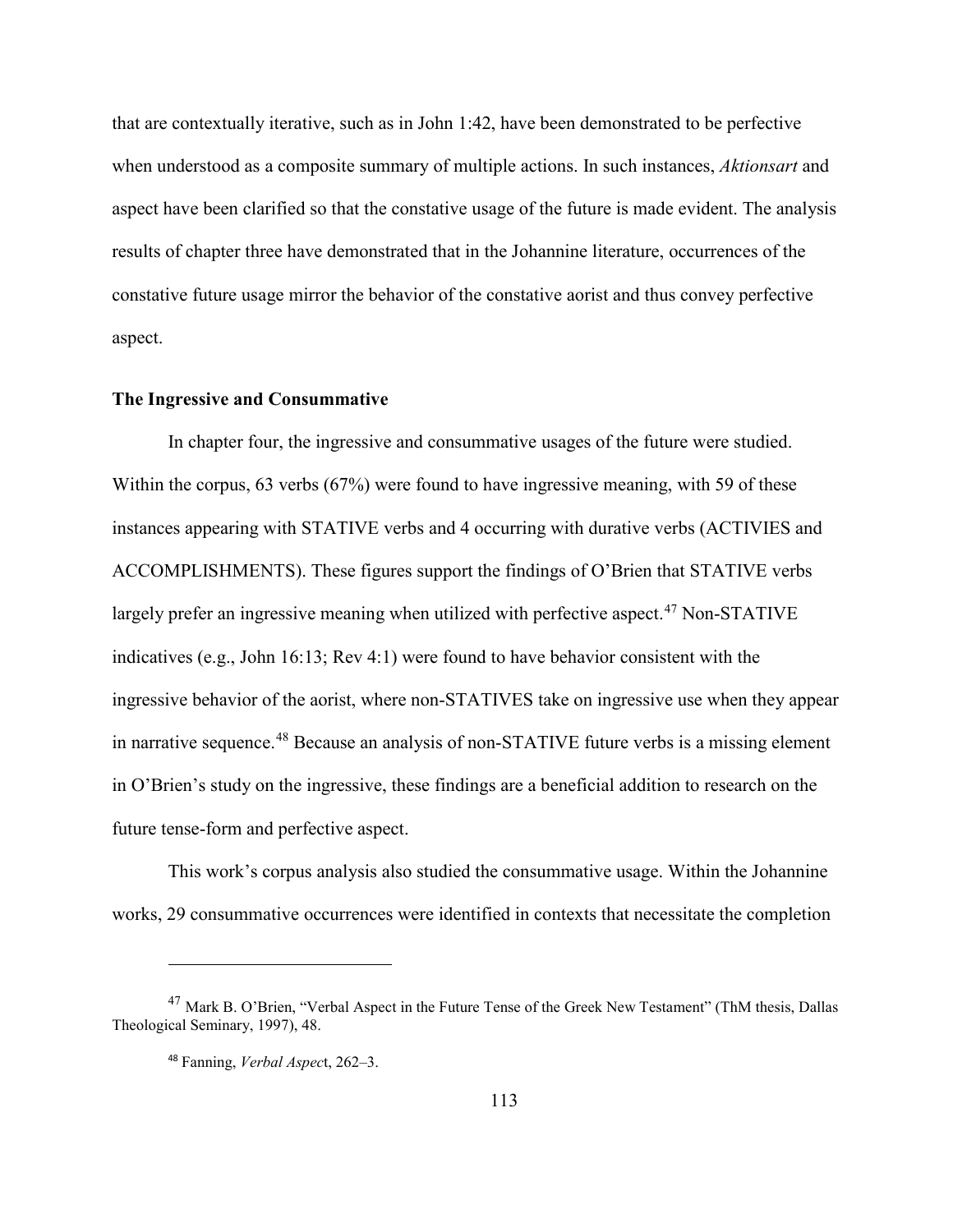that are contextually iterative, such as in John 1:42, have been demonstrated to be perfective when understood as a composite summary of multiple actions. In such instances, *Aktionsart* and aspect have been clarified so that the constative usage of the future is made evident. The analysis results of chapter three have demonstrated that in the Johannine literature, occurrences of the constative future usage mirror the behavior of the constative aorist and thus convey perfective aspect.

### The Ingressive and Consummative

In chapter four, the ingressive and consummative usages of the future were studied. Within the corpus, 63 verbs (67%) were found to have ingressive meaning, with 59 of these instances appearing with STATIVE verbs and 4 occurring with durative verbs (ACTIVIES and ACCOMPLISHMENTS). These figures support the findings of O'Brien that STATIVE verbs largely prefer an ingressive meaning when utilized with perfective aspect.[47] Non-STATIVE indicatives (e.g., John 16:13; Rev 4:1) were found to have behavior consistent with the ingressive behavior of the aorist, where non-STATIVES take on ingressive use when they appear in narrative sequence.[48] Because an analysis of non-STATIVE future verbs is a missing element in O'Brien's study on the ingressive, these findings are a beneficial addition to research on the future tense-form and perfective aspect.

This work's corpus analysis also studied the consummative usage. Within the Johannine works, 29 consummative occurrences were identified in contexts that necessitate the completion

---

[47] Mark B. O'Brien, "Verbal Aspect in the Future Tense of the Greek New Testament" (ThM thesis, Dallas Theological Seminary, 1997), 48.

[48] Fanning, *Verbal Aspect*, 262–3.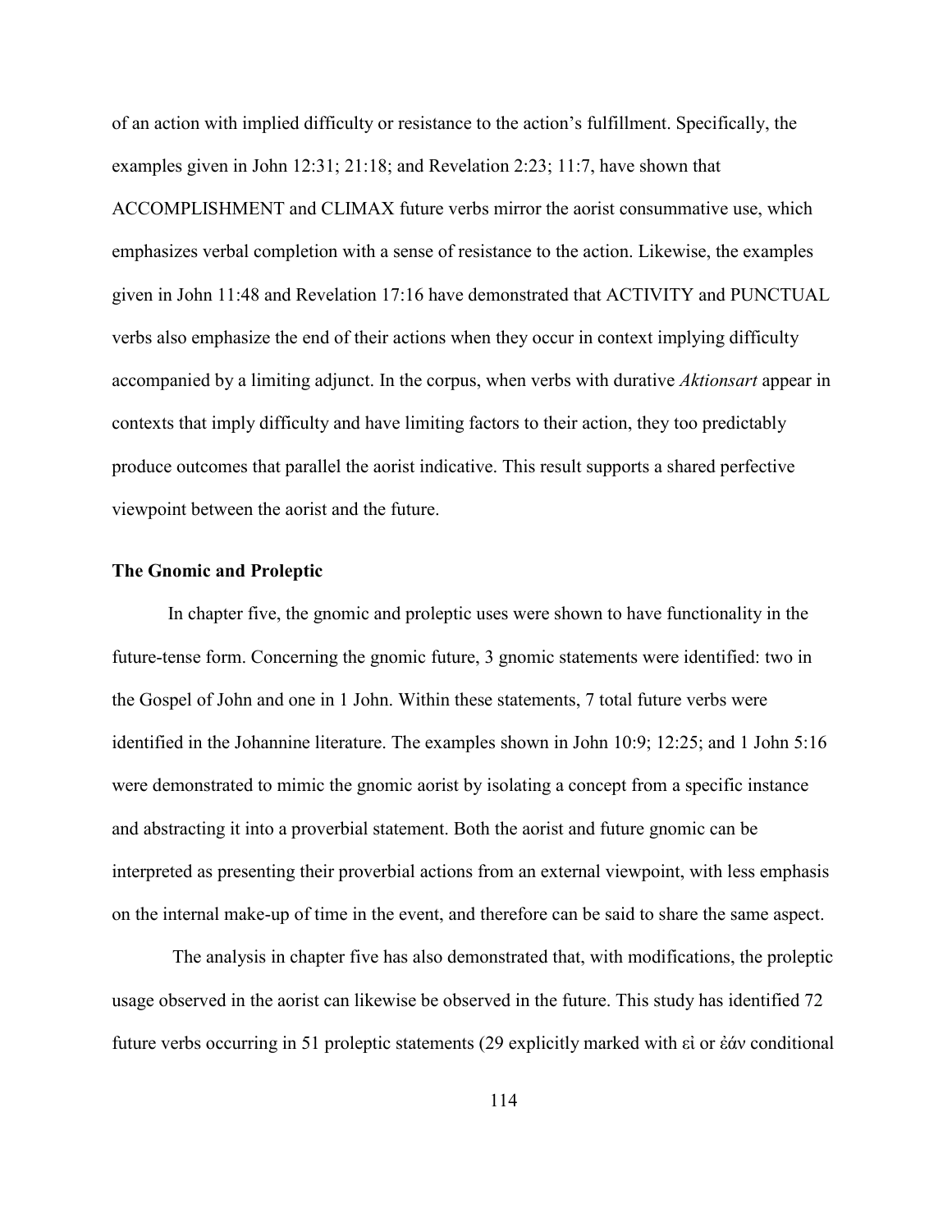of an action with implied difficulty or resistance to the action's fulfillment. Specifically, the examples given in John 12:31; 21:18; and Revelation 2:23; 11:7, have shown that ACCOMPLISHMENT and CLIMAX future verbs mirror the aorist consummative use, which emphasizes verbal completion with a sense of resistance to the action. Likewise, the examples given in John 11:48 and Revelation 17:16 have demonstrated that ACTIVITY and PUNCTUAL verbs also emphasize the end of their actions when they occur in context implying difficulty accompanied by a limiting adjunct. In the corpus, when verbs with durative *Aktionsart* appear in contexts that imply difficulty and have limiting factors to their action, they too predictably produce outcomes that parallel the aorist indicative. This result supports a shared perfective viewpoint between the aorist and the future.

### The Gnomic and Proleptic

In chapter five, the gnomic and proleptic uses were shown to have functionality in the future-tense form. Concerning the gnomic future, 3 gnomic statements were identified: two in the Gospel of John and one in 1 John. Within these statements, 7 total future verbs were identified in the Johannine literature. The examples shown in John 10:9; 12:25; and 1 John 5:16 were demonstrated to mimic the gnomic aorist by isolating a concept from a specific instance and abstracting it into a proverbial statement. Both the aorist and future gnomic can be interpreted as presenting their proverbial actions from an external viewpoint, with less emphasis on the internal make-up of time in the event, and therefore can be said to share the same aspect.

The analysis in chapter five has also demonstrated that, with modifications, the proleptic usage observed in the aorist can likewise be observed in the future. This study has identified 72 future verbs occurring in 51 proleptic statements (29 explicitly marked with εἰ or ἐάν conditional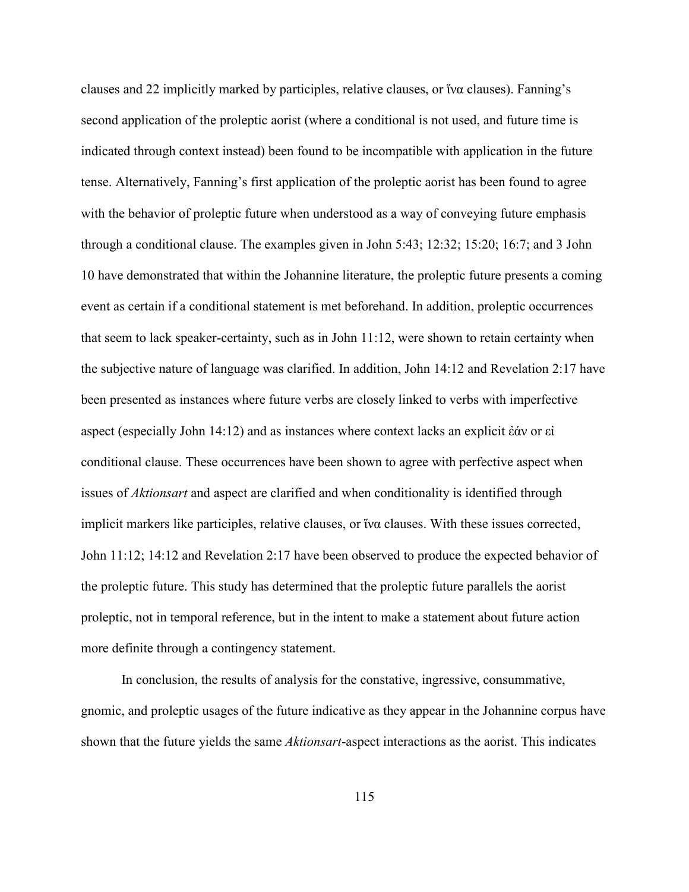clauses and 22 implicitly marked by participles, relative clauses, or ἵνα clauses). Fanning's second application of the proleptic aorist (where a conditional is not used, and future time is indicated through context instead) been found to be incompatible with application in the future tense. Alternatively, Fanning's first application of the proleptic aorist has been found to agree with the behavior of proleptic future when understood as a way of conveying future emphasis through a conditional clause. The examples given in John 5:43; 12:32; 15:20; 16:7; and 3 John 10 have demonstrated that within the Johannine literature, the proleptic future presents a coming event as certain if a conditional statement is met beforehand. In addition, proleptic occurrences that seem to lack speaker-certainty, such as in John 11:12, were shown to retain certainty when the subjective nature of language was clarified. In addition, John 14:12 and Revelation 2:17 have been presented as instances where future verbs are closely linked to verbs with imperfective aspect (especially John 14:12) and as instances where context lacks an explicit ἐάν or εἰ conditional clause. These occurrences have been shown to agree with perfective aspect when issues of *Aktionsart* and aspect are clarified and when conditionality is identified through implicit markers like participles, relative clauses, or ἵνα clauses. With these issues corrected, John 11:12; 14:12 and Revelation 2:17 have been observed to produce the expected behavior of the proleptic future. This study has determined that the proleptic future parallels the aorist proleptic, not in temporal reference, but in the intent to make a statement about future action more definite through a contingency statement.

In conclusion, the results of analysis for the constative, ingressive, consummative, gnomic, and proleptic usages of the future indicative as they appear in the Johannine corpus have shown that the future yields the same *Aktionsart*-aspect interactions as the aorist. This indicates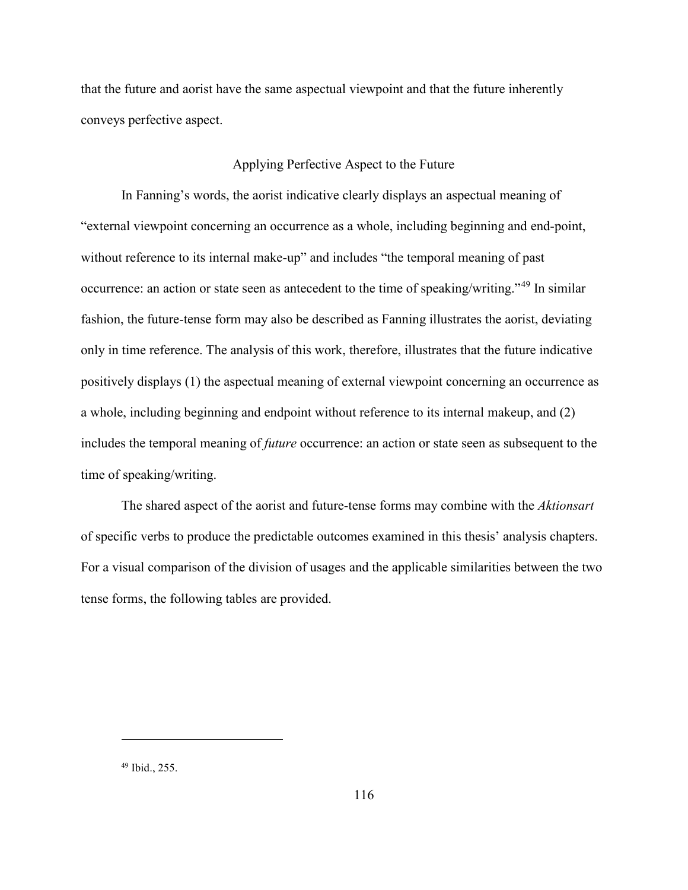that the future and aorist have the same aspectual viewpoint and that the future inherently conveys perfective aspect.

## Applying Perfective Aspect to the Future

In Fanning's words, the aorist indicative clearly displays an aspectual meaning of "external viewpoint concerning an occurrence as a whole, including beginning and end-point, without reference to its internal make-up" and includes "the temporal meaning of past occurrence: an action or state seen as antecedent to the time of speaking/writing."[49] In similar fashion, the future-tense form may also be described as Fanning illustrates the aorist, deviating only in time reference. The analysis of this work, therefore, illustrates that the future indicative positively displays (1) the aspectual meaning of external viewpoint concerning an occurrence as a whole, including beginning and endpoint without reference to its internal makeup, and (2) includes the temporal meaning of *future* occurrence: an action or state seen as subsequent to the time of speaking/writing.

The shared aspect of the aorist and future-tense forms may combine with the *Aktionsart* of specific verbs to produce the predictable outcomes examined in this thesis' analysis chapters. For a visual comparison of the division of usages and the applicable similarities between the two tense forms, the following tables are provided.

---

[49] Ibid., 255.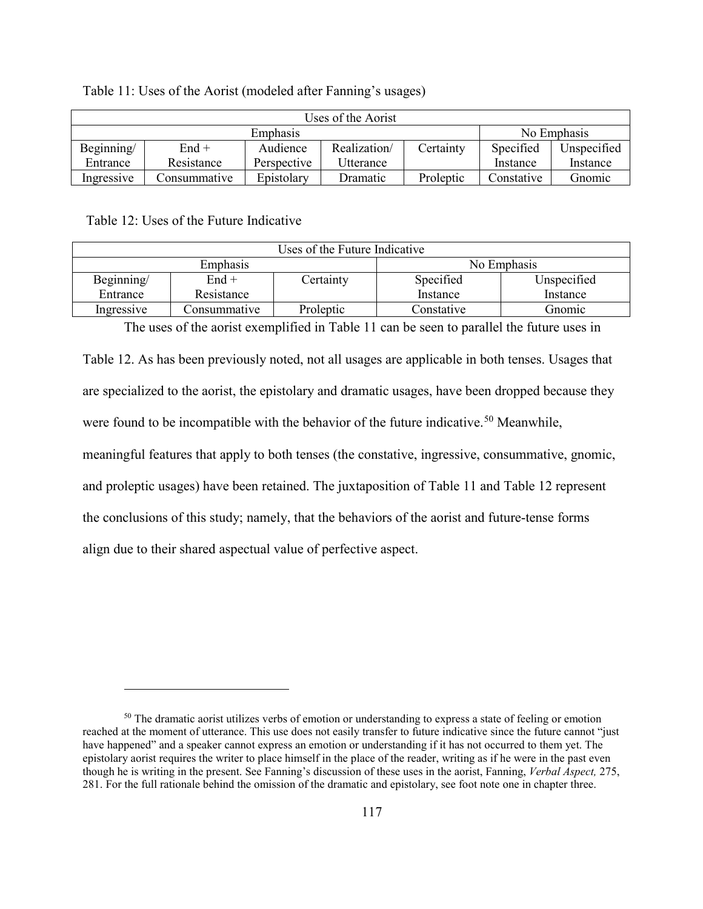Table 11: Uses of the Aorist (modeled after Fanning's usages)

| Uses of the Aorist | | | | | | |
|---|---|---|---|---|---|---|
| Emphasis | | | | | No Emphasis | |
| Beginning/ Entrance | End + Resistance | Audience Perspective | Realization/ Utterance | Certainty | Specified Instance | Unspecified Instance |
| Ingressive | Consummative | Epistolary | Dramatic | Proleptic | Constative | Gnomic |

Table 12: Uses of the Future Indicative

| Uses of the Future Indicative | | | | |
|---|---|---|---|---|
| Emphasis | | | No Emphasis | |
| Beginning/ Entrance | End + Resistance | Certainty | Specified Instance | Unspecified Instance |
| Ingressive | Consummative | Proleptic | Constative | Gnomic |

The uses of the aorist exemplified in Table 11 can be seen to parallel the future uses in Table 12. As has been previously noted, not all usages are applicable in both tenses. Usages that are specialized to the aorist, the epistolary and dramatic usages, have been dropped because they were found to be incompatible with the behavior of the future indicative.[50] Meanwhile, meaningful features that apply to both tenses (the constative, ingressive, consummative, gnomic, and proleptic usages) have been retained. The juxtaposition of Table 11 and Table 12 represent the conclusions of this study; namely, that the behaviors of the aorist and future-tense forms align due to their shared aspectual value of perfective aspect.

[50] The dramatic aorist utilizes verbs of emotion or understanding to express a state of feeling or emotion reached at the moment of utterance. This use does not easily transfer to future indicative since the future cannot "just have happened" and a speaker cannot express an emotion or understanding if it has not occurred to them yet. The epistolary aorist requires the writer to place himself in the place of the reader, writing as if he were in the past even though he is writing in the present. See Fanning's discussion of these uses in the aorist, Fanning, *Verbal Aspect,* 275, 281. For the full rationale behind the omission of the dramatic and epistolary, see foot note one in chapter three.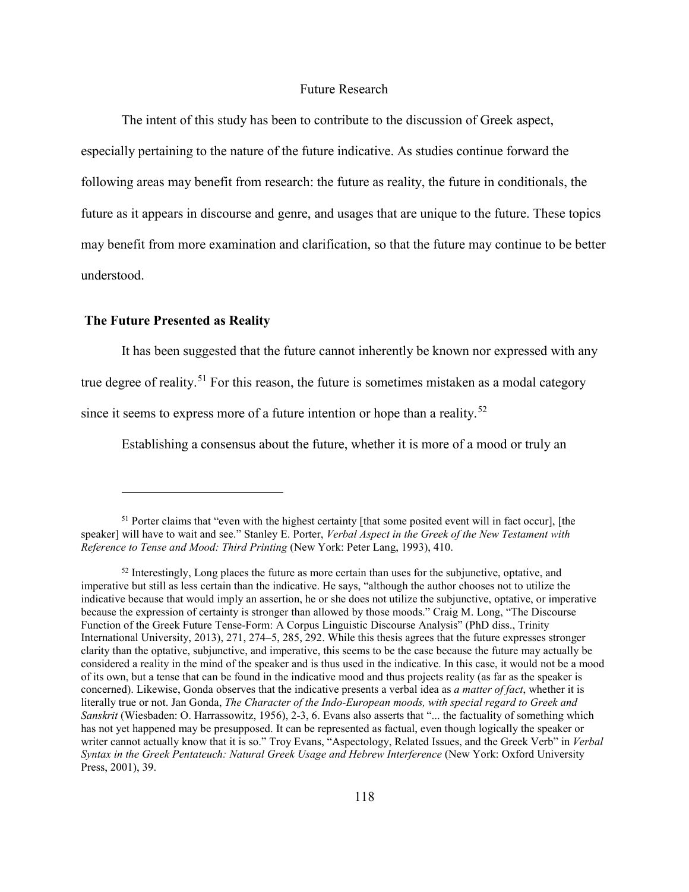## Future Research

The intent of this study has been to contribute to the discussion of Greek aspect, especially pertaining to the nature of the future indicative. As studies continue forward the following areas may benefit from research: the future as reality, the future in conditionals, the future as it appears in discourse and genre, and usages that are unique to the future. These topics may benefit from more examination and clarification, so that the future may continue to be better understood.

### The Future Presented as Reality

It has been suggested that the future cannot inherently be known nor expressed with any true degree of reality.[51] For this reason, the future is sometimes mistaken as a modal category since it seems to express more of a future intention or hope than a reality.[52]

Establishing a consensus about the future, whether it is more of a mood or truly an

---

[51] Porter claims that "even with the highest certainty [that some posited event will in fact occur], [the speaker] will have to wait and see." Stanley E. Porter, *Verbal Aspect in the Greek of the New Testament with Reference to Tense and Mood: Third Printing* (New York: Peter Lang, 1993), 410.

[52] Interestingly, Long places the future as more certain than uses for the subjunctive, optative, and imperative but still as less certain than the indicative. He says, "although the author chooses not to utilize the indicative because that would imply an assertion, he or she does not utilize the subjunctive, optative, or imperative because the expression of certainty is stronger than allowed by those moods." Craig M. Long, "The Discourse Function of the Greek Future Tense-Form: A Corpus Linguistic Discourse Analysis" (PhD diss., Trinity International University, 2013), 271, 274–5, 285, 292. While this thesis agrees that the future expresses stronger clarity than the optative, subjunctive, and imperative, this seems to be the case because the future may actually be considered a reality in the mind of the speaker and is thus used in the indicative. In this case, it would not be a mood of its own, but a tense that can be found in the indicative mood and thus projects reality (as far as the speaker is concerned). Likewise, Gonda observes that the indicative presents a verbal idea as *a matter of fact*, whether it is literally true or not. Jan Gonda, *The Character of the Indo-European moods, with special regard to Greek and Sanskrit* (Wiesbaden: O. Harrassowitz, 1956), 2-3, 6. Evans also asserts that "... the factuality of something which has not yet happened may be presupposed. It can be represented as factual, even though logically the speaker or writer cannot actually know that it is so." Troy Evans, "Aspectology, Related Issues, and the Greek Verb" in *Verbal Syntax in the Greek Pentateuch: Natural Greek Usage and Hebrew Interference* (New York: Oxford University Press, 2001), 39.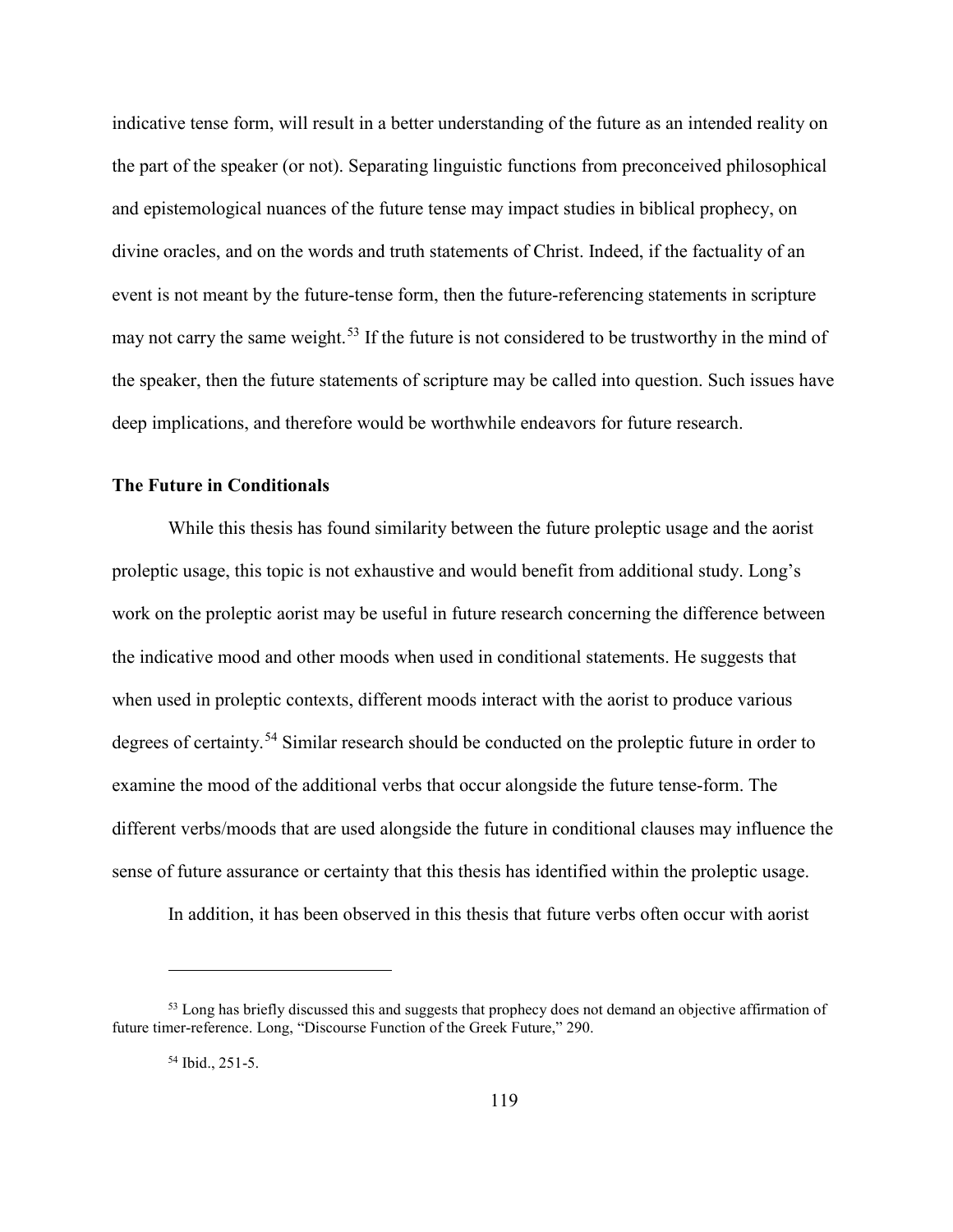indicative tense form, will result in a better understanding of the future as an intended reality on the part of the speaker (or not). Separating linguistic functions from preconceived philosophical and epistemological nuances of the future tense may impact studies in biblical prophecy, on divine oracles, and on the words and truth statements of Christ. Indeed, if the factuality of an event is not meant by the future-tense form, then the future-referencing statements in scripture may not carry the same weight.[53] If the future is not considered to be trustworthy in the mind of the speaker, then the future statements of scripture may be called into question. Such issues have deep implications, and therefore would be worthwhile endeavors for future research.

### The Future in Conditionals

While this thesis has found similarity between the future proleptic usage and the aorist proleptic usage, this topic is not exhaustive and would benefit from additional study. Long's work on the proleptic aorist may be useful in future research concerning the difference between the indicative mood and other moods when used in conditional statements. He suggests that when used in proleptic contexts, different moods interact with the aorist to produce various degrees of certainty.[54] Similar research should be conducted on the proleptic future in order to examine the mood of the additional verbs that occur alongside the future tense-form. The different verbs/moods that are used alongside the future in conditional clauses may influence the sense of future assurance or certainty that this thesis has identified within the proleptic usage.

In addition, it has been observed in this thesis that future verbs often occur with aorist

---

[53] Long has briefly discussed this and suggests that prophecy does not demand an objective affirmation of future timer-reference. Long, "Discourse Function of the Greek Future," 290.

[54] Ibid., 251-5.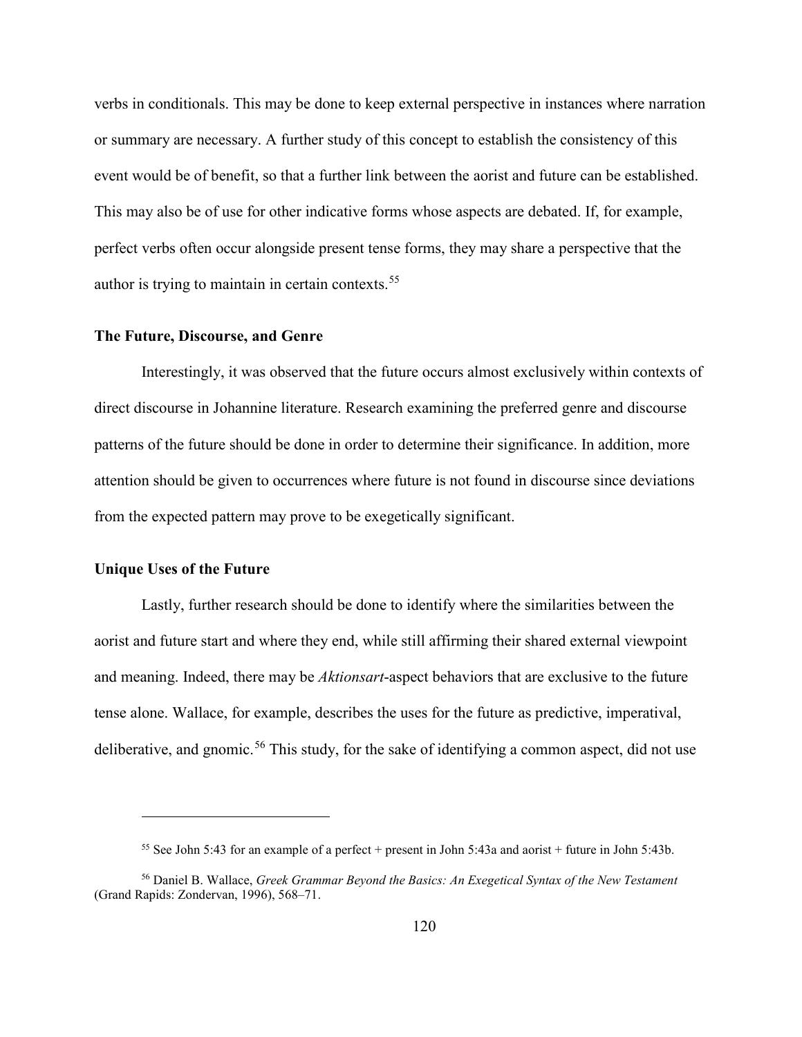verbs in conditionals. This may be done to keep external perspective in instances where narration or summary are necessary. A further study of this concept to establish the consistency of this event would be of benefit, so that a further link between the aorist and future can be established. This may also be of use for other indicative forms whose aspects are debated. If, for example, perfect verbs often occur alongside present tense forms, they may share a perspective that the author is trying to maintain in certain contexts.[55]

### The Future, Discourse, and Genre

Interestingly, it was observed that the future occurs almost exclusively within contexts of direct discourse in Johannine literature. Research examining the preferred genre and discourse patterns of the future should be done in order to determine their significance. In addition, more attention should be given to occurrences where future is not found in discourse since deviations from the expected pattern may prove to be exegetically significant.

### Unique Uses of the Future

Lastly, further research should be done to identify where the similarities between the aorist and future start and where they end, while still affirming their shared external viewpoint and meaning. Indeed, there may be *Aktionsart*-aspect behaviors that are exclusive to the future tense alone. Wallace, for example, describes the uses for the future as predictive, imperatival, deliberative, and gnomic.[56] This study, for the sake of identifying a common aspect, did not use

---

[55] See John 5:43 for an example of a perfect + present in John 5:43a and aorist + future in John 5:43b.

[56] Daniel B. Wallace, *Greek Grammar Beyond the Basics: An Exegetical Syntax of the New Testament* (Grand Rapids: Zondervan, 1996), 568–71.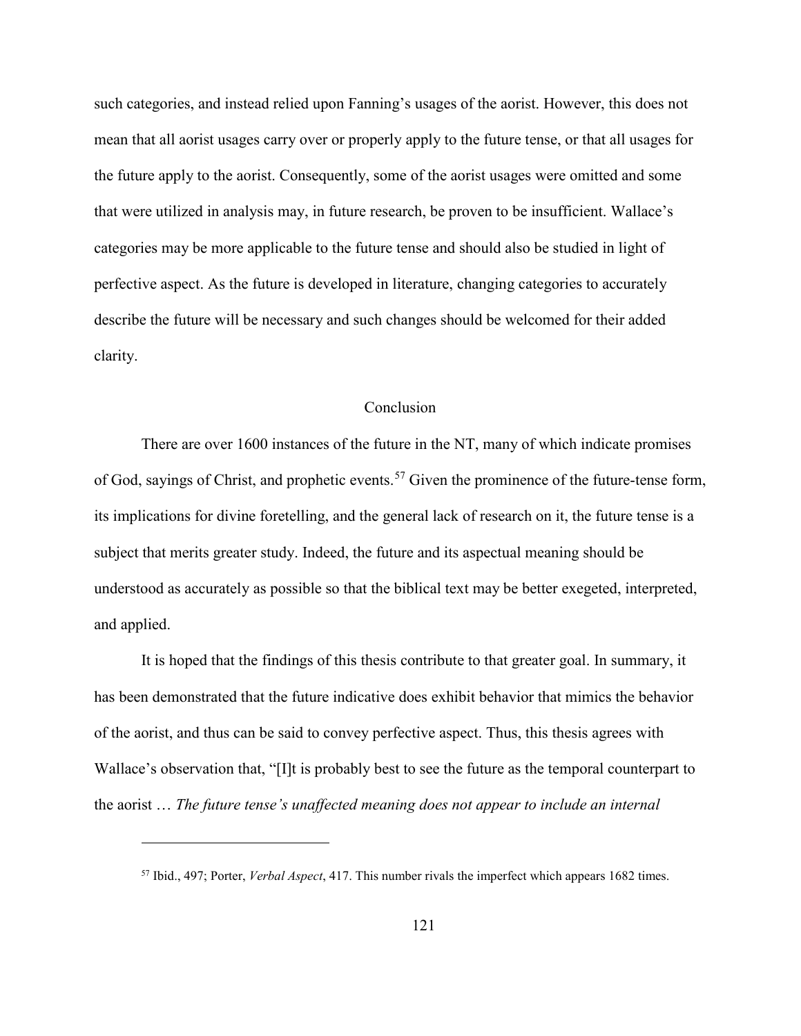such categories, and instead relied upon Fanning's usages of the aorist. However, this does not mean that all aorist usages carry over or properly apply to the future tense, or that all usages for the future apply to the aorist. Consequently, some of the aorist usages were omitted and some that were utilized in analysis may, in future research, be proven to be insufficient. Wallace's categories may be more applicable to the future tense and should also be studied in light of perfective aspect. As the future is developed in literature, changing categories to accurately describe the future will be necessary and such changes should be welcomed for their added clarity.

## Conclusion

There are over 1600 instances of the future in the NT, many of which indicate promises of God, sayings of Christ, and prophetic events.[57] Given the prominence of the future-tense form, its implications for divine foretelling, and the general lack of research on it, the future tense is a subject that merits greater study. Indeed, the future and its aspectual meaning should be understood as accurately as possible so that the biblical text may be better exegeted, interpreted, and applied.

It is hoped that the findings of this thesis contribute to that greater goal. In summary, it has been demonstrated that the future indicative does exhibit behavior that mimics the behavior of the aorist, and thus can be said to convey perfective aspect. Thus, this thesis agrees with Wallace's observation that, "[I]t is probably best to see the future as the temporal counterpart to the aorist … *The future tense's unaffected meaning does not appear to include an internal*

---

[57] Ibid., 497; Porter, *Verbal Aspect*, 417. This number rivals the imperfect which appears 1682 times.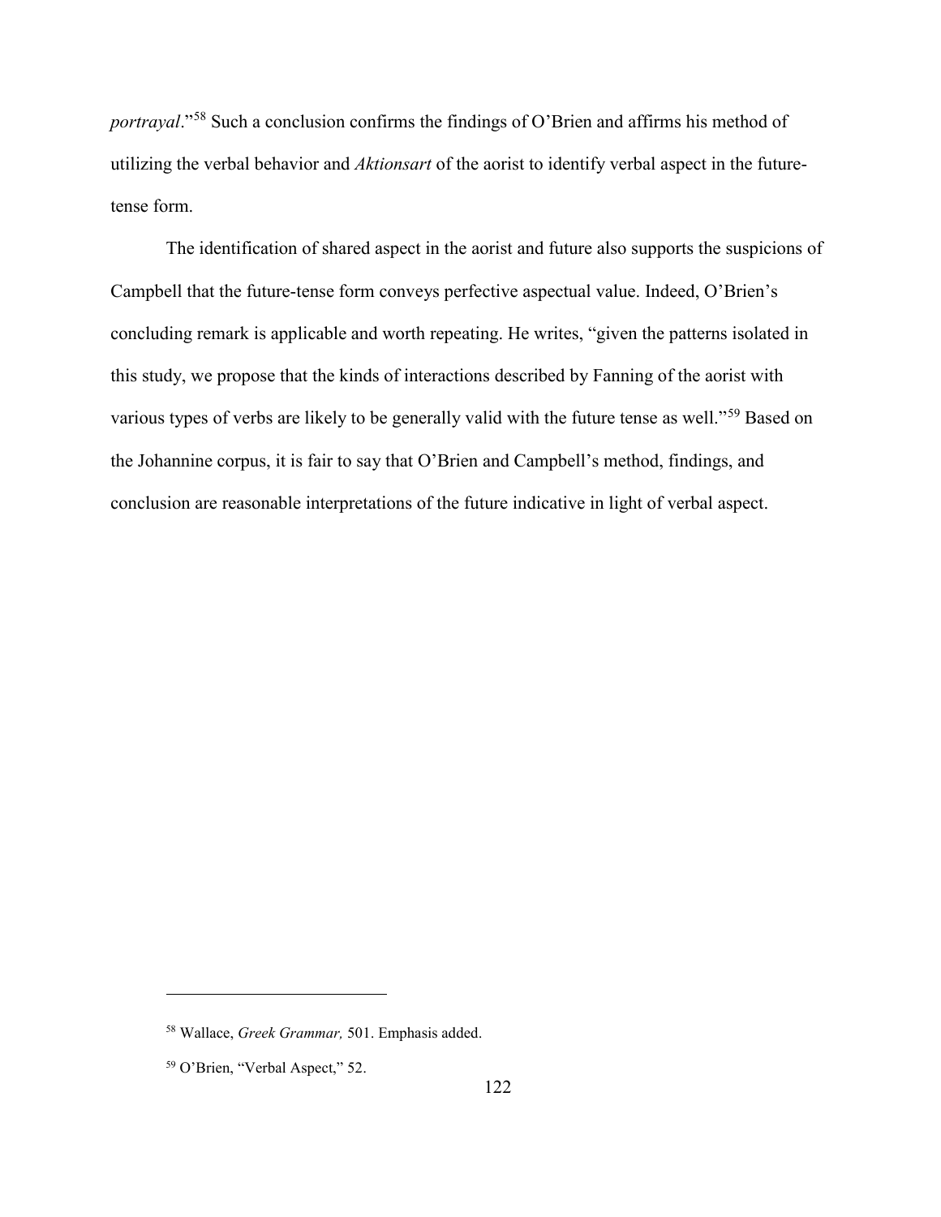*portrayal*."[58] Such a conclusion confirms the findings of O'Brien and affirms his method of utilizing the verbal behavior and *Aktionsart* of the aorist to identify verbal aspect in the future-tense form.

The identification of shared aspect in the aorist and future also supports the suspicions of Campbell that the future-tense form conveys perfective aspectual value. Indeed, O'Brien's concluding remark is applicable and worth repeating. He writes, "given the patterns isolated in this study, we propose that the kinds of interactions described by Fanning of the aorist with various types of verbs are likely to be generally valid with the future tense as well."[59] Based on the Johannine corpus, it is fair to say that O'Brien and Campbell's method, findings, and conclusion are reasonable interpretations of the future indicative in light of verbal aspect.

---

[58] Wallace, *Greek Grammar,* 501. Emphasis added.

[59] O'Brien, "Verbal Aspect," 52.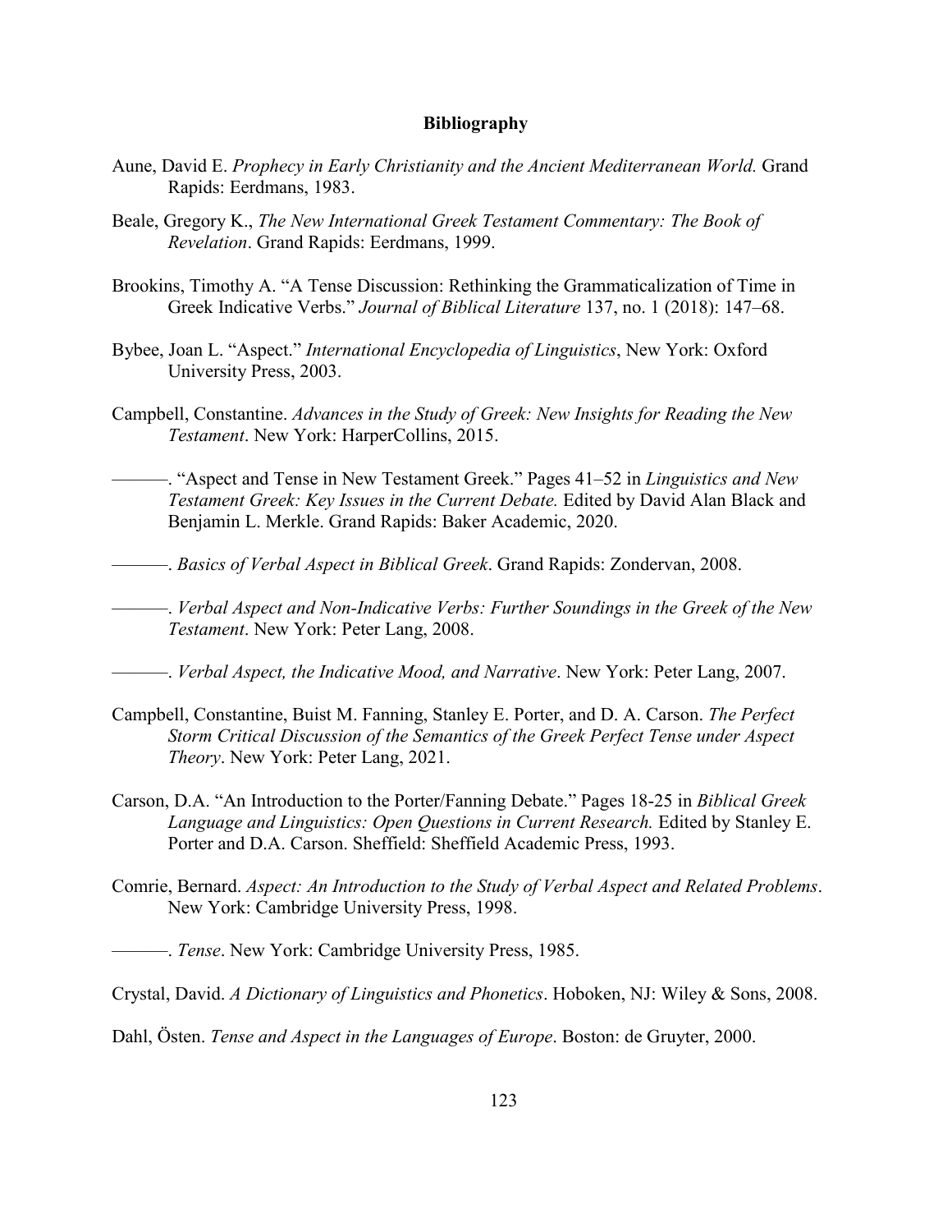# Bibliography

Aune, David E. *Prophecy in Early Christianity and the Ancient Mediterranean World.* Grand Rapids: Eerdmans, 1983.

Beale, Gregory K., *The New International Greek Testament Commentary: The Book of Revelation*. Grand Rapids: Eerdmans, 1999.

Brookins, Timothy A. "A Tense Discussion: Rethinking the Grammaticalization of Time in Greek Indicative Verbs." *Journal of Biblical Literature* 137, no. 1 (2018): 147–68.

Bybee, Joan L. "Aspect." *International Encyclopedia of Linguistics*, New York: Oxford University Press, 2003.

Campbell, Constantine. *Advances in the Study of Greek: New Insights for Reading the New Testament*. New York: HarperCollins, 2015.

———. "Aspect and Tense in New Testament Greek." Pages 41–52 in *Linguistics and New Testament Greek: Key Issues in the Current Debate.* Edited by David Alan Black and Benjamin L. Merkle. Grand Rapids: Baker Academic, 2020.

———. *Basics of Verbal Aspect in Biblical Greek*. Grand Rapids: Zondervan, 2008.

———. *Verbal Aspect and Non-Indicative Verbs: Further Soundings in the Greek of the New Testament*. New York: Peter Lang, 2008.

———. *Verbal Aspect, the Indicative Mood, and Narrative*. New York: Peter Lang, 2007.

Campbell, Constantine, Buist M. Fanning, Stanley E. Porter, and D. A. Carson. *The Perfect Storm Critical Discussion of the Semantics of the Greek Perfect Tense under Aspect Theory*. New York: Peter Lang, 2021.

Carson, D.A. "An Introduction to the Porter/Fanning Debate." Pages 18-25 in *Biblical Greek Language and Linguistics: Open Questions in Current Research.* Edited by Stanley E. Porter and D.A. Carson. Sheffield: Sheffield Academic Press, 1993.

Comrie, Bernard. *Aspect: An Introduction to the Study of Verbal Aspect and Related Problems*. New York: Cambridge University Press, 1998.

———. *Tense*. New York: Cambridge University Press, 1985.

Crystal, David. *A Dictionary of Linguistics and Phonetics*. Hoboken, NJ: Wiley & Sons, 2008.

Dahl, Östen. *Tense and Aspect in the Languages of Europe*. Boston: de Gruyter, 2000.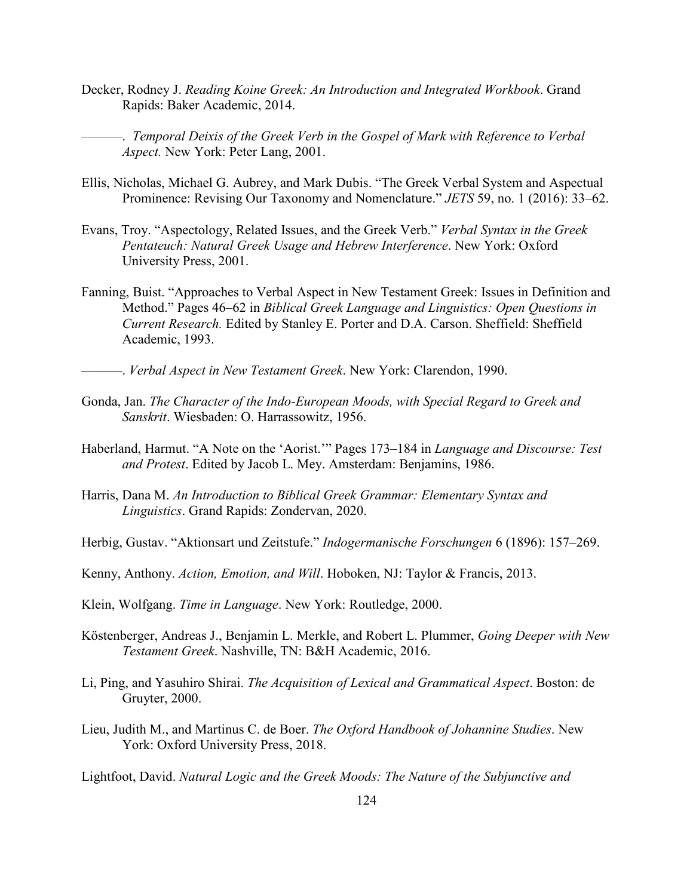Decker, Rodney J. *Reading Koine Greek: An Introduction and Integrated Workbook*. Grand Rapids: Baker Academic, 2014.

———. *Temporal Deixis of the Greek Verb in the Gospel of Mark with Reference to Verbal Aspect.* New York: Peter Lang, 2001.

Ellis, Nicholas, Michael G. Aubrey, and Mark Dubis. "The Greek Verbal System and Aspectual Prominence: Revising Our Taxonomy and Nomenclature." *JETS* 59, no. 1 (2016): 33–62.

Evans, Troy. "Aspectology, Related Issues, and the Greek Verb." *Verbal Syntax in the Greek Pentateuch: Natural Greek Usage and Hebrew Interference*. New York: Oxford University Press, 2001.

Fanning, Buist. "Approaches to Verbal Aspect in New Testament Greek: Issues in Definition and Method." Pages 46–62 in *Biblical Greek Language and Linguistics: Open Questions in Current Research.* Edited by Stanley E. Porter and D.A. Carson. Sheffield: Sheffield Academic, 1993.

———. *Verbal Aspect in New Testament Greek*. New York: Clarendon, 1990.

Gonda, Jan. *The Character of the Indo-European Moods, with Special Regard to Greek and Sanskrit*. Wiesbaden: O. Harrassowitz, 1956.

Haberland, Harmut. "A Note on the 'Aorist.'" Pages 173–184 in *Language and Discourse: Test and Protest*. Edited by Jacob L. Mey. Amsterdam: Benjamins, 1986.

Harris, Dana M. *An Introduction to Biblical Greek Grammar: Elementary Syntax and Linguistics*. Grand Rapids: Zondervan, 2020.

Herbig, Gustav. "Aktionsart und Zeitstufe." *Indogermanische Forschungen* 6 (1896): 157–269.

Kenny, Anthony. *Action, Emotion, and Will*. Hoboken, NJ: Taylor & Francis, 2013.

Klein, Wolfgang. *Time in Language*. New York: Routledge, 2000.

Köstenberger, Andreas J., Benjamin L. Merkle, and Robert L. Plummer, *Going Deeper with New Testament Greek*. Nashville, TN: B&H Academic, 2016.

Li, Ping, and Yasuhiro Shirai. *The Acquisition of Lexical and Grammatical Aspect*. Boston: de Gruyter, 2000.

Lieu, Judith M., and Martinus C. de Boer. *The Oxford Handbook of Johannine Studies*. New York: Oxford University Press, 2018.

Lightfoot, David. *Natural Logic and the Greek Moods: The Nature of the Subjunctive and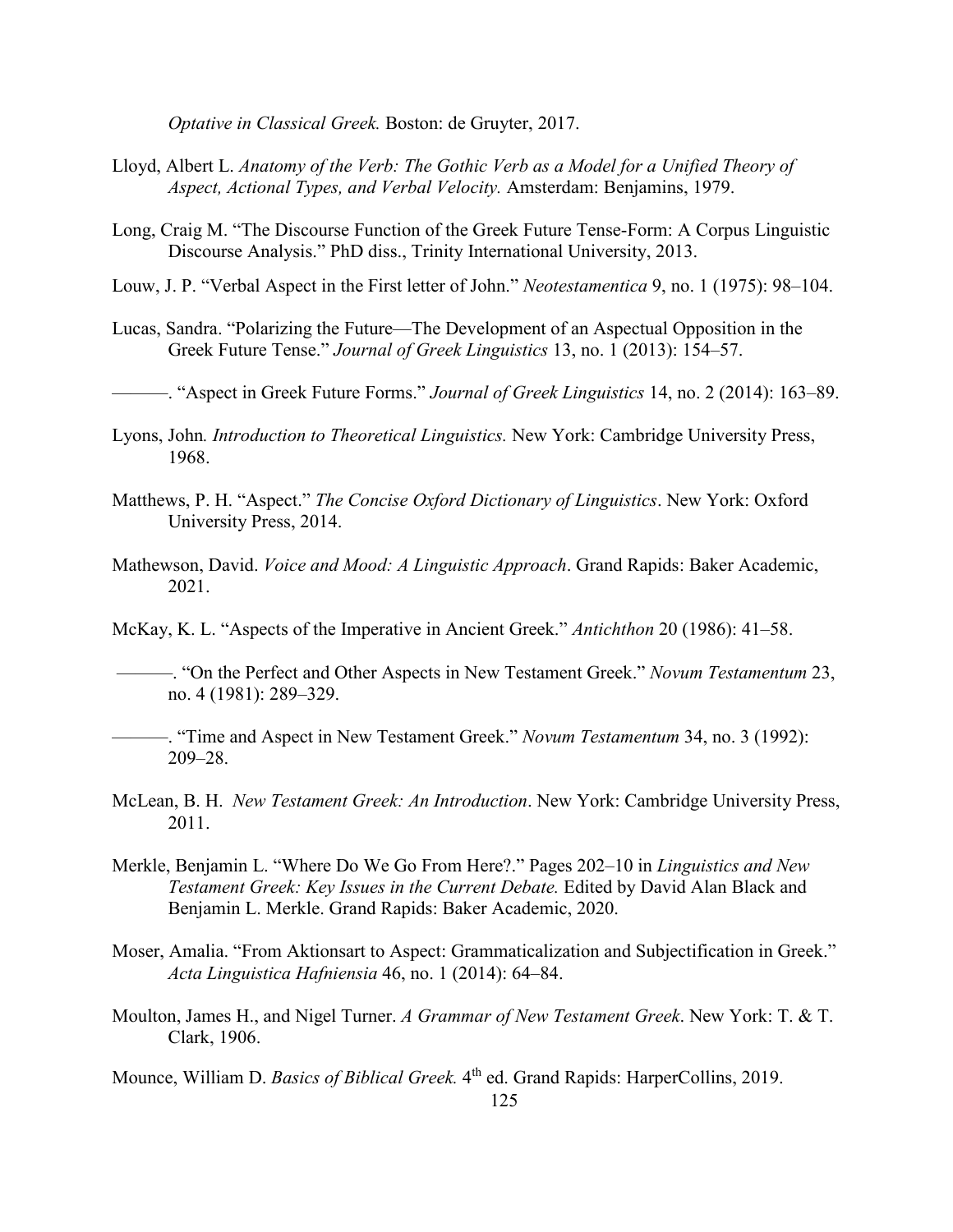*Optative in Classical Greek.* Boston: de Gruyter, 2017.

Lloyd, Albert L. *Anatomy of the Verb: The Gothic Verb as a Model for a Unified Theory of Aspect, Actional Types, and Verbal Velocity.* Amsterdam: Benjamins, 1979.

Long, Craig M. "The Discourse Function of the Greek Future Tense-Form: A Corpus Linguistic Discourse Analysis." PhD diss., Trinity International University, 2013.

Louw, J. P. "Verbal Aspect in the First letter of John." *Neotestamentica* 9, no. 1 (1975): 98–104.

Lucas, Sandra. "Polarizing the Future—The Development of an Aspectual Opposition in the Greek Future Tense." *Journal of Greek Linguistics* 13, no. 1 (2013): 154–57.

———. "Aspect in Greek Future Forms." *Journal of Greek Linguistics* 14, no. 2 (2014): 163–89.

Lyons, John. *Introduction to Theoretical Linguistics.* New York: Cambridge University Press, 1968.

Matthews, P. H. "Aspect." *The Concise Oxford Dictionary of Linguistics*. New York: Oxford University Press, 2014.

Mathewson, David. *Voice and Mood: A Linguistic Approach*. Grand Rapids: Baker Academic, 2021.

McKay, K. L. "Aspects of the Imperative in Ancient Greek." *Antichthon* 20 (1986): 41–58.

———. "On the Perfect and Other Aspects in New Testament Greek." *Novum Testamentum* 23, no. 4 (1981): 289–329.

———. "Time and Aspect in New Testament Greek." *Novum Testamentum* 34, no. 3 (1992): 209–28.

McLean, B. H. *New Testament Greek: An Introduction*. New York: Cambridge University Press, 2011.

Merkle, Benjamin L. "Where Do We Go From Here?." Pages 202–10 in *Linguistics and New Testament Greek: Key Issues in the Current Debate.* Edited by David Alan Black and Benjamin L. Merkle. Grand Rapids: Baker Academic, 2020.

Moser, Amalia. "From Aktionsart to Aspect: Grammaticalization and Subjectification in Greek." *Acta Linguistica Hafniensia* 46, no. 1 (2014): 64–84.

Moulton, James H., and Nigel Turner. *A Grammar of New Testament Greek*. New York: T. & T. Clark, 1906.

Mounce, William D. *Basics of Biblical Greek.* 4th ed. Grand Rapids: HarperCollins, 2019.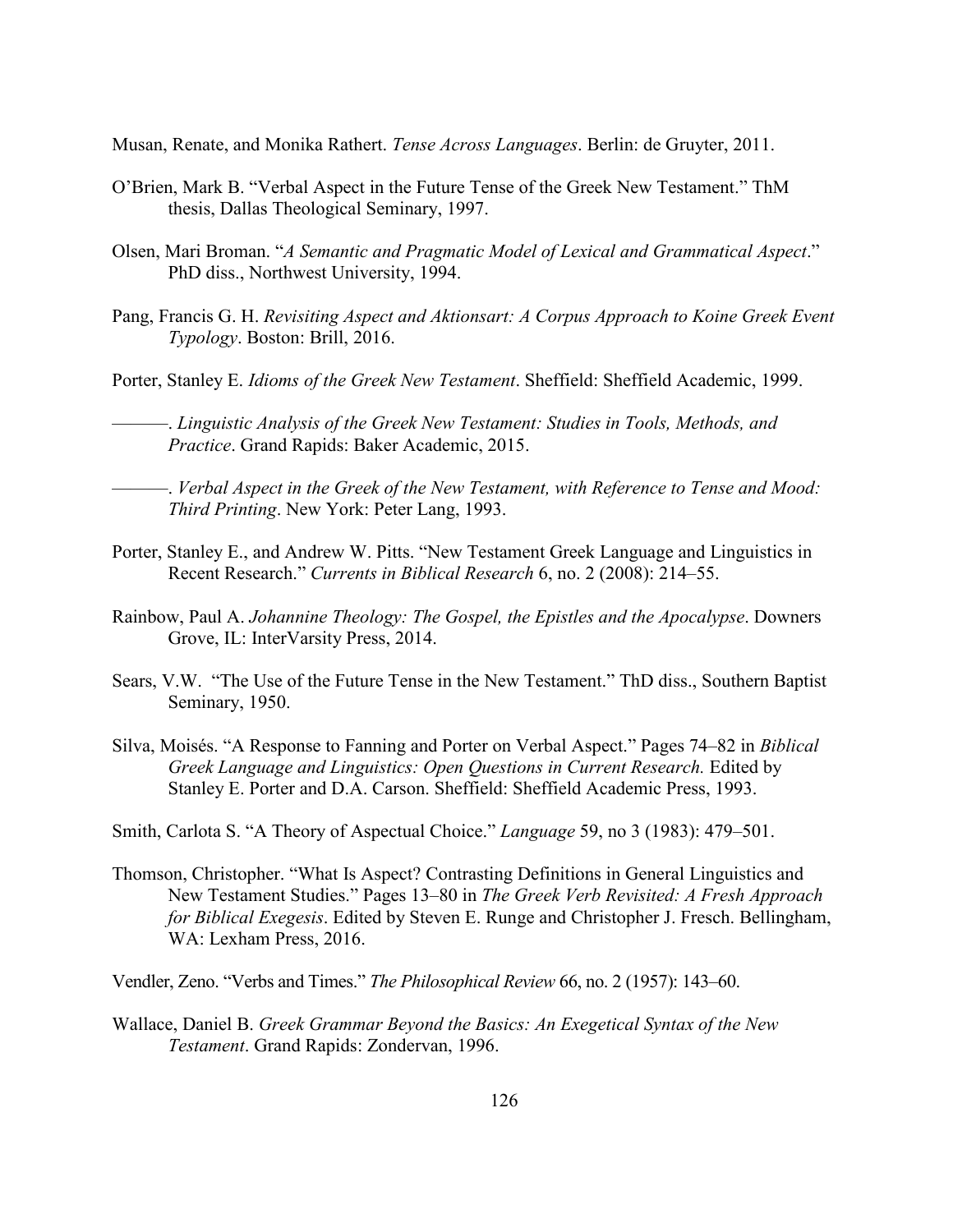Musan, Renate, and Monika Rathert. *Tense Across Languages*. Berlin: de Gruyter, 2011.

O'Brien, Mark B. "Verbal Aspect in the Future Tense of the Greek New Testament." ThM thesis, Dallas Theological Seminary, 1997.

Olsen, Mari Broman. "*A Semantic and Pragmatic Model of Lexical and Grammatical Aspect*." PhD diss., Northwest University, 1994.

Pang, Francis G. H. *Revisiting Aspect and Aktionsart: A Corpus Approach to Koine Greek Event Typology*. Boston: Brill, 2016.

Porter, Stanley E. *Idioms of the Greek New Testament*. Sheffield: Sheffield Academic, 1999.

———. *Linguistic Analysis of the Greek New Testament: Studies in Tools, Methods, and Practice*. Grand Rapids: Baker Academic, 2015.

———. *Verbal Aspect in the Greek of the New Testament, with Reference to Tense and Mood: Third Printing*. New York: Peter Lang, 1993.

Porter, Stanley E., and Andrew W. Pitts. "New Testament Greek Language and Linguistics in Recent Research." *Currents in Biblical Research* 6, no. 2 (2008): 214–55.

Rainbow, Paul A. *Johannine Theology: The Gospel, the Epistles and the Apocalypse*. Downers Grove, IL: InterVarsity Press, 2014.

Sears, V.W. "The Use of the Future Tense in the New Testament." ThD diss., Southern Baptist Seminary, 1950.

Silva, Moisés. "A Response to Fanning and Porter on Verbal Aspect." Pages 74–82 in *Biblical Greek Language and Linguistics: Open Questions in Current Research.* Edited by Stanley E. Porter and D.A. Carson. Sheffield: Sheffield Academic Press, 1993.

Smith, Carlota S. "A Theory of Aspectual Choice." *Language* 59, no 3 (1983): 479–501.

Thomson, Christopher. "What Is Aspect? Contrasting Definitions in General Linguistics and New Testament Studies." Pages 13–80 in *The Greek Verb Revisited: A Fresh Approach for Biblical Exegesis*. Edited by Steven E. Runge and Christopher J. Fresch. Bellingham, WA: Lexham Press, 2016.

Vendler, Zeno. "Verbs and Times." *The Philosophical Review* 66, no. 2 (1957): 143–60.

Wallace, Daniel B. *Greek Grammar Beyond the Basics: An Exegetical Syntax of the New Testament*. Grand Rapids: Zondervan, 1996.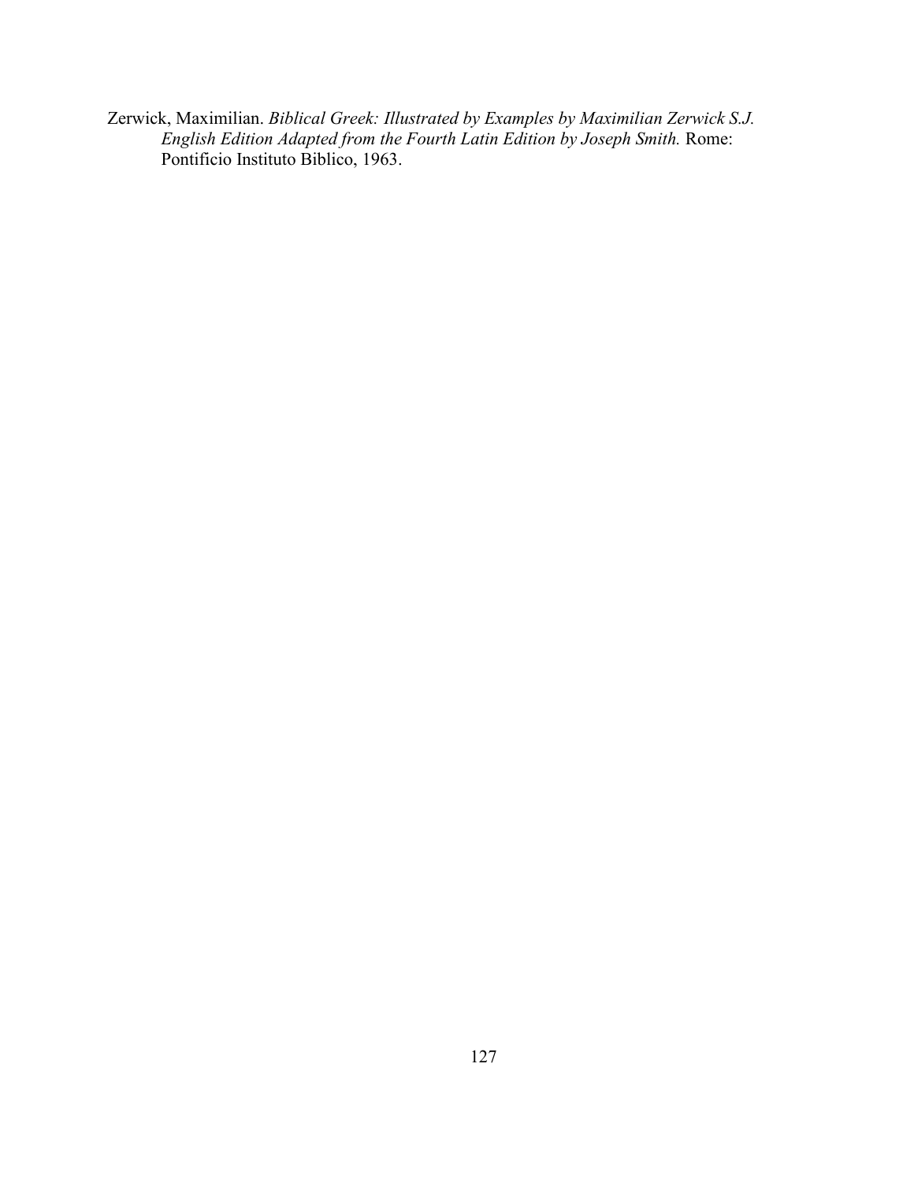Zerwick, Maximilian. *Biblical Greek: Illustrated by Examples by Maximilian Zerwick S.J. English Edition Adapted from the Fourth Latin Edition by Joseph Smith.* Rome: Pontificio Instituto Biblico, 1963.